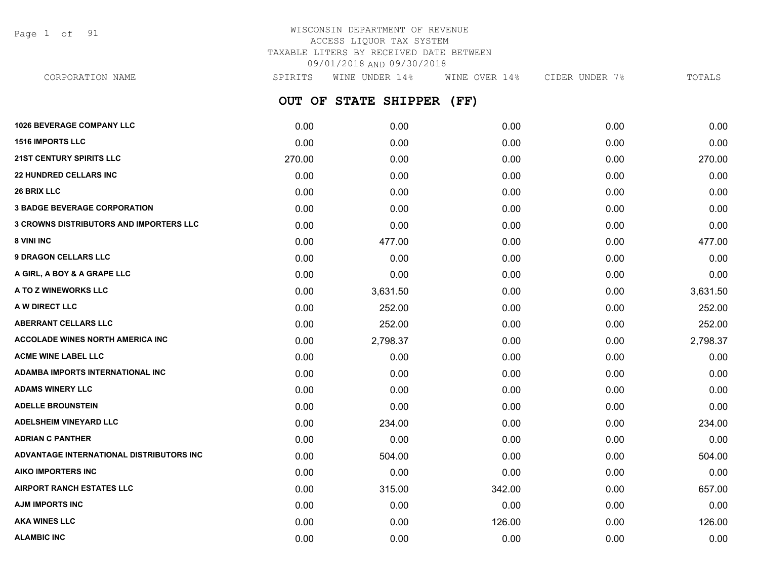# WISCONSIN DEPARTMENT OF REVENUE
## ACCESS LIQUOR TAX SYSTEM
### TAXABLE LITERS BY RECEIVED DATE BETWEEN 09/01/2018 AND 09/30/2018

## OUT OF STATE SHIPPER (FF)

| CORPORATION NAME | SPIRITS | WINE UNDER 14% | WINE OVER 14% | CIDER UNDER 7% | TOTALS |
|---|---|---|---|---|---|
| 1026 BEVERAGE COMPANY LLC | 0.00 | 0.00 | 0.00 | 0.00 | 0.00 |
| 1516 IMPORTS LLC | 0.00 | 0.00 | 0.00 | 0.00 | 0.00 |
| 21ST CENTURY SPIRITS LLC | 270.00 | 0.00 | 0.00 | 0.00 | 270.00 |
| 22 HUNDRED CELLARS INC | 0.00 | 0.00 | 0.00 | 0.00 | 0.00 |
| 26 BRIX LLC | 0.00 | 0.00 | 0.00 | 0.00 | 0.00 |
| 3 BADGE BEVERAGE CORPORATION | 0.00 | 0.00 | 0.00 | 0.00 | 0.00 |
| 3 CROWNS DISTRIBUTORS AND IMPORTERS LLC | 0.00 | 0.00 | 0.00 | 0.00 | 0.00 |
| 8 VINI INC | 0.00 | 477.00 | 0.00 | 0.00 | 477.00 |
| 9 DRAGON CELLARS LLC | 0.00 | 0.00 | 0.00 | 0.00 | 0.00 |
| A GIRL, A BOY & A GRAPE LLC | 0.00 | 0.00 | 0.00 | 0.00 | 0.00 |
| A TO Z WINEWORKS LLC | 0.00 | 3,631.50 | 0.00 | 0.00 | 3,631.50 |
| A W DIRECT LLC | 0.00 | 252.00 | 0.00 | 0.00 | 252.00 |
| ABERRANT CELLARS LLC | 0.00 | 252.00 | 0.00 | 0.00 | 252.00 |
| ACCOLADE WINES NORTH AMERICA INC | 0.00 | 2,798.37 | 0.00 | 0.00 | 2,798.37 |
| ACME WINE LABEL LLC | 0.00 | 0.00 | 0.00 | 0.00 | 0.00 |
| ADAMBA IMPORTS INTERNATIONAL INC | 0.00 | 0.00 | 0.00 | 0.00 | 0.00 |
| ADAMS WINERY LLC | 0.00 | 0.00 | 0.00 | 0.00 | 0.00 |
| ADELLE BROUNSTEIN | 0.00 | 0.00 | 0.00 | 0.00 | 0.00 |
| ADELSHEIM VINEYARD LLC | 0.00 | 234.00 | 0.00 | 0.00 | 234.00 |
| ADRIAN C PANTHER | 0.00 | 0.00 | 0.00 | 0.00 | 0.00 |
| ADVANTAGE INTERNATIONAL DISTRIBUTORS INC | 0.00 | 504.00 | 0.00 | 0.00 | 504.00 |
| AIKO IMPORTERS INC | 0.00 | 0.00 | 0.00 | 0.00 | 0.00 |
| AIRPORT RANCH ESTATES LLC | 0.00 | 315.00 | 342.00 | 0.00 | 657.00 |
| AJM IMPORTS INC | 0.00 | 0.00 | 0.00 | 0.00 | 0.00 |
| AKA WINES LLC | 0.00 | 0.00 | 126.00 | 0.00 | 126.00 |
| ALAMBIC INC | 0.00 | 0.00 | 0.00 | 0.00 | 0.00 |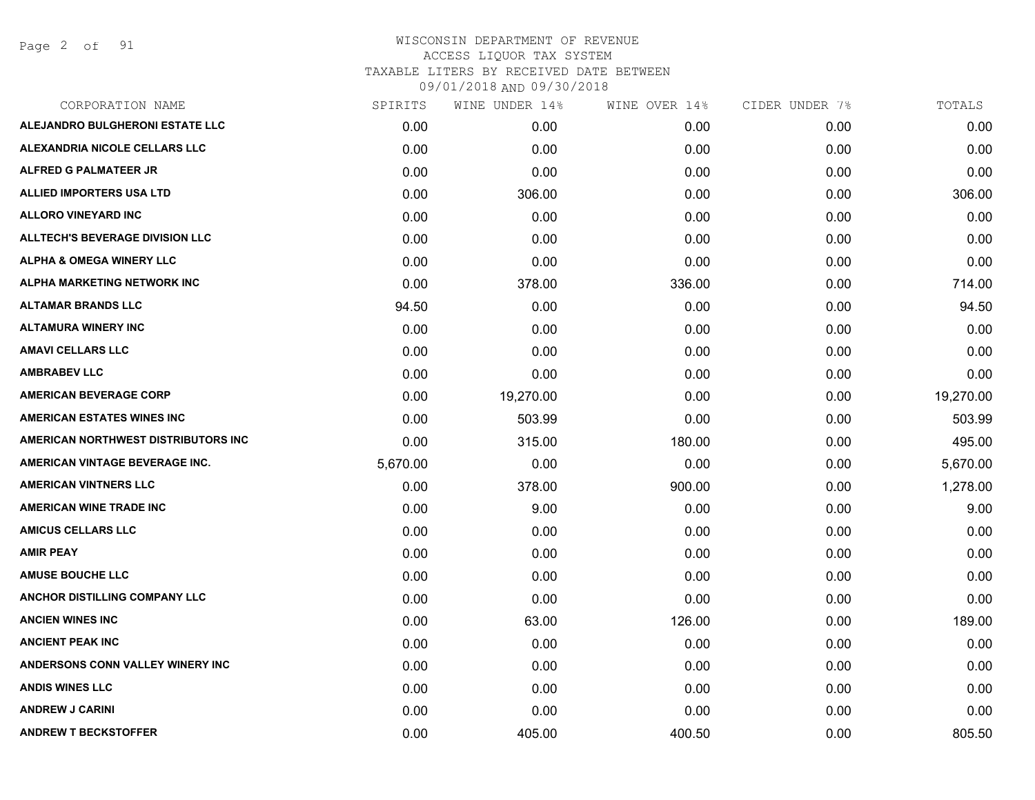# WISCONSIN DEPARTMENT OF REVENUE
## ACCESS LIQUOR TAX SYSTEM
### TAXABLE LITERS BY RECEIVED DATE BETWEEN 09/01/2018 AND 09/30/2018

| CORPORATION NAME | SPIRITS | WINE UNDER 14% | WINE OVER 14% | CIDER UNDER 7% | TOTALS |
|---|---|---|---|---|---|
| ALEJANDRO BULGHERONI ESTATE LLC | 0.00 | 0.00 | 0.00 | 0.00 | 0.00 |
| ALEXANDRIA NICOLE CELLARS LLC | 0.00 | 0.00 | 0.00 | 0.00 | 0.00 |
| ALFRED G PALMATEER JR | 0.00 | 0.00 | 0.00 | 0.00 | 0.00 |
| ALLIED IMPORTERS USA LTD | 0.00 | 306.00 | 0.00 | 0.00 | 306.00 |
| ALLORO VINEYARD INC | 0.00 | 0.00 | 0.00 | 0.00 | 0.00 |
| ALLTECH'S BEVERAGE DIVISION LLC | 0.00 | 0.00 | 0.00 | 0.00 | 0.00 |
| ALPHA & OMEGA WINERY LLC | 0.00 | 0.00 | 0.00 | 0.00 | 0.00 |
| ALPHA MARKETING NETWORK INC | 0.00 | 378.00 | 336.00 | 0.00 | 714.00 |
| ALTAMAR BRANDS LLC | 94.50 | 0.00 | 0.00 | 0.00 | 94.50 |
| ALTAMURA WINERY INC | 0.00 | 0.00 | 0.00 | 0.00 | 0.00 |
| AMAVI CELLARS LLC | 0.00 | 0.00 | 0.00 | 0.00 | 0.00 |
| AMBRABEV LLC | 0.00 | 0.00 | 0.00 | 0.00 | 0.00 |
| AMERICAN BEVERAGE CORP | 0.00 | 19,270.00 | 0.00 | 0.00 | 19,270.00 |
| AMERICAN ESTATES WINES INC | 0.00 | 503.99 | 0.00 | 0.00 | 503.99 |
| AMERICAN NORTHWEST DISTRIBUTORS INC | 0.00 | 315.00 | 180.00 | 0.00 | 495.00 |
| AMERICAN VINTAGE BEVERAGE INC. | 5,670.00 | 0.00 | 0.00 | 0.00 | 5,670.00 |
| AMERICAN VINTNERS LLC | 0.00 | 378.00 | 900.00 | 0.00 | 1,278.00 |
| AMERICAN WINE TRADE INC | 0.00 | 9.00 | 0.00 | 0.00 | 9.00 |
| AMICUS CELLARS LLC | 0.00 | 0.00 | 0.00 | 0.00 | 0.00 |
| AMIR PEAY | 0.00 | 0.00 | 0.00 | 0.00 | 0.00 |
| AMUSE BOUCHE LLC | 0.00 | 0.00 | 0.00 | 0.00 | 0.00 |
| ANCHOR DISTILLING COMPANY LLC | 0.00 | 0.00 | 0.00 | 0.00 | 0.00 |
| ANCIEN WINES INC | 0.00 | 63.00 | 126.00 | 0.00 | 189.00 |
| ANCIENT PEAK INC | 0.00 | 0.00 | 0.00 | 0.00 | 0.00 |
| ANDERSONS CONN VALLEY WINERY INC | 0.00 | 0.00 | 0.00 | 0.00 | 0.00 |
| ANDIS WINES LLC | 0.00 | 0.00 | 0.00 | 0.00 | 0.00 |
| ANDREW J CARINI | 0.00 | 0.00 | 0.00 | 0.00 | 0.00 |
| ANDREW T BECKSTOFFER | 0.00 | 405.00 | 400.50 | 0.00 | 805.50 |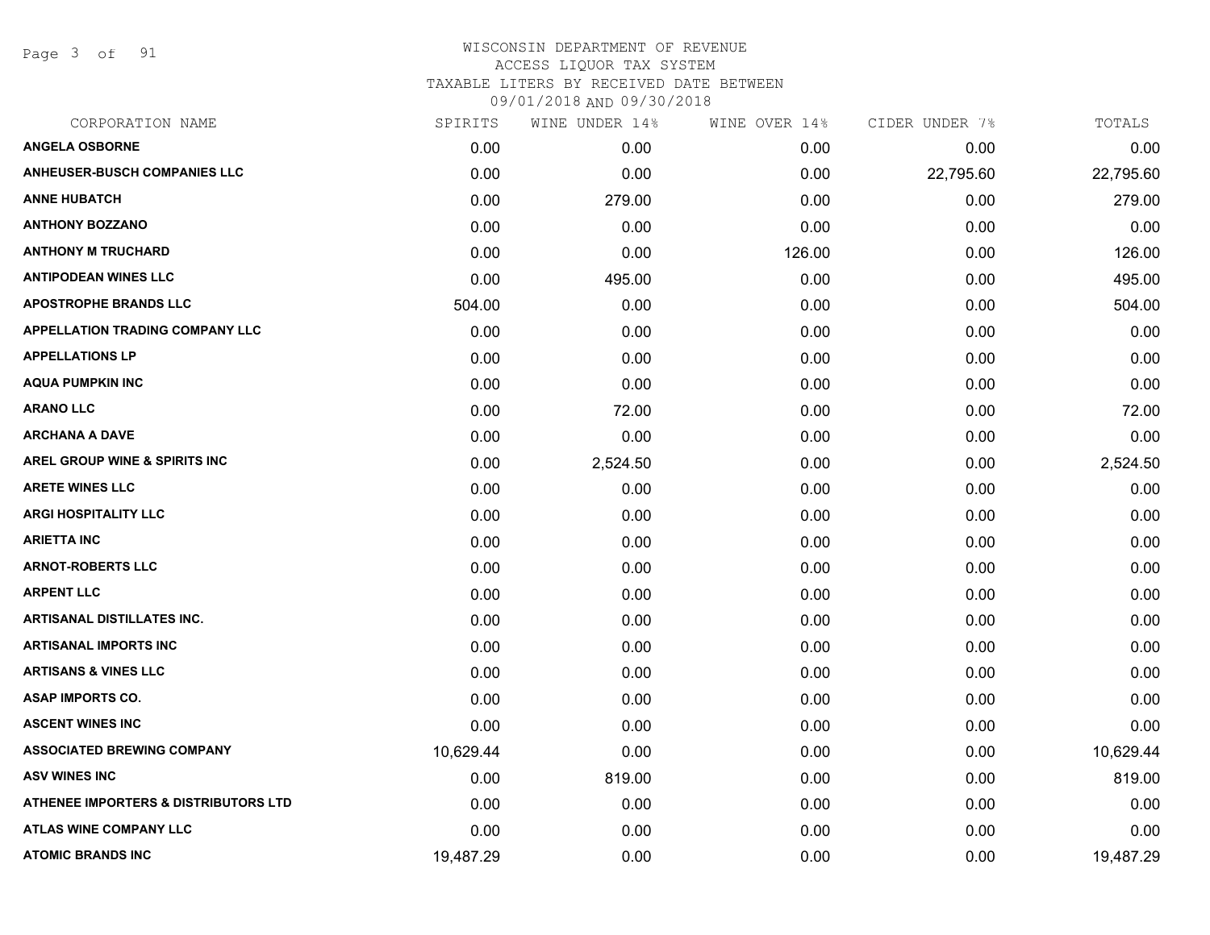WISCONSIN DEPARTMENT OF REVENUE
ACCESS LIQUOR TAX SYSTEM
TAXABLE LITERS BY RECEIVED DATE BETWEEN
09/01/2018 AND 09/30/2018

| CORPORATION NAME | SPIRITS | WINE UNDER 14% | WINE OVER 14% | CIDER UNDER 7% | TOTALS |
|---|---|---|---|---|---|
| ANGELA OSBORNE | 0.00 | 0.00 | 0.00 | 0.00 | 0.00 |
| ANHEUSER-BUSCH COMPANIES LLC | 0.00 | 0.00 | 0.00 | 22,795.60 | 22,795.60 |
| ANNE HUBATCH | 0.00 | 279.00 | 0.00 | 0.00 | 279.00 |
| ANTHONY BOZZANO | 0.00 | 0.00 | 0.00 | 0.00 | 0.00 |
| ANTHONY M TRUCHARD | 0.00 | 0.00 | 126.00 | 0.00 | 126.00 |
| ANTIPODEAN WINES LLC | 0.00 | 495.00 | 0.00 | 0.00 | 495.00 |
| APOSTROPHE BRANDS LLC | 504.00 | 0.00 | 0.00 | 0.00 | 504.00 |
| APPELLATION TRADING COMPANY LLC | 0.00 | 0.00 | 0.00 | 0.00 | 0.00 |
| APPELLATIONS LP | 0.00 | 0.00 | 0.00 | 0.00 | 0.00 |
| AQUA PUMPKIN INC | 0.00 | 0.00 | 0.00 | 0.00 | 0.00 |
| ARANO LLC | 0.00 | 72.00 | 0.00 | 0.00 | 72.00 |
| ARCHANA A DAVE | 0.00 | 0.00 | 0.00 | 0.00 | 0.00 |
| AREL GROUP WINE & SPIRITS INC | 0.00 | 2,524.50 | 0.00 | 0.00 | 2,524.50 |
| ARETE WINES LLC | 0.00 | 0.00 | 0.00 | 0.00 | 0.00 |
| ARGI HOSPITALITY LLC | 0.00 | 0.00 | 0.00 | 0.00 | 0.00 |
| ARIETTA INC | 0.00 | 0.00 | 0.00 | 0.00 | 0.00 |
| ARNOT-ROBERTS LLC | 0.00 | 0.00 | 0.00 | 0.00 | 0.00 |
| ARPENT LLC | 0.00 | 0.00 | 0.00 | 0.00 | 0.00 |
| ARTISANAL DISTILLATES INC. | 0.00 | 0.00 | 0.00 | 0.00 | 0.00 |
| ARTISANAL IMPORTS INC | 0.00 | 0.00 | 0.00 | 0.00 | 0.00 |
| ARTISANS & VINES LLC | 0.00 | 0.00 | 0.00 | 0.00 | 0.00 |
| ASAP IMPORTS CO. | 0.00 | 0.00 | 0.00 | 0.00 | 0.00 |
| ASCENT WINES INC | 0.00 | 0.00 | 0.00 | 0.00 | 0.00 |
| ASSOCIATED BREWING COMPANY | 10,629.44 | 0.00 | 0.00 | 0.00 | 10,629.44 |
| ASV WINES INC | 0.00 | 819.00 | 0.00 | 0.00 | 819.00 |
| ATHENEE IMPORTERS & DISTRIBUTORS LTD | 0.00 | 0.00 | 0.00 | 0.00 | 0.00 |
| ATLAS WINE COMPANY LLC | 0.00 | 0.00 | 0.00 | 0.00 | 0.00 |
| ATOMIC BRANDS INC | 19,487.29 | 0.00 | 0.00 | 0.00 | 19,487.29 |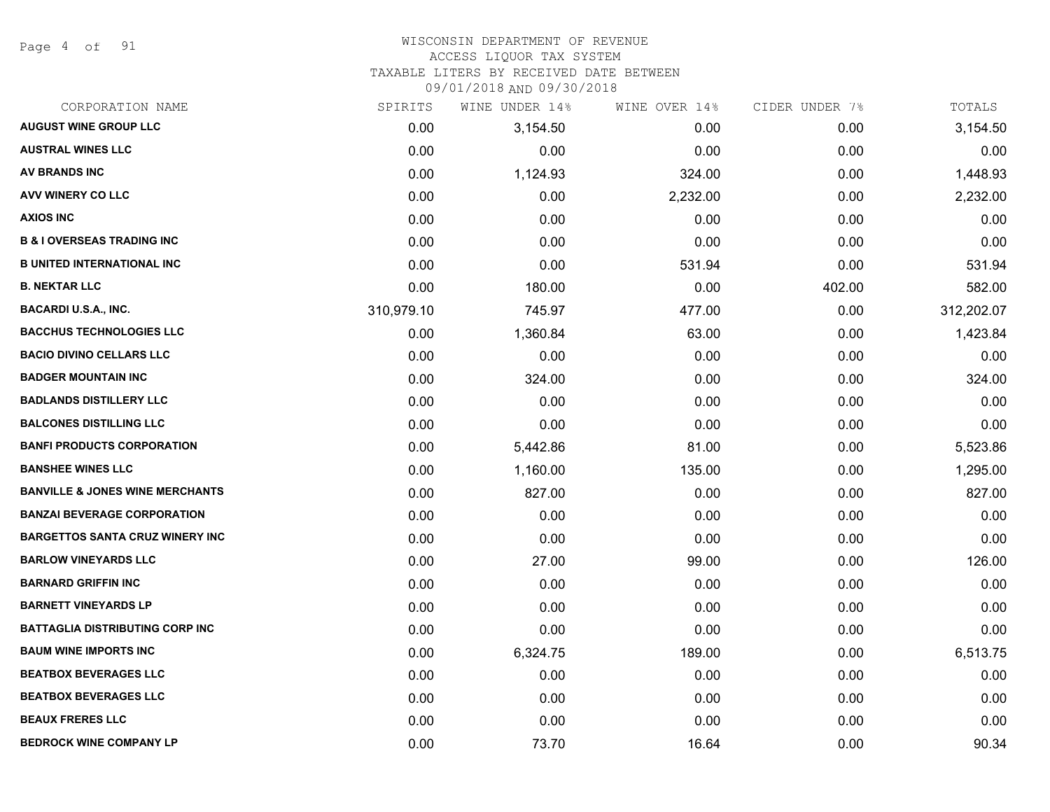WISCONSIN DEPARTMENT OF REVENUE
ACCESS LIQUOR TAX SYSTEM
TAXABLE LITERS BY RECEIVED DATE BETWEEN
09/01/2018 AND 09/30/2018

| CORPORATION NAME | SPIRITS | WINE UNDER 14% | WINE OVER 14% | CIDER UNDER 7% | TOTALS |
|---|---|---|---|---|---|
| AUGUST WINE GROUP LLC | 0.00 | 3,154.50 | 0.00 | 0.00 | 3,154.50 |
| AUSTRAL WINES LLC | 0.00 | 0.00 | 0.00 | 0.00 | 0.00 |
| AV BRANDS INC | 0.00 | 1,124.93 | 324.00 | 0.00 | 1,448.93 |
| AVV WINERY CO LLC | 0.00 | 0.00 | 2,232.00 | 0.00 | 2,232.00 |
| AXIOS INC | 0.00 | 0.00 | 0.00 | 0.00 | 0.00 |
| B & I OVERSEAS TRADING INC | 0.00 | 0.00 | 0.00 | 0.00 | 0.00 |
| B UNITED INTERNATIONAL INC | 0.00 | 0.00 | 531.94 | 0.00 | 531.94 |
| B. NEKTAR LLC | 0.00 | 180.00 | 0.00 | 402.00 | 582.00 |
| BACARDI U.S.A., INC. | 310,979.10 | 745.97 | 477.00 | 0.00 | 312,202.07 |
| BACCHUS TECHNOLOGIES LLC | 0.00 | 1,360.84 | 63.00 | 0.00 | 1,423.84 |
| BACIO DIVINO CELLARS LLC | 0.00 | 0.00 | 0.00 | 0.00 | 0.00 |
| BADGER MOUNTAIN INC | 0.00 | 324.00 | 0.00 | 0.00 | 324.00 |
| BADLANDS DISTILLERY LLC | 0.00 | 0.00 | 0.00 | 0.00 | 0.00 |
| BALCONES DISTILLING LLC | 0.00 | 0.00 | 0.00 | 0.00 | 0.00 |
| BANFI PRODUCTS CORPORATION | 0.00 | 5,442.86 | 81.00 | 0.00 | 5,523.86 |
| BANSHEE WINES LLC | 0.00 | 1,160.00 | 135.00 | 0.00 | 1,295.00 |
| BANVILLE & JONES WINE MERCHANTS | 0.00 | 827.00 | 0.00 | 0.00 | 827.00 |
| BANZAI BEVERAGE CORPORATION | 0.00 | 0.00 | 0.00 | 0.00 | 0.00 |
| BARGETTOS SANTA CRUZ WINERY INC | 0.00 | 0.00 | 0.00 | 0.00 | 0.00 |
| BARLOW VINEYARDS LLC | 0.00 | 27.00 | 99.00 | 0.00 | 126.00 |
| BARNARD GRIFFIN INC | 0.00 | 0.00 | 0.00 | 0.00 | 0.00 |
| BARNETT VINEYARDS LP | 0.00 | 0.00 | 0.00 | 0.00 | 0.00 |
| BATTAGLIA DISTRIBUTING CORP INC | 0.00 | 0.00 | 0.00 | 0.00 | 0.00 |
| BAUM WINE IMPORTS INC | 0.00 | 6,324.75 | 189.00 | 0.00 | 6,513.75 |
| BEATBOX BEVERAGES LLC | 0.00 | 0.00 | 0.00 | 0.00 | 0.00 |
| BEATBOX BEVERAGES LLC | 0.00 | 0.00 | 0.00 | 0.00 | 0.00 |
| BEAUX FRERES LLC | 0.00 | 0.00 | 0.00 | 0.00 | 0.00 |
| BEDROCK WINE COMPANY LP | 0.00 | 73.70 | 16.64 | 0.00 | 90.34 |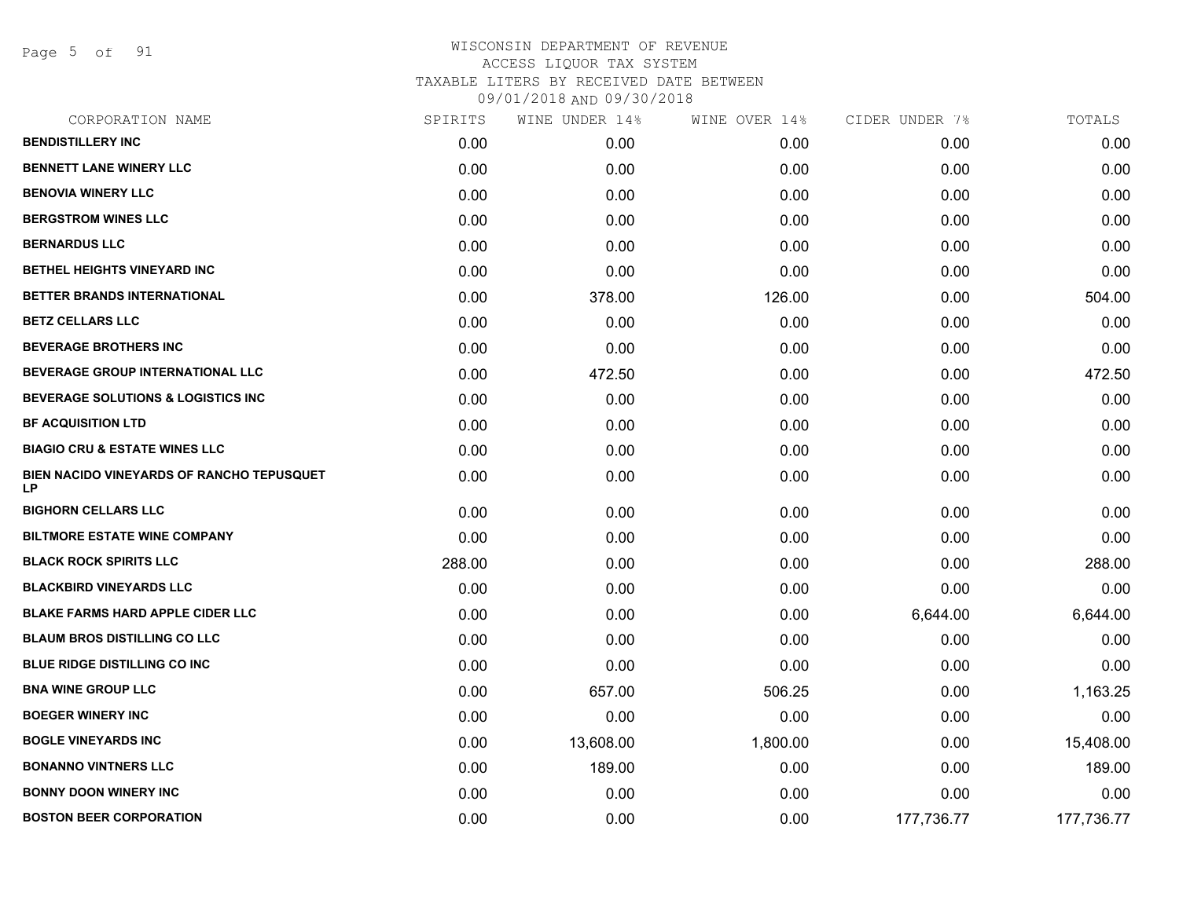# WISCONSIN DEPARTMENT OF REVENUE
## ACCESS LIQUOR TAX SYSTEM
### TAXABLE LITERS BY RECEIVED DATE BETWEEN 09/01/2018 AND 09/30/2018

| CORPORATION NAME | SPIRITS | WINE UNDER 14% | WINE OVER 14% | CIDER UNDER 7% | TOTALS |
|---|---|---|---|---|---|
| BENDISTILLERY INC | 0.00 | 0.00 | 0.00 | 0.00 | 0.00 |
| BENNETT LANE WINERY LLC | 0.00 | 0.00 | 0.00 | 0.00 | 0.00 |
| BENOVIA WINERY LLC | 0.00 | 0.00 | 0.00 | 0.00 | 0.00 |
| BERGSTROM WINES LLC | 0.00 | 0.00 | 0.00 | 0.00 | 0.00 |
| BERNARDUS LLC | 0.00 | 0.00 | 0.00 | 0.00 | 0.00 |
| BETHEL HEIGHTS VINEYARD INC | 0.00 | 0.00 | 0.00 | 0.00 | 0.00 |
| BETTER BRANDS INTERNATIONAL | 0.00 | 378.00 | 126.00 | 0.00 | 504.00 |
| BETZ CELLARS LLC | 0.00 | 0.00 | 0.00 | 0.00 | 0.00 |
| BEVERAGE BROTHERS INC | 0.00 | 0.00 | 0.00 | 0.00 | 0.00 |
| BEVERAGE GROUP INTERNATIONAL LLC | 0.00 | 472.50 | 0.00 | 0.00 | 472.50 |
| BEVERAGE SOLUTIONS & LOGISTICS INC | 0.00 | 0.00 | 0.00 | 0.00 | 0.00 |
| BF ACQUISITION LTD | 0.00 | 0.00 | 0.00 | 0.00 | 0.00 |
| BIAGIO CRU & ESTATE WINES LLC | 0.00 | 0.00 | 0.00 | 0.00 | 0.00 |
| BIEN NACIDO VINEYARDS OF RANCHO TEPUSQUET LP | 0.00 | 0.00 | 0.00 | 0.00 | 0.00 |
| BIGHORN CELLARS LLC | 0.00 | 0.00 | 0.00 | 0.00 | 0.00 |
| BILTMORE ESTATE WINE COMPANY | 0.00 | 0.00 | 0.00 | 0.00 | 0.00 |
| BLACK ROCK SPIRITS LLC | 288.00 | 0.00 | 0.00 | 0.00 | 288.00 |
| BLACKBIRD VINEYARDS LLC | 0.00 | 0.00 | 0.00 | 0.00 | 0.00 |
| BLAKE FARMS HARD APPLE CIDER LLC | 0.00 | 0.00 | 0.00 | 6,644.00 | 6,644.00 |
| BLAUM BROS DISTILLING CO LLC | 0.00 | 0.00 | 0.00 | 0.00 | 0.00 |
| BLUE RIDGE DISTILLING CO INC | 0.00 | 0.00 | 0.00 | 0.00 | 0.00 |
| BNA WINE GROUP LLC | 0.00 | 657.00 | 506.25 | 0.00 | 1,163.25 |
| BOEGER WINERY INC | 0.00 | 0.00 | 0.00 | 0.00 | 0.00 |
| BOGLE VINEYARDS INC | 0.00 | 13,608.00 | 1,800.00 | 0.00 | 15,408.00 |
| BONANNO VINTNERS LLC | 0.00 | 189.00 | 0.00 | 0.00 | 189.00 |
| BONNY DOON WINERY INC | 0.00 | 0.00 | 0.00 | 0.00 | 0.00 |
| BOSTON BEER CORPORATION | 0.00 | 0.00 | 0.00 | 177,736.77 | 177,736.77 |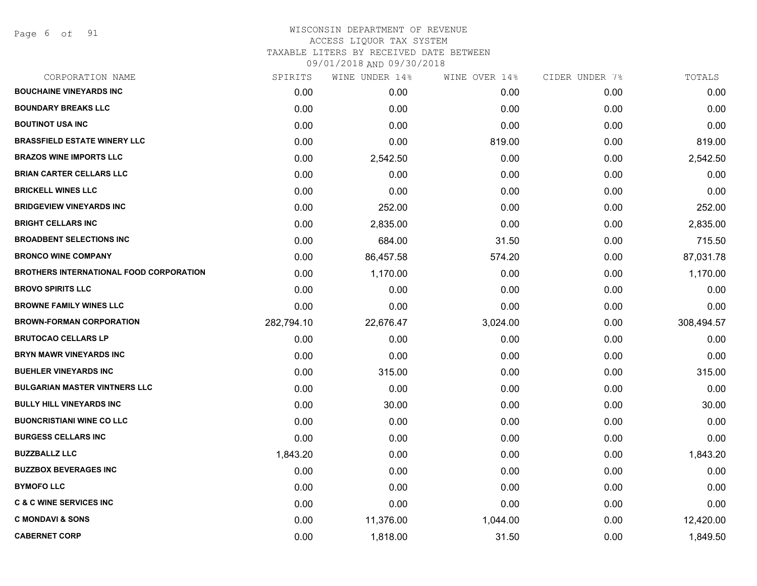WISCONSIN DEPARTMENT OF REVENUE
ACCESS LIQUOR TAX SYSTEM
TAXABLE LITERS BY RECEIVED DATE BETWEEN
09/01/2018 AND 09/30/2018

| CORPORATION NAME | SPIRITS | WINE UNDER 14% | WINE OVER 14% | CIDER UNDER 7% | TOTALS |
|---|---|---|---|---|---|
| **BOUCHAINE VINEYARDS INC** | 0.00 | 0.00 | 0.00 | 0.00 | 0.00 |
| **BOUNDARY BREAKS LLC** | 0.00 | 0.00 | 0.00 | 0.00 | 0.00 |
| **BOUTINOT USA INC** | 0.00 | 0.00 | 0.00 | 0.00 | 0.00 |
| **BRASSFIELD ESTATE WINERY LLC** | 0.00 | 0.00 | 819.00 | 0.00 | 819.00 |
| **BRAZOS WINE IMPORTS LLC** | 0.00 | 2,542.50 | 0.00 | 0.00 | 2,542.50 |
| **BRIAN CARTER CELLARS LLC** | 0.00 | 0.00 | 0.00 | 0.00 | 0.00 |
| **BRICKELL WINES LLC** | 0.00 | 0.00 | 0.00 | 0.00 | 0.00 |
| **BRIDGEVIEW VINEYARDS INC** | 0.00 | 252.00 | 0.00 | 0.00 | 252.00 |
| **BRIGHT CELLARS INC** | 0.00 | 2,835.00 | 0.00 | 0.00 | 2,835.00 |
| **BROADBENT SELECTIONS INC** | 0.00 | 684.00 | 31.50 | 0.00 | 715.50 |
| **BRONCO WINE COMPANY** | 0.00 | 86,457.58 | 574.20 | 0.00 | 87,031.78 |
| **BROTHERS INTERNATIONAL FOOD CORPORATION** | 0.00 | 1,170.00 | 0.00 | 0.00 | 1,170.00 |
| **BROVO SPIRITS LLC** | 0.00 | 0.00 | 0.00 | 0.00 | 0.00 |
| **BROWNE FAMILY WINES LLC** | 0.00 | 0.00 | 0.00 | 0.00 | 0.00 |
| **BROWN-FORMAN CORPORATION** | 282,794.10 | 22,676.47 | 3,024.00 | 0.00 | 308,494.57 |
| **BRUTOCAO CELLARS LP** | 0.00 | 0.00 | 0.00 | 0.00 | 0.00 |
| **BRYN MAWR VINEYARDS INC** | 0.00 | 0.00 | 0.00 | 0.00 | 0.00 |
| **BUEHLER VINEYARDS INC** | 0.00 | 315.00 | 0.00 | 0.00 | 315.00 |
| **BULGARIAN MASTER VINTNERS LLC** | 0.00 | 0.00 | 0.00 | 0.00 | 0.00 |
| **BULLY HILL VINEYARDS INC** | 0.00 | 30.00 | 0.00 | 0.00 | 30.00 |
| **BUONCRISTIANI WINE CO LLC** | 0.00 | 0.00 | 0.00 | 0.00 | 0.00 |
| **BURGESS CELLARS INC** | 0.00 | 0.00 | 0.00 | 0.00 | 0.00 |
| **BUZZBALLZ LLC** | 1,843.20 | 0.00 | 0.00 | 0.00 | 1,843.20 |
| **BUZZBOX BEVERAGES INC** | 0.00 | 0.00 | 0.00 | 0.00 | 0.00 |
| **BYMOFO LLC** | 0.00 | 0.00 | 0.00 | 0.00 | 0.00 |
| **C & C WINE SERVICES INC** | 0.00 | 0.00 | 0.00 | 0.00 | 0.00 |
| **C MONDAVI & SONS** | 0.00 | 11,376.00 | 1,044.00 | 0.00 | 12,420.00 |
| **CABERNET CORP** | 0.00 | 1,818.00 | 31.50 | 0.00 | 1,849.50 |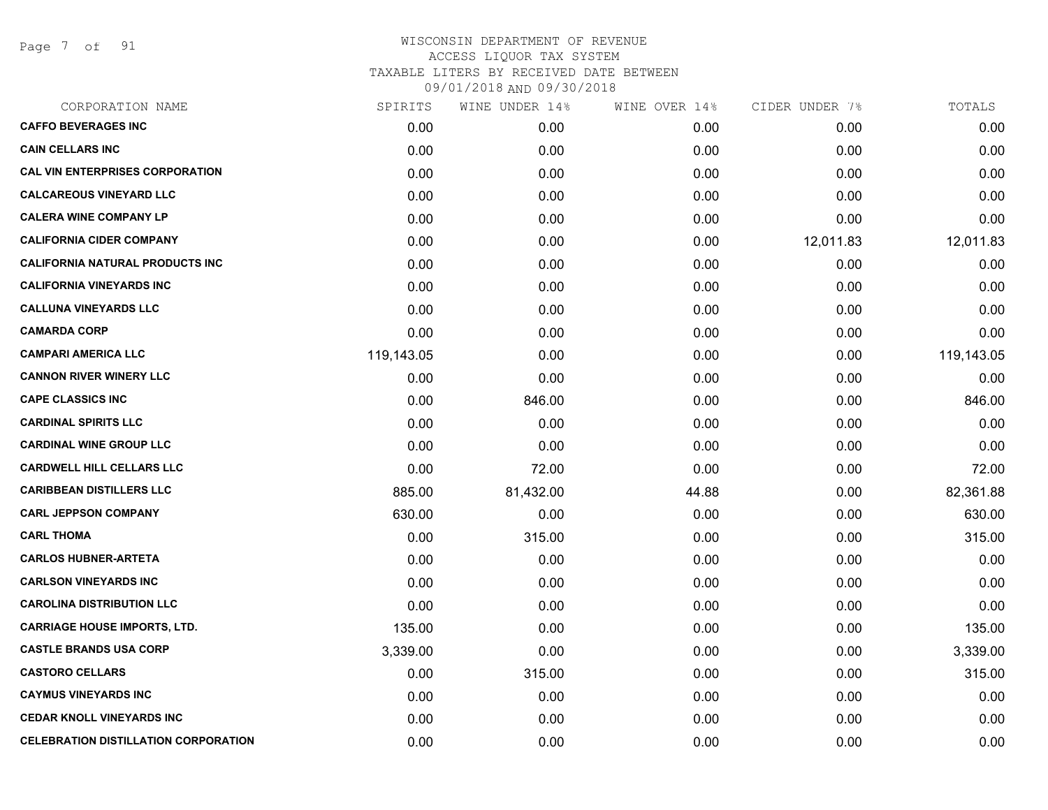# WISCONSIN DEPARTMENT OF REVENUE
## ACCESS LIQUOR TAX SYSTEM
### TAXABLE LITERS BY RECEIVED DATE BETWEEN 09/01/2018 AND 09/30/2018

| CORPORATION NAME | SPIRITS | WINE UNDER 14% | WINE OVER 14% | CIDER UNDER 7% | TOTALS |
|---|---|---|---|---|---|
| CAFFO BEVERAGES INC | 0.00 | 0.00 | 0.00 | 0.00 | 0.00 |
| CAIN CELLARS INC | 0.00 | 0.00 | 0.00 | 0.00 | 0.00 |
| CAL VIN ENTERPRISES CORPORATION | 0.00 | 0.00 | 0.00 | 0.00 | 0.00 |
| CALCAREOUS VINEYARD LLC | 0.00 | 0.00 | 0.00 | 0.00 | 0.00 |
| CALERA WINE COMPANY LP | 0.00 | 0.00 | 0.00 | 0.00 | 0.00 |
| CALIFORNIA CIDER COMPANY | 0.00 | 0.00 | 0.00 | 12,011.83 | 12,011.83 |
| CALIFORNIA NATURAL PRODUCTS INC | 0.00 | 0.00 | 0.00 | 0.00 | 0.00 |
| CALIFORNIA VINEYARDS INC | 0.00 | 0.00 | 0.00 | 0.00 | 0.00 |
| CALLUNA VINEYARDS LLC | 0.00 | 0.00 | 0.00 | 0.00 | 0.00 |
| CAMARDA CORP | 0.00 | 0.00 | 0.00 | 0.00 | 0.00 |
| CAMPARI AMERICA LLC | 119,143.05 | 0.00 | 0.00 | 0.00 | 119,143.05 |
| CANNON RIVER WINERY LLC | 0.00 | 0.00 | 0.00 | 0.00 | 0.00 |
| CAPE CLASSICS INC | 0.00 | 846.00 | 0.00 | 0.00 | 846.00 |
| CARDINAL SPIRITS LLC | 0.00 | 0.00 | 0.00 | 0.00 | 0.00 |
| CARDINAL WINE GROUP LLC | 0.00 | 0.00 | 0.00 | 0.00 | 0.00 |
| CARDWELL HILL CELLARS LLC | 0.00 | 72.00 | 0.00 | 0.00 | 72.00 |
| CARIBBEAN DISTILLERS LLC | 885.00 | 81,432.00 | 44.88 | 0.00 | 82,361.88 |
| CARL JEPPSON COMPANY | 630.00 | 0.00 | 0.00 | 0.00 | 630.00 |
| CARL THOMA | 0.00 | 315.00 | 0.00 | 0.00 | 315.00 |
| CARLOS HUBNER-ARTETA | 0.00 | 0.00 | 0.00 | 0.00 | 0.00 |
| CARLSON VINEYARDS INC | 0.00 | 0.00 | 0.00 | 0.00 | 0.00 |
| CAROLINA DISTRIBUTION LLC | 0.00 | 0.00 | 0.00 | 0.00 | 0.00 |
| CARRIAGE HOUSE IMPORTS, LTD. | 135.00 | 0.00 | 0.00 | 0.00 | 135.00 |
| CASTLE BRANDS USA CORP | 3,339.00 | 0.00 | 0.00 | 0.00 | 3,339.00 |
| CASTORO CELLARS | 0.00 | 315.00 | 0.00 | 0.00 | 315.00 |
| CAYMUS VINEYARDS INC | 0.00 | 0.00 | 0.00 | 0.00 | 0.00 |
| CEDAR KNOLL VINEYARDS INC | 0.00 | 0.00 | 0.00 | 0.00 | 0.00 |
| CELEBRATION DISTILLATION CORPORATION | 0.00 | 0.00 | 0.00 | 0.00 | 0.00 |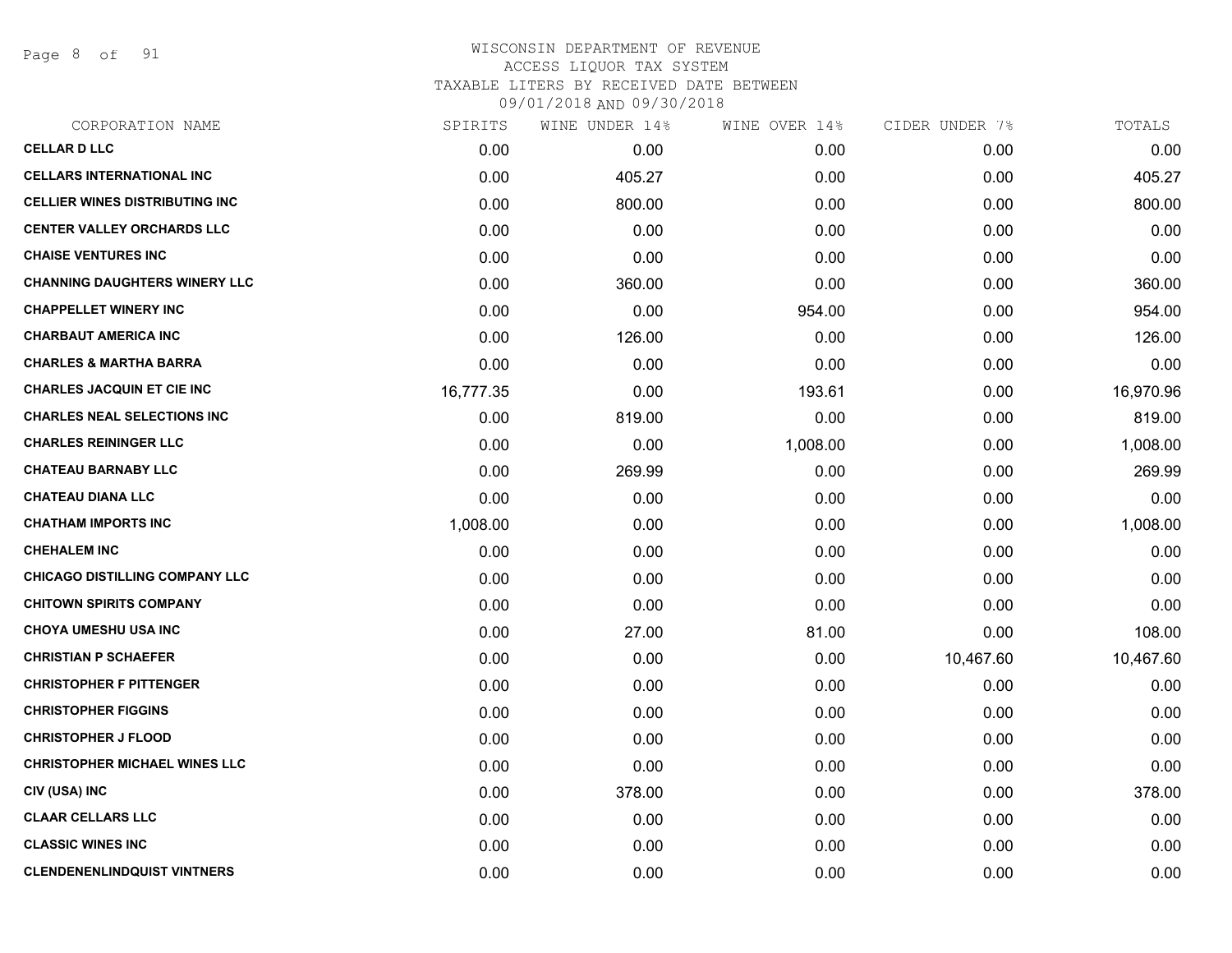WISCONSIN DEPARTMENT OF REVENUE
ACCESS LIQUOR TAX SYSTEM
TAXABLE LITERS BY RECEIVED DATE BETWEEN
09/01/2018 AND 09/30/2018

| CORPORATION NAME | SPIRITS | WINE UNDER 14% | WINE OVER 14% | CIDER UNDER 7% | TOTALS |
|---|---|---|---|---|---|
| **CELLAR D LLC** | 0.00 | 0.00 | 0.00 | 0.00 | 0.00 |
| **CELLARS INTERNATIONAL INC** | 0.00 | 405.27 | 0.00 | 0.00 | 405.27 |
| **CELLIER WINES DISTRIBUTING INC** | 0.00 | 800.00 | 0.00 | 0.00 | 800.00 |
| **CENTER VALLEY ORCHARDS LLC** | 0.00 | 0.00 | 0.00 | 0.00 | 0.00 |
| **CHAISE VENTURES INC** | 0.00 | 0.00 | 0.00 | 0.00 | 0.00 |
| **CHANNING DAUGHTERS WINERY LLC** | 0.00 | 360.00 | 0.00 | 0.00 | 360.00 |
| **CHAPPELLET WINERY INC** | 0.00 | 0.00 | 954.00 | 0.00 | 954.00 |
| **CHARBAUT AMERICA INC** | 0.00 | 126.00 | 0.00 | 0.00 | 126.00 |
| **CHARLES & MARTHA BARRA** | 0.00 | 0.00 | 0.00 | 0.00 | 0.00 |
| **CHARLES JACQUIN ET CIE INC** | 16,777.35 | 0.00 | 193.61 | 0.00 | 16,970.96 |
| **CHARLES NEAL SELECTIONS INC** | 0.00 | 819.00 | 0.00 | 0.00 | 819.00 |
| **CHARLES REININGER LLC** | 0.00 | 0.00 | 1,008.00 | 0.00 | 1,008.00 |
| **CHATEAU BARNABY LLC** | 0.00 | 269.99 | 0.00 | 0.00 | 269.99 |
| **CHATEAU DIANA LLC** | 0.00 | 0.00 | 0.00 | 0.00 | 0.00 |
| **CHATHAM IMPORTS INC** | 1,008.00 | 0.00 | 0.00 | 0.00 | 1,008.00 |
| **CHEHALEM INC** | 0.00 | 0.00 | 0.00 | 0.00 | 0.00 |
| **CHICAGO DISTILLING COMPANY LLC** | 0.00 | 0.00 | 0.00 | 0.00 | 0.00 |
| **CHITOWN SPIRITS COMPANY** | 0.00 | 0.00 | 0.00 | 0.00 | 0.00 |
| **CHOYA UMESHU USA INC** | 0.00 | 27.00 | 81.00 | 0.00 | 108.00 |
| **CHRISTIAN P SCHAEFER** | 0.00 | 0.00 | 0.00 | 10,467.60 | 10,467.60 |
| **CHRISTOPHER F PITTENGER** | 0.00 | 0.00 | 0.00 | 0.00 | 0.00 |
| **CHRISTOPHER FIGGINS** | 0.00 | 0.00 | 0.00 | 0.00 | 0.00 |
| **CHRISTOPHER J FLOOD** | 0.00 | 0.00 | 0.00 | 0.00 | 0.00 |
| **CHRISTOPHER MICHAEL WINES LLC** | 0.00 | 0.00 | 0.00 | 0.00 | 0.00 |
| **CIV (USA) INC** | 0.00 | 378.00 | 0.00 | 0.00 | 378.00 |
| **CLAAR CELLARS LLC** | 0.00 | 0.00 | 0.00 | 0.00 | 0.00 |
| **CLASSIC WINES INC** | 0.00 | 0.00 | 0.00 | 0.00 | 0.00 |
| **CLENDENENLINDQUIST VINTNERS** | 0.00 | 0.00 | 0.00 | 0.00 | 0.00 |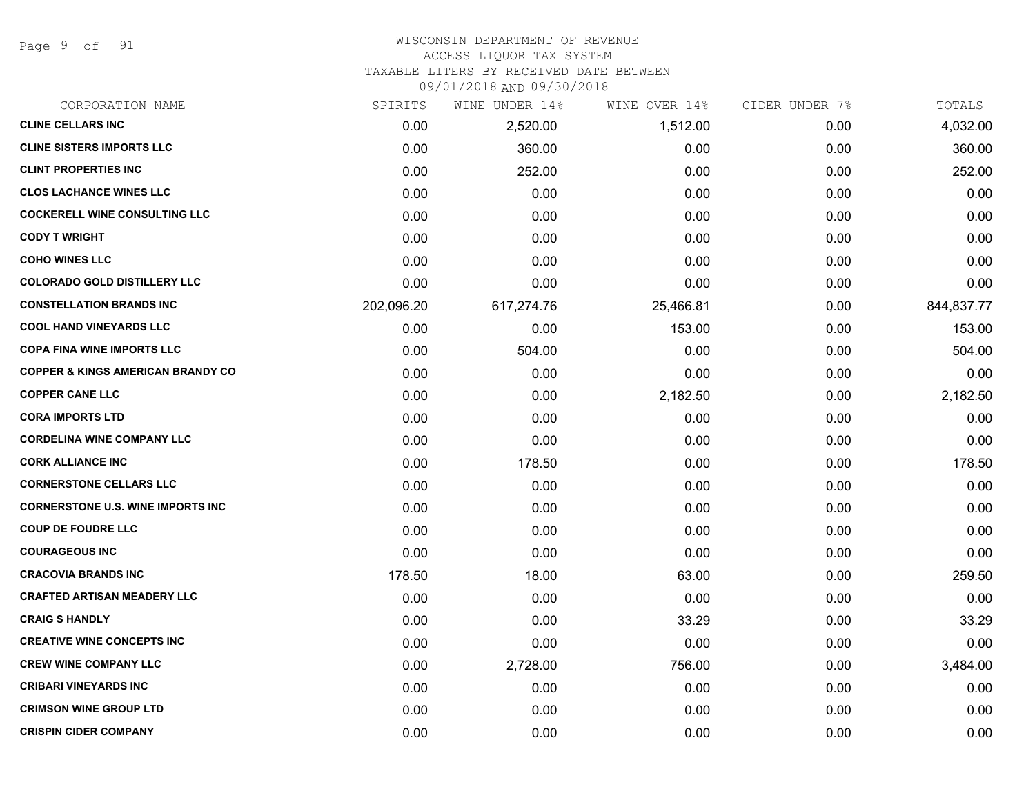WISCONSIN DEPARTMENT OF REVENUE
ACCESS LIQUOR TAX SYSTEM
TAXABLE LITERS BY RECEIVED DATE BETWEEN
09/01/2018 AND 09/30/2018

| CORPORATION NAME | SPIRITS | WINE UNDER 14% | WINE OVER 14% | CIDER UNDER 7% | TOTALS |
|---|---|---|---|---|---|
| **CLINE CELLARS INC** | 0.00 | 2,520.00 | 1,512.00 | 0.00 | 4,032.00 |
| **CLINE SISTERS IMPORTS LLC** | 0.00 | 360.00 | 0.00 | 0.00 | 360.00 |
| **CLINT PROPERTIES INC** | 0.00 | 252.00 | 0.00 | 0.00 | 252.00 |
| **CLOS LACHANCE WINES LLC** | 0.00 | 0.00 | 0.00 | 0.00 | 0.00 |
| **COCKERELL WINE CONSULTING LLC** | 0.00 | 0.00 | 0.00 | 0.00 | 0.00 |
| **CODY T WRIGHT** | 0.00 | 0.00 | 0.00 | 0.00 | 0.00 |
| **COHO WINES LLC** | 0.00 | 0.00 | 0.00 | 0.00 | 0.00 |
| **COLORADO GOLD DISTILLERY LLC** | 0.00 | 0.00 | 0.00 | 0.00 | 0.00 |
| **CONSTELLATION BRANDS INC** | 202,096.20 | 617,274.76 | 25,466.81 | 0.00 | 844,837.77 |
| **COOL HAND VINEYARDS LLC** | 0.00 | 0.00 | 153.00 | 0.00 | 153.00 |
| **COPA FINA WINE IMPORTS LLC** | 0.00 | 504.00 | 0.00 | 0.00 | 504.00 |
| **COPPER & KINGS AMERICAN BRANDY CO** | 0.00 | 0.00 | 0.00 | 0.00 | 0.00 |
| **COPPER CANE LLC** | 0.00 | 0.00 | 2,182.50 | 0.00 | 2,182.50 |
| **CORA IMPORTS LTD** | 0.00 | 0.00 | 0.00 | 0.00 | 0.00 |
| **CORDELINA WINE COMPANY LLC** | 0.00 | 0.00 | 0.00 | 0.00 | 0.00 |
| **CORK ALLIANCE INC** | 0.00 | 178.50 | 0.00 | 0.00 | 178.50 |
| **CORNERSTONE CELLARS LLC** | 0.00 | 0.00 | 0.00 | 0.00 | 0.00 |
| **CORNERSTONE U.S. WINE IMPORTS INC** | 0.00 | 0.00 | 0.00 | 0.00 | 0.00 |
| **COUP DE FOUDRE LLC** | 0.00 | 0.00 | 0.00 | 0.00 | 0.00 |
| **COURAGEOUS INC** | 0.00 | 0.00 | 0.00 | 0.00 | 0.00 |
| **CRACOVIA BRANDS INC** | 178.50 | 18.00 | 63.00 | 0.00 | 259.50 |
| **CRAFTED ARTISAN MEADERY LLC** | 0.00 | 0.00 | 0.00 | 0.00 | 0.00 |
| **CRAIG S HANDLY** | 0.00 | 0.00 | 33.29 | 0.00 | 33.29 |
| **CREATIVE WINE CONCEPTS INC** | 0.00 | 0.00 | 0.00 | 0.00 | 0.00 |
| **CREW WINE COMPANY LLC** | 0.00 | 2,728.00 | 756.00 | 0.00 | 3,484.00 |
| **CRIBARI VINEYARDS INC** | 0.00 | 0.00 | 0.00 | 0.00 | 0.00 |
| **CRIMSON WINE GROUP LTD** | 0.00 | 0.00 | 0.00 | 0.00 | 0.00 |
| **CRISPIN CIDER COMPANY** | 0.00 | 0.00 | 0.00 | 0.00 | 0.00 |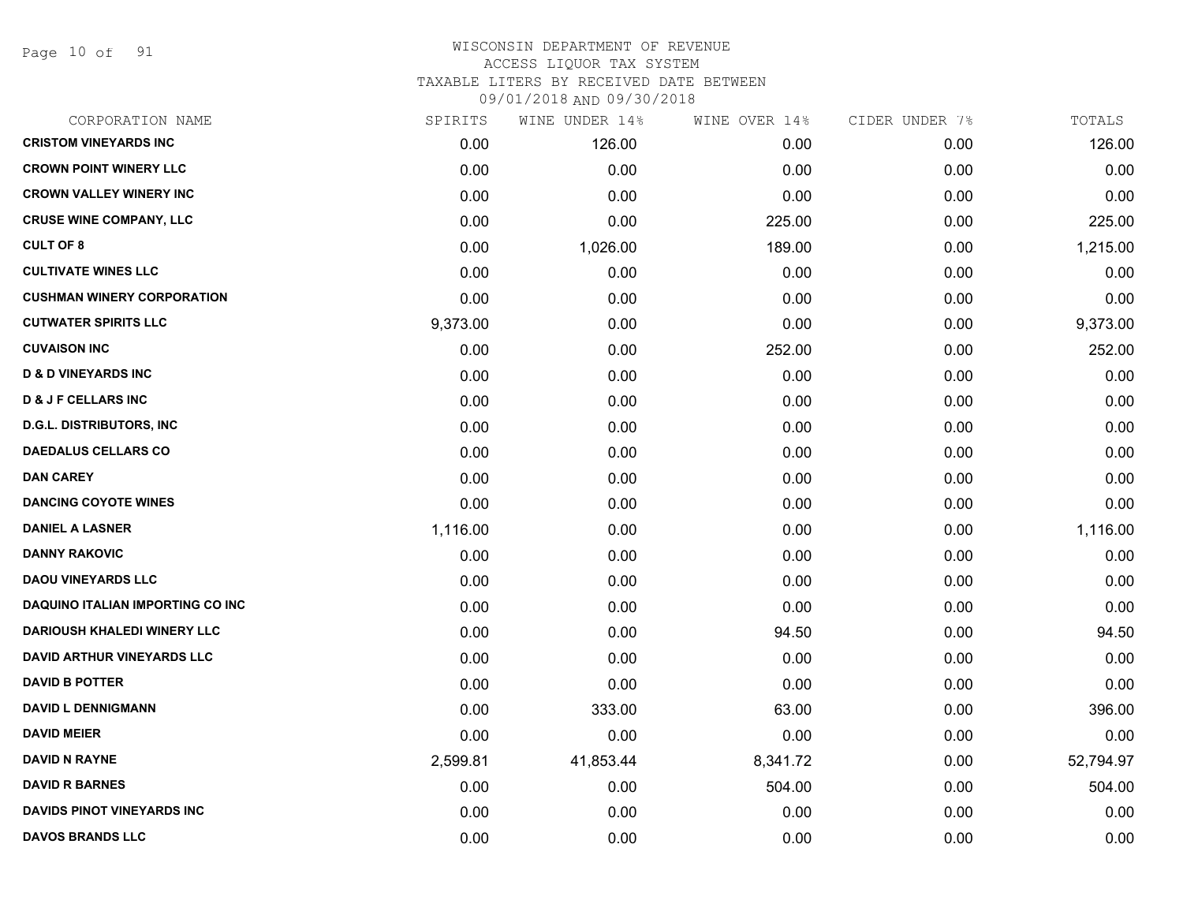# WISCONSIN DEPARTMENT OF REVENUE
ACCESS LIQUOR TAX SYSTEM
TAXABLE LITERS BY RECEIVED DATE BETWEEN
09/01/2018 AND 09/30/2018

| CORPORATION NAME | SPIRITS | WINE UNDER 14% | WINE OVER 14% | CIDER UNDER 7% | TOTALS |
|---|---|---|---|---|---|
| CRISTOM VINEYARDS INC | 0.00 | 126.00 | 0.00 | 0.00 | 126.00 |
| CROWN POINT WINERY LLC | 0.00 | 0.00 | 0.00 | 0.00 | 0.00 |
| CROWN VALLEY WINERY INC | 0.00 | 0.00 | 0.00 | 0.00 | 0.00 |
| CRUSE WINE COMPANY, LLC | 0.00 | 0.00 | 225.00 | 0.00 | 225.00 |
| CULT OF 8 | 0.00 | 1,026.00 | 189.00 | 0.00 | 1,215.00 |
| CULTIVATE WINES LLC | 0.00 | 0.00 | 0.00 | 0.00 | 0.00 |
| CUSHMAN WINERY CORPORATION | 0.00 | 0.00 | 0.00 | 0.00 | 0.00 |
| CUTWATER SPIRITS LLC | 9,373.00 | 0.00 | 0.00 | 0.00 | 9,373.00 |
| CUVAISON INC | 0.00 | 0.00 | 252.00 | 0.00 | 252.00 |
| D & D VINEYARDS INC | 0.00 | 0.00 | 0.00 | 0.00 | 0.00 |
| D & J F CELLARS INC | 0.00 | 0.00 | 0.00 | 0.00 | 0.00 |
| D.G.L. DISTRIBUTORS, INC | 0.00 | 0.00 | 0.00 | 0.00 | 0.00 |
| DAEDALUS CELLARS CO | 0.00 | 0.00 | 0.00 | 0.00 | 0.00 |
| DAN CAREY | 0.00 | 0.00 | 0.00 | 0.00 | 0.00 |
| DANCING COYOTE WINES | 0.00 | 0.00 | 0.00 | 0.00 | 0.00 |
| DANIEL A LASNER | 1,116.00 | 0.00 | 0.00 | 0.00 | 1,116.00 |
| DANNY RAKOVIC | 0.00 | 0.00 | 0.00 | 0.00 | 0.00 |
| DAOU VINEYARDS LLC | 0.00 | 0.00 | 0.00 | 0.00 | 0.00 |
| DAQUINO ITALIAN IMPORTING CO INC | 0.00 | 0.00 | 0.00 | 0.00 | 0.00 |
| DARIOUSH KHALEDI WINERY LLC | 0.00 | 0.00 | 94.50 | 0.00 | 94.50 |
| DAVID ARTHUR VINEYARDS LLC | 0.00 | 0.00 | 0.00 | 0.00 | 0.00 |
| DAVID B POTTER | 0.00 | 0.00 | 0.00 | 0.00 | 0.00 |
| DAVID L DENNIGMANN | 0.00 | 333.00 | 63.00 | 0.00 | 396.00 |
| DAVID MEIER | 0.00 | 0.00 | 0.00 | 0.00 | 0.00 |
| DAVID N RAYNE | 2,599.81 | 41,853.44 | 8,341.72 | 0.00 | 52,794.97 |
| DAVID R BARNES | 0.00 | 0.00 | 504.00 | 0.00 | 504.00 |
| DAVIDS PINOT VINEYARDS INC | 0.00 | 0.00 | 0.00 | 0.00 | 0.00 |
| DAVOS BRANDS LLC | 0.00 | 0.00 | 0.00 | 0.00 | 0.00 |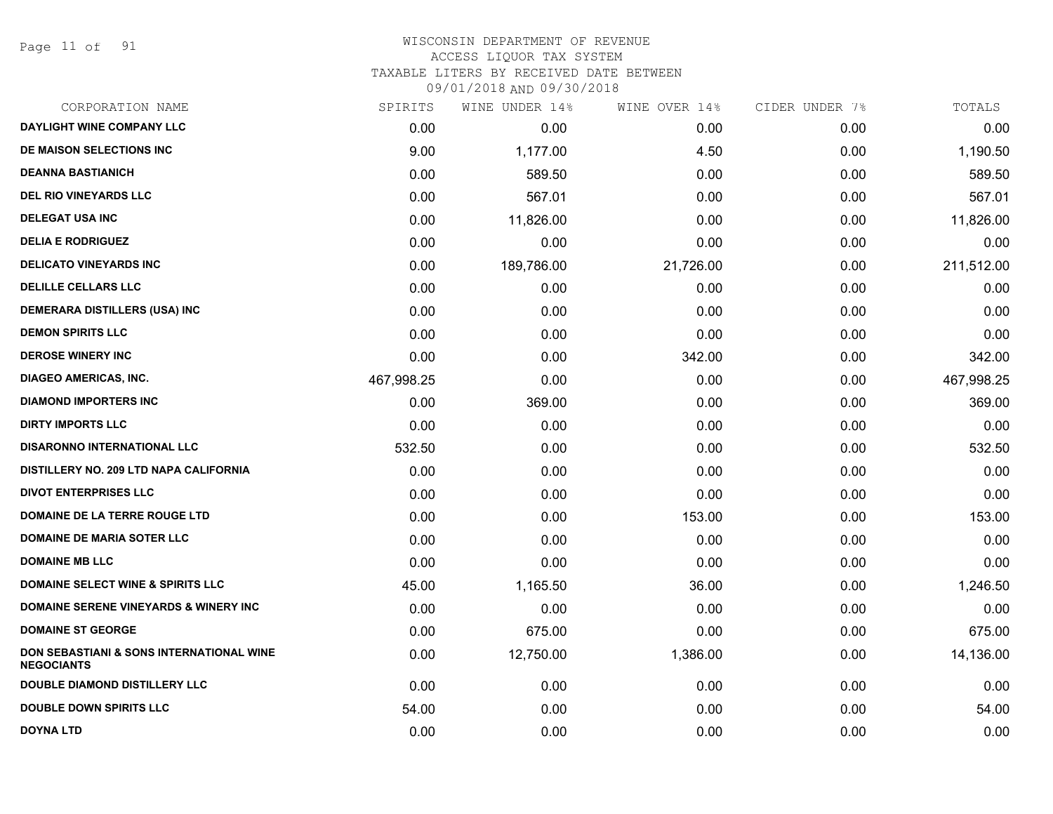WISCONSIN DEPARTMENT OF REVENUE
ACCESS LIQUOR TAX SYSTEM
TAXABLE LITERS BY RECEIVED DATE BETWEEN
09/01/2018 AND 09/30/2018

| CORPORATION NAME | SPIRITS | WINE UNDER 14% | WINE OVER 14% | CIDER UNDER 7% | TOTALS |
|---|---|---|---|---|---|
| DAYLIGHT WINE COMPANY LLC | 0.00 | 0.00 | 0.00 | 0.00 | 0.00 |
| DE MAISON SELECTIONS INC | 9.00 | 1,177.00 | 4.50 | 0.00 | 1,190.50 |
| DEANNA BASTIANICH | 0.00 | 589.50 | 0.00 | 0.00 | 589.50 |
| DEL RIO VINEYARDS LLC | 0.00 | 567.01 | 0.00 | 0.00 | 567.01 |
| DELEGAT USA INC | 0.00 | 11,826.00 | 0.00 | 0.00 | 11,826.00 |
| DELIA E RODRIGUEZ | 0.00 | 0.00 | 0.00 | 0.00 | 0.00 |
| DELICATO VINEYARDS INC | 0.00 | 189,786.00 | 21,726.00 | 0.00 | 211,512.00 |
| DELILLE CELLARS LLC | 0.00 | 0.00 | 0.00 | 0.00 | 0.00 |
| DEMERARA DISTILLERS (USA) INC | 0.00 | 0.00 | 0.00 | 0.00 | 0.00 |
| DEMON SPIRITS LLC | 0.00 | 0.00 | 0.00 | 0.00 | 0.00 |
| DEROSE WINERY INC | 0.00 | 0.00 | 342.00 | 0.00 | 342.00 |
| DIAGEO AMERICAS, INC. | 467,998.25 | 0.00 | 0.00 | 0.00 | 467,998.25 |
| DIAMOND IMPORTERS INC | 0.00 | 369.00 | 0.00 | 0.00 | 369.00 |
| DIRTY IMPORTS LLC | 0.00 | 0.00 | 0.00 | 0.00 | 0.00 |
| DISARONNO INTERNATIONAL LLC | 532.50 | 0.00 | 0.00 | 0.00 | 532.50 |
| DISTILLERY NO. 209 LTD NAPA CALIFORNIA | 0.00 | 0.00 | 0.00 | 0.00 | 0.00 |
| DIVOT ENTERPRISES LLC | 0.00 | 0.00 | 0.00 | 0.00 | 0.00 |
| DOMAINE DE LA TERRE ROUGE LTD | 0.00 | 0.00 | 153.00 | 0.00 | 153.00 |
| DOMAINE DE MARIA SOTER LLC | 0.00 | 0.00 | 0.00 | 0.00 | 0.00 |
| DOMAINE MB LLC | 0.00 | 0.00 | 0.00 | 0.00 | 0.00 |
| DOMAINE SELECT WINE & SPIRITS LLC | 45.00 | 1,165.50 | 36.00 | 0.00 | 1,246.50 |
| DOMAINE SERENE VINEYARDS & WINERY INC | 0.00 | 0.00 | 0.00 | 0.00 | 0.00 |
| DOMAINE ST GEORGE | 0.00 | 675.00 | 0.00 | 0.00 | 675.00 |
| DON SEBASTIANI & SONS INTERNATIONAL WINE NEGOCIANTS | 0.00 | 12,750.00 | 1,386.00 | 0.00 | 14,136.00 |
| DOUBLE DIAMOND DISTILLERY LLC | 0.00 | 0.00 | 0.00 | 0.00 | 0.00 |
| DOUBLE DOWN SPIRITS LLC | 54.00 | 0.00 | 0.00 | 0.00 | 54.00 |
| DOYNA LTD | 0.00 | 0.00 | 0.00 | 0.00 | 0.00 |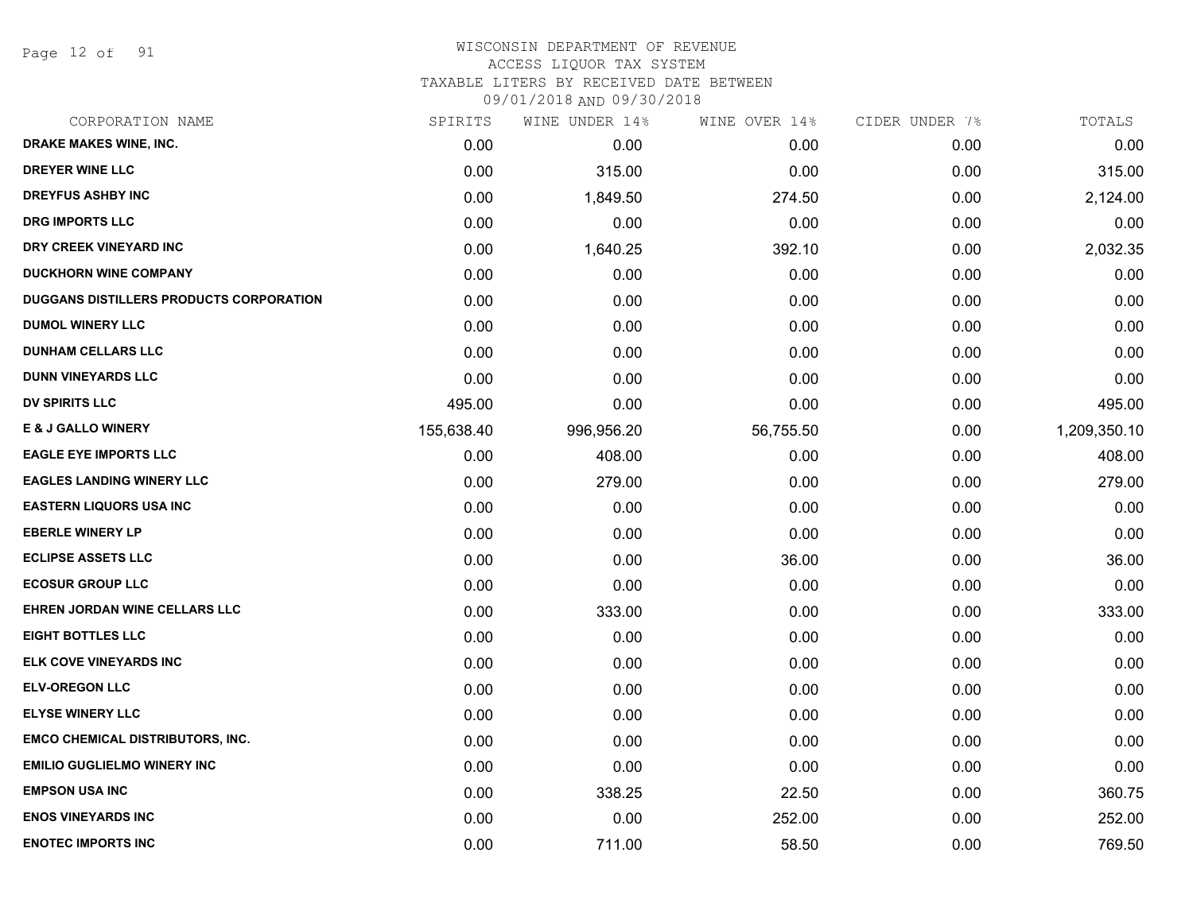# WISCONSIN DEPARTMENT OF REVENUE
## ACCESS LIQUOR TAX SYSTEM
### TAXABLE LITERS BY RECEIVED DATE BETWEEN 09/01/2018 AND 09/30/2018

| CORPORATION NAME | SPIRITS | WINE UNDER 14% | WINE OVER 14% | CIDER UNDER 7% | TOTALS |
|---|---|---|---|---|---|
| DRAKE MAKES WINE, INC. | 0.00 | 0.00 | 0.00 | 0.00 | 0.00 |
| DREYER WINE LLC | 0.00 | 315.00 | 0.00 | 0.00 | 315.00 |
| DREYFUS ASHBY INC | 0.00 | 1,849.50 | 274.50 | 0.00 | 2,124.00 |
| DRG IMPORTS LLC | 0.00 | 0.00 | 0.00 | 0.00 | 0.00 |
| DRY CREEK VINEYARD INC | 0.00 | 1,640.25 | 392.10 | 0.00 | 2,032.35 |
| DUCKHORN WINE COMPANY | 0.00 | 0.00 | 0.00 | 0.00 | 0.00 |
| DUGGANS DISTILLERS PRODUCTS CORPORATION | 0.00 | 0.00 | 0.00 | 0.00 | 0.00 |
| DUMOL WINERY LLC | 0.00 | 0.00 | 0.00 | 0.00 | 0.00 |
| DUNHAM CELLARS LLC | 0.00 | 0.00 | 0.00 | 0.00 | 0.00 |
| DUNN VINEYARDS LLC | 0.00 | 0.00 | 0.00 | 0.00 | 0.00 |
| DV SPIRITS LLC | 495.00 | 0.00 | 0.00 | 0.00 | 495.00 |
| E & J GALLO WINERY | 155,638.40 | 996,956.20 | 56,755.50 | 0.00 | 1,209,350.10 |
| EAGLE EYE IMPORTS LLC | 0.00 | 408.00 | 0.00 | 0.00 | 408.00 |
| EAGLES LANDING WINERY LLC | 0.00 | 279.00 | 0.00 | 0.00 | 279.00 |
| EASTERN LIQUORS USA INC | 0.00 | 0.00 | 0.00 | 0.00 | 0.00 |
| EBERLE WINERY LP | 0.00 | 0.00 | 0.00 | 0.00 | 0.00 |
| ECLIPSE ASSETS LLC | 0.00 | 0.00 | 36.00 | 0.00 | 36.00 |
| ECOSUR GROUP LLC | 0.00 | 0.00 | 0.00 | 0.00 | 0.00 |
| EHREN JORDAN WINE CELLARS LLC | 0.00 | 333.00 | 0.00 | 0.00 | 333.00 |
| EIGHT BOTTLES LLC | 0.00 | 0.00 | 0.00 | 0.00 | 0.00 |
| ELK COVE VINEYARDS INC | 0.00 | 0.00 | 0.00 | 0.00 | 0.00 |
| ELV-OREGON LLC | 0.00 | 0.00 | 0.00 | 0.00 | 0.00 |
| ELYSE WINERY LLC | 0.00 | 0.00 | 0.00 | 0.00 | 0.00 |
| EMCO CHEMICAL DISTRIBUTORS, INC. | 0.00 | 0.00 | 0.00 | 0.00 | 0.00 |
| EMILIO GUGLIELMO WINERY INC | 0.00 | 0.00 | 0.00 | 0.00 | 0.00 |
| EMPSON USA INC | 0.00 | 338.25 | 22.50 | 0.00 | 360.75 |
| ENOS VINEYARDS INC | 0.00 | 0.00 | 252.00 | 0.00 | 252.00 |
| ENOTEC IMPORTS INC | 0.00 | 711.00 | 58.50 | 0.00 | 769.50 |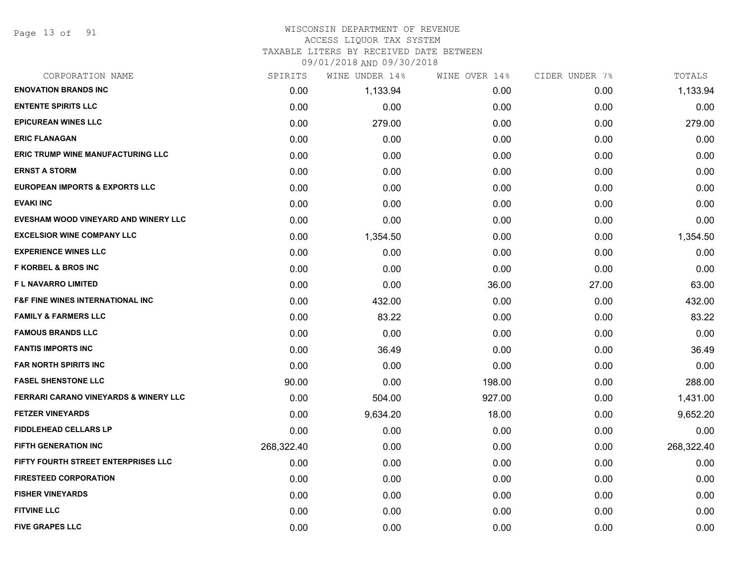WISCONSIN DEPARTMENT OF REVENUE
ACCESS LIQUOR TAX SYSTEM
TAXABLE LITERS BY RECEIVED DATE BETWEEN
09/01/2018 AND 09/30/2018

| CORPORATION NAME | SPIRITS | WINE UNDER 14% | WINE OVER 14% | CIDER UNDER 7% | TOTALS |
|---|---|---|---|---|---|
| ENOVATION BRANDS INC | 0.00 | 1,133.94 | 0.00 | 0.00 | 1,133.94 |
| ENTENTE SPIRITS LLC | 0.00 | 0.00 | 0.00 | 0.00 | 0.00 |
| EPICUREAN WINES LLC | 0.00 | 279.00 | 0.00 | 0.00 | 279.00 |
| ERIC FLANAGAN | 0.00 | 0.00 | 0.00 | 0.00 | 0.00 |
| ERIC TRUMP WINE MANUFACTURING LLC | 0.00 | 0.00 | 0.00 | 0.00 | 0.00 |
| ERNST A STORM | 0.00 | 0.00 | 0.00 | 0.00 | 0.00 |
| EUROPEAN IMPORTS & EXPORTS LLC | 0.00 | 0.00 | 0.00 | 0.00 | 0.00 |
| EVAKI INC | 0.00 | 0.00 | 0.00 | 0.00 | 0.00 |
| EVESHAM WOOD VINEYARD AND WINERY LLC | 0.00 | 0.00 | 0.00 | 0.00 | 0.00 |
| EXCELSIOR WINE COMPANY LLC | 0.00 | 1,354.50 | 0.00 | 0.00 | 1,354.50 |
| EXPERIENCE WINES LLC | 0.00 | 0.00 | 0.00 | 0.00 | 0.00 |
| F KORBEL & BROS INC | 0.00 | 0.00 | 0.00 | 0.00 | 0.00 |
| F L NAVARRO LIMITED | 0.00 | 0.00 | 36.00 | 27.00 | 63.00 |
| F&F FINE WINES INTERNATIONAL INC | 0.00 | 432.00 | 0.00 | 0.00 | 432.00 |
| FAMILY & FARMERS LLC | 0.00 | 83.22 | 0.00 | 0.00 | 83.22 |
| FAMOUS BRANDS LLC | 0.00 | 0.00 | 0.00 | 0.00 | 0.00 |
| FANTIS IMPORTS INC | 0.00 | 36.49 | 0.00 | 0.00 | 36.49 |
| FAR NORTH SPIRITS INC | 0.00 | 0.00 | 0.00 | 0.00 | 0.00 |
| FASEL SHENSTONE LLC | 90.00 | 0.00 | 198.00 | 0.00 | 288.00 |
| FERRARI CARANO VINEYARDS & WINERY LLC | 0.00 | 504.00 | 927.00 | 0.00 | 1,431.00 |
| FETZER VINEYARDS | 0.00 | 9,634.20 | 18.00 | 0.00 | 9,652.20 |
| FIDDLEHEAD CELLARS LP | 0.00 | 0.00 | 0.00 | 0.00 | 0.00 |
| FIFTH GENERATION INC | 268,322.40 | 0.00 | 0.00 | 0.00 | 268,322.40 |
| FIFTY FOURTH STREET ENTERPRISES LLC | 0.00 | 0.00 | 0.00 | 0.00 | 0.00 |
| FIRESTEED CORPORATION | 0.00 | 0.00 | 0.00 | 0.00 | 0.00 |
| FISHER VINEYARDS | 0.00 | 0.00 | 0.00 | 0.00 | 0.00 |
| FITVINE LLC | 0.00 | 0.00 | 0.00 | 0.00 | 0.00 |
| FIVE GRAPES LLC | 0.00 | 0.00 | 0.00 | 0.00 | 0.00 |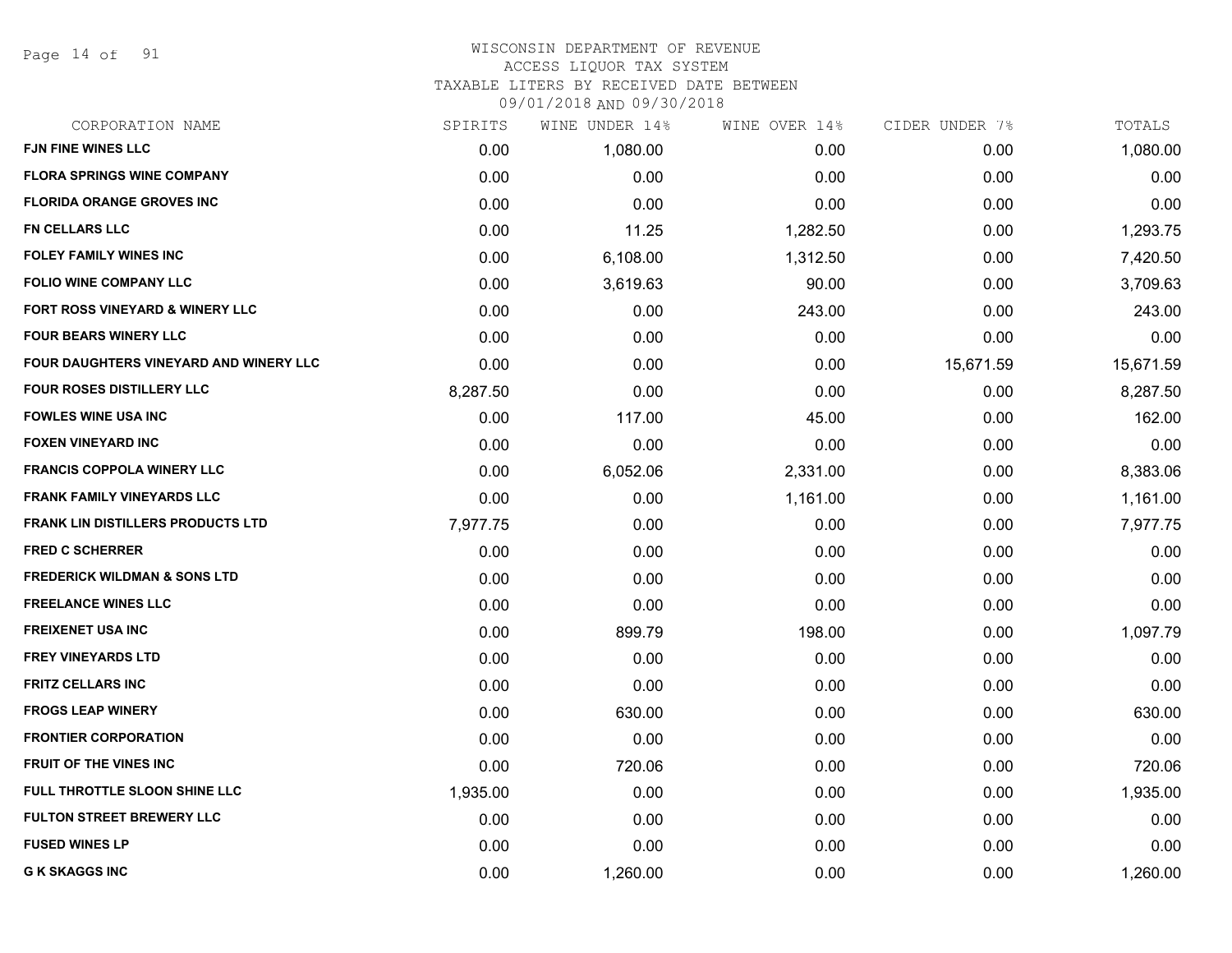WISCONSIN DEPARTMENT OF REVENUE
ACCESS LIQUOR TAX SYSTEM
TAXABLE LITERS BY RECEIVED DATE BETWEEN
09/01/2018 AND 09/30/2018

| CORPORATION NAME | SPIRITS | WINE UNDER 14% | WINE OVER 14% | CIDER UNDER 7% | TOTALS |
|---|---|---|---|---|---|
| FJN FINE WINES LLC | 0.00 | 1,080.00 | 0.00 | 0.00 | 1,080.00 |
| FLORA SPRINGS WINE COMPANY | 0.00 | 0.00 | 0.00 | 0.00 | 0.00 |
| FLORIDA ORANGE GROVES INC | 0.00 | 0.00 | 0.00 | 0.00 | 0.00 |
| FN CELLARS LLC | 0.00 | 11.25 | 1,282.50 | 0.00 | 1,293.75 |
| FOLEY FAMILY WINES INC | 0.00 | 6,108.00 | 1,312.50 | 0.00 | 7,420.50 |
| FOLIO WINE COMPANY LLC | 0.00 | 3,619.63 | 90.00 | 0.00 | 3,709.63 |
| FORT ROSS VINEYARD & WINERY LLC | 0.00 | 0.00 | 243.00 | 0.00 | 243.00 |
| FOUR BEARS WINERY LLC | 0.00 | 0.00 | 0.00 | 0.00 | 0.00 |
| FOUR DAUGHTERS VINEYARD AND WINERY LLC | 0.00 | 0.00 | 0.00 | 15,671.59 | 15,671.59 |
| FOUR ROSES DISTILLERY LLC | 8,287.50 | 0.00 | 0.00 | 0.00 | 8,287.50 |
| FOWLES WINE USA INC | 0.00 | 117.00 | 45.00 | 0.00 | 162.00 |
| FOXEN VINEYARD INC | 0.00 | 0.00 | 0.00 | 0.00 | 0.00 |
| FRANCIS COPPOLA WINERY LLC | 0.00 | 6,052.06 | 2,331.00 | 0.00 | 8,383.06 |
| FRANK FAMILY VINEYARDS LLC | 0.00 | 0.00 | 1,161.00 | 0.00 | 1,161.00 |
| FRANK LIN DISTILLERS PRODUCTS LTD | 7,977.75 | 0.00 | 0.00 | 0.00 | 7,977.75 |
| FRED C SCHERRER | 0.00 | 0.00 | 0.00 | 0.00 | 0.00 |
| FREDERICK WILDMAN & SONS LTD | 0.00 | 0.00 | 0.00 | 0.00 | 0.00 |
| FREELANCE WINES LLC | 0.00 | 0.00 | 0.00 | 0.00 | 0.00 |
| FREIXENET USA INC | 0.00 | 899.79 | 198.00 | 0.00 | 1,097.79 |
| FREY VINEYARDS LTD | 0.00 | 0.00 | 0.00 | 0.00 | 0.00 |
| FRITZ CELLARS INC | 0.00 | 0.00 | 0.00 | 0.00 | 0.00 |
| FROGS LEAP WINERY | 0.00 | 630.00 | 0.00 | 0.00 | 630.00 |
| FRONTIER CORPORATION | 0.00 | 0.00 | 0.00 | 0.00 | 0.00 |
| FRUIT OF THE VINES INC | 0.00 | 720.06 | 0.00 | 0.00 | 720.06 |
| FULL THROTTLE SLOON SHINE LLC | 1,935.00 | 0.00 | 0.00 | 0.00 | 1,935.00 |
| FULTON STREET BREWERY LLC | 0.00 | 0.00 | 0.00 | 0.00 | 0.00 |
| FUSED WINES LP | 0.00 | 0.00 | 0.00 | 0.00 | 0.00 |
| G K SKAGGS INC | 0.00 | 1,260.00 | 0.00 | 0.00 | 1,260.00 |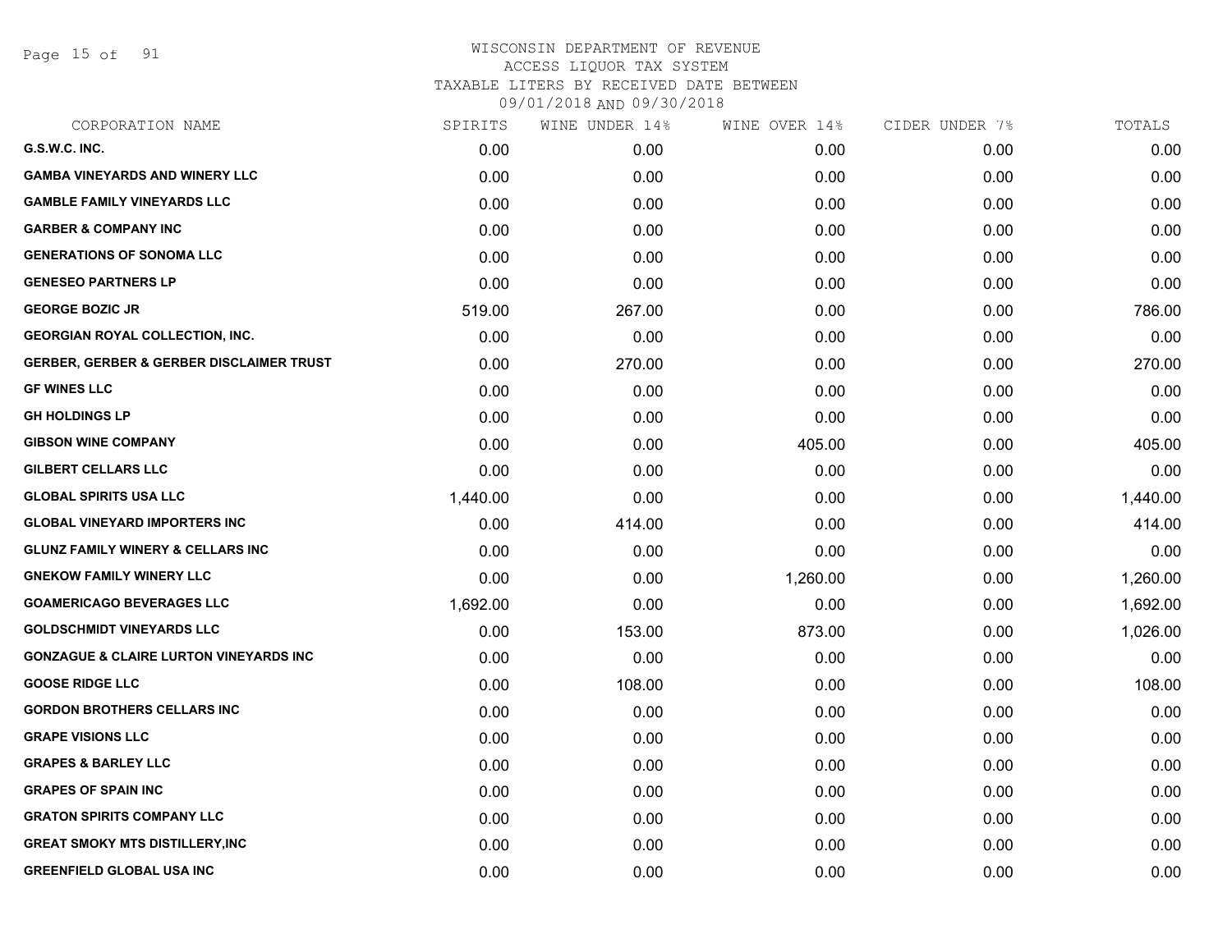WISCONSIN DEPARTMENT OF REVENUE
ACCESS LIQUOR TAX SYSTEM
TAXABLE LITERS BY RECEIVED DATE BETWEEN
09/01/2018 AND 09/30/2018

| CORPORATION NAME | SPIRITS | WINE UNDER 14% | WINE OVER 14% | CIDER UNDER 7% | TOTALS |
|---|---|---|---|---|---|
| G.S.W.C. INC. | 0.00 | 0.00 | 0.00 | 0.00 | 0.00 |
| GAMBA VINEYARDS AND WINERY LLC | 0.00 | 0.00 | 0.00 | 0.00 | 0.00 |
| GAMBLE FAMILY VINEYARDS LLC | 0.00 | 0.00 | 0.00 | 0.00 | 0.00 |
| GARBER & COMPANY INC | 0.00 | 0.00 | 0.00 | 0.00 | 0.00 |
| GENERATIONS OF SONOMA LLC | 0.00 | 0.00 | 0.00 | 0.00 | 0.00 |
| GENESEO PARTNERS LP | 0.00 | 0.00 | 0.00 | 0.00 | 0.00 |
| GEORGE BOZIC JR | 519.00 | 267.00 | 0.00 | 0.00 | 786.00 |
| GEORGIAN ROYAL COLLECTION, INC. | 0.00 | 0.00 | 0.00 | 0.00 | 0.00 |
| GERBER, GERBER & GERBER DISCLAIMER TRUST | 0.00 | 270.00 | 0.00 | 0.00 | 270.00 |
| GF WINES LLC | 0.00 | 0.00 | 0.00 | 0.00 | 0.00 |
| GH HOLDINGS LP | 0.00 | 0.00 | 0.00 | 0.00 | 0.00 |
| GIBSON WINE COMPANY | 0.00 | 0.00 | 405.00 | 0.00 | 405.00 |
| GILBERT CELLARS LLC | 0.00 | 0.00 | 0.00 | 0.00 | 0.00 |
| GLOBAL SPIRITS USA LLC | 1,440.00 | 0.00 | 0.00 | 0.00 | 1,440.00 |
| GLOBAL VINEYARD IMPORTERS INC | 0.00 | 414.00 | 0.00 | 0.00 | 414.00 |
| GLUNZ FAMILY WINERY & CELLARS INC | 0.00 | 0.00 | 0.00 | 0.00 | 0.00 |
| GNEKOW FAMILY WINERY LLC | 0.00 | 0.00 | 1,260.00 | 0.00 | 1,260.00 |
| GOAMERICAGO BEVERAGES LLC | 1,692.00 | 0.00 | 0.00 | 0.00 | 1,692.00 |
| GOLDSCHMIDT VINEYARDS LLC | 0.00 | 153.00 | 873.00 | 0.00 | 1,026.00 |
| GONZAGUE & CLAIRE LURTON VINEYARDS INC | 0.00 | 0.00 | 0.00 | 0.00 | 0.00 |
| GOOSE RIDGE LLC | 0.00 | 108.00 | 0.00 | 0.00 | 108.00 |
| GORDON BROTHERS CELLARS INC | 0.00 | 0.00 | 0.00 | 0.00 | 0.00 |
| GRAPE VISIONS LLC | 0.00 | 0.00 | 0.00 | 0.00 | 0.00 |
| GRAPES & BARLEY LLC | 0.00 | 0.00 | 0.00 | 0.00 | 0.00 |
| GRAPES OF SPAIN INC | 0.00 | 0.00 | 0.00 | 0.00 | 0.00 |
| GRATON SPIRITS COMPANY LLC | 0.00 | 0.00 | 0.00 | 0.00 | 0.00 |
| GREAT SMOKY MTS DISTILLERY,INC | 0.00 | 0.00 | 0.00 | 0.00 | 0.00 |
| GREENFIELD GLOBAL USA INC | 0.00 | 0.00 | 0.00 | 0.00 | 0.00 |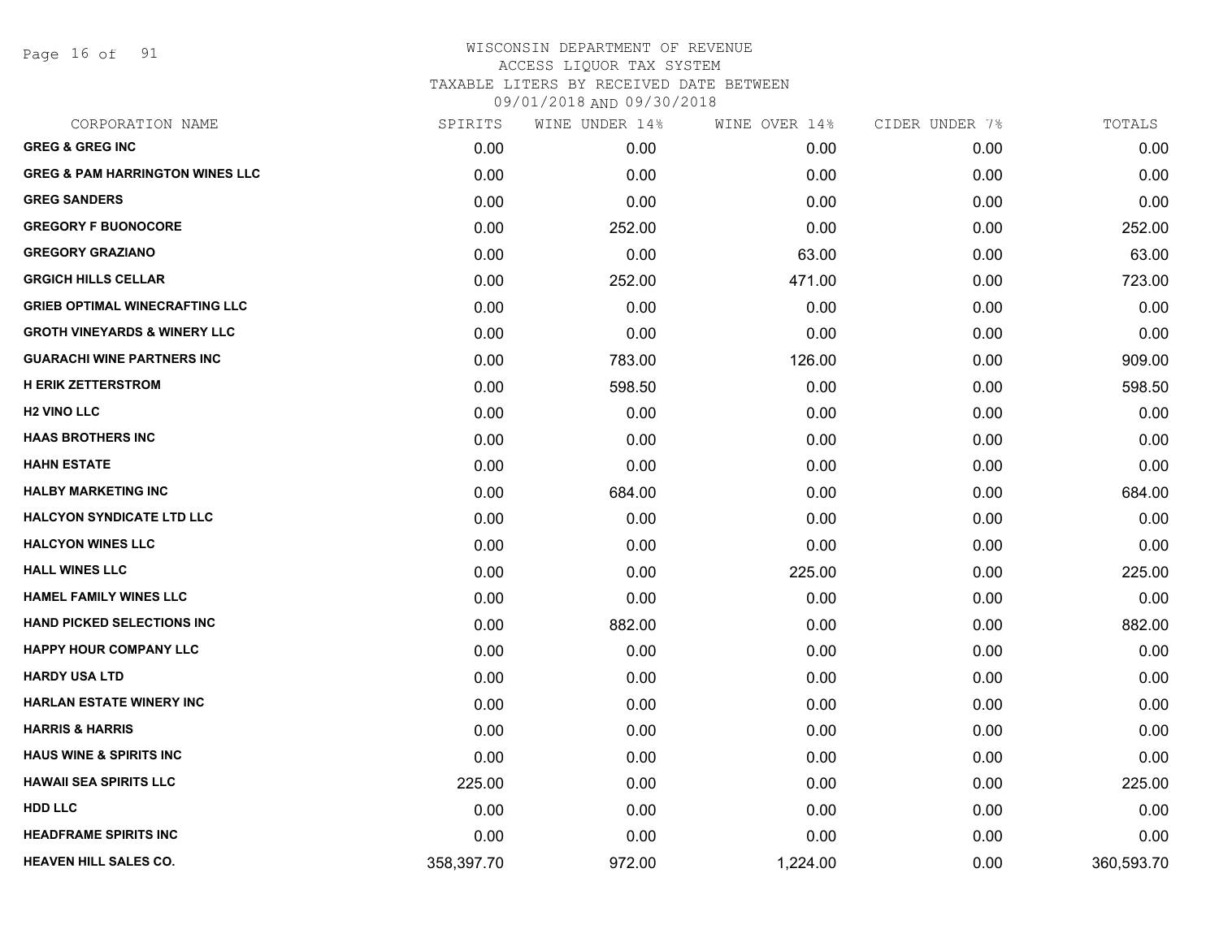# WISCONSIN DEPARTMENT OF REVENUE
## ACCESS LIQUOR TAX SYSTEM
### TAXABLE LITERS BY RECEIVED DATE BETWEEN 09/01/2018 AND 09/30/2018

| CORPORATION NAME | SPIRITS | WINE UNDER 14% | WINE OVER 14% | CIDER UNDER 7% | TOTALS |
|---|---|---|---|---|---|
| GREG & GREG INC | 0.00 | 0.00 | 0.00 | 0.00 | 0.00 |
| GREG & PAM HARRINGTON WINES LLC | 0.00 | 0.00 | 0.00 | 0.00 | 0.00 |
| GREG SANDERS | 0.00 | 0.00 | 0.00 | 0.00 | 0.00 |
| GREGORY F BUONOCORE | 0.00 | 252.00 | 0.00 | 0.00 | 252.00 |
| GREGORY GRAZIANO | 0.00 | 0.00 | 63.00 | 0.00 | 63.00 |
| GRGICH HILLS CELLAR | 0.00 | 252.00 | 471.00 | 0.00 | 723.00 |
| GRIEB OPTIMAL WINECRAFTING LLC | 0.00 | 0.00 | 0.00 | 0.00 | 0.00 |
| GROTH VINEYARDS & WINERY LLC | 0.00 | 0.00 | 0.00 | 0.00 | 0.00 |
| GUARACHI WINE PARTNERS INC | 0.00 | 783.00 | 126.00 | 0.00 | 909.00 |
| H ERIK ZETTERSTROM | 0.00 | 598.50 | 0.00 | 0.00 | 598.50 |
| H2 VINO LLC | 0.00 | 0.00 | 0.00 | 0.00 | 0.00 |
| HAAS BROTHERS INC | 0.00 | 0.00 | 0.00 | 0.00 | 0.00 |
| HAHN ESTATE | 0.00 | 0.00 | 0.00 | 0.00 | 0.00 |
| HALBY MARKETING INC | 0.00 | 684.00 | 0.00 | 0.00 | 684.00 |
| HALCYON SYNDICATE LTD LLC | 0.00 | 0.00 | 0.00 | 0.00 | 0.00 |
| HALCYON WINES LLC | 0.00 | 0.00 | 0.00 | 0.00 | 0.00 |
| HALL WINES LLC | 0.00 | 0.00 | 225.00 | 0.00 | 225.00 |
| HAMEL FAMILY WINES LLC | 0.00 | 0.00 | 0.00 | 0.00 | 0.00 |
| HAND PICKED SELECTIONS INC | 0.00 | 882.00 | 0.00 | 0.00 | 882.00 |
| HAPPY HOUR COMPANY LLC | 0.00 | 0.00 | 0.00 | 0.00 | 0.00 |
| HARDY USA LTD | 0.00 | 0.00 | 0.00 | 0.00 | 0.00 |
| HARLAN ESTATE WINERY INC | 0.00 | 0.00 | 0.00 | 0.00 | 0.00 |
| HARRIS & HARRIS | 0.00 | 0.00 | 0.00 | 0.00 | 0.00 |
| HAUS WINE & SPIRITS INC | 0.00 | 0.00 | 0.00 | 0.00 | 0.00 |
| HAWAII SEA SPIRITS LLC | 225.00 | 0.00 | 0.00 | 0.00 | 225.00 |
| HDD LLC | 0.00 | 0.00 | 0.00 | 0.00 | 0.00 |
| HEADFRAME SPIRITS INC | 0.00 | 0.00 | 0.00 | 0.00 | 0.00 |
| HEAVEN HILL SALES CO. | 358,397.70 | 972.00 | 1,224.00 | 0.00 | 360,593.70 |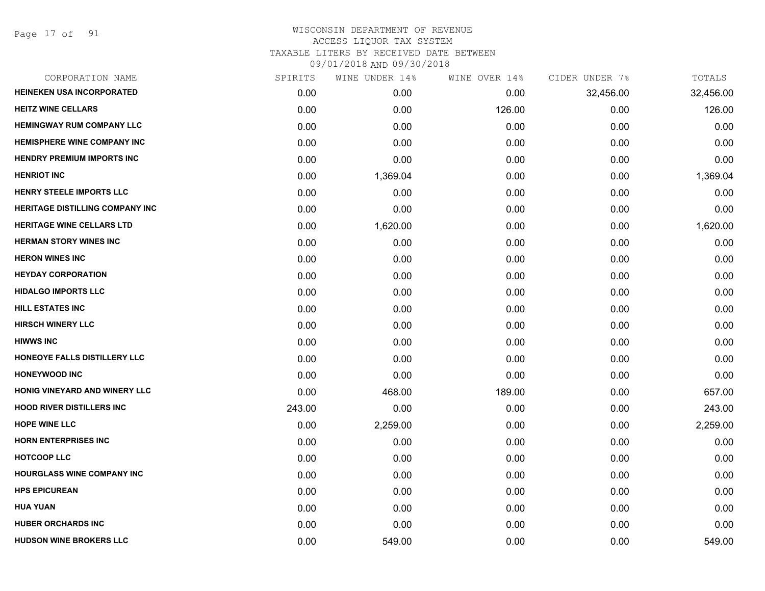WISCONSIN DEPARTMENT OF REVENUE
ACCESS LIQUOR TAX SYSTEM
TAXABLE LITERS BY RECEIVED DATE BETWEEN
09/01/2018 AND 09/30/2018

| CORPORATION NAME | SPIRITS | WINE UNDER 14% | WINE OVER 14% | CIDER UNDER 7% | TOTALS |
|---|---|---|---|---|---|
| HEINEKEN USA INCORPORATED | 0.00 | 0.00 | 0.00 | 32,456.00 | 32,456.00 |
| HEITZ WINE CELLARS | 0.00 | 0.00 | 126.00 | 0.00 | 126.00 |
| HEMINGWAY RUM COMPANY LLC | 0.00 | 0.00 | 0.00 | 0.00 | 0.00 |
| HEMISPHERE WINE COMPANY INC | 0.00 | 0.00 | 0.00 | 0.00 | 0.00 |
| HENDRY PREMIUM IMPORTS INC | 0.00 | 0.00 | 0.00 | 0.00 | 0.00 |
| HENRIOT INC | 0.00 | 1,369.04 | 0.00 | 0.00 | 1,369.04 |
| HENRY STEELE IMPORTS LLC | 0.00 | 0.00 | 0.00 | 0.00 | 0.00 |
| HERITAGE DISTILLING COMPANY INC | 0.00 | 0.00 | 0.00 | 0.00 | 0.00 |
| HERITAGE WINE CELLARS LTD | 0.00 | 1,620.00 | 0.00 | 0.00 | 1,620.00 |
| HERMAN STORY WINES INC | 0.00 | 0.00 | 0.00 | 0.00 | 0.00 |
| HERON WINES INC | 0.00 | 0.00 | 0.00 | 0.00 | 0.00 |
| HEYDAY CORPORATION | 0.00 | 0.00 | 0.00 | 0.00 | 0.00 |
| HIDALGO IMPORTS LLC | 0.00 | 0.00 | 0.00 | 0.00 | 0.00 |
| HILL ESTATES INC | 0.00 | 0.00 | 0.00 | 0.00 | 0.00 |
| HIRSCH WINERY LLC | 0.00 | 0.00 | 0.00 | 0.00 | 0.00 |
| HIWWS INC | 0.00 | 0.00 | 0.00 | 0.00 | 0.00 |
| HONEOYE FALLS DISTILLERY LLC | 0.00 | 0.00 | 0.00 | 0.00 | 0.00 |
| HONEYWOOD INC | 0.00 | 0.00 | 0.00 | 0.00 | 0.00 |
| HONIG VINEYARD AND WINERY LLC | 0.00 | 468.00 | 189.00 | 0.00 | 657.00 |
| HOOD RIVER DISTILLERS INC | 243.00 | 0.00 | 0.00 | 0.00 | 243.00 |
| HOPE WINE LLC | 0.00 | 2,259.00 | 0.00 | 0.00 | 2,259.00 |
| HORN ENTERPRISES INC | 0.00 | 0.00 | 0.00 | 0.00 | 0.00 |
| HOTCOOP LLC | 0.00 | 0.00 | 0.00 | 0.00 | 0.00 |
| HOURGLASS WINE COMPANY INC | 0.00 | 0.00 | 0.00 | 0.00 | 0.00 |
| HPS EPICUREAN | 0.00 | 0.00 | 0.00 | 0.00 | 0.00 |
| HUA YUAN | 0.00 | 0.00 | 0.00 | 0.00 | 0.00 |
| HUBER ORCHARDS INC | 0.00 | 0.00 | 0.00 | 0.00 | 0.00 |
| HUDSON WINE BROKERS LLC | 0.00 | 549.00 | 0.00 | 0.00 | 549.00 |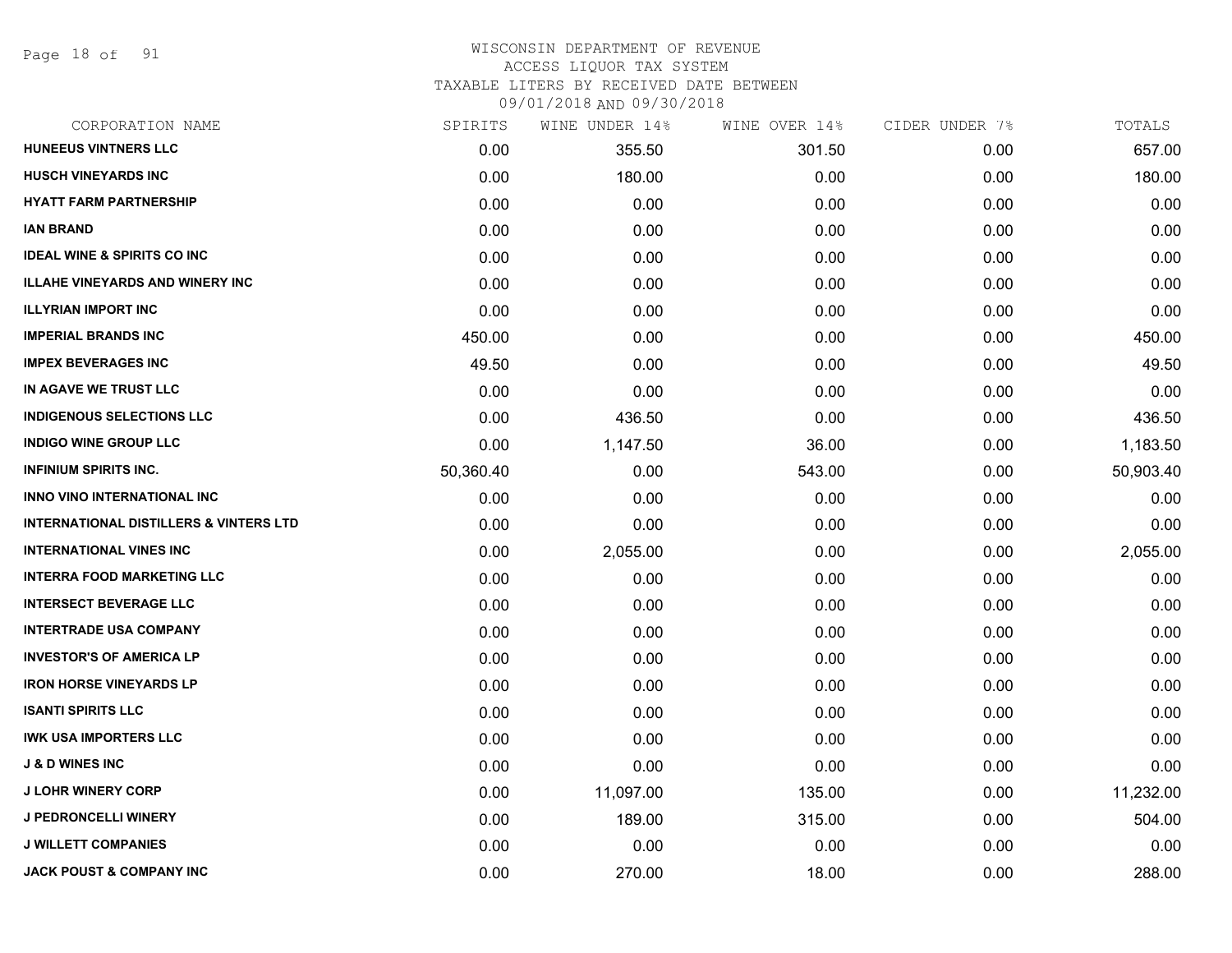# WISCONSIN DEPARTMENT OF REVENUE
ACCESS LIQUOR TAX SYSTEM
TAXABLE LITERS BY RECEIVED DATE BETWEEN
09/01/2018 AND 09/30/2018

| CORPORATION NAME | SPIRITS | WINE UNDER 14% | WINE OVER 14% | CIDER UNDER 7% | TOTALS |
|---|---|---|---|---|---|
| HUNEEUS VINTNERS LLC | 0.00 | 355.50 | 301.50 | 0.00 | 657.00 |
| HUSCH VINEYARDS INC | 0.00 | 180.00 | 0.00 | 0.00 | 180.00 |
| HYATT FARM PARTNERSHIP | 0.00 | 0.00 | 0.00 | 0.00 | 0.00 |
| IAN BRAND | 0.00 | 0.00 | 0.00 | 0.00 | 0.00 |
| IDEAL WINE & SPIRITS CO INC | 0.00 | 0.00 | 0.00 | 0.00 | 0.00 |
| ILLAHE VINEYARDS AND WINERY INC | 0.00 | 0.00 | 0.00 | 0.00 | 0.00 |
| ILLYRIAN IMPORT INC | 0.00 | 0.00 | 0.00 | 0.00 | 0.00 |
| IMPERIAL BRANDS INC | 450.00 | 0.00 | 0.00 | 0.00 | 450.00 |
| IMPEX BEVERAGES INC | 49.50 | 0.00 | 0.00 | 0.00 | 49.50 |
| IN AGAVE WE TRUST LLC | 0.00 | 0.00 | 0.00 | 0.00 | 0.00 |
| INDIGENOUS SELECTIONS LLC | 0.00 | 436.50 | 0.00 | 0.00 | 436.50 |
| INDIGO WINE GROUP LLC | 0.00 | 1,147.50 | 36.00 | 0.00 | 1,183.50 |
| INFINIUM SPIRITS INC. | 50,360.40 | 0.00 | 543.00 | 0.00 | 50,903.40 |
| INNO VINO INTERNATIONAL INC | 0.00 | 0.00 | 0.00 | 0.00 | 0.00 |
| INTERNATIONAL DISTILLERS & VINTERS LTD | 0.00 | 0.00 | 0.00 | 0.00 | 0.00 |
| INTERNATIONAL VINES INC | 0.00 | 2,055.00 | 0.00 | 0.00 | 2,055.00 |
| INTERRA FOOD MARKETING LLC | 0.00 | 0.00 | 0.00 | 0.00 | 0.00 |
| INTERSECT BEVERAGE LLC | 0.00 | 0.00 | 0.00 | 0.00 | 0.00 |
| INTERTRADE USA COMPANY | 0.00 | 0.00 | 0.00 | 0.00 | 0.00 |
| INVESTOR'S OF AMERICA LP | 0.00 | 0.00 | 0.00 | 0.00 | 0.00 |
| IRON HORSE VINEYARDS LP | 0.00 | 0.00 | 0.00 | 0.00 | 0.00 |
| ISANTI SPIRITS LLC | 0.00 | 0.00 | 0.00 | 0.00 | 0.00 |
| IWK USA IMPORTERS LLC | 0.00 | 0.00 | 0.00 | 0.00 | 0.00 |
| J & D WINES INC | 0.00 | 0.00 | 0.00 | 0.00 | 0.00 |
| J LOHR WINERY CORP | 0.00 | 11,097.00 | 135.00 | 0.00 | 11,232.00 |
| J PEDRONCELLI WINERY | 0.00 | 189.00 | 315.00 | 0.00 | 504.00 |
| J WILLETT COMPANIES | 0.00 | 0.00 | 0.00 | 0.00 | 0.00 |
| JACK POUST & COMPANY INC | 0.00 | 270.00 | 18.00 | 0.00 | 288.00 |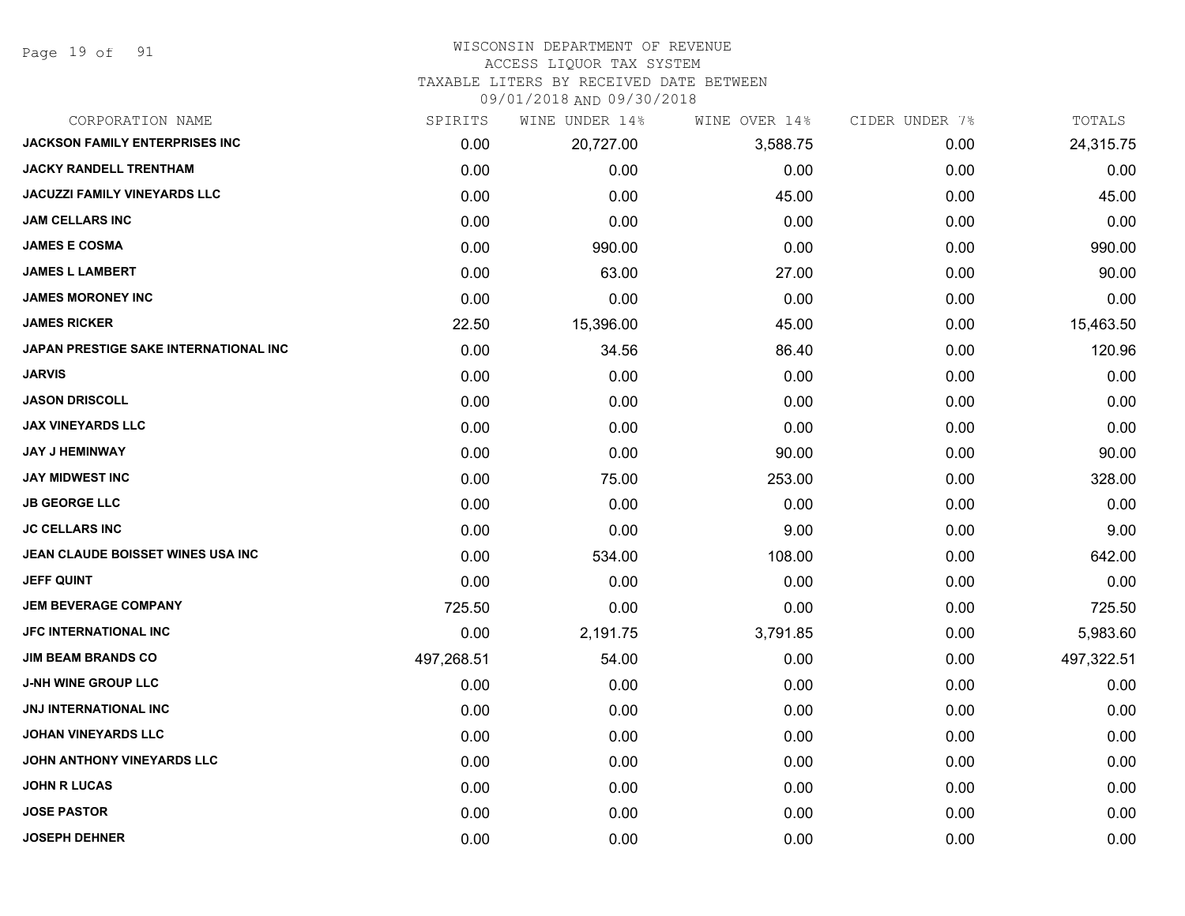# WISCONSIN DEPARTMENT OF REVENUE
## ACCESS LIQUOR TAX SYSTEM
### TAXABLE LITERS BY RECEIVED DATE BETWEEN 09/01/2018 AND 09/30/2018

| CORPORATION NAME | SPIRITS | WINE UNDER 14% | WINE OVER 14% | CIDER UNDER 7% | TOTALS |
|---|---|---|---|---|---|
| JACKSON FAMILY ENTERPRISES INC | 0.00 | 20,727.00 | 3,588.75 | 0.00 | 24,315.75 |
| JACKY RANDELL TRENTHAM | 0.00 | 0.00 | 0.00 | 0.00 | 0.00 |
| JACUZZI FAMILY VINEYARDS LLC | 0.00 | 0.00 | 45.00 | 0.00 | 45.00 |
| JAM CELLARS INC | 0.00 | 0.00 | 0.00 | 0.00 | 0.00 |
| JAMES E COSMA | 0.00 | 990.00 | 0.00 | 0.00 | 990.00 |
| JAMES L LAMBERT | 0.00 | 63.00 | 27.00 | 0.00 | 90.00 |
| JAMES MORONEY INC | 0.00 | 0.00 | 0.00 | 0.00 | 0.00 |
| JAMES RICKER | 22.50 | 15,396.00 | 45.00 | 0.00 | 15,463.50 |
| JAPAN PRESTIGE SAKE INTERNATIONAL INC | 0.00 | 34.56 | 86.40 | 0.00 | 120.96 |
| JARVIS | 0.00 | 0.00 | 0.00 | 0.00 | 0.00 |
| JASON DRISCOLL | 0.00 | 0.00 | 0.00 | 0.00 | 0.00 |
| JAX VINEYARDS LLC | 0.00 | 0.00 | 0.00 | 0.00 | 0.00 |
| JAY J HEMINWAY | 0.00 | 0.00 | 90.00 | 0.00 | 90.00 |
| JAY MIDWEST INC | 0.00 | 75.00 | 253.00 | 0.00 | 328.00 |
| JB GEORGE LLC | 0.00 | 0.00 | 0.00 | 0.00 | 0.00 |
| JC CELLARS INC | 0.00 | 0.00 | 9.00 | 0.00 | 9.00 |
| JEAN CLAUDE BOISSET WINES USA INC | 0.00 | 534.00 | 108.00 | 0.00 | 642.00 |
| JEFF QUINT | 0.00 | 0.00 | 0.00 | 0.00 | 0.00 |
| JEM BEVERAGE COMPANY | 725.50 | 0.00 | 0.00 | 0.00 | 725.50 |
| JFC INTERNATIONAL INC | 0.00 | 2,191.75 | 3,791.85 | 0.00 | 5,983.60 |
| JIM BEAM BRANDS CO | 497,268.51 | 54.00 | 0.00 | 0.00 | 497,322.51 |
| J-NH WINE GROUP LLC | 0.00 | 0.00 | 0.00 | 0.00 | 0.00 |
| JNJ INTERNATIONAL INC | 0.00 | 0.00 | 0.00 | 0.00 | 0.00 |
| JOHAN VINEYARDS LLC | 0.00 | 0.00 | 0.00 | 0.00 | 0.00 |
| JOHN ANTHONY VINEYARDS LLC | 0.00 | 0.00 | 0.00 | 0.00 | 0.00 |
| JOHN R LUCAS | 0.00 | 0.00 | 0.00 | 0.00 | 0.00 |
| JOSE PASTOR | 0.00 | 0.00 | 0.00 | 0.00 | 0.00 |
| JOSEPH DEHNER | 0.00 | 0.00 | 0.00 | 0.00 | 0.00 |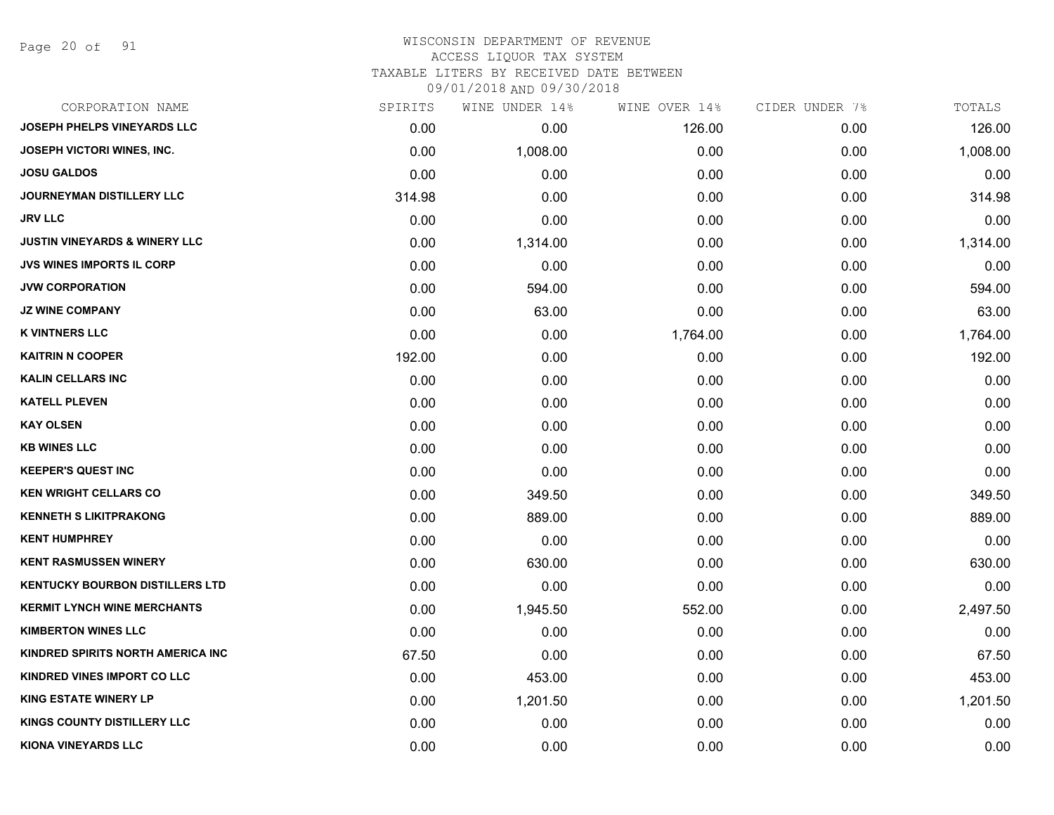# WISCONSIN DEPARTMENT OF REVENUE
## ACCESS LIQUOR TAX SYSTEM
### TAXABLE LITERS BY RECEIVED DATE BETWEEN 09/01/2018 AND 09/30/2018

| CORPORATION NAME | SPIRITS | WINE UNDER 14% | WINE OVER 14% | CIDER UNDER 7% | TOTALS |
|---|---|---|---|---|---|
| JOSEPH PHELPS VINEYARDS LLC | 0.00 | 0.00 | 126.00 | 0.00 | 126.00 |
| JOSEPH VICTORI WINES, INC. | 0.00 | 1,008.00 | 0.00 | 0.00 | 1,008.00 |
| JOSU GALDOS | 0.00 | 0.00 | 0.00 | 0.00 | 0.00 |
| JOURNEYMAN DISTILLERY LLC | 314.98 | 0.00 | 0.00 | 0.00 | 314.98 |
| JRV LLC | 0.00 | 0.00 | 0.00 | 0.00 | 0.00 |
| JUSTIN VINEYARDS & WINERY LLC | 0.00 | 1,314.00 | 0.00 | 0.00 | 1,314.00 |
| JVS WINES IMPORTS IL CORP | 0.00 | 0.00 | 0.00 | 0.00 | 0.00 |
| JVW CORPORATION | 0.00 | 594.00 | 0.00 | 0.00 | 594.00 |
| JZ WINE COMPANY | 0.00 | 63.00 | 0.00 | 0.00 | 63.00 |
| K VINTNERS LLC | 0.00 | 0.00 | 1,764.00 | 0.00 | 1,764.00 |
| KAITRIN N COOPER | 192.00 | 0.00 | 0.00 | 0.00 | 192.00 |
| KALIN CELLARS INC | 0.00 | 0.00 | 0.00 | 0.00 | 0.00 |
| KATELL PLEVEN | 0.00 | 0.00 | 0.00 | 0.00 | 0.00 |
| KAY OLSEN | 0.00 | 0.00 | 0.00 | 0.00 | 0.00 |
| KB WINES LLC | 0.00 | 0.00 | 0.00 | 0.00 | 0.00 |
| KEEPER'S QUEST INC | 0.00 | 0.00 | 0.00 | 0.00 | 0.00 |
| KEN WRIGHT CELLARS CO | 0.00 | 349.50 | 0.00 | 0.00 | 349.50 |
| KENNETH S LIKITPRAKONG | 0.00 | 889.00 | 0.00 | 0.00 | 889.00 |
| KENT HUMPHREY | 0.00 | 0.00 | 0.00 | 0.00 | 0.00 |
| KENT RASMUSSEN WINERY | 0.00 | 630.00 | 0.00 | 0.00 | 630.00 |
| KENTUCKY BOURBON DISTILLERS LTD | 0.00 | 0.00 | 0.00 | 0.00 | 0.00 |
| KERMIT LYNCH WINE MERCHANTS | 0.00 | 1,945.50 | 552.00 | 0.00 | 2,497.50 |
| KIMBERTON WINES LLC | 0.00 | 0.00 | 0.00 | 0.00 | 0.00 |
| KINDRED SPIRITS NORTH AMERICA INC | 67.50 | 0.00 | 0.00 | 0.00 | 67.50 |
| KINDRED VINES IMPORT CO LLC | 0.00 | 453.00 | 0.00 | 0.00 | 453.00 |
| KING ESTATE WINERY LP | 0.00 | 1,201.50 | 0.00 | 0.00 | 1,201.50 |
| KINGS COUNTY DISTILLERY LLC | 0.00 | 0.00 | 0.00 | 0.00 | 0.00 |
| KIONA VINEYARDS LLC | 0.00 | 0.00 | 0.00 | 0.00 | 0.00 |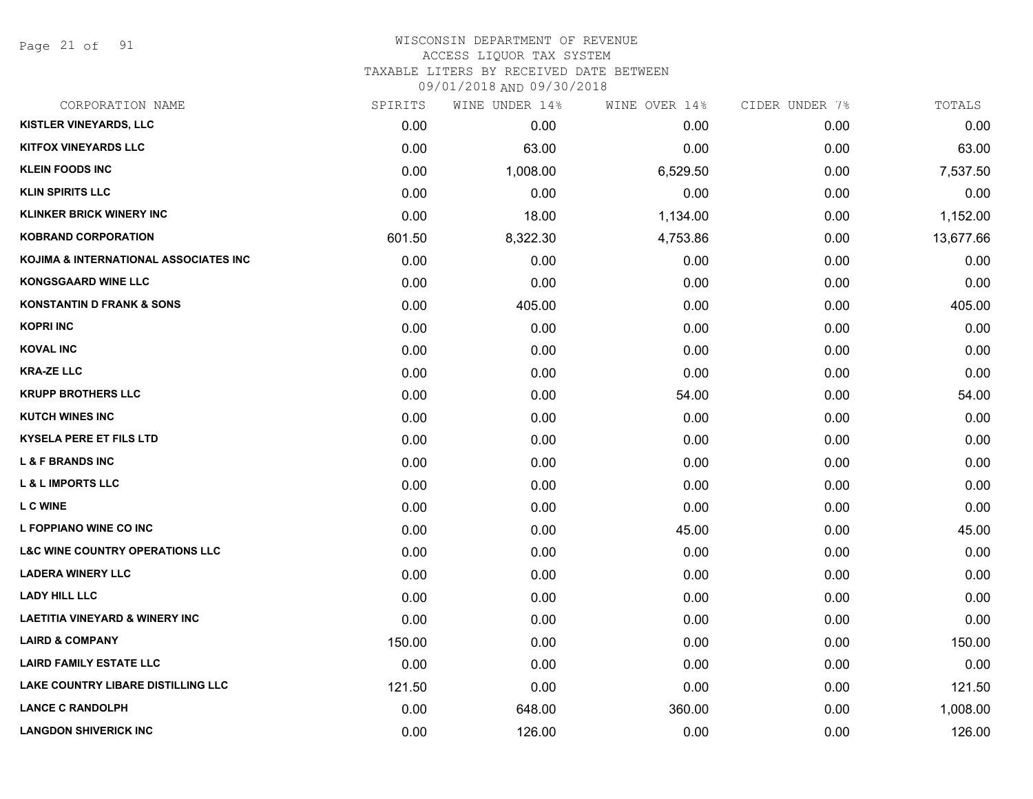# WISCONSIN DEPARTMENT OF REVENUE
## ACCESS LIQUOR TAX SYSTEM
### TAXABLE LITERS BY RECEIVED DATE BETWEEN 09/01/2018 AND 09/30/2018

| CORPORATION NAME | SPIRITS | WINE UNDER 14% | WINE OVER 14% | CIDER UNDER 7% | TOTALS |
|---|---|---|---|---|---|
| KISTLER VINEYARDS, LLC | 0.00 | 0.00 | 0.00 | 0.00 | 0.00 |
| KITFOX VINEYARDS LLC | 0.00 | 63.00 | 0.00 | 0.00 | 63.00 |
| KLEIN FOODS INC | 0.00 | 1,008.00 | 6,529.50 | 0.00 | 7,537.50 |
| KLIN SPIRITS LLC | 0.00 | 0.00 | 0.00 | 0.00 | 0.00 |
| KLINKER BRICK WINERY INC | 0.00 | 18.00 | 1,134.00 | 0.00 | 1,152.00 |
| KOBRAND CORPORATION | 601.50 | 8,322.30 | 4,753.86 | 0.00 | 13,677.66 |
| KOJIMA & INTERNATIONAL ASSOCIATES INC | 0.00 | 0.00 | 0.00 | 0.00 | 0.00 |
| KONGSGAARD WINE LLC | 0.00 | 0.00 | 0.00 | 0.00 | 0.00 |
| KONSTANTIN D FRANK & SONS | 0.00 | 405.00 | 0.00 | 0.00 | 405.00 |
| KOPRI INC | 0.00 | 0.00 | 0.00 | 0.00 | 0.00 |
| KOVAL INC | 0.00 | 0.00 | 0.00 | 0.00 | 0.00 |
| KRA-ZE LLC | 0.00 | 0.00 | 0.00 | 0.00 | 0.00 |
| KRUPP BROTHERS LLC | 0.00 | 0.00 | 54.00 | 0.00 | 54.00 |
| KUTCH WINES INC | 0.00 | 0.00 | 0.00 | 0.00 | 0.00 |
| KYSELA PERE ET FILS LTD | 0.00 | 0.00 | 0.00 | 0.00 | 0.00 |
| L & F BRANDS INC | 0.00 | 0.00 | 0.00 | 0.00 | 0.00 |
| L & L IMPORTS LLC | 0.00 | 0.00 | 0.00 | 0.00 | 0.00 |
| L C WINE | 0.00 | 0.00 | 0.00 | 0.00 | 0.00 |
| L FOPPIANO WINE CO INC | 0.00 | 0.00 | 45.00 | 0.00 | 45.00 |
| L&C WINE COUNTRY OPERATIONS LLC | 0.00 | 0.00 | 0.00 | 0.00 | 0.00 |
| LADERA WINERY LLC | 0.00 | 0.00 | 0.00 | 0.00 | 0.00 |
| LADY HILL LLC | 0.00 | 0.00 | 0.00 | 0.00 | 0.00 |
| LAETITIA VINEYARD & WINERY INC | 0.00 | 0.00 | 0.00 | 0.00 | 0.00 |
| LAIRD & COMPANY | 150.00 | 0.00 | 0.00 | 0.00 | 150.00 |
| LAIRD FAMILY ESTATE LLC | 0.00 | 0.00 | 0.00 | 0.00 | 0.00 |
| LAKE COUNTRY LIBARE DISTILLING LLC | 121.50 | 0.00 | 0.00 | 0.00 | 121.50 |
| LANCE C RANDOLPH | 0.00 | 648.00 | 360.00 | 0.00 | 1,008.00 |
| LANGDON SHIVERICK INC | 0.00 | 126.00 | 0.00 | 0.00 | 126.00 |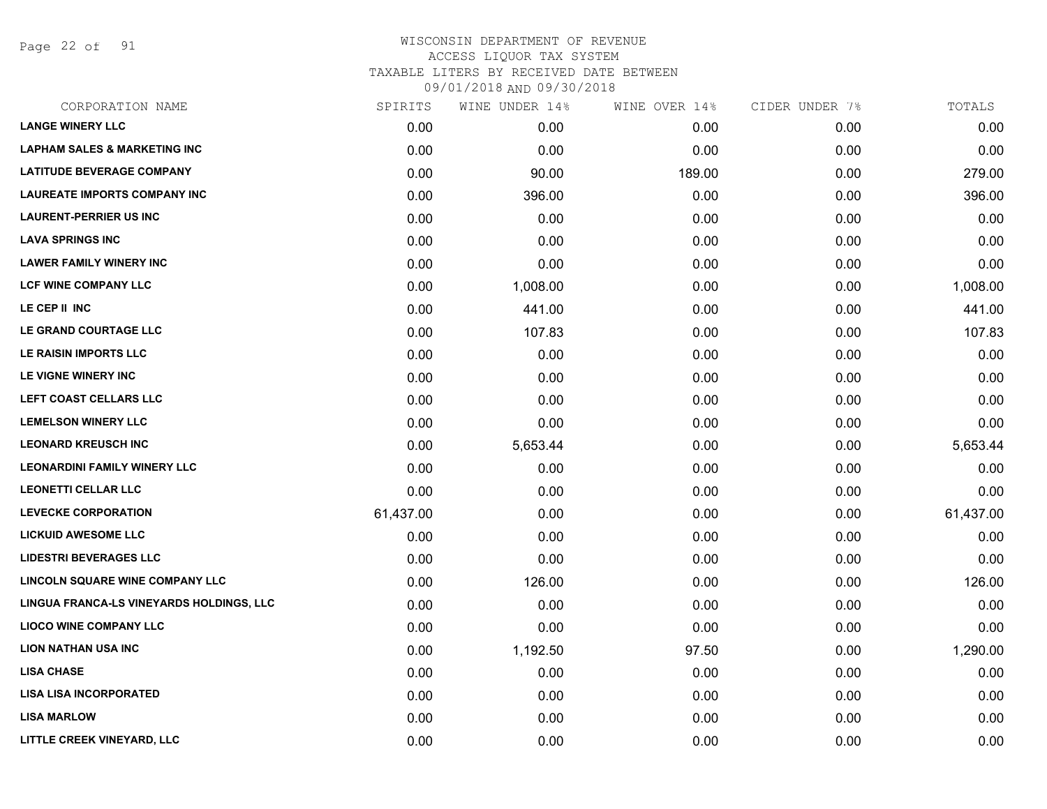WISCONSIN DEPARTMENT OF REVENUE
ACCESS LIQUOR TAX SYSTEM
TAXABLE LITERS BY RECEIVED DATE BETWEEN
09/01/2018 AND 09/30/2018

| CORPORATION NAME | SPIRITS | WINE UNDER 14% | WINE OVER 14% | CIDER UNDER 7% | TOTALS |
|---|---|---|---|---|---|
| **LANGE WINERY LLC** | 0.00 | 0.00 | 0.00 | 0.00 | 0.00 |
| **LAPHAM SALES & MARKETING INC** | 0.00 | 0.00 | 0.00 | 0.00 | 0.00 |
| **LATITUDE BEVERAGE COMPANY** | 0.00 | 90.00 | 189.00 | 0.00 | 279.00 |
| **LAUREATE IMPORTS COMPANY INC** | 0.00 | 396.00 | 0.00 | 0.00 | 396.00 |
| **LAURENT-PERRIER US INC** | 0.00 | 0.00 | 0.00 | 0.00 | 0.00 |
| **LAVA SPRINGS INC** | 0.00 | 0.00 | 0.00 | 0.00 | 0.00 |
| **LAWER FAMILY WINERY INC** | 0.00 | 0.00 | 0.00 | 0.00 | 0.00 |
| **LCF WINE COMPANY LLC** | 0.00 | 1,008.00 | 0.00 | 0.00 | 1,008.00 |
| **LE CEP II INC** | 0.00 | 441.00 | 0.00 | 0.00 | 441.00 |
| **LE GRAND COURTAGE LLC** | 0.00 | 107.83 | 0.00 | 0.00 | 107.83 |
| **LE RAISIN IMPORTS LLC** | 0.00 | 0.00 | 0.00 | 0.00 | 0.00 |
| **LE VIGNE WINERY INC** | 0.00 | 0.00 | 0.00 | 0.00 | 0.00 |
| **LEFT COAST CELLARS LLC** | 0.00 | 0.00 | 0.00 | 0.00 | 0.00 |
| **LEMELSON WINERY LLC** | 0.00 | 0.00 | 0.00 | 0.00 | 0.00 |
| **LEONARD KREUSCH INC** | 0.00 | 5,653.44 | 0.00 | 0.00 | 5,653.44 |
| **LEONARDINI FAMILY WINERY LLC** | 0.00 | 0.00 | 0.00 | 0.00 | 0.00 |
| **LEONETTI CELLAR LLC** | 0.00 | 0.00 | 0.00 | 0.00 | 0.00 |
| **LEVECKE CORPORATION** | 61,437.00 | 0.00 | 0.00 | 0.00 | 61,437.00 |
| **LICKUID AWESOME LLC** | 0.00 | 0.00 | 0.00 | 0.00 | 0.00 |
| **LIDESTRI BEVERAGES LLC** | 0.00 | 0.00 | 0.00 | 0.00 | 0.00 |
| **LINCOLN SQUARE WINE COMPANY LLC** | 0.00 | 126.00 | 0.00 | 0.00 | 126.00 |
| **LINGUA FRANCA-LS VINEYARDS HOLDINGS, LLC** | 0.00 | 0.00 | 0.00 | 0.00 | 0.00 |
| **LIOCO WINE COMPANY LLC** | 0.00 | 0.00 | 0.00 | 0.00 | 0.00 |
| **LION NATHAN USA INC** | 0.00 | 1,192.50 | 97.50 | 0.00 | 1,290.00 |
| **LISA CHASE** | 0.00 | 0.00 | 0.00 | 0.00 | 0.00 |
| **LISA LISA INCORPORATED** | 0.00 | 0.00 | 0.00 | 0.00 | 0.00 |
| **LISA MARLOW** | 0.00 | 0.00 | 0.00 | 0.00 | 0.00 |
| **LITTLE CREEK VINEYARD, LLC** | 0.00 | 0.00 | 0.00 | 0.00 | 0.00 |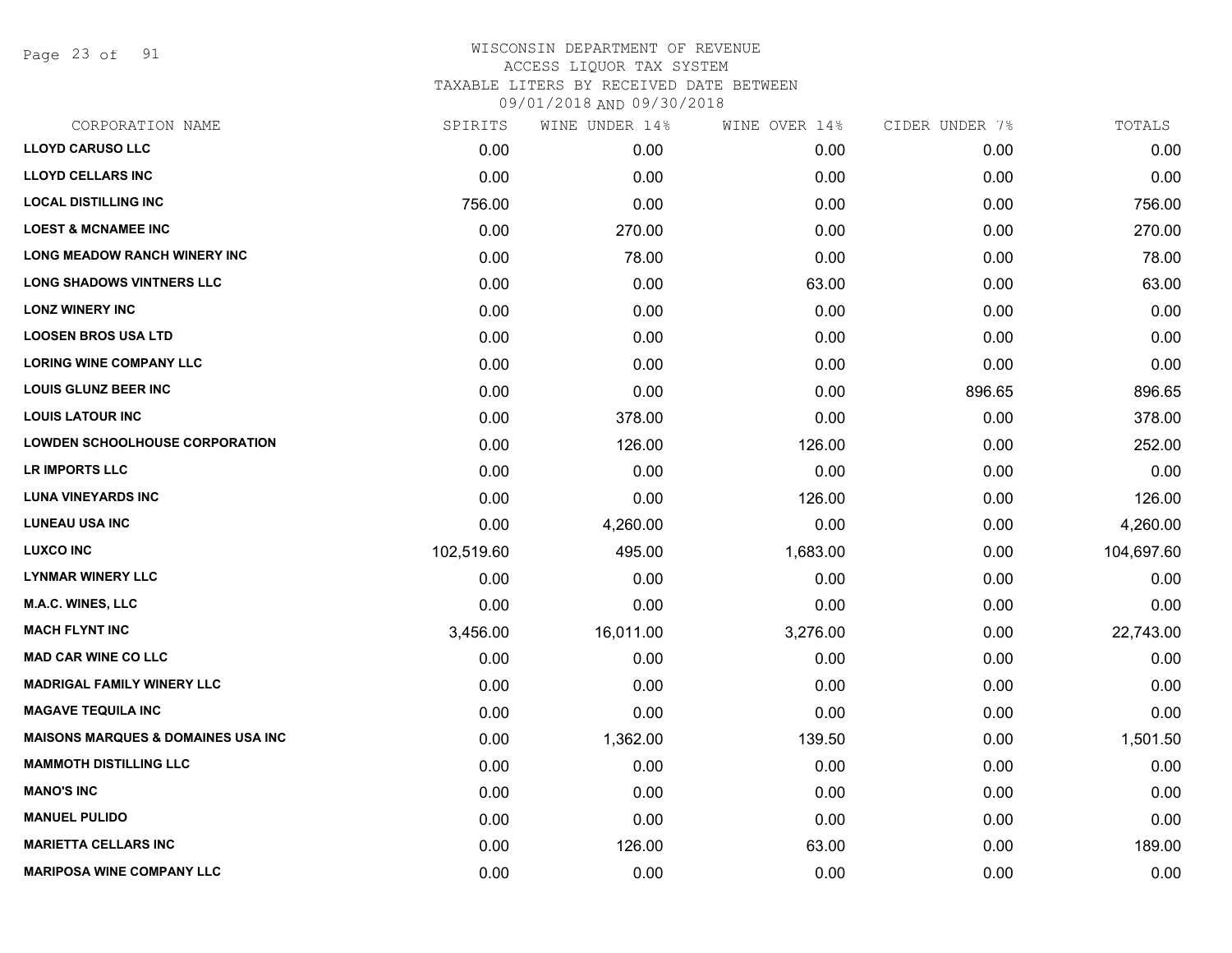WISCONSIN DEPARTMENT OF REVENUE
ACCESS LIQUOR TAX SYSTEM
TAXABLE LITERS BY RECEIVED DATE BETWEEN
09/01/2018 AND 09/30/2018

| CORPORATION NAME | SPIRITS | WINE UNDER 14% | WINE OVER 14% | CIDER UNDER 7% | TOTALS |
|---|---|---|---|---|---|
| LLOYD CARUSO LLC | 0.00 | 0.00 | 0.00 | 0.00 | 0.00 |
| LLOYD CELLARS INC | 0.00 | 0.00 | 0.00 | 0.00 | 0.00 |
| LOCAL DISTILLING INC | 756.00 | 0.00 | 0.00 | 0.00 | 756.00 |
| LOEST & MCNAMEE INC | 0.00 | 270.00 | 0.00 | 0.00 | 270.00 |
| LONG MEADOW RANCH WINERY INC | 0.00 | 78.00 | 0.00 | 0.00 | 78.00 |
| LONG SHADOWS VINTNERS LLC | 0.00 | 0.00 | 63.00 | 0.00 | 63.00 |
| LONZ WINERY INC | 0.00 | 0.00 | 0.00 | 0.00 | 0.00 |
| LOOSEN BROS USA LTD | 0.00 | 0.00 | 0.00 | 0.00 | 0.00 |
| LORING WINE COMPANY LLC | 0.00 | 0.00 | 0.00 | 0.00 | 0.00 |
| LOUIS GLUNZ BEER INC | 0.00 | 0.00 | 0.00 | 896.65 | 896.65 |
| LOUIS LATOUR INC | 0.00 | 378.00 | 0.00 | 0.00 | 378.00 |
| LOWDEN SCHOOLHOUSE CORPORATION | 0.00 | 126.00 | 126.00 | 0.00 | 252.00 |
| LR IMPORTS LLC | 0.00 | 0.00 | 0.00 | 0.00 | 0.00 |
| LUNA VINEYARDS INC | 0.00 | 0.00 | 126.00 | 0.00 | 126.00 |
| LUNEAU USA INC | 0.00 | 4,260.00 | 0.00 | 0.00 | 4,260.00 |
| LUXCO INC | 102,519.60 | 495.00 | 1,683.00 | 0.00 | 104,697.60 |
| LYNMAR WINERY LLC | 0.00 | 0.00 | 0.00 | 0.00 | 0.00 |
| M.A.C. WINES, LLC | 0.00 | 0.00 | 0.00 | 0.00 | 0.00 |
| MACH FLYNT INC | 3,456.00 | 16,011.00 | 3,276.00 | 0.00 | 22,743.00 |
| MAD CAR WINE CO LLC | 0.00 | 0.00 | 0.00 | 0.00 | 0.00 |
| MADRIGAL FAMILY WINERY LLC | 0.00 | 0.00 | 0.00 | 0.00 | 0.00 |
| MAGAVE TEQUILA INC | 0.00 | 0.00 | 0.00 | 0.00 | 0.00 |
| MAISONS MARQUES & DOMAINES USA INC | 0.00 | 1,362.00 | 139.50 | 0.00 | 1,501.50 |
| MAMMOTH DISTILLING LLC | 0.00 | 0.00 | 0.00 | 0.00 | 0.00 |
| MANO'S INC | 0.00 | 0.00 | 0.00 | 0.00 | 0.00 |
| MANUEL PULIDO | 0.00 | 0.00 | 0.00 | 0.00 | 0.00 |
| MARIETTA CELLARS INC | 0.00 | 126.00 | 63.00 | 0.00 | 189.00 |
| MARIPOSA WINE COMPANY LLC | 0.00 | 0.00 | 0.00 | 0.00 | 0.00 |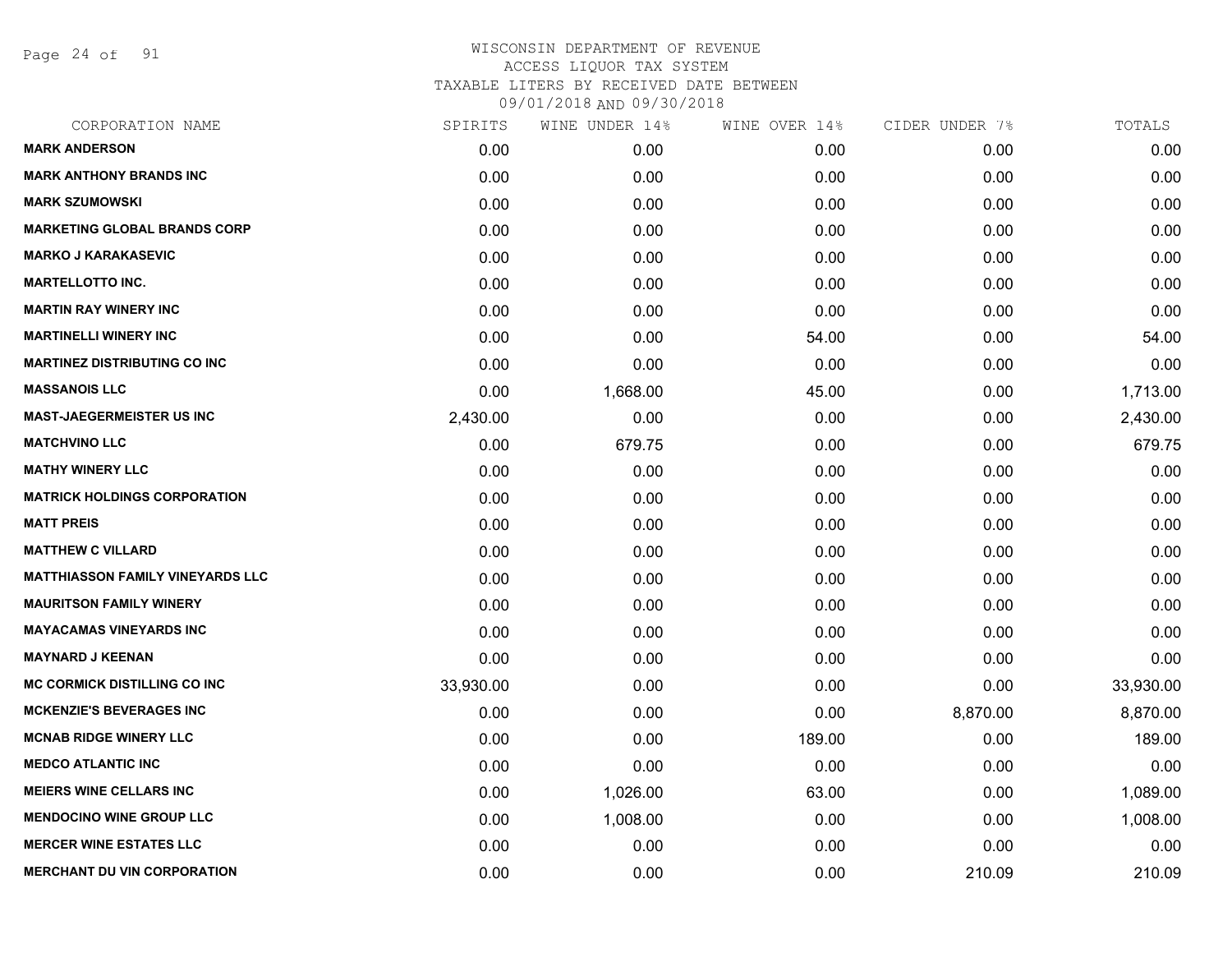# WISCONSIN DEPARTMENT OF REVENUE
## ACCESS LIQUOR TAX SYSTEM
### TAXABLE LITERS BY RECEIVED DATE BETWEEN 09/01/2018 AND 09/30/2018

| CORPORATION NAME | SPIRITS | WINE UNDER 14% | WINE OVER 14% | CIDER UNDER 7% | TOTALS |
|---|---|---|---|---|---|
| MARK ANDERSON | 0.00 | 0.00 | 0.00 | 0.00 | 0.00 |
| MARK ANTHONY BRANDS INC | 0.00 | 0.00 | 0.00 | 0.00 | 0.00 |
| MARK SZUMOWSKI | 0.00 | 0.00 | 0.00 | 0.00 | 0.00 |
| MARKETING GLOBAL BRANDS CORP | 0.00 | 0.00 | 0.00 | 0.00 | 0.00 |
| MARKO J KARAKASEVIC | 0.00 | 0.00 | 0.00 | 0.00 | 0.00 |
| MARTELLOTTO INC. | 0.00 | 0.00 | 0.00 | 0.00 | 0.00 |
| MARTIN RAY WINERY INC | 0.00 | 0.00 | 0.00 | 0.00 | 0.00 |
| MARTINELLI WINERY INC | 0.00 | 0.00 | 54.00 | 0.00 | 54.00 |
| MARTINEZ DISTRIBUTING CO INC | 0.00 | 0.00 | 0.00 | 0.00 | 0.00 |
| MASSANOIS LLC | 0.00 | 1,668.00 | 45.00 | 0.00 | 1,713.00 |
| MAST-JAEGERMEISTER US INC | 2,430.00 | 0.00 | 0.00 | 0.00 | 2,430.00 |
| MATCHVINO LLC | 0.00 | 679.75 | 0.00 | 0.00 | 679.75 |
| MATHY WINERY LLC | 0.00 | 0.00 | 0.00 | 0.00 | 0.00 |
| MATRICK HOLDINGS CORPORATION | 0.00 | 0.00 | 0.00 | 0.00 | 0.00 |
| MATT PREIS | 0.00 | 0.00 | 0.00 | 0.00 | 0.00 |
| MATTHEW C VILLARD | 0.00 | 0.00 | 0.00 | 0.00 | 0.00 |
| MATTHIASSON FAMILY VINEYARDS LLC | 0.00 | 0.00 | 0.00 | 0.00 | 0.00 |
| MAURITSON FAMILY WINERY | 0.00 | 0.00 | 0.00 | 0.00 | 0.00 |
| MAYACAMAS VINEYARDS INC | 0.00 | 0.00 | 0.00 | 0.00 | 0.00 |
| MAYNARD J KEENAN | 0.00 | 0.00 | 0.00 | 0.00 | 0.00 |
| MC CORMICK DISTILLING CO INC | 33,930.00 | 0.00 | 0.00 | 0.00 | 33,930.00 |
| MCKENZIE'S BEVERAGES INC | 0.00 | 0.00 | 0.00 | 8,870.00 | 8,870.00 |
| MCNAB RIDGE WINERY LLC | 0.00 | 0.00 | 189.00 | 0.00 | 189.00 |
| MEDCO ATLANTIC INC | 0.00 | 0.00 | 0.00 | 0.00 | 0.00 |
| MEIERS WINE CELLARS INC | 0.00 | 1,026.00 | 63.00 | 0.00 | 1,089.00 |
| MENDOCINO WINE GROUP LLC | 0.00 | 1,008.00 | 0.00 | 0.00 | 1,008.00 |
| MERCER WINE ESTATES LLC | 0.00 | 0.00 | 0.00 | 0.00 | 0.00 |
| MERCHANT DU VIN CORPORATION | 0.00 | 0.00 | 0.00 | 210.09 | 210.09 |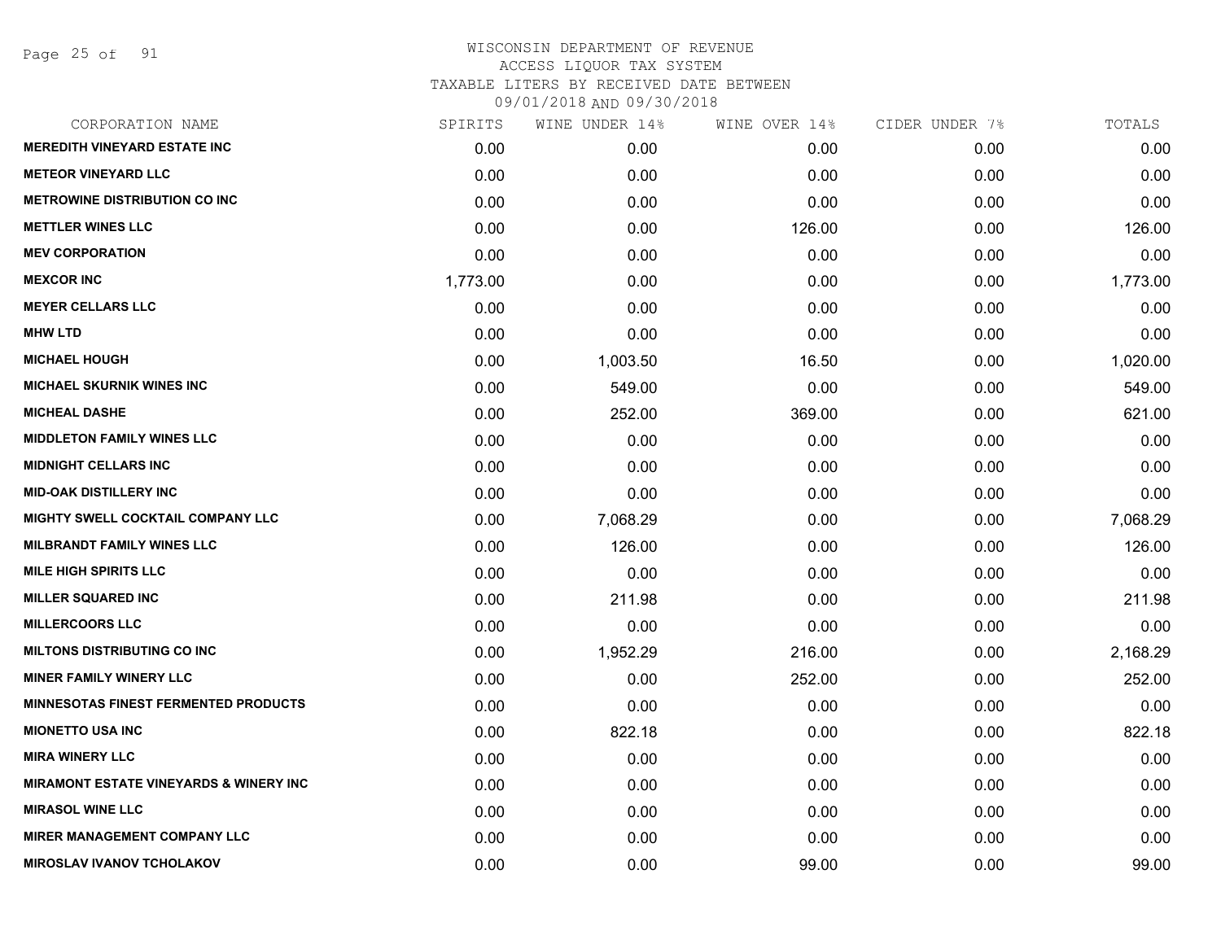# WISCONSIN DEPARTMENT OF REVENUE
## ACCESS LIQUOR TAX SYSTEM
## TAXABLE LITERS BY RECEIVED DATE BETWEEN 09/01/2018 AND 09/30/2018

| CORPORATION NAME | SPIRITS | WINE UNDER 14% | WINE OVER 14% | CIDER UNDER 7% | TOTALS |
|---|---|---|---|---|---|
| MEREDITH VINEYARD ESTATE INC | 0.00 | 0.00 | 0.00 | 0.00 | 0.00 |
| METEOR VINEYARD LLC | 0.00 | 0.00 | 0.00 | 0.00 | 0.00 |
| METROWINE DISTRIBUTION CO INC | 0.00 | 0.00 | 0.00 | 0.00 | 0.00 |
| METTLER WINES LLC | 0.00 | 0.00 | 126.00 | 0.00 | 126.00 |
| MEV CORPORATION | 0.00 | 0.00 | 0.00 | 0.00 | 0.00 |
| MEXCOR INC | 1,773.00 | 0.00 | 0.00 | 0.00 | 1,773.00 |
| MEYER CELLARS LLC | 0.00 | 0.00 | 0.00 | 0.00 | 0.00 |
| MHW LTD | 0.00 | 0.00 | 0.00 | 0.00 | 0.00 |
| MICHAEL HOUGH | 0.00 | 1,003.50 | 16.50 | 0.00 | 1,020.00 |
| MICHAEL SKURNIK WINES INC | 0.00 | 549.00 | 0.00 | 0.00 | 549.00 |
| MICHEAL DASHE | 0.00 | 252.00 | 369.00 | 0.00 | 621.00 |
| MIDDLETON FAMILY WINES LLC | 0.00 | 0.00 | 0.00 | 0.00 | 0.00 |
| MIDNIGHT CELLARS INC | 0.00 | 0.00 | 0.00 | 0.00 | 0.00 |
| MID-OAK DISTILLERY INC | 0.00 | 0.00 | 0.00 | 0.00 | 0.00 |
| MIGHTY SWELL COCKTAIL COMPANY LLC | 0.00 | 7,068.29 | 0.00 | 0.00 | 7,068.29 |
| MILBRANDT FAMILY WINES LLC | 0.00 | 126.00 | 0.00 | 0.00 | 126.00 |
| MILE HIGH SPIRITS LLC | 0.00 | 0.00 | 0.00 | 0.00 | 0.00 |
| MILLER SQUARED INC | 0.00 | 211.98 | 0.00 | 0.00 | 211.98 |
| MILLERCOORS LLC | 0.00 | 0.00 | 0.00 | 0.00 | 0.00 |
| MILTONS DISTRIBUTING CO INC | 0.00 | 1,952.29 | 216.00 | 0.00 | 2,168.29 |
| MINER FAMILY WINERY LLC | 0.00 | 0.00 | 252.00 | 0.00 | 252.00 |
| MINNESOTAS FINEST FERMENTED PRODUCTS | 0.00 | 0.00 | 0.00 | 0.00 | 0.00 |
| MIONETTO USA INC | 0.00 | 822.18 | 0.00 | 0.00 | 822.18 |
| MIRA WINERY LLC | 0.00 | 0.00 | 0.00 | 0.00 | 0.00 |
| MIRAMONT ESTATE VINEYARDS & WINERY INC | 0.00 | 0.00 | 0.00 | 0.00 | 0.00 |
| MIRASOL WINE LLC | 0.00 | 0.00 | 0.00 | 0.00 | 0.00 |
| MIRER MANAGEMENT COMPANY LLC | 0.00 | 0.00 | 0.00 | 0.00 | 0.00 |
| MIROSLAV IVANOV TCHOLAKOV | 0.00 | 0.00 | 99.00 | 0.00 | 99.00 |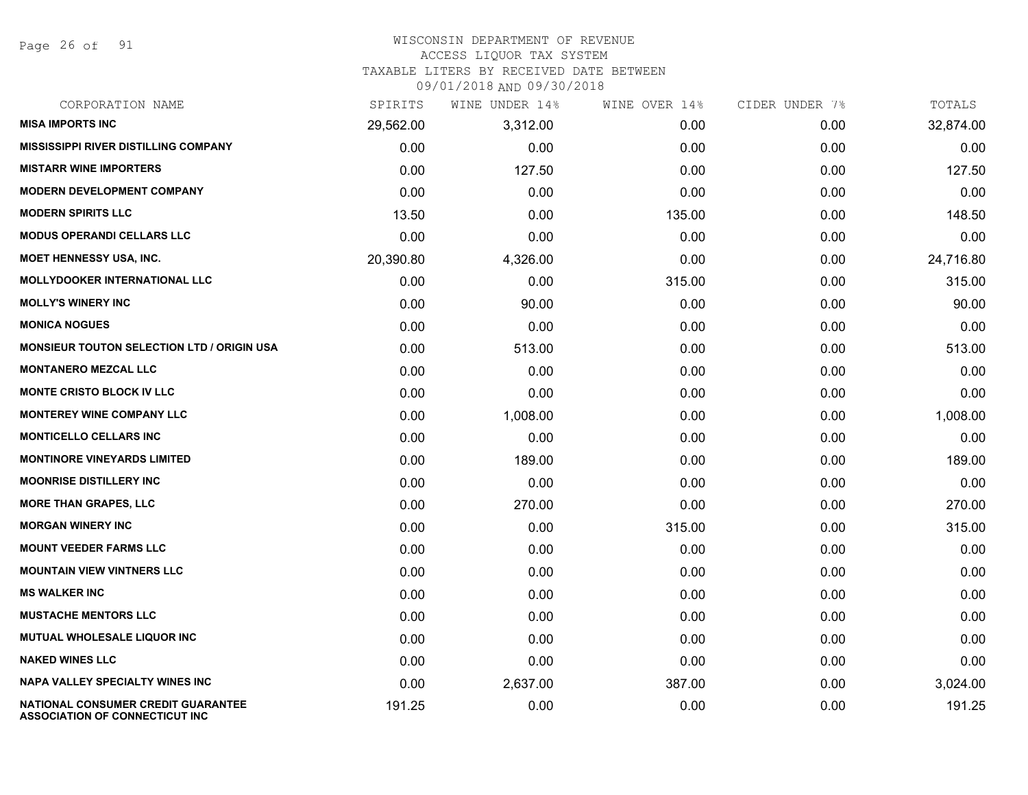WISCONSIN DEPARTMENT OF REVENUE
ACCESS LIQUOR TAX SYSTEM
TAXABLE LITERS BY RECEIVED DATE BETWEEN
09/01/2018 AND 09/30/2018

| CORPORATION NAME | SPIRITS | WINE UNDER 14% | WINE OVER 14% | CIDER UNDER 7% | TOTALS |
|---|---|---|---|---|---|
| **MISA IMPORTS INC** | 29,562.00 | 3,312.00 | 0.00 | 0.00 | 32,874.00 |
| **MISSISSIPPI RIVER DISTILLING COMPANY** | 0.00 | 0.00 | 0.00 | 0.00 | 0.00 |
| **MISTARR WINE IMPORTERS** | 0.00 | 127.50 | 0.00 | 0.00 | 127.50 |
| **MODERN DEVELOPMENT COMPANY** | 0.00 | 0.00 | 0.00 | 0.00 | 0.00 |
| **MODERN SPIRITS LLC** | 13.50 | 0.00 | 135.00 | 0.00 | 148.50 |
| **MODUS OPERANDI CELLARS LLC** | 0.00 | 0.00 | 0.00 | 0.00 | 0.00 |
| **MOET HENNESSY USA, INC.** | 20,390.80 | 4,326.00 | 0.00 | 0.00 | 24,716.80 |
| **MOLLYDOOKER INTERNATIONAL LLC** | 0.00 | 0.00 | 315.00 | 0.00 | 315.00 |
| **MOLLY'S WINERY INC** | 0.00 | 90.00 | 0.00 | 0.00 | 90.00 |
| **MONICA NOGUES** | 0.00 | 0.00 | 0.00 | 0.00 | 0.00 |
| **MONSIEUR TOUTON SELECTION LTD / ORIGIN USA** | 0.00 | 513.00 | 0.00 | 0.00 | 513.00 |
| **MONTANERO MEZCAL LLC** | 0.00 | 0.00 | 0.00 | 0.00 | 0.00 |
| **MONTE CRISTO BLOCK IV LLC** | 0.00 | 0.00 | 0.00 | 0.00 | 0.00 |
| **MONTEREY WINE COMPANY LLC** | 0.00 | 1,008.00 | 0.00 | 0.00 | 1,008.00 |
| **MONTICELLO CELLARS INC** | 0.00 | 0.00 | 0.00 | 0.00 | 0.00 |
| **MONTINORE VINEYARDS LIMITED** | 0.00 | 189.00 | 0.00 | 0.00 | 189.00 |
| **MOONRISE DISTILLERY INC** | 0.00 | 0.00 | 0.00 | 0.00 | 0.00 |
| **MORE THAN GRAPES, LLC** | 0.00 | 270.00 | 0.00 | 0.00 | 270.00 |
| **MORGAN WINERY INC** | 0.00 | 0.00 | 315.00 | 0.00 | 315.00 |
| **MOUNT VEEDER FARMS LLC** | 0.00 | 0.00 | 0.00 | 0.00 | 0.00 |
| **MOUNTAIN VIEW VINTNERS LLC** | 0.00 | 0.00 | 0.00 | 0.00 | 0.00 |
| **MS WALKER INC** | 0.00 | 0.00 | 0.00 | 0.00 | 0.00 |
| **MUSTACHE MENTORS LLC** | 0.00 | 0.00 | 0.00 | 0.00 | 0.00 |
| **MUTUAL WHOLESALE LIQUOR INC** | 0.00 | 0.00 | 0.00 | 0.00 | 0.00 |
| **NAKED WINES LLC** | 0.00 | 0.00 | 0.00 | 0.00 | 0.00 |
| **NAPA VALLEY SPECIALTY WINES INC** | 0.00 | 2,637.00 | 387.00 | 0.00 | 3,024.00 |
| **NATIONAL CONSUMER CREDIT GUARANTEE ASSOCIATION OF CONNECTICUT INC** | 191.25 | 0.00 | 0.00 | 0.00 | 191.25 |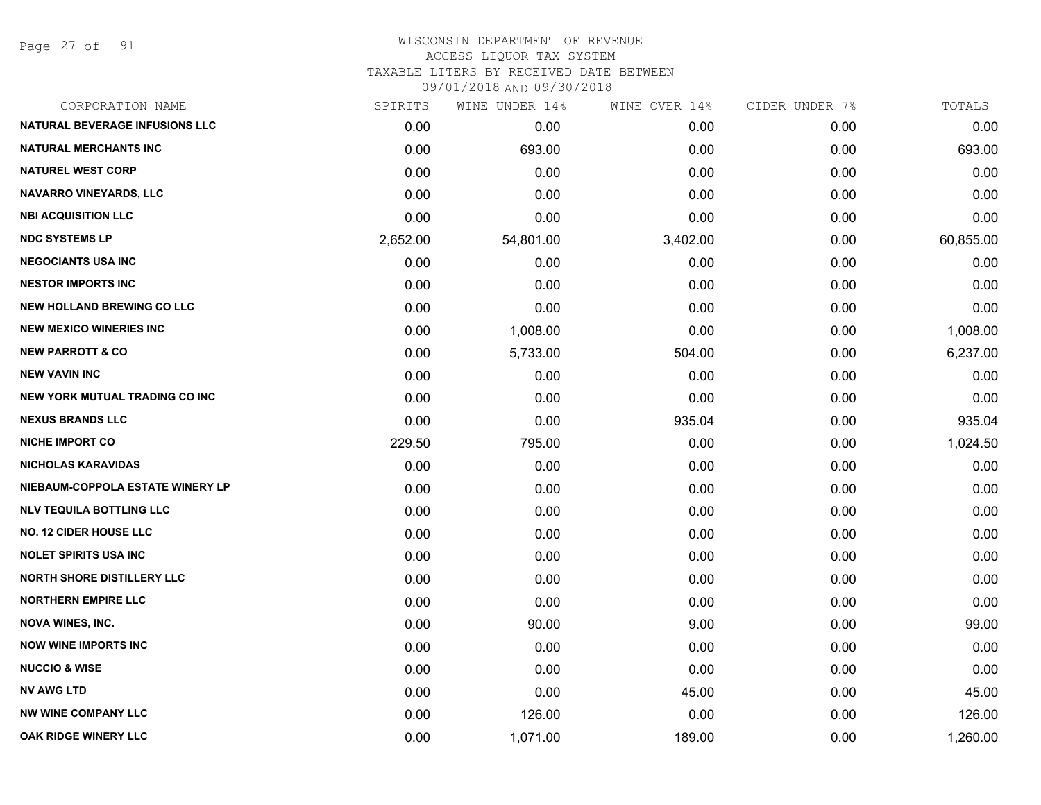WISCONSIN DEPARTMENT OF REVENUE
ACCESS LIQUOR TAX SYSTEM
TAXABLE LITERS BY RECEIVED DATE BETWEEN
09/01/2018 AND 09/30/2018

| CORPORATION NAME | SPIRITS | WINE UNDER 14% | WINE OVER 14% | CIDER UNDER 7% | TOTALS |
|---|---|---|---|---|---|
| NATURAL BEVERAGE INFUSIONS LLC | 0.00 | 0.00 | 0.00 | 0.00 | 0.00 |
| NATURAL MERCHANTS INC | 0.00 | 693.00 | 0.00 | 0.00 | 693.00 |
| NATUREL WEST CORP | 0.00 | 0.00 | 0.00 | 0.00 | 0.00 |
| NAVARRO VINEYARDS, LLC | 0.00 | 0.00 | 0.00 | 0.00 | 0.00 |
| NBI ACQUISITION LLC | 0.00 | 0.00 | 0.00 | 0.00 | 0.00 |
| NDC SYSTEMS LP | 2,652.00 | 54,801.00 | 3,402.00 | 0.00 | 60,855.00 |
| NEGOCIANTS USA INC | 0.00 | 0.00 | 0.00 | 0.00 | 0.00 |
| NESTOR IMPORTS INC | 0.00 | 0.00 | 0.00 | 0.00 | 0.00 |
| NEW HOLLAND BREWING CO LLC | 0.00 | 0.00 | 0.00 | 0.00 | 0.00 |
| NEW MEXICO WINERIES INC | 0.00 | 1,008.00 | 0.00 | 0.00 | 1,008.00 |
| NEW PARROTT & CO | 0.00 | 5,733.00 | 504.00 | 0.00 | 6,237.00 |
| NEW VAVIN INC | 0.00 | 0.00 | 0.00 | 0.00 | 0.00 |
| NEW YORK MUTUAL TRADING CO INC | 0.00 | 0.00 | 0.00 | 0.00 | 0.00 |
| NEXUS BRANDS LLC | 0.00 | 0.00 | 935.04 | 0.00 | 935.04 |
| NICHE IMPORT CO | 229.50 | 795.00 | 0.00 | 0.00 | 1,024.50 |
| NICHOLAS KARAVIDAS | 0.00 | 0.00 | 0.00 | 0.00 | 0.00 |
| NIEBAUM-COPPOLA ESTATE WINERY LP | 0.00 | 0.00 | 0.00 | 0.00 | 0.00 |
| NLV TEQUILA BOTTLING LLC | 0.00 | 0.00 | 0.00 | 0.00 | 0.00 |
| NO. 12 CIDER HOUSE LLC | 0.00 | 0.00 | 0.00 | 0.00 | 0.00 |
| NOLET SPIRITS USA INC | 0.00 | 0.00 | 0.00 | 0.00 | 0.00 |
| NORTH SHORE DISTILLERY LLC | 0.00 | 0.00 | 0.00 | 0.00 | 0.00 |
| NORTHERN EMPIRE LLC | 0.00 | 0.00 | 0.00 | 0.00 | 0.00 |
| NOVA WINES, INC. | 0.00 | 90.00 | 9.00 | 0.00 | 99.00 |
| NOW WINE IMPORTS INC | 0.00 | 0.00 | 0.00 | 0.00 | 0.00 |
| NUCCIO & WISE | 0.00 | 0.00 | 0.00 | 0.00 | 0.00 |
| NV AWG LTD | 0.00 | 0.00 | 45.00 | 0.00 | 45.00 |
| NW WINE COMPANY LLC | 0.00 | 126.00 | 0.00 | 0.00 | 126.00 |
| OAK RIDGE WINERY LLC | 0.00 | 1,071.00 | 189.00 | 0.00 | 1,260.00 |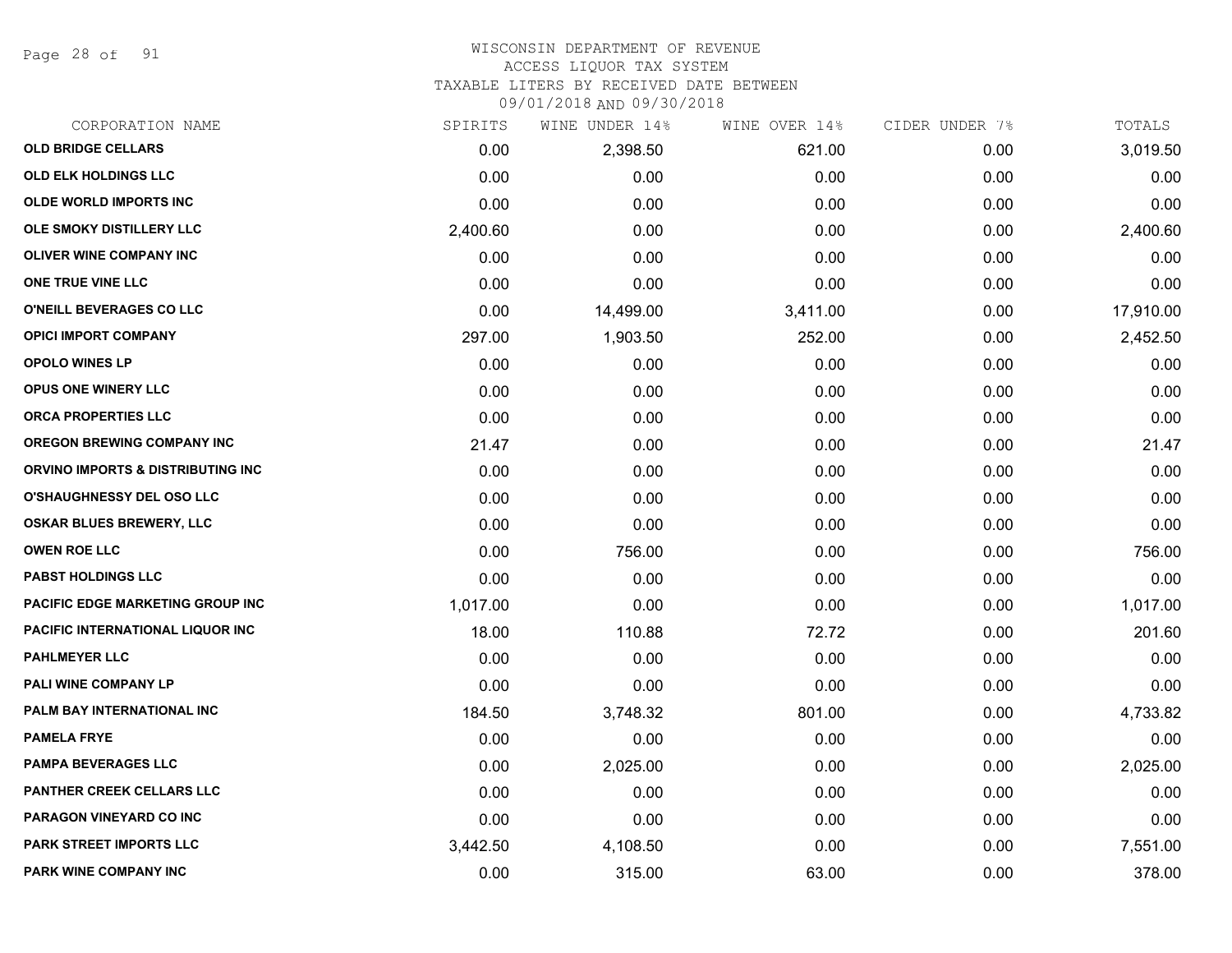# WISCONSIN DEPARTMENT OF REVENUE
## ACCESS LIQUOR TAX SYSTEM
### TAXABLE LITERS BY RECEIVED DATE BETWEEN 09/01/2018 AND 09/30/2018

| CORPORATION NAME | SPIRITS | WINE UNDER 14% | WINE OVER 14% | CIDER UNDER 7% | TOTALS |
|---|---|---|---|---|---|
| OLD BRIDGE CELLARS | 0.00 | 2,398.50 | 621.00 | 0.00 | 3,019.50 |
| OLD ELK HOLDINGS LLC | 0.00 | 0.00 | 0.00 | 0.00 | 0.00 |
| OLDE WORLD IMPORTS INC | 0.00 | 0.00 | 0.00 | 0.00 | 0.00 |
| OLE SMOKY DISTILLERY LLC | 2,400.60 | 0.00 | 0.00 | 0.00 | 2,400.60 |
| OLIVER WINE COMPANY INC | 0.00 | 0.00 | 0.00 | 0.00 | 0.00 |
| ONE TRUE VINE LLC | 0.00 | 0.00 | 0.00 | 0.00 | 0.00 |
| O'NEILL BEVERAGES CO LLC | 0.00 | 14,499.00 | 3,411.00 | 0.00 | 17,910.00 |
| OPICI IMPORT COMPANY | 297.00 | 1,903.50 | 252.00 | 0.00 | 2,452.50 |
| OPOLO WINES LP | 0.00 | 0.00 | 0.00 | 0.00 | 0.00 |
| OPUS ONE WINERY LLC | 0.00 | 0.00 | 0.00 | 0.00 | 0.00 |
| ORCA PROPERTIES LLC | 0.00 | 0.00 | 0.00 | 0.00 | 0.00 |
| OREGON BREWING COMPANY INC | 21.47 | 0.00 | 0.00 | 0.00 | 21.47 |
| ORVINO IMPORTS & DISTRIBUTING INC | 0.00 | 0.00 | 0.00 | 0.00 | 0.00 |
| O'SHAUGHNESSY DEL OSO LLC | 0.00 | 0.00 | 0.00 | 0.00 | 0.00 |
| OSKAR BLUES BREWERY, LLC | 0.00 | 0.00 | 0.00 | 0.00 | 0.00 |
| OWEN ROE LLC | 0.00 | 756.00 | 0.00 | 0.00 | 756.00 |
| PABST HOLDINGS LLC | 0.00 | 0.00 | 0.00 | 0.00 | 0.00 |
| PACIFIC EDGE MARKETING GROUP INC | 1,017.00 | 0.00 | 0.00 | 0.00 | 1,017.00 |
| PACIFIC INTERNATIONAL LIQUOR INC | 18.00 | 110.88 | 72.72 | 0.00 | 201.60 |
| PAHLMEYER LLC | 0.00 | 0.00 | 0.00 | 0.00 | 0.00 |
| PALI WINE COMPANY LP | 0.00 | 0.00 | 0.00 | 0.00 | 0.00 |
| PALM BAY INTERNATIONAL INC | 184.50 | 3,748.32 | 801.00 | 0.00 | 4,733.82 |
| PAMELA FRYE | 0.00 | 0.00 | 0.00 | 0.00 | 0.00 |
| PAMPA BEVERAGES LLC | 0.00 | 2,025.00 | 0.00 | 0.00 | 2,025.00 |
| PANTHER CREEK CELLARS LLC | 0.00 | 0.00 | 0.00 | 0.00 | 0.00 |
| PARAGON VINEYARD CO INC | 0.00 | 0.00 | 0.00 | 0.00 | 0.00 |
| PARK STREET IMPORTS LLC | 3,442.50 | 4,108.50 | 0.00 | 0.00 | 7,551.00 |
| PARK WINE COMPANY INC | 0.00 | 315.00 | 63.00 | 0.00 | 378.00 |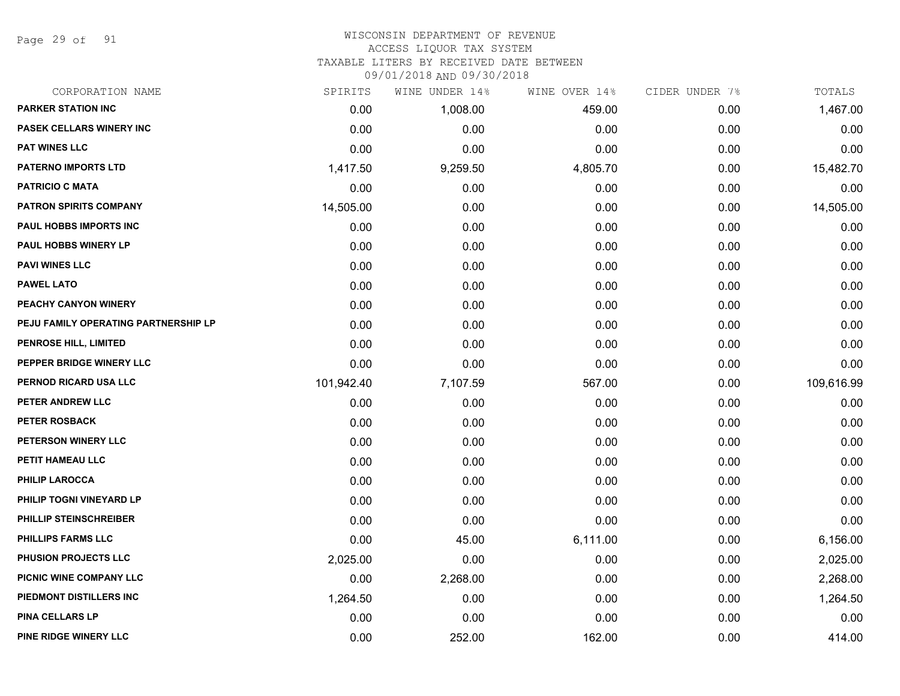# WISCONSIN DEPARTMENT OF REVENUE
## ACCESS LIQUOR TAX SYSTEM
### TAXABLE LITERS BY RECEIVED DATE BETWEEN 09/01/2018 AND 09/30/2018

| CORPORATION NAME | SPIRITS | WINE UNDER 14% | WINE OVER 14% | CIDER UNDER 7% | TOTALS |
|---|---|---|---|---|---|
| **PARKER STATION INC** | 0.00 | 1,008.00 | 459.00 | 0.00 | 1,467.00 |
| **PASEK CELLARS WINERY INC** | 0.00 | 0.00 | 0.00 | 0.00 | 0.00 |
| **PAT WINES LLC** | 0.00 | 0.00 | 0.00 | 0.00 | 0.00 |
| **PATERNO IMPORTS LTD** | 1,417.50 | 9,259.50 | 4,805.70 | 0.00 | 15,482.70 |
| **PATRICIO C MATA** | 0.00 | 0.00 | 0.00 | 0.00 | 0.00 |
| **PATRON SPIRITS COMPANY** | 14,505.00 | 0.00 | 0.00 | 0.00 | 14,505.00 |
| **PAUL HOBBS IMPORTS INC** | 0.00 | 0.00 | 0.00 | 0.00 | 0.00 |
| **PAUL HOBBS WINERY LP** | 0.00 | 0.00 | 0.00 | 0.00 | 0.00 |
| **PAVI WINES LLC** | 0.00 | 0.00 | 0.00 | 0.00 | 0.00 |
| **PAWEL LATO** | 0.00 | 0.00 | 0.00 | 0.00 | 0.00 |
| **PEACHY CANYON WINERY** | 0.00 | 0.00 | 0.00 | 0.00 | 0.00 |
| **PEJU FAMILY OPERATING PARTNERSHIP LP** | 0.00 | 0.00 | 0.00 | 0.00 | 0.00 |
| **PENROSE HILL, LIMITED** | 0.00 | 0.00 | 0.00 | 0.00 | 0.00 |
| **PEPPER BRIDGE WINERY LLC** | 0.00 | 0.00 | 0.00 | 0.00 | 0.00 |
| **PERNOD RICARD USA LLC** | 101,942.40 | 7,107.59 | 567.00 | 0.00 | 109,616.99 |
| **PETER ANDREW LLC** | 0.00 | 0.00 | 0.00 | 0.00 | 0.00 |
| **PETER ROSBACK** | 0.00 | 0.00 | 0.00 | 0.00 | 0.00 |
| **PETERSON WINERY LLC** | 0.00 | 0.00 | 0.00 | 0.00 | 0.00 |
| **PETIT HAMEAU LLC** | 0.00 | 0.00 | 0.00 | 0.00 | 0.00 |
| **PHILIP LAROCCA** | 0.00 | 0.00 | 0.00 | 0.00 | 0.00 |
| **PHILIP TOGNI VINEYARD LP** | 0.00 | 0.00 | 0.00 | 0.00 | 0.00 |
| **PHILLIP STEINSCHREIBER** | 0.00 | 0.00 | 0.00 | 0.00 | 0.00 |
| **PHILLIPS FARMS LLC** | 0.00 | 45.00 | 6,111.00 | 0.00 | 6,156.00 |
| **PHUSION PROJECTS LLC** | 2,025.00 | 0.00 | 0.00 | 0.00 | 2,025.00 |
| **PICNIC WINE COMPANY LLC** | 0.00 | 2,268.00 | 0.00 | 0.00 | 2,268.00 |
| **PIEDMONT DISTILLERS INC** | 1,264.50 | 0.00 | 0.00 | 0.00 | 1,264.50 |
| **PINA CELLARS LP** | 0.00 | 0.00 | 0.00 | 0.00 | 0.00 |
| **PINE RIDGE WINERY LLC** | 0.00 | 252.00 | 162.00 | 0.00 | 414.00 |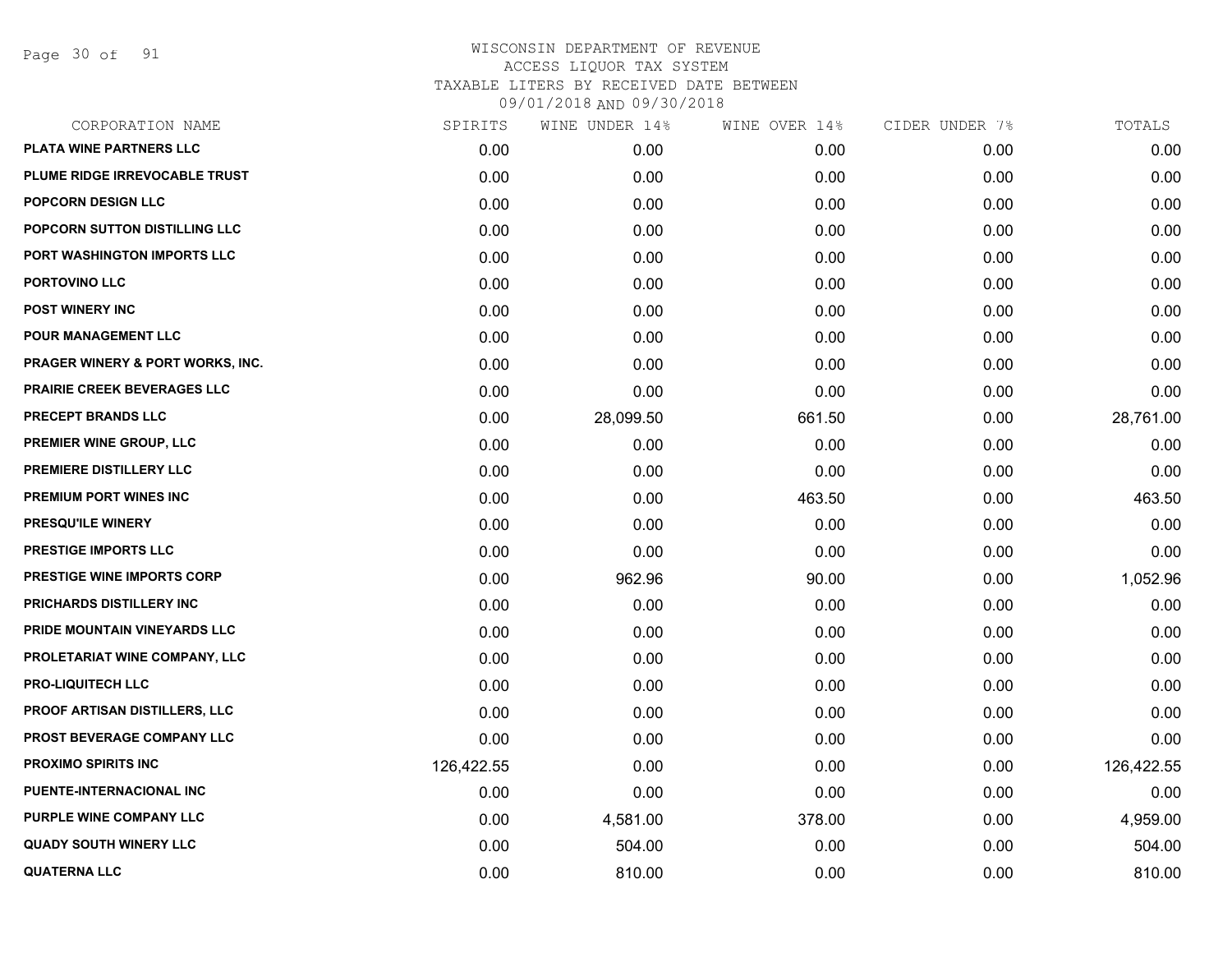WISCONSIN DEPARTMENT OF REVENUE
ACCESS LIQUOR TAX SYSTEM
TAXABLE LITERS BY RECEIVED DATE BETWEEN
09/01/2018 AND 09/30/2018

| CORPORATION NAME | SPIRITS | WINE UNDER 14% | WINE OVER 14% | CIDER UNDER 7% | TOTALS |
|---|---|---|---|---|---|
| PLATA WINE PARTNERS LLC | 0.00 | 0.00 | 0.00 | 0.00 | 0.00 |
| PLUME RIDGE IRREVOCABLE TRUST | 0.00 | 0.00 | 0.00 | 0.00 | 0.00 |
| POPCORN DESIGN LLC | 0.00 | 0.00 | 0.00 | 0.00 | 0.00 |
| POPCORN SUTTON DISTILLING LLC | 0.00 | 0.00 | 0.00 | 0.00 | 0.00 |
| PORT WASHINGTON IMPORTS LLC | 0.00 | 0.00 | 0.00 | 0.00 | 0.00 |
| PORTOVINO LLC | 0.00 | 0.00 | 0.00 | 0.00 | 0.00 |
| POST WINERY INC | 0.00 | 0.00 | 0.00 | 0.00 | 0.00 |
| POUR MANAGEMENT LLC | 0.00 | 0.00 | 0.00 | 0.00 | 0.00 |
| PRAGER WINERY & PORT WORKS, INC. | 0.00 | 0.00 | 0.00 | 0.00 | 0.00 |
| PRAIRIE CREEK BEVERAGES LLC | 0.00 | 0.00 | 0.00 | 0.00 | 0.00 |
| PRECEPT BRANDS LLC | 0.00 | 28,099.50 | 661.50 | 0.00 | 28,761.00 |
| PREMIER WINE GROUP, LLC | 0.00 | 0.00 | 0.00 | 0.00 | 0.00 |
| PREMIERE DISTILLERY LLC | 0.00 | 0.00 | 0.00 | 0.00 | 0.00 |
| PREMIUM PORT WINES INC | 0.00 | 0.00 | 463.50 | 0.00 | 463.50 |
| PRESQU'ILE WINERY | 0.00 | 0.00 | 0.00 | 0.00 | 0.00 |
| PRESTIGE IMPORTS LLC | 0.00 | 0.00 | 0.00 | 0.00 | 0.00 |
| PRESTIGE WINE IMPORTS CORP | 0.00 | 962.96 | 90.00 | 0.00 | 1,052.96 |
| PRICHARDS DISTILLERY INC | 0.00 | 0.00 | 0.00 | 0.00 | 0.00 |
| PRIDE MOUNTAIN VINEYARDS LLC | 0.00 | 0.00 | 0.00 | 0.00 | 0.00 |
| PROLETARIAT WINE COMPANY, LLC | 0.00 | 0.00 | 0.00 | 0.00 | 0.00 |
| PRO-LIQUITECH LLC | 0.00 | 0.00 | 0.00 | 0.00 | 0.00 |
| PROOF ARTISAN DISTILLERS, LLC | 0.00 | 0.00 | 0.00 | 0.00 | 0.00 |
| PROST BEVERAGE COMPANY LLC | 0.00 | 0.00 | 0.00 | 0.00 | 0.00 |
| PROXIMO SPIRITS INC | 126,422.55 | 0.00 | 0.00 | 0.00 | 126,422.55 |
| PUENTE-INTERNACIONAL INC | 0.00 | 0.00 | 0.00 | 0.00 | 0.00 |
| PURPLE WINE COMPANY LLC | 0.00 | 4,581.00 | 378.00 | 0.00 | 4,959.00 |
| QUADY SOUTH WINERY LLC | 0.00 | 504.00 | 0.00 | 0.00 | 504.00 |
| QUATERNA LLC | 0.00 | 810.00 | 0.00 | 0.00 | 810.00 |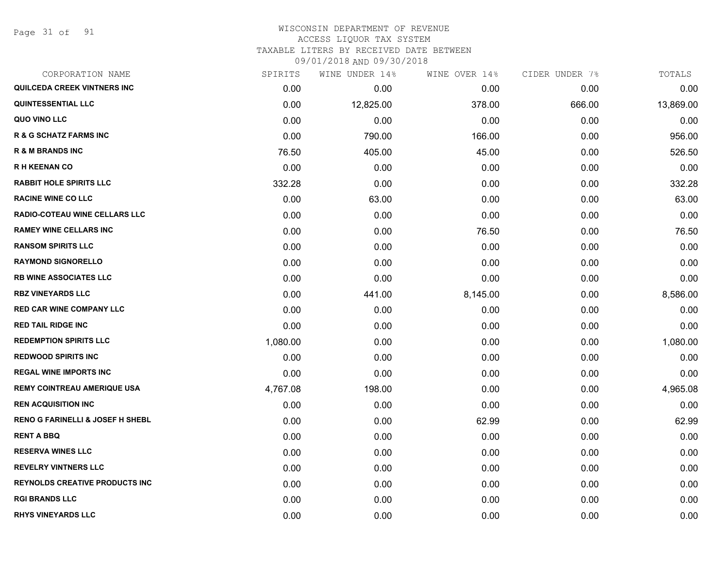WISCONSIN DEPARTMENT OF REVENUE
ACCESS LIQUOR TAX SYSTEM
TAXABLE LITERS BY RECEIVED DATE BETWEEN
09/01/2018 AND 09/30/2018

| CORPORATION NAME | SPIRITS | WINE UNDER 14% | WINE OVER 14% | CIDER UNDER 7% | TOTALS |
|---|---|---|---|---|---|
| QUILCEDA CREEK VINTNERS INC | 0.00 | 0.00 | 0.00 | 0.00 | 0.00 |
| QUINTESSENTIAL LLC | 0.00 | 12,825.00 | 378.00 | 666.00 | 13,869.00 |
| QUO VINO LLC | 0.00 | 0.00 | 0.00 | 0.00 | 0.00 |
| R & G SCHATZ FARMS INC | 0.00 | 790.00 | 166.00 | 0.00 | 956.00 |
| R & M BRANDS INC | 76.50 | 405.00 | 45.00 | 0.00 | 526.50 |
| R H KEENAN CO | 0.00 | 0.00 | 0.00 | 0.00 | 0.00 |
| RABBIT HOLE SPIRITS LLC | 332.28 | 0.00 | 0.00 | 0.00 | 332.28 |
| RACINE WINE CO LLC | 0.00 | 63.00 | 0.00 | 0.00 | 63.00 |
| RADIO-COTEAU WINE CELLARS LLC | 0.00 | 0.00 | 0.00 | 0.00 | 0.00 |
| RAMEY WINE CELLARS INC | 0.00 | 0.00 | 76.50 | 0.00 | 76.50 |
| RANSOM SPIRITS LLC | 0.00 | 0.00 | 0.00 | 0.00 | 0.00 |
| RAYMOND SIGNORELLO | 0.00 | 0.00 | 0.00 | 0.00 | 0.00 |
| RB WINE ASSOCIATES LLC | 0.00 | 0.00 | 0.00 | 0.00 | 0.00 |
| RBZ VINEYARDS LLC | 0.00 | 441.00 | 8,145.00 | 0.00 | 8,586.00 |
| RED CAR WINE COMPANY LLC | 0.00 | 0.00 | 0.00 | 0.00 | 0.00 |
| RED TAIL RIDGE INC | 0.00 | 0.00 | 0.00 | 0.00 | 0.00 |
| REDEMPTION SPIRITS LLC | 1,080.00 | 0.00 | 0.00 | 0.00 | 1,080.00 |
| REDWOOD SPIRITS INC | 0.00 | 0.00 | 0.00 | 0.00 | 0.00 |
| REGAL WINE IMPORTS INC | 0.00 | 0.00 | 0.00 | 0.00 | 0.00 |
| REMY COINTREAU AMERIQUE USA | 4,767.08 | 198.00 | 0.00 | 0.00 | 4,965.08 |
| REN ACQUISITION INC | 0.00 | 0.00 | 0.00 | 0.00 | 0.00 |
| RENO G FARINELLI & JOSEF H SHEBL | 0.00 | 0.00 | 62.99 | 0.00 | 62.99 |
| RENT A BBQ | 0.00 | 0.00 | 0.00 | 0.00 | 0.00 |
| RESERVA WINES LLC | 0.00 | 0.00 | 0.00 | 0.00 | 0.00 |
| REVELRY VINTNERS LLC | 0.00 | 0.00 | 0.00 | 0.00 | 0.00 |
| REYNOLDS CREATIVE PRODUCTS INC | 0.00 | 0.00 | 0.00 | 0.00 | 0.00 |
| RGI BRANDS LLC | 0.00 | 0.00 | 0.00 | 0.00 | 0.00 |
| RHYS VINEYARDS LLC | 0.00 | 0.00 | 0.00 | 0.00 | 0.00 |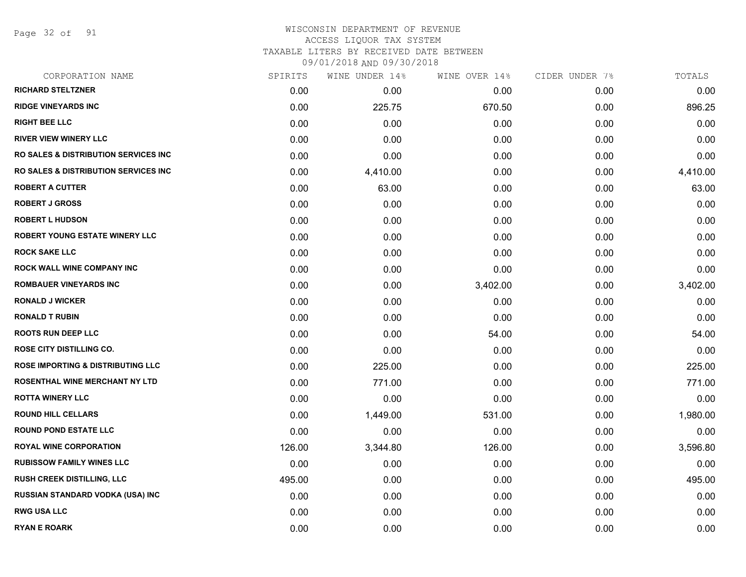WISCONSIN DEPARTMENT OF REVENUE
ACCESS LIQUOR TAX SYSTEM
TAXABLE LITERS BY RECEIVED DATE BETWEEN
09/01/2018 AND 09/30/2018

| CORPORATION NAME | SPIRITS | WINE UNDER 14% | WINE OVER 14% | CIDER UNDER 7% | TOTALS |
|---|---|---|---|---|---|
| RICHARD STELTZNER | 0.00 | 0.00 | 0.00 | 0.00 | 0.00 |
| RIDGE VINEYARDS INC | 0.00 | 225.75 | 670.50 | 0.00 | 896.25 |
| RIGHT BEE LLC | 0.00 | 0.00 | 0.00 | 0.00 | 0.00 |
| RIVER VIEW WINERY LLC | 0.00 | 0.00 | 0.00 | 0.00 | 0.00 |
| RO SALES & DISTRIBUTION SERVICES INC | 0.00 | 0.00 | 0.00 | 0.00 | 0.00 |
| RO SALES & DISTRIBUTION SERVICES INC | 0.00 | 4,410.00 | 0.00 | 0.00 | 4,410.00 |
| ROBERT A CUTTER | 0.00 | 63.00 | 0.00 | 0.00 | 63.00 |
| ROBERT J GROSS | 0.00 | 0.00 | 0.00 | 0.00 | 0.00 |
| ROBERT L HUDSON | 0.00 | 0.00 | 0.00 | 0.00 | 0.00 |
| ROBERT YOUNG ESTATE WINERY LLC | 0.00 | 0.00 | 0.00 | 0.00 | 0.00 |
| ROCK SAKE LLC | 0.00 | 0.00 | 0.00 | 0.00 | 0.00 |
| ROCK WALL WINE COMPANY INC | 0.00 | 0.00 | 0.00 | 0.00 | 0.00 |
| ROMBAUER VINEYARDS INC | 0.00 | 0.00 | 3,402.00 | 0.00 | 3,402.00 |
| RONALD J WICKER | 0.00 | 0.00 | 0.00 | 0.00 | 0.00 |
| RONALD T RUBIN | 0.00 | 0.00 | 0.00 | 0.00 | 0.00 |
| ROOTS RUN DEEP LLC | 0.00 | 0.00 | 54.00 | 0.00 | 54.00 |
| ROSE CITY DISTILLING CO. | 0.00 | 0.00 | 0.00 | 0.00 | 0.00 |
| ROSE IMPORTING & DISTRIBUTING LLC | 0.00 | 225.00 | 0.00 | 0.00 | 225.00 |
| ROSENTHAL WINE MERCHANT NY LTD | 0.00 | 771.00 | 0.00 | 0.00 | 771.00 |
| ROTTA WINERY LLC | 0.00 | 0.00 | 0.00 | 0.00 | 0.00 |
| ROUND HILL CELLARS | 0.00 | 1,449.00 | 531.00 | 0.00 | 1,980.00 |
| ROUND POND ESTATE LLC | 0.00 | 0.00 | 0.00 | 0.00 | 0.00 |
| ROYAL WINE CORPORATION | 126.00 | 3,344.80 | 126.00 | 0.00 | 3,596.80 |
| RUBISSOW FAMILY WINES LLC | 0.00 | 0.00 | 0.00 | 0.00 | 0.00 |
| RUSH CREEK DISTILLING, LLC | 495.00 | 0.00 | 0.00 | 0.00 | 495.00 |
| RUSSIAN STANDARD VODKA (USA) INC | 0.00 | 0.00 | 0.00 | 0.00 | 0.00 |
| RWG USA LLC | 0.00 | 0.00 | 0.00 | 0.00 | 0.00 |
| RYAN E ROARK | 0.00 | 0.00 | 0.00 | 0.00 | 0.00 |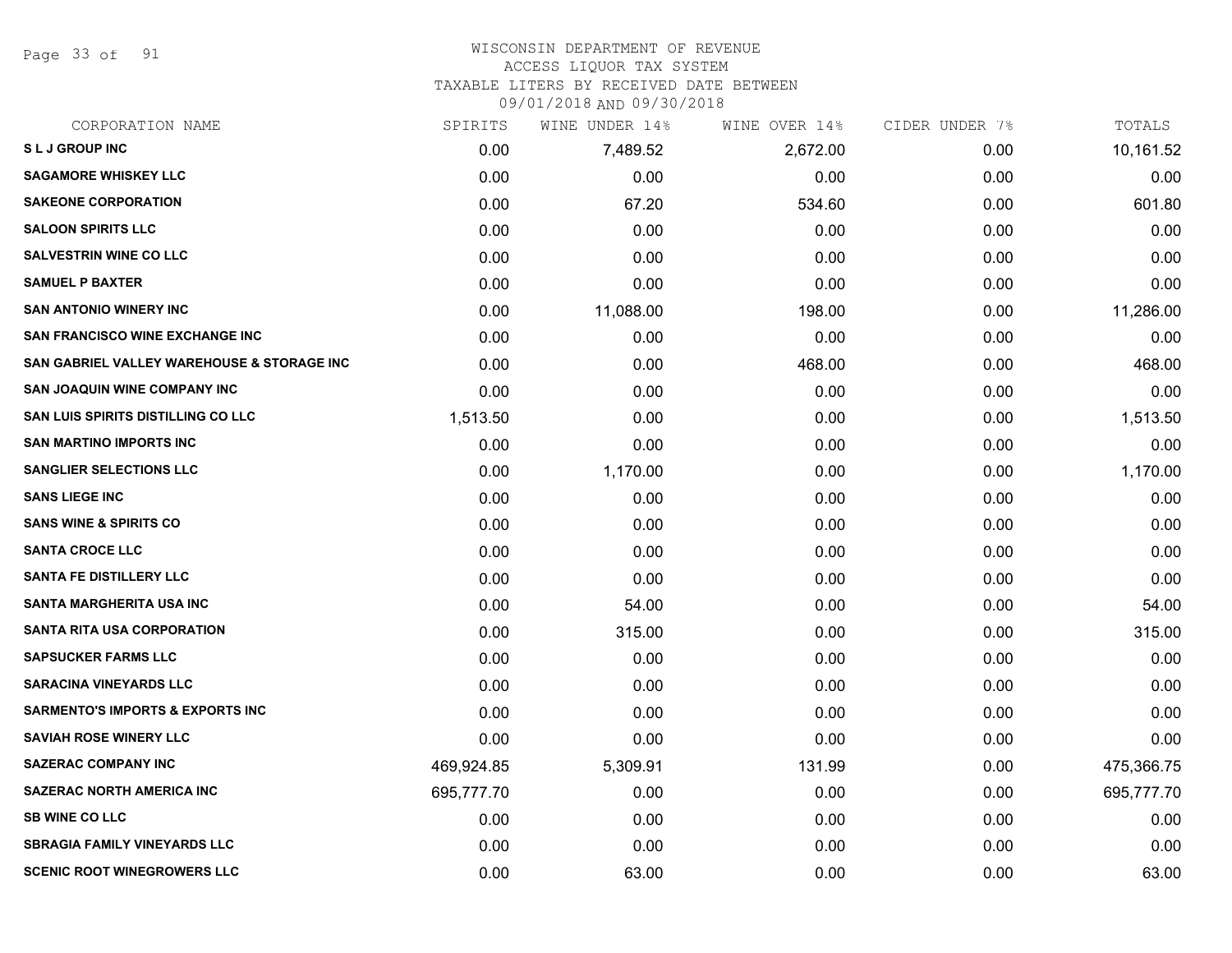WISCONSIN DEPARTMENT OF REVENUE
ACCESS LIQUOR TAX SYSTEM
TAXABLE LITERS BY RECEIVED DATE BETWEEN
09/01/2018 AND 09/30/2018

| CORPORATION NAME | SPIRITS | WINE UNDER 14% | WINE OVER 14% | CIDER UNDER 7% | TOTALS |
|---|---|---|---|---|---|
| S L J GROUP INC | 0.00 | 7,489.52 | 2,672.00 | 0.00 | 10,161.52 |
| SAGAMORE WHISKEY LLC | 0.00 | 0.00 | 0.00 | 0.00 | 0.00 |
| SAKEONE CORPORATION | 0.00 | 67.20 | 534.60 | 0.00 | 601.80 |
| SALOON SPIRITS LLC | 0.00 | 0.00 | 0.00 | 0.00 | 0.00 |
| SALVESTRIN WINE CO LLC | 0.00 | 0.00 | 0.00 | 0.00 | 0.00 |
| SAMUEL P BAXTER | 0.00 | 0.00 | 0.00 | 0.00 | 0.00 |
| SAN ANTONIO WINERY INC | 0.00 | 11,088.00 | 198.00 | 0.00 | 11,286.00 |
| SAN FRANCISCO WINE EXCHANGE INC | 0.00 | 0.00 | 0.00 | 0.00 | 0.00 |
| SAN GABRIEL VALLEY WAREHOUSE & STORAGE INC | 0.00 | 0.00 | 468.00 | 0.00 | 468.00 |
| SAN JOAQUIN WINE COMPANY INC | 0.00 | 0.00 | 0.00 | 0.00 | 0.00 |
| SAN LUIS SPIRITS DISTILLING CO LLC | 1,513.50 | 0.00 | 0.00 | 0.00 | 1,513.50 |
| SAN MARTINO IMPORTS INC | 0.00 | 0.00 | 0.00 | 0.00 | 0.00 |
| SANGLIER SELECTIONS LLC | 0.00 | 1,170.00 | 0.00 | 0.00 | 1,170.00 |
| SANS LIEGE INC | 0.00 | 0.00 | 0.00 | 0.00 | 0.00 |
| SANS WINE & SPIRITS CO | 0.00 | 0.00 | 0.00 | 0.00 | 0.00 |
| SANTA CROCE LLC | 0.00 | 0.00 | 0.00 | 0.00 | 0.00 |
| SANTA FE DISTILLERY LLC | 0.00 | 0.00 | 0.00 | 0.00 | 0.00 |
| SANTA MARGHERITA USA INC | 0.00 | 54.00 | 0.00 | 0.00 | 54.00 |
| SANTA RITA USA CORPORATION | 0.00 | 315.00 | 0.00 | 0.00 | 315.00 |
| SAPSUCKER FARMS LLC | 0.00 | 0.00 | 0.00 | 0.00 | 0.00 |
| SARACINA VINEYARDS LLC | 0.00 | 0.00 | 0.00 | 0.00 | 0.00 |
| SARMENTO'S IMPORTS & EXPORTS INC | 0.00 | 0.00 | 0.00 | 0.00 | 0.00 |
| SAVIAH ROSE WINERY LLC | 0.00 | 0.00 | 0.00 | 0.00 | 0.00 |
| SAZERAC COMPANY INC | 469,924.85 | 5,309.91 | 131.99 | 0.00 | 475,366.75 |
| SAZERAC NORTH AMERICA INC | 695,777.70 | 0.00 | 0.00 | 0.00 | 695,777.70 |
| SB WINE CO LLC | 0.00 | 0.00 | 0.00 | 0.00 | 0.00 |
| SBRAGIA FAMILY VINEYARDS LLC | 0.00 | 0.00 | 0.00 | 0.00 | 0.00 |
| SCENIC ROOT WINEGROWERS LLC | 0.00 | 63.00 | 0.00 | 0.00 | 63.00 |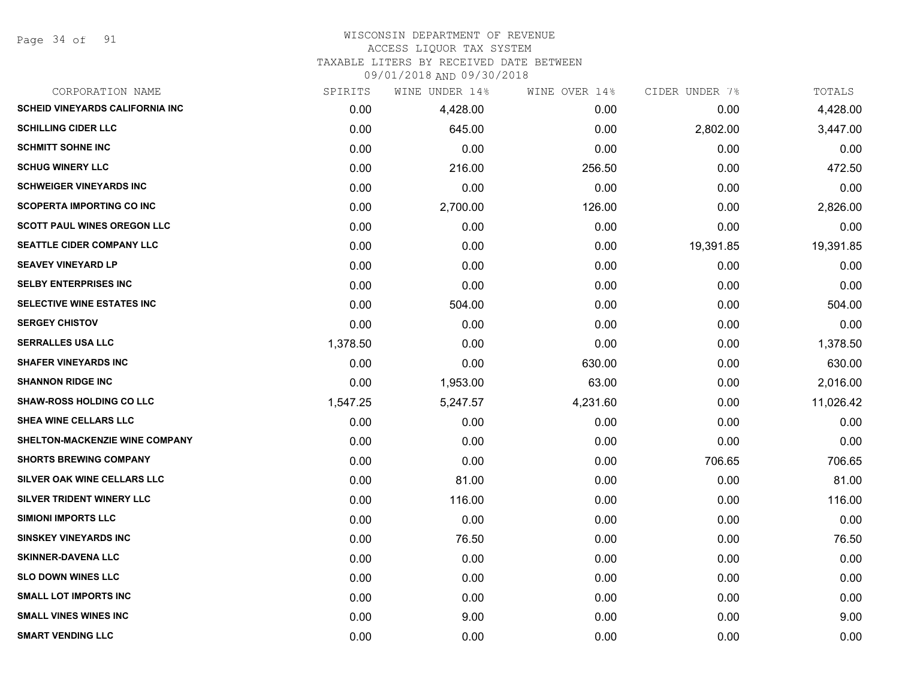WISCONSIN DEPARTMENT OF REVENUE
ACCESS LIQUOR TAX SYSTEM
TAXABLE LITERS BY RECEIVED DATE BETWEEN
09/01/2018 AND 09/30/2018

| CORPORATION NAME | SPIRITS | WINE UNDER 14% | WINE OVER 14% | CIDER UNDER 7% | TOTALS |
|---|---|---|---|---|---|
| SCHEID VINEYARDS CALIFORNIA INC | 0.00 | 4,428.00 | 0.00 | 0.00 | 4,428.00 |
| SCHILLING CIDER LLC | 0.00 | 645.00 | 0.00 | 2,802.00 | 3,447.00 |
| SCHMITT SOHNE INC | 0.00 | 0.00 | 0.00 | 0.00 | 0.00 |
| SCHUG WINERY LLC | 0.00 | 216.00 | 256.50 | 0.00 | 472.50 |
| SCHWEIGER VINEYARDS INC | 0.00 | 0.00 | 0.00 | 0.00 | 0.00 |
| SCOPERTA IMPORTING CO INC | 0.00 | 2,700.00 | 126.00 | 0.00 | 2,826.00 |
| SCOTT PAUL WINES OREGON LLC | 0.00 | 0.00 | 0.00 | 0.00 | 0.00 |
| SEATTLE CIDER COMPANY LLC | 0.00 | 0.00 | 0.00 | 19,391.85 | 19,391.85 |
| SEAVEY VINEYARD LP | 0.00 | 0.00 | 0.00 | 0.00 | 0.00 |
| SELBY ENTERPRISES INC | 0.00 | 0.00 | 0.00 | 0.00 | 0.00 |
| SELECTIVE WINE ESTATES INC | 0.00 | 504.00 | 0.00 | 0.00 | 504.00 |
| SERGEY CHISTOV | 0.00 | 0.00 | 0.00 | 0.00 | 0.00 |
| SERRALLES USA LLC | 1,378.50 | 0.00 | 0.00 | 0.00 | 1,378.50 |
| SHAFER VINEYARDS INC | 0.00 | 0.00 | 630.00 | 0.00 | 630.00 |
| SHANNON RIDGE INC | 0.00 | 1,953.00 | 63.00 | 0.00 | 2,016.00 |
| SHAW-ROSS HOLDING CO LLC | 1,547.25 | 5,247.57 | 4,231.60 | 0.00 | 11,026.42 |
| SHEA WINE CELLARS LLC | 0.00 | 0.00 | 0.00 | 0.00 | 0.00 |
| SHELTON-MACKENZIE WINE COMPANY | 0.00 | 0.00 | 0.00 | 0.00 | 0.00 |
| SHORTS BREWING COMPANY | 0.00 | 0.00 | 0.00 | 706.65 | 706.65 |
| SILVER OAK WINE CELLARS LLC | 0.00 | 81.00 | 0.00 | 0.00 | 81.00 |
| SILVER TRIDENT WINERY LLC | 0.00 | 116.00 | 0.00 | 0.00 | 116.00 |
| SIMIONI IMPORTS LLC | 0.00 | 0.00 | 0.00 | 0.00 | 0.00 |
| SINSKEY VINEYARDS INC | 0.00 | 76.50 | 0.00 | 0.00 | 76.50 |
| SKINNER-DAVENA LLC | 0.00 | 0.00 | 0.00 | 0.00 | 0.00 |
| SLO DOWN WINES LLC | 0.00 | 0.00 | 0.00 | 0.00 | 0.00 |
| SMALL LOT IMPORTS INC | 0.00 | 0.00 | 0.00 | 0.00 | 0.00 |
| SMALL VINES WINES INC | 0.00 | 9.00 | 0.00 | 0.00 | 9.00 |
| SMART VENDING LLC | 0.00 | 0.00 | 0.00 | 0.00 | 0.00 |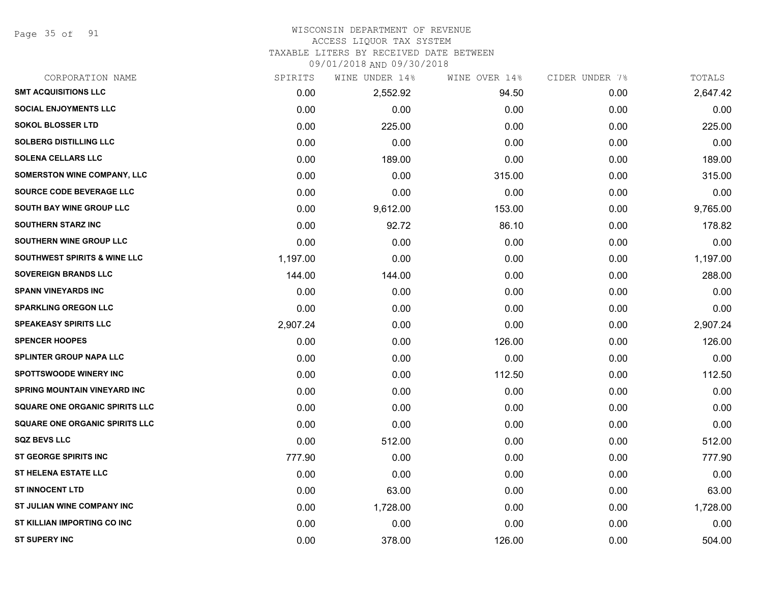WISCONSIN DEPARTMENT OF REVENUE
ACCESS LIQUOR TAX SYSTEM
TAXABLE LITERS BY RECEIVED DATE BETWEEN
09/01/2018 AND 09/30/2018

| CORPORATION NAME | SPIRITS | WINE UNDER 14% | WINE OVER 14% | CIDER UNDER 7% | TOTALS |
|---|---|---|---|---|---|
| SMT ACQUISITIONS LLC | 0.00 | 2,552.92 | 94.50 | 0.00 | 2,647.42 |
| SOCIAL ENJOYMENTS LLC | 0.00 | 0.00 | 0.00 | 0.00 | 0.00 |
| SOKOL BLOSSER LTD | 0.00 | 225.00 | 0.00 | 0.00 | 225.00 |
| SOLBERG DISTILLING LLC | 0.00 | 0.00 | 0.00 | 0.00 | 0.00 |
| SOLENA CELLARS LLC | 0.00 | 189.00 | 0.00 | 0.00 | 189.00 |
| SOMERSTON WINE COMPANY, LLC | 0.00 | 0.00 | 315.00 | 0.00 | 315.00 |
| SOURCE CODE BEVERAGE LLC | 0.00 | 0.00 | 0.00 | 0.00 | 0.00 |
| SOUTH BAY WINE GROUP LLC | 0.00 | 9,612.00 | 153.00 | 0.00 | 9,765.00 |
| SOUTHERN STARZ INC | 0.00 | 92.72 | 86.10 | 0.00 | 178.82 |
| SOUTHERN WINE GROUP LLC | 0.00 | 0.00 | 0.00 | 0.00 | 0.00 |
| SOUTHWEST SPIRITS & WINE LLC | 1,197.00 | 0.00 | 0.00 | 0.00 | 1,197.00 |
| SOVEREIGN BRANDS LLC | 144.00 | 144.00 | 0.00 | 0.00 | 288.00 |
| SPANN VINEYARDS INC | 0.00 | 0.00 | 0.00 | 0.00 | 0.00 |
| SPARKLING OREGON LLC | 0.00 | 0.00 | 0.00 | 0.00 | 0.00 |
| SPEAKEASY SPIRITS LLC | 2,907.24 | 0.00 | 0.00 | 0.00 | 2,907.24 |
| SPENCER HOOPES | 0.00 | 0.00 | 126.00 | 0.00 | 126.00 |
| SPLINTER GROUP NAPA LLC | 0.00 | 0.00 | 0.00 | 0.00 | 0.00 |
| SPOTTSWOODE WINERY INC | 0.00 | 0.00 | 112.50 | 0.00 | 112.50 |
| SPRING MOUNTAIN VINEYARD INC | 0.00 | 0.00 | 0.00 | 0.00 | 0.00 |
| SQUARE ONE ORGANIC SPIRITS LLC | 0.00 | 0.00 | 0.00 | 0.00 | 0.00 |
| SQUARE ONE ORGANIC SPIRITS LLC | 0.00 | 0.00 | 0.00 | 0.00 | 0.00 |
| SQZ BEVS LLC | 0.00 | 512.00 | 0.00 | 0.00 | 512.00 |
| ST GEORGE SPIRITS INC | 777.90 | 0.00 | 0.00 | 0.00 | 777.90 |
| ST HELENA ESTATE LLC | 0.00 | 0.00 | 0.00 | 0.00 | 0.00 |
| ST INNOCENT LTD | 0.00 | 63.00 | 0.00 | 0.00 | 63.00 |
| ST JULIAN WINE COMPANY INC | 0.00 | 1,728.00 | 0.00 | 0.00 | 1,728.00 |
| ST KILLIAN IMPORTING CO INC | 0.00 | 0.00 | 0.00 | 0.00 | 0.00 |
| ST SUPERY INC | 0.00 | 378.00 | 126.00 | 0.00 | 504.00 |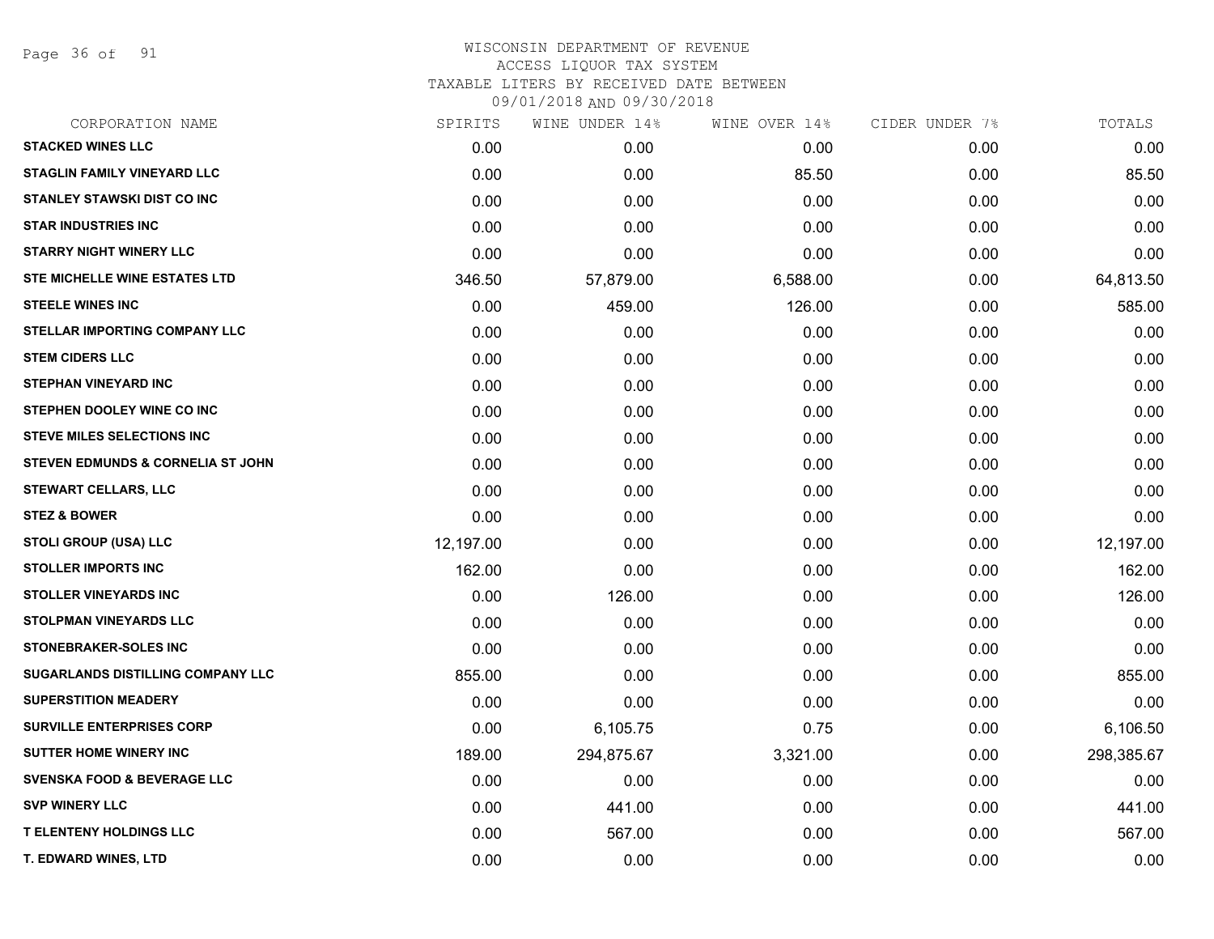WISCONSIN DEPARTMENT OF REVENUE
ACCESS LIQUOR TAX SYSTEM
TAXABLE LITERS BY RECEIVED DATE BETWEEN
09/01/2018 AND 09/30/2018

| CORPORATION NAME | SPIRITS | WINE UNDER 14% | WINE OVER 14% | CIDER UNDER 7% | TOTALS |
|---|---|---|---|---|---|
| **STACKED WINES LLC** | 0.00 | 0.00 | 0.00 | 0.00 | 0.00 |
| **STAGLIN FAMILY VINEYARD LLC** | 0.00 | 0.00 | 85.50 | 0.00 | 85.50 |
| **STANLEY STAWSKI DIST CO INC** | 0.00 | 0.00 | 0.00 | 0.00 | 0.00 |
| **STAR INDUSTRIES INC** | 0.00 | 0.00 | 0.00 | 0.00 | 0.00 |
| **STARRY NIGHT WINERY LLC** | 0.00 | 0.00 | 0.00 | 0.00 | 0.00 |
| **STE MICHELLE WINE ESTATES LTD** | 346.50 | 57,879.00 | 6,588.00 | 0.00 | 64,813.50 |
| **STEELE WINES INC** | 0.00 | 459.00 | 126.00 | 0.00 | 585.00 |
| **STELLAR IMPORTING COMPANY LLC** | 0.00 | 0.00 | 0.00 | 0.00 | 0.00 |
| **STEM CIDERS LLC** | 0.00 | 0.00 | 0.00 | 0.00 | 0.00 |
| **STEPHAN VINEYARD INC** | 0.00 | 0.00 | 0.00 | 0.00 | 0.00 |
| **STEPHEN DOOLEY WINE CO INC** | 0.00 | 0.00 | 0.00 | 0.00 | 0.00 |
| **STEVE MILES SELECTIONS INC** | 0.00 | 0.00 | 0.00 | 0.00 | 0.00 |
| **STEVEN EDMUNDS & CORNELIA ST JOHN** | 0.00 | 0.00 | 0.00 | 0.00 | 0.00 |
| **STEWART CELLARS, LLC** | 0.00 | 0.00 | 0.00 | 0.00 | 0.00 |
| **STEZ & BOWER** | 0.00 | 0.00 | 0.00 | 0.00 | 0.00 |
| **STOLI GROUP (USA) LLC** | 12,197.00 | 0.00 | 0.00 | 0.00 | 12,197.00 |
| **STOLLER IMPORTS INC** | 162.00 | 0.00 | 0.00 | 0.00 | 162.00 |
| **STOLLER VINEYARDS INC** | 0.00 | 126.00 | 0.00 | 0.00 | 126.00 |
| **STOLPMAN VINEYARDS LLC** | 0.00 | 0.00 | 0.00 | 0.00 | 0.00 |
| **STONEBRAKER-SOLES INC** | 0.00 | 0.00 | 0.00 | 0.00 | 0.00 |
| **SUGARLANDS DISTILLING COMPANY LLC** | 855.00 | 0.00 | 0.00 | 0.00 | 855.00 |
| **SUPERSTITION MEADERY** | 0.00 | 0.00 | 0.00 | 0.00 | 0.00 |
| **SURVILLE ENTERPRISES CORP** | 0.00 | 6,105.75 | 0.75 | 0.00 | 6,106.50 |
| **SUTTER HOME WINERY INC** | 189.00 | 294,875.67 | 3,321.00 | 0.00 | 298,385.67 |
| **SVENSKA FOOD & BEVERAGE LLC** | 0.00 | 0.00 | 0.00 | 0.00 | 0.00 |
| **SVP WINERY LLC** | 0.00 | 441.00 | 0.00 | 0.00 | 441.00 |
| **T ELENTENY HOLDINGS LLC** | 0.00 | 567.00 | 0.00 | 0.00 | 567.00 |
| **T. EDWARD WINES, LTD** | 0.00 | 0.00 | 0.00 | 0.00 | 0.00 |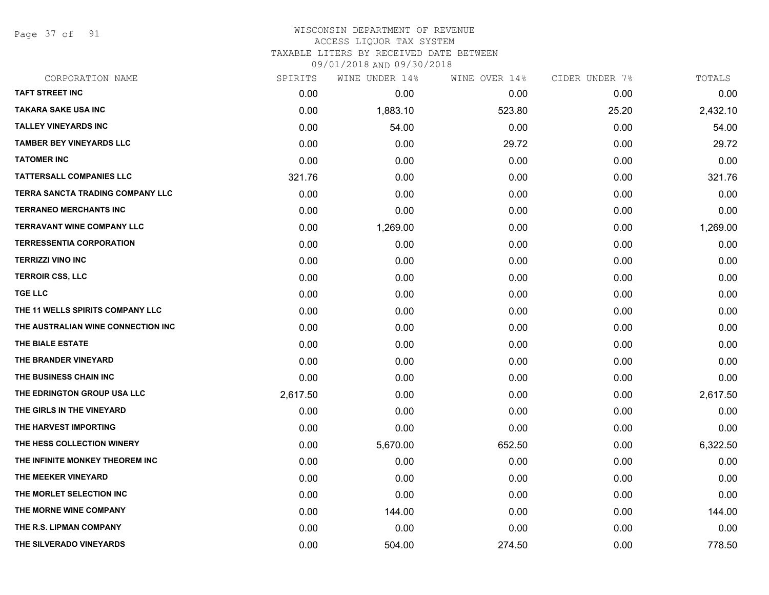WISCONSIN DEPARTMENT OF REVENUE
ACCESS LIQUOR TAX SYSTEM
TAXABLE LITERS BY RECEIVED DATE BETWEEN
09/01/2018 AND 09/30/2018

| CORPORATION NAME | SPIRITS | WINE UNDER 14% | WINE OVER 14% | CIDER UNDER 7% | TOTALS |
|---|---|---|---|---|---|
| TAFT STREET INC | 0.00 | 0.00 | 0.00 | 0.00 | 0.00 |
| TAKARA SAKE USA INC | 0.00 | 1,883.10 | 523.80 | 25.20 | 2,432.10 |
| TALLEY VINEYARDS INC | 0.00 | 54.00 | 0.00 | 0.00 | 54.00 |
| TAMBER BEY VINEYARDS LLC | 0.00 | 0.00 | 29.72 | 0.00 | 29.72 |
| TATOMER INC | 0.00 | 0.00 | 0.00 | 0.00 | 0.00 |
| TATTERSALL COMPANIES LLC | 321.76 | 0.00 | 0.00 | 0.00 | 321.76 |
| TERRA SANCTA TRADING COMPANY LLC | 0.00 | 0.00 | 0.00 | 0.00 | 0.00 |
| TERRANEO MERCHANTS INC | 0.00 | 0.00 | 0.00 | 0.00 | 0.00 |
| TERRAVANT WINE COMPANY LLC | 0.00 | 1,269.00 | 0.00 | 0.00 | 1,269.00 |
| TERRESSENTIA CORPORATION | 0.00 | 0.00 | 0.00 | 0.00 | 0.00 |
| TERRIZZI VINO INC | 0.00 | 0.00 | 0.00 | 0.00 | 0.00 |
| TERROIR CSS, LLC | 0.00 | 0.00 | 0.00 | 0.00 | 0.00 |
| TGE LLC | 0.00 | 0.00 | 0.00 | 0.00 | 0.00 |
| THE 11 WELLS SPIRITS COMPANY LLC | 0.00 | 0.00 | 0.00 | 0.00 | 0.00 |
| THE AUSTRALIAN WINE CONNECTION INC | 0.00 | 0.00 | 0.00 | 0.00 | 0.00 |
| THE BIALE ESTATE | 0.00 | 0.00 | 0.00 | 0.00 | 0.00 |
| THE BRANDER VINEYARD | 0.00 | 0.00 | 0.00 | 0.00 | 0.00 |
| THE BUSINESS CHAIN INC | 0.00 | 0.00 | 0.00 | 0.00 | 0.00 |
| THE EDRINGTON GROUP USA LLC | 2,617.50 | 0.00 | 0.00 | 0.00 | 2,617.50 |
| THE GIRLS IN THE VINEYARD | 0.00 | 0.00 | 0.00 | 0.00 | 0.00 |
| THE HARVEST IMPORTING | 0.00 | 0.00 | 0.00 | 0.00 | 0.00 |
| THE HESS COLLECTION WINERY | 0.00 | 5,670.00 | 652.50 | 0.00 | 6,322.50 |
| THE INFINITE MONKEY THEOREM INC | 0.00 | 0.00 | 0.00 | 0.00 | 0.00 |
| THE MEEKER VINEYARD | 0.00 | 0.00 | 0.00 | 0.00 | 0.00 |
| THE MORLET SELECTION INC | 0.00 | 0.00 | 0.00 | 0.00 | 0.00 |
| THE MORNE WINE COMPANY | 0.00 | 144.00 | 0.00 | 0.00 | 144.00 |
| THE R.S. LIPMAN COMPANY | 0.00 | 0.00 | 0.00 | 0.00 | 0.00 |
| THE SILVERADO VINEYARDS | 0.00 | 504.00 | 274.50 | 0.00 | 778.50 |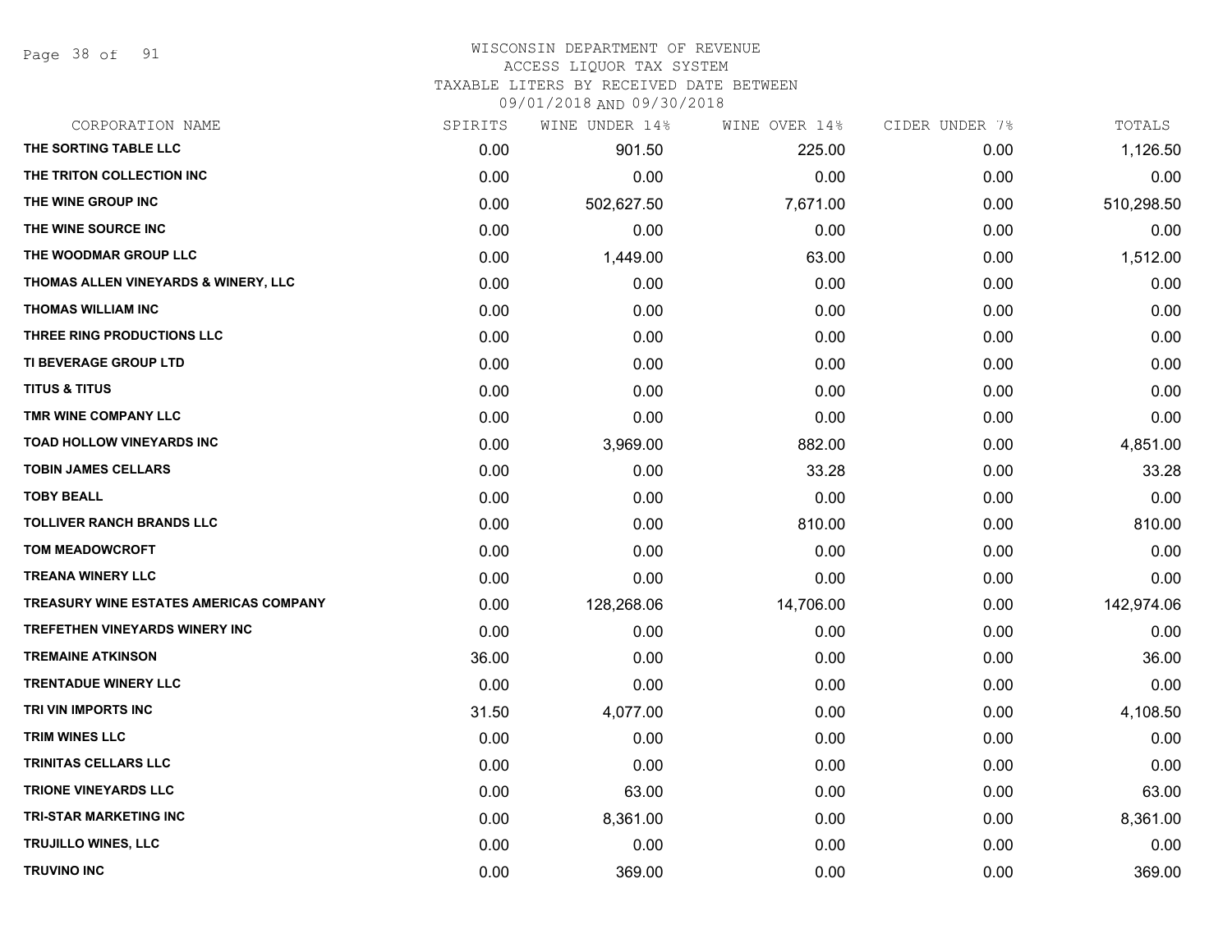# WISCONSIN DEPARTMENT OF REVENUE
ACCESS LIQUOR TAX SYSTEM
TAXABLE LITERS BY RECEIVED DATE BETWEEN
09/01/2018 AND 09/30/2018

| CORPORATION NAME | SPIRITS | WINE UNDER 14% | WINE OVER 14% | CIDER UNDER 7% | TOTALS |
|---|---|---|---|---|---|
| THE SORTING TABLE LLC | 0.00 | 901.50 | 225.00 | 0.00 | 1,126.50 |
| THE TRITON COLLECTION INC | 0.00 | 0.00 | 0.00 | 0.00 | 0.00 |
| THE WINE GROUP INC | 0.00 | 502,627.50 | 7,671.00 | 0.00 | 510,298.50 |
| THE WINE SOURCE INC | 0.00 | 0.00 | 0.00 | 0.00 | 0.00 |
| THE WOODMAR GROUP LLC | 0.00 | 1,449.00 | 63.00 | 0.00 | 1,512.00 |
| THOMAS ALLEN VINEYARDS & WINERY, LLC | 0.00 | 0.00 | 0.00 | 0.00 | 0.00 |
| THOMAS WILLIAM INC | 0.00 | 0.00 | 0.00 | 0.00 | 0.00 |
| THREE RING PRODUCTIONS LLC | 0.00 | 0.00 | 0.00 | 0.00 | 0.00 |
| TI BEVERAGE GROUP LTD | 0.00 | 0.00 | 0.00 | 0.00 | 0.00 |
| TITUS & TITUS | 0.00 | 0.00 | 0.00 | 0.00 | 0.00 |
| TMR WINE COMPANY LLC | 0.00 | 0.00 | 0.00 | 0.00 | 0.00 |
| TOAD HOLLOW VINEYARDS INC | 0.00 | 3,969.00 | 882.00 | 0.00 | 4,851.00 |
| TOBIN JAMES CELLARS | 0.00 | 0.00 | 33.28 | 0.00 | 33.28 |
| TOBY BEALL | 0.00 | 0.00 | 0.00 | 0.00 | 0.00 |
| TOLLIVER RANCH BRANDS LLC | 0.00 | 0.00 | 810.00 | 0.00 | 810.00 |
| TOM MEADOWCROFT | 0.00 | 0.00 | 0.00 | 0.00 | 0.00 |
| TREANA WINERY LLC | 0.00 | 0.00 | 0.00 | 0.00 | 0.00 |
| TREASURY WINE ESTATES AMERICAS COMPANY | 0.00 | 128,268.06 | 14,706.00 | 0.00 | 142,974.06 |
| TREFETHEN VINEYARDS WINERY INC | 0.00 | 0.00 | 0.00 | 0.00 | 0.00 |
| TREMAINE ATKINSON | 36.00 | 0.00 | 0.00 | 0.00 | 36.00 |
| TRENTADUE WINERY LLC | 0.00 | 0.00 | 0.00 | 0.00 | 0.00 |
| TRI VIN IMPORTS INC | 31.50 | 4,077.00 | 0.00 | 0.00 | 4,108.50 |
| TRIM WINES LLC | 0.00 | 0.00 | 0.00 | 0.00 | 0.00 |
| TRINITAS CELLARS LLC | 0.00 | 0.00 | 0.00 | 0.00 | 0.00 |
| TRIONE VINEYARDS LLC | 0.00 | 63.00 | 0.00 | 0.00 | 63.00 |
| TRI-STAR MARKETING INC | 0.00 | 8,361.00 | 0.00 | 0.00 | 8,361.00 |
| TRUJILLO WINES, LLC | 0.00 | 0.00 | 0.00 | 0.00 | 0.00 |
| TRUVINO INC | 0.00 | 369.00 | 0.00 | 0.00 | 369.00 |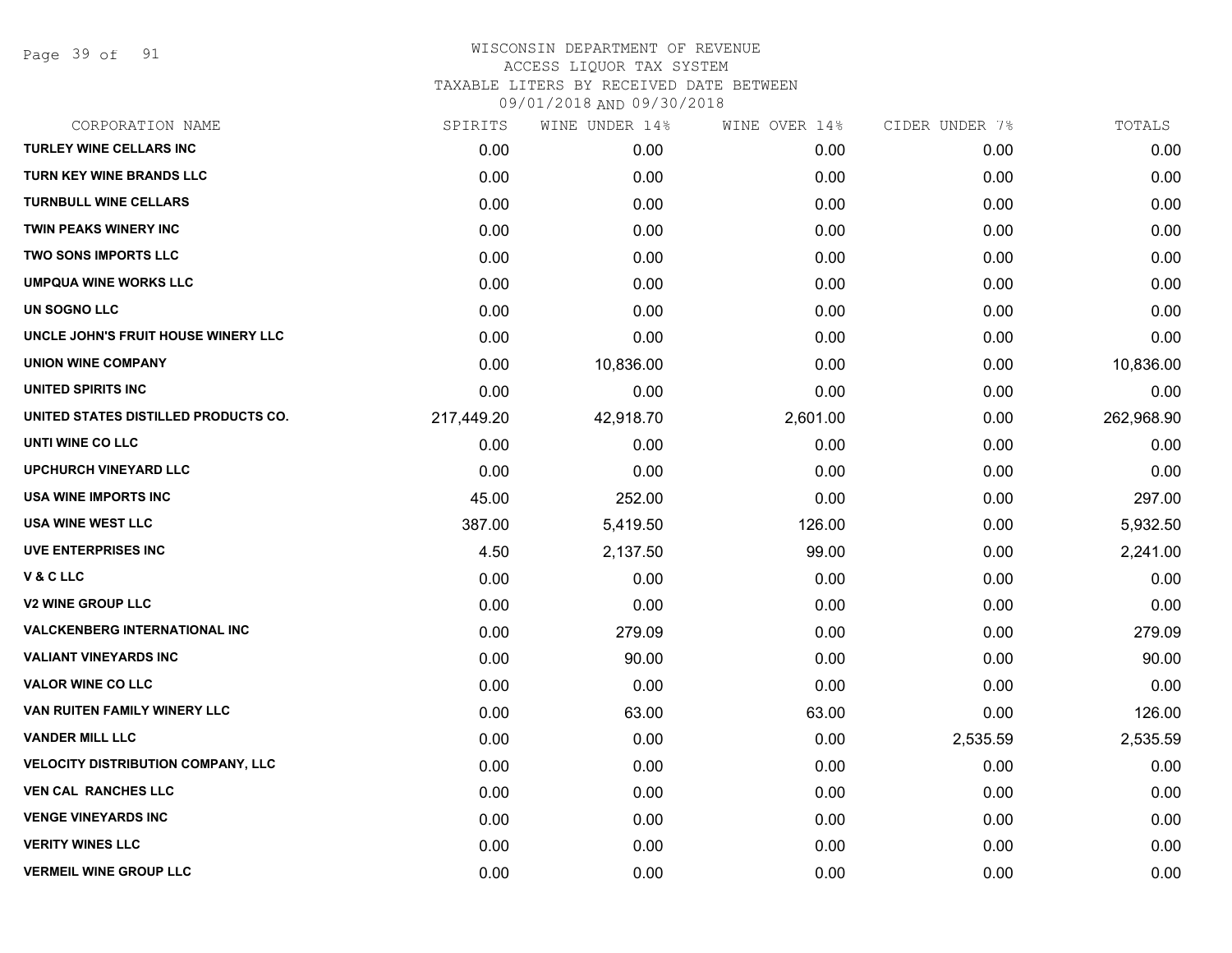WISCONSIN DEPARTMENT OF REVENUE
ACCESS LIQUOR TAX SYSTEM
TAXABLE LITERS BY RECEIVED DATE BETWEEN
09/01/2018 AND 09/30/2018

| CORPORATION NAME | SPIRITS | WINE UNDER 14% | WINE OVER 14% | CIDER UNDER 7% | TOTALS |
|---|---|---|---|---|---|
| TURLEY WINE CELLARS INC | 0.00 | 0.00 | 0.00 | 0.00 | 0.00 |
| TURN KEY WINE BRANDS LLC | 0.00 | 0.00 | 0.00 | 0.00 | 0.00 |
| TURNBULL WINE CELLARS | 0.00 | 0.00 | 0.00 | 0.00 | 0.00 |
| TWIN PEAKS WINERY INC | 0.00 | 0.00 | 0.00 | 0.00 | 0.00 |
| TWO SONS IMPORTS LLC | 0.00 | 0.00 | 0.00 | 0.00 | 0.00 |
| UMPQUA WINE WORKS LLC | 0.00 | 0.00 | 0.00 | 0.00 | 0.00 |
| UN SOGNO LLC | 0.00 | 0.00 | 0.00 | 0.00 | 0.00 |
| UNCLE JOHN'S FRUIT HOUSE WINERY LLC | 0.00 | 0.00 | 0.00 | 0.00 | 0.00 |
| UNION WINE COMPANY | 0.00 | 10,836.00 | 0.00 | 0.00 | 10,836.00 |
| UNITED SPIRITS INC | 0.00 | 0.00 | 0.00 | 0.00 | 0.00 |
| UNITED STATES DISTILLED PRODUCTS CO. | 217,449.20 | 42,918.70 | 2,601.00 | 0.00 | 262,968.90 |
| UNTI WINE CO LLC | 0.00 | 0.00 | 0.00 | 0.00 | 0.00 |
| UPCHURCH VINEYARD LLC | 0.00 | 0.00 | 0.00 | 0.00 | 0.00 |
| USA WINE IMPORTS INC | 45.00 | 252.00 | 0.00 | 0.00 | 297.00 |
| USA WINE WEST LLC | 387.00 | 5,419.50 | 126.00 | 0.00 | 5,932.50 |
| UVE ENTERPRISES INC | 4.50 | 2,137.50 | 99.00 | 0.00 | 2,241.00 |
| V & C LLC | 0.00 | 0.00 | 0.00 | 0.00 | 0.00 |
| V2 WINE GROUP LLC | 0.00 | 0.00 | 0.00 | 0.00 | 0.00 |
| VALCKENBERG INTERNATIONAL INC | 0.00 | 279.09 | 0.00 | 0.00 | 279.09 |
| VALIANT VINEYARDS INC | 0.00 | 90.00 | 0.00 | 0.00 | 90.00 |
| VALOR WINE CO LLC | 0.00 | 0.00 | 0.00 | 0.00 | 0.00 |
| VAN RUITEN FAMILY WINERY LLC | 0.00 | 63.00 | 63.00 | 0.00 | 126.00 |
| VANDER MILL LLC | 0.00 | 0.00 | 0.00 | 2,535.59 | 2,535.59 |
| VELOCITY DISTRIBUTION COMPANY, LLC | 0.00 | 0.00 | 0.00 | 0.00 | 0.00 |
| VEN CAL RANCHES LLC | 0.00 | 0.00 | 0.00 | 0.00 | 0.00 |
| VENGE VINEYARDS INC | 0.00 | 0.00 | 0.00 | 0.00 | 0.00 |
| VERITY WINES LLC | 0.00 | 0.00 | 0.00 | 0.00 | 0.00 |
| VERMEIL WINE GROUP LLC | 0.00 | 0.00 | 0.00 | 0.00 | 0.00 |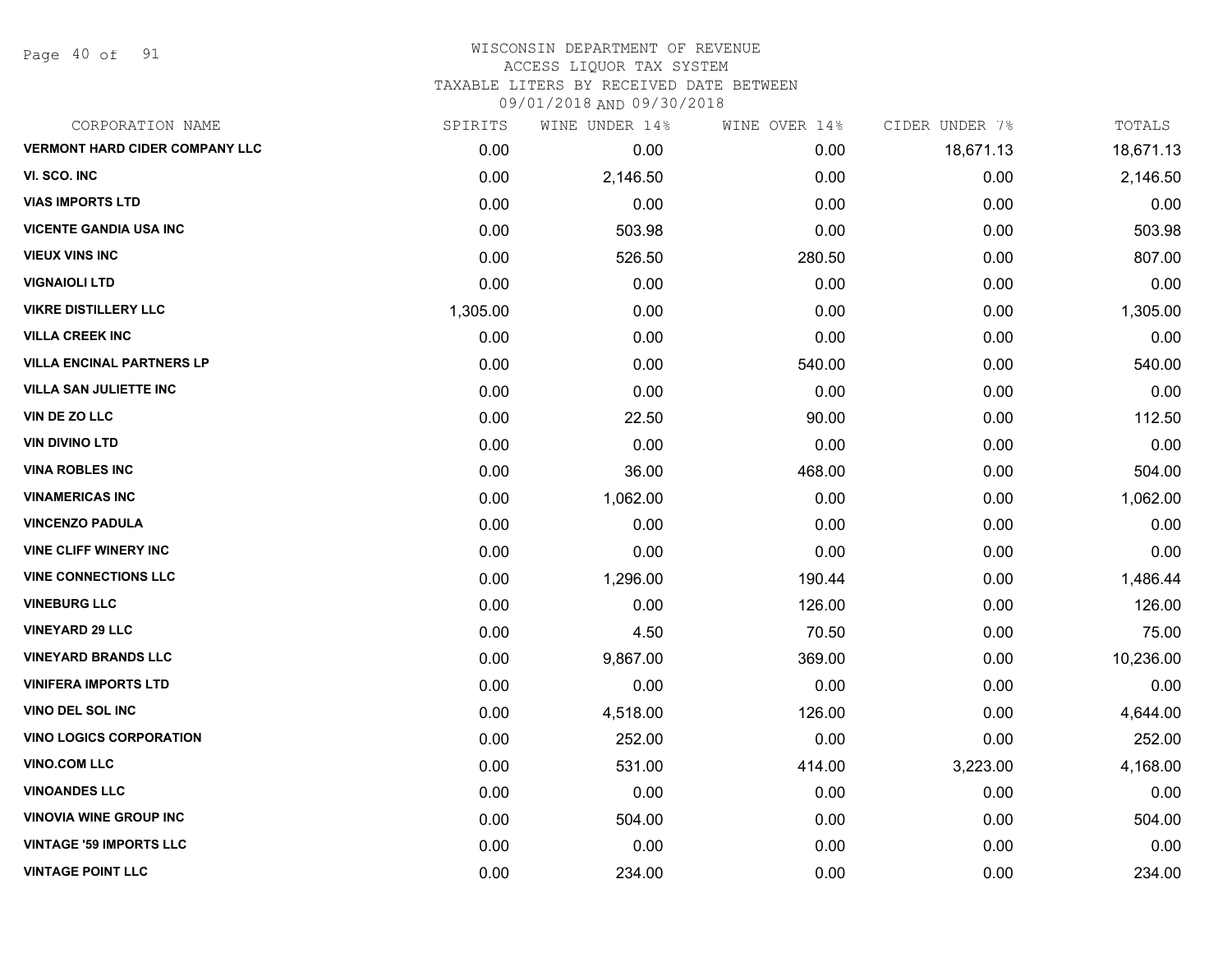WISCONSIN DEPARTMENT OF REVENUE
ACCESS LIQUOR TAX SYSTEM
TAXABLE LITERS BY RECEIVED DATE BETWEEN
09/01/2018 AND 09/30/2018

| CORPORATION NAME | SPIRITS | WINE UNDER 14% | WINE OVER 14% | CIDER UNDER 7% | TOTALS |
|---|---|---|---|---|---|
| VERMONT HARD CIDER COMPANY LLC | 0.00 | 0.00 | 0.00 | 18,671.13 | 18,671.13 |
| VI. SCO. INC | 0.00 | 2,146.50 | 0.00 | 0.00 | 2,146.50 |
| VIAS IMPORTS LTD | 0.00 | 0.00 | 0.00 | 0.00 | 0.00 |
| VICENTE GANDIA USA INC | 0.00 | 503.98 | 0.00 | 0.00 | 503.98 |
| VIEUX VINS INC | 0.00 | 526.50 | 280.50 | 0.00 | 807.00 |
| VIGNAIOLI LTD | 0.00 | 0.00 | 0.00 | 0.00 | 0.00 |
| VIKRE DISTILLERY LLC | 1,305.00 | 0.00 | 0.00 | 0.00 | 1,305.00 |
| VILLA CREEK INC | 0.00 | 0.00 | 0.00 | 0.00 | 0.00 |
| VILLA ENCINAL PARTNERS LP | 0.00 | 0.00 | 540.00 | 0.00 | 540.00 |
| VILLA SAN JULIETTE INC | 0.00 | 0.00 | 0.00 | 0.00 | 0.00 |
| VIN DE ZO LLC | 0.00 | 22.50 | 90.00 | 0.00 | 112.50 |
| VIN DIVINO LTD | 0.00 | 0.00 | 0.00 | 0.00 | 0.00 |
| VINA ROBLES INC | 0.00 | 36.00 | 468.00 | 0.00 | 504.00 |
| VINAMERICAS INC | 0.00 | 1,062.00 | 0.00 | 0.00 | 1,062.00 |
| VINCENZO PADULA | 0.00 | 0.00 | 0.00 | 0.00 | 0.00 |
| VINE CLIFF WINERY INC | 0.00 | 0.00 | 0.00 | 0.00 | 0.00 |
| VINE CONNECTIONS LLC | 0.00 | 1,296.00 | 190.44 | 0.00 | 1,486.44 |
| VINEBURG LLC | 0.00 | 0.00 | 126.00 | 0.00 | 126.00 |
| VINEYARD 29 LLC | 0.00 | 4.50 | 70.50 | 0.00 | 75.00 |
| VINEYARD BRANDS LLC | 0.00 | 9,867.00 | 369.00 | 0.00 | 10,236.00 |
| VINIFERA IMPORTS LTD | 0.00 | 0.00 | 0.00 | 0.00 | 0.00 |
| VINO DEL SOL INC | 0.00 | 4,518.00 | 126.00 | 0.00 | 4,644.00 |
| VINO LOGICS CORPORATION | 0.00 | 252.00 | 0.00 | 0.00 | 252.00 |
| VINO.COM LLC | 0.00 | 531.00 | 414.00 | 3,223.00 | 4,168.00 |
| VINOANDES LLC | 0.00 | 0.00 | 0.00 | 0.00 | 0.00 |
| VINOVIA WINE GROUP INC | 0.00 | 504.00 | 0.00 | 0.00 | 504.00 |
| VINTAGE '59 IMPORTS LLC | 0.00 | 0.00 | 0.00 | 0.00 | 0.00 |
| VINTAGE POINT LLC | 0.00 | 234.00 | 0.00 | 0.00 | 234.00 |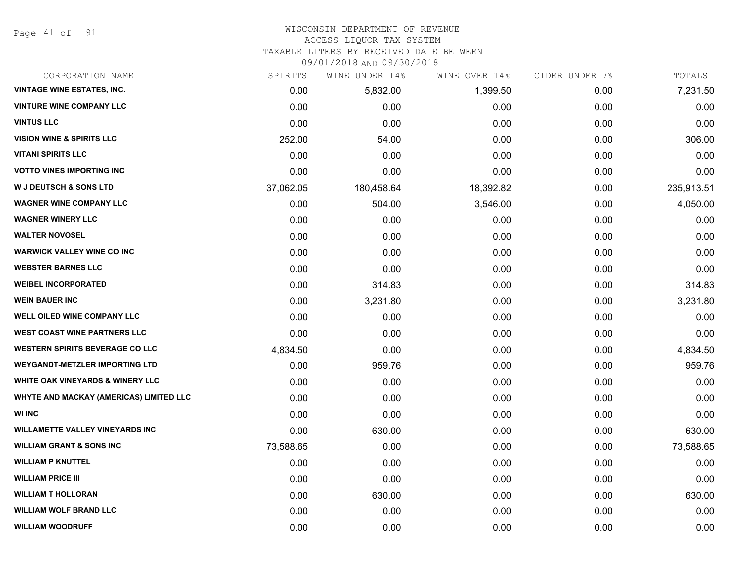WISCONSIN DEPARTMENT OF REVENUE
ACCESS LIQUOR TAX SYSTEM
TAXABLE LITERS BY RECEIVED DATE BETWEEN
09/01/2018 AND 09/30/2018

| CORPORATION NAME | SPIRITS | WINE UNDER 14% | WINE OVER 14% | CIDER UNDER 7% | TOTALS |
|---|---|---|---|---|---|
| VINTAGE WINE ESTATES, INC. | 0.00 | 5,832.00 | 1,399.50 | 0.00 | 7,231.50 |
| VINTURE WINE COMPANY LLC | 0.00 | 0.00 | 0.00 | 0.00 | 0.00 |
| VINTUS LLC | 0.00 | 0.00 | 0.00 | 0.00 | 0.00 |
| VISION WINE & SPIRITS LLC | 252.00 | 54.00 | 0.00 | 0.00 | 306.00 |
| VITANI SPIRITS LLC | 0.00 | 0.00 | 0.00 | 0.00 | 0.00 |
| VOTTO VINES IMPORTING INC | 0.00 | 0.00 | 0.00 | 0.00 | 0.00 |
| W J DEUTSCH & SONS LTD | 37,062.05 | 180,458.64 | 18,392.82 | 0.00 | 235,913.51 |
| WAGNER WINE COMPANY LLC | 0.00 | 504.00 | 3,546.00 | 0.00 | 4,050.00 |
| WAGNER WINERY LLC | 0.00 | 0.00 | 0.00 | 0.00 | 0.00 |
| WALTER NOVOSEL | 0.00 | 0.00 | 0.00 | 0.00 | 0.00 |
| WARWICK VALLEY WINE CO INC | 0.00 | 0.00 | 0.00 | 0.00 | 0.00 |
| WEBSTER BARNES LLC | 0.00 | 0.00 | 0.00 | 0.00 | 0.00 |
| WEIBEL INCORPORATED | 0.00 | 314.83 | 0.00 | 0.00 | 314.83 |
| WEIN BAUER INC | 0.00 | 3,231.80 | 0.00 | 0.00 | 3,231.80 |
| WELL OILED WINE COMPANY LLC | 0.00 | 0.00 | 0.00 | 0.00 | 0.00 |
| WEST COAST WINE PARTNERS LLC | 0.00 | 0.00 | 0.00 | 0.00 | 0.00 |
| WESTERN SPIRITS BEVERAGE CO LLC | 4,834.50 | 0.00 | 0.00 | 0.00 | 4,834.50 |
| WEYGANDT-METZLER IMPORTING LTD | 0.00 | 959.76 | 0.00 | 0.00 | 959.76 |
| WHITE OAK VINEYARDS & WINERY LLC | 0.00 | 0.00 | 0.00 | 0.00 | 0.00 |
| WHYTE AND MACKAY (AMERICAS) LIMITED LLC | 0.00 | 0.00 | 0.00 | 0.00 | 0.00 |
| WI INC | 0.00 | 0.00 | 0.00 | 0.00 | 0.00 |
| WILLAMETTE VALLEY VINEYARDS INC | 0.00 | 630.00 | 0.00 | 0.00 | 630.00 |
| WILLIAM GRANT & SONS INC | 73,588.65 | 0.00 | 0.00 | 0.00 | 73,588.65 |
| WILLIAM P KNUTTEL | 0.00 | 0.00 | 0.00 | 0.00 | 0.00 |
| WILLIAM PRICE III | 0.00 | 0.00 | 0.00 | 0.00 | 0.00 |
| WILLIAM T HOLLORAN | 0.00 | 630.00 | 0.00 | 0.00 | 630.00 |
| WILLIAM WOLF BRAND LLC | 0.00 | 0.00 | 0.00 | 0.00 | 0.00 |
| WILLIAM WOODRUFF | 0.00 | 0.00 | 0.00 | 0.00 | 0.00 |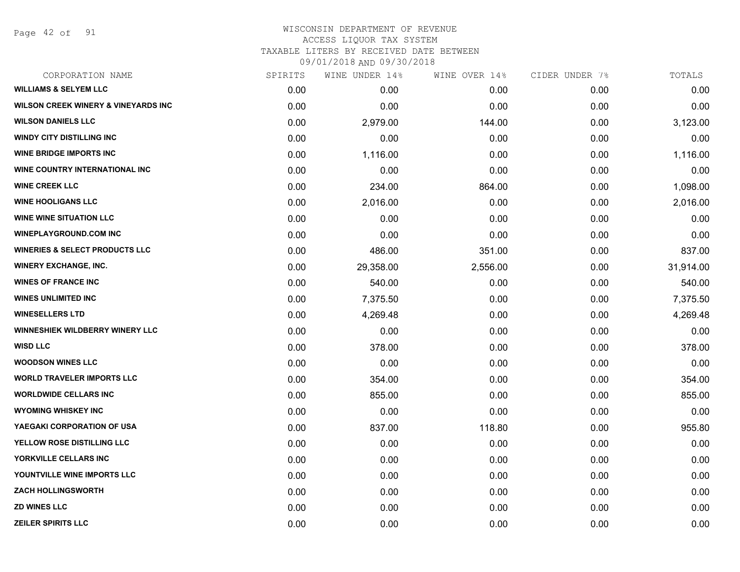WISCONSIN DEPARTMENT OF REVENUE
ACCESS LIQUOR TAX SYSTEM
TAXABLE LITERS BY RECEIVED DATE BETWEEN
09/01/2018 AND 09/30/2018

| CORPORATION NAME | SPIRITS | WINE UNDER 14% | WINE OVER 14% | CIDER UNDER 7% | TOTALS |
|---|---|---|---|---|---|
| WILLIAMS & SELYEM LLC | 0.00 | 0.00 | 0.00 | 0.00 | 0.00 |
| WILSON CREEK WINERY & VINEYARDS INC | 0.00 | 0.00 | 0.00 | 0.00 | 0.00 |
| WILSON DANIELS LLC | 0.00 | 2,979.00 | 144.00 | 0.00 | 3,123.00 |
| WINDY CITY DISTILLING INC | 0.00 | 0.00 | 0.00 | 0.00 | 0.00 |
| WINE BRIDGE IMPORTS INC | 0.00 | 1,116.00 | 0.00 | 0.00 | 1,116.00 |
| WINE COUNTRY INTERNATIONAL INC | 0.00 | 0.00 | 0.00 | 0.00 | 0.00 |
| WINE CREEK LLC | 0.00 | 234.00 | 864.00 | 0.00 | 1,098.00 |
| WINE HOOLIGANS LLC | 0.00 | 2,016.00 | 0.00 | 0.00 | 2,016.00 |
| WINE WINE SITUATION LLC | 0.00 | 0.00 | 0.00 | 0.00 | 0.00 |
| WINEPLAYGROUND.COM INC | 0.00 | 0.00 | 0.00 | 0.00 | 0.00 |
| WINERIES & SELECT PRODUCTS LLC | 0.00 | 486.00 | 351.00 | 0.00 | 837.00 |
| WINERY EXCHANGE, INC. | 0.00 | 29,358.00 | 2,556.00 | 0.00 | 31,914.00 |
| WINES OF FRANCE INC | 0.00 | 540.00 | 0.00 | 0.00 | 540.00 |
| WINES UNLIMITED INC | 0.00 | 7,375.50 | 0.00 | 0.00 | 7,375.50 |
| WINESELLERS LTD | 0.00 | 4,269.48 | 0.00 | 0.00 | 4,269.48 |
| WINNESHIEK WILDBERRY WINERY LLC | 0.00 | 0.00 | 0.00 | 0.00 | 0.00 |
| WISD LLC | 0.00 | 378.00 | 0.00 | 0.00 | 378.00 |
| WOODSON WINES LLC | 0.00 | 0.00 | 0.00 | 0.00 | 0.00 |
| WORLD TRAVELER IMPORTS LLC | 0.00 | 354.00 | 0.00 | 0.00 | 354.00 |
| WORLDWIDE CELLARS INC | 0.00 | 855.00 | 0.00 | 0.00 | 855.00 |
| WYOMING WHISKEY INC | 0.00 | 0.00 | 0.00 | 0.00 | 0.00 |
| YAEGAKI CORPORATION OF USA | 0.00 | 837.00 | 118.80 | 0.00 | 955.80 |
| YELLOW ROSE DISTILLING LLC | 0.00 | 0.00 | 0.00 | 0.00 | 0.00 |
| YORKVILLE CELLARS INC | 0.00 | 0.00 | 0.00 | 0.00 | 0.00 |
| YOUNTVILLE WINE IMPORTS LLC | 0.00 | 0.00 | 0.00 | 0.00 | 0.00 |
| ZACH HOLLINGSWORTH | 0.00 | 0.00 | 0.00 | 0.00 | 0.00 |
| ZD WINES LLC | 0.00 | 0.00 | 0.00 | 0.00 | 0.00 |
| ZEILER SPIRITS LLC | 0.00 | 0.00 | 0.00 | 0.00 | 0.00 |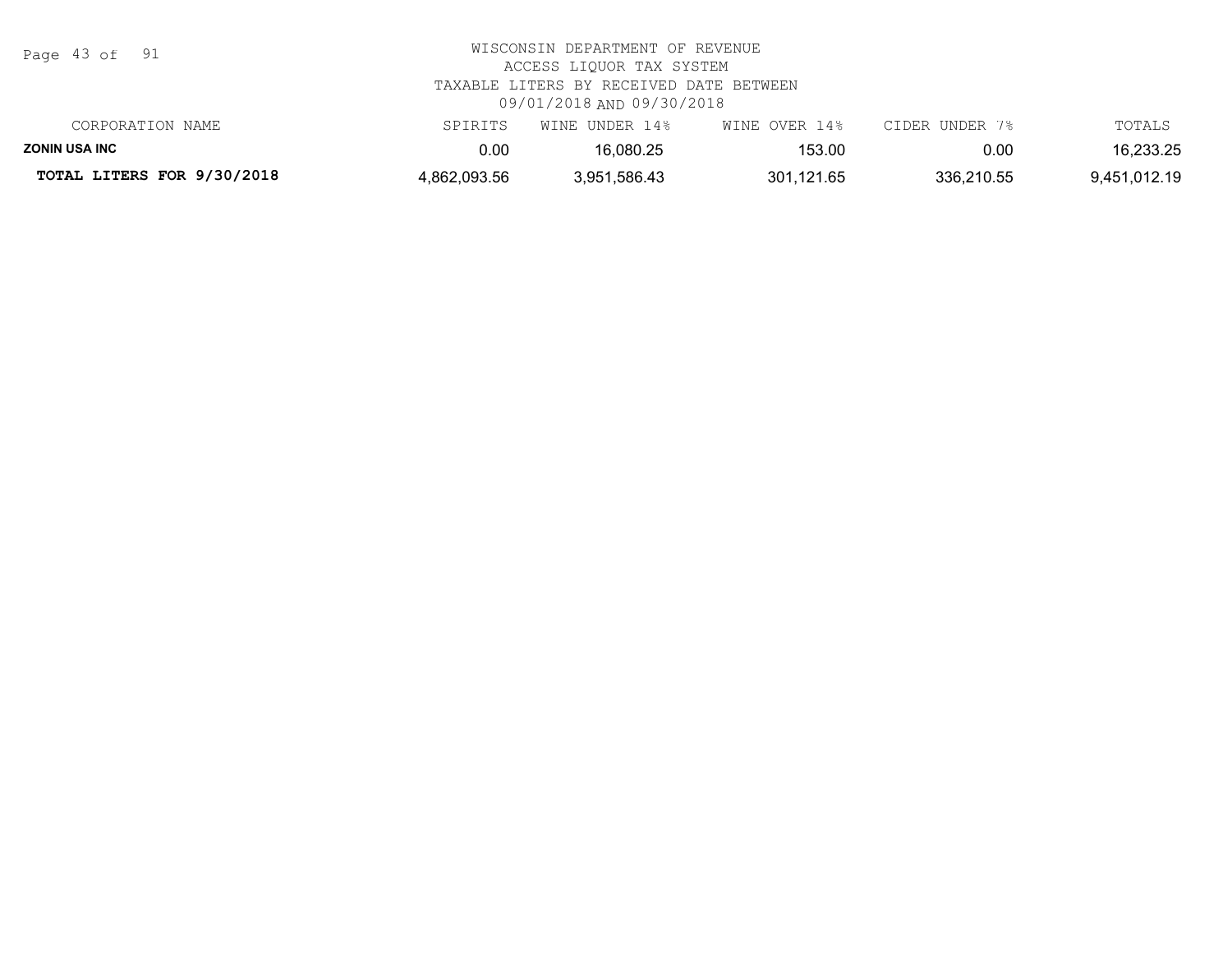WISCONSIN DEPARTMENT OF REVENUE
ACCESS LIQUOR TAX SYSTEM
TAXABLE LITERS BY RECEIVED DATE BETWEEN
09/01/2018 AND 09/30/2018

| CORPORATION NAME | SPIRITS | WINE UNDER 14% | WINE OVER 14% | CIDER UNDER 7% | TOTALS |
|---|---|---|---|---|---|
| **ZONIN USA INC** | 0.00 | 16,080.25 | 153.00 | 0.00 | 16,233.25 |
| **TOTAL LITERS FOR 9/30/2018** | 4,862,093.56 | 3,951,586.43 | 301,121.65 | 336,210.55 | 9,451,012.19 |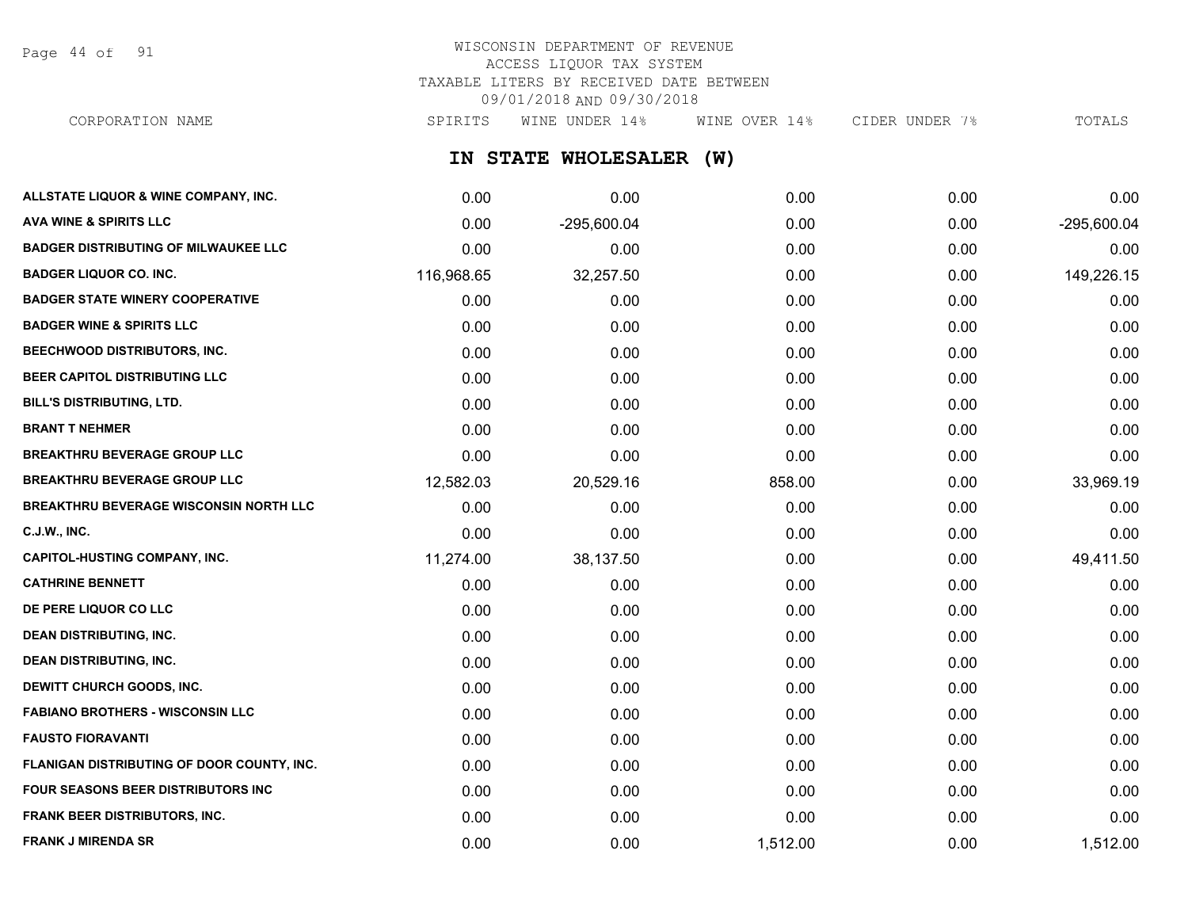WISCONSIN DEPARTMENT OF REVENUE
ACCESS LIQUOR TAX SYSTEM
TAXABLE LITERS BY RECEIVED DATE BETWEEN
09/01/2018 AND 09/30/2018

## IN STATE WHOLESALER (W)

| CORPORATION NAME | SPIRITS | WINE UNDER 14% | WINE OVER 14% | CIDER UNDER 7% | TOTALS |
|---|---|---|---|---|---|
| ALLSTATE LIQUOR & WINE COMPANY, INC. | 0.00 | 0.00 | 0.00 | 0.00 | 0.00 |
| AVA WINE & SPIRITS LLC | 0.00 | -295,600.04 | 0.00 | 0.00 | -295,600.04 |
| BADGER DISTRIBUTING OF MILWAUKEE LLC | 0.00 | 0.00 | 0.00 | 0.00 | 0.00 |
| BADGER LIQUOR CO. INC. | 116,968.65 | 32,257.50 | 0.00 | 0.00 | 149,226.15 |
| BADGER STATE WINERY COOPERATIVE | 0.00 | 0.00 | 0.00 | 0.00 | 0.00 |
| BADGER WINE & SPIRITS LLC | 0.00 | 0.00 | 0.00 | 0.00 | 0.00 |
| BEECHWOOD DISTRIBUTORS, INC. | 0.00 | 0.00 | 0.00 | 0.00 | 0.00 |
| BEER CAPITOL DISTRIBUTING LLC | 0.00 | 0.00 | 0.00 | 0.00 | 0.00 |
| BILL'S DISTRIBUTING, LTD. | 0.00 | 0.00 | 0.00 | 0.00 | 0.00 |
| BRANT T NEHMER | 0.00 | 0.00 | 0.00 | 0.00 | 0.00 |
| BREAKTHRU BEVERAGE GROUP LLC | 0.00 | 0.00 | 0.00 | 0.00 | 0.00 |
| BREAKTHRU BEVERAGE GROUP LLC | 12,582.03 | 20,529.16 | 858.00 | 0.00 | 33,969.19 |
| BREAKTHRU BEVERAGE WISCONSIN NORTH LLC | 0.00 | 0.00 | 0.00 | 0.00 | 0.00 |
| C.J.W., INC. | 0.00 | 0.00 | 0.00 | 0.00 | 0.00 |
| CAPITOL-HUSTING COMPANY, INC. | 11,274.00 | 38,137.50 | 0.00 | 0.00 | 49,411.50 |
| CATHRINE BENNETT | 0.00 | 0.00 | 0.00 | 0.00 | 0.00 |
| DE PERE LIQUOR CO LLC | 0.00 | 0.00 | 0.00 | 0.00 | 0.00 |
| DEAN DISTRIBUTING, INC. | 0.00 | 0.00 | 0.00 | 0.00 | 0.00 |
| DEAN DISTRIBUTING, INC. | 0.00 | 0.00 | 0.00 | 0.00 | 0.00 |
| DEWITT CHURCH GOODS, INC. | 0.00 | 0.00 | 0.00 | 0.00 | 0.00 |
| FABIANO BROTHERS - WISCONSIN LLC | 0.00 | 0.00 | 0.00 | 0.00 | 0.00 |
| FAUSTO FIORAVANTI | 0.00 | 0.00 | 0.00 | 0.00 | 0.00 |
| FLANIGAN DISTRIBUTING OF DOOR COUNTY, INC. | 0.00 | 0.00 | 0.00 | 0.00 | 0.00 |
| FOUR SEASONS BEER DISTRIBUTORS INC | 0.00 | 0.00 | 0.00 | 0.00 | 0.00 |
| FRANK BEER DISTRIBUTORS, INC. | 0.00 | 0.00 | 0.00 | 0.00 | 0.00 |
| FRANK J MIRENDA SR | 0.00 | 0.00 | 1,512.00 | 0.00 | 1,512.00 |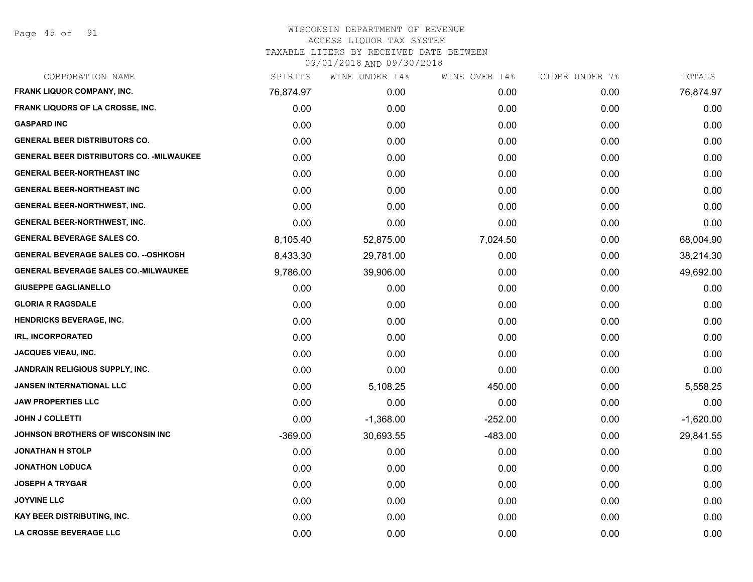# WISCONSIN DEPARTMENT OF REVENUE
## ACCESS LIQUOR TAX SYSTEM
### TAXABLE LITERS BY RECEIVED DATE BETWEEN 09/01/2018 AND 09/30/2018

| CORPORATION NAME | SPIRITS | WINE UNDER 14% | WINE OVER 14% | CIDER UNDER 7% | TOTALS |
|---|---|---|---|---|---|
| FRANK LIQUOR COMPANY, INC. | 76,874.97 | 0.00 | 0.00 | 0.00 | 76,874.97 |
| FRANK LIQUORS OF LA CROSSE, INC. | 0.00 | 0.00 | 0.00 | 0.00 | 0.00 |
| GASPARD INC | 0.00 | 0.00 | 0.00 | 0.00 | 0.00 |
| GENERAL BEER DISTRIBUTORS CO. | 0.00 | 0.00 | 0.00 | 0.00 | 0.00 |
| GENERAL BEER DISTRIBUTORS CO. -MILWAUKEE | 0.00 | 0.00 | 0.00 | 0.00 | 0.00 |
| GENERAL BEER-NORTHEAST INC | 0.00 | 0.00 | 0.00 | 0.00 | 0.00 |
| GENERAL BEER-NORTHEAST INC | 0.00 | 0.00 | 0.00 | 0.00 | 0.00 |
| GENERAL BEER-NORTHWEST, INC. | 0.00 | 0.00 | 0.00 | 0.00 | 0.00 |
| GENERAL BEER-NORTHWEST, INC. | 0.00 | 0.00 | 0.00 | 0.00 | 0.00 |
| GENERAL BEVERAGE SALES CO. | 8,105.40 | 52,875.00 | 7,024.50 | 0.00 | 68,004.90 |
| GENERAL BEVERAGE SALES CO. --OSHKOSH | 8,433.30 | 29,781.00 | 0.00 | 0.00 | 38,214.30 |
| GENERAL BEVERAGE SALES CO.-MILWAUKEE | 9,786.00 | 39,906.00 | 0.00 | 0.00 | 49,692.00 |
| GIUSEPPE GAGLIANELLO | 0.00 | 0.00 | 0.00 | 0.00 | 0.00 |
| GLORIA R RAGSDALE | 0.00 | 0.00 | 0.00 | 0.00 | 0.00 |
| HENDRICKS BEVERAGE, INC. | 0.00 | 0.00 | 0.00 | 0.00 | 0.00 |
| IRL, INCORPORATED | 0.00 | 0.00 | 0.00 | 0.00 | 0.00 |
| JACQUES VIEAU, INC. | 0.00 | 0.00 | 0.00 | 0.00 | 0.00 |
| JANDRAIN RELIGIOUS SUPPLY, INC. | 0.00 | 0.00 | 0.00 | 0.00 | 0.00 |
| JANSEN INTERNATIONAL LLC | 0.00 | 5,108.25 | 450.00 | 0.00 | 5,558.25 |
| JAW PROPERTIES LLC | 0.00 | 0.00 | 0.00 | 0.00 | 0.00 |
| JOHN J COLLETTI | 0.00 | -1,368.00 | -252.00 | 0.00 | -1,620.00 |
| JOHNSON BROTHERS OF WISCONSIN INC | -369.00 | 30,693.55 | -483.00 | 0.00 | 29,841.55 |
| JONATHAN H STOLP | 0.00 | 0.00 | 0.00 | 0.00 | 0.00 |
| JONATHON LODUCA | 0.00 | 0.00 | 0.00 | 0.00 | 0.00 |
| JOSEPH A TRYGAR | 0.00 | 0.00 | 0.00 | 0.00 | 0.00 |
| JOYVINE LLC | 0.00 | 0.00 | 0.00 | 0.00 | 0.00 |
| KAY BEER DISTRIBUTING, INC. | 0.00 | 0.00 | 0.00 | 0.00 | 0.00 |
| LA CROSSE BEVERAGE LLC | 0.00 | 0.00 | 0.00 | 0.00 | 0.00 |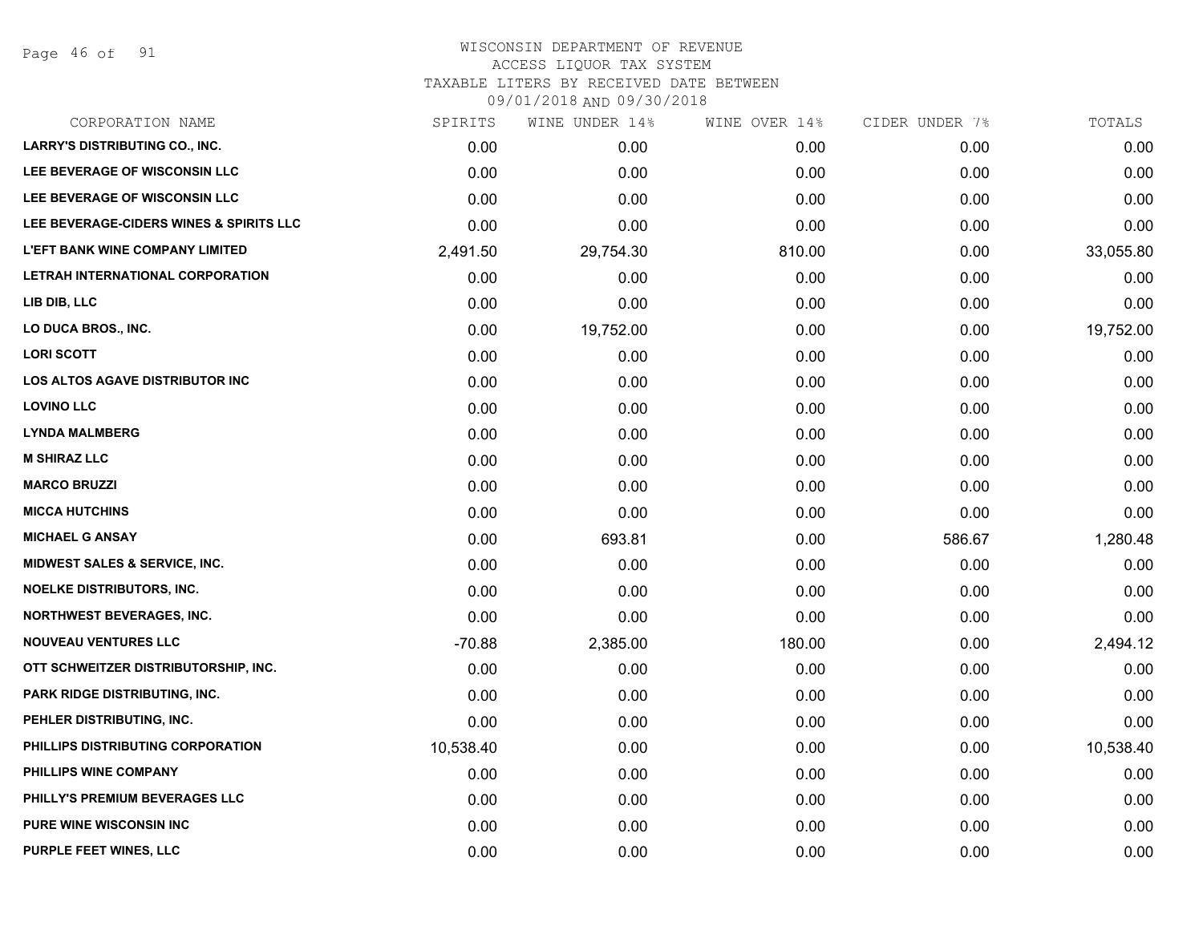WISCONSIN DEPARTMENT OF REVENUE
ACCESS LIQUOR TAX SYSTEM
TAXABLE LITERS BY RECEIVED DATE BETWEEN
09/01/2018 AND 09/30/2018

| CORPORATION NAME | SPIRITS | WINE UNDER 14% | WINE OVER 14% | CIDER UNDER 7% | TOTALS |
|---|---|---|---|---|---|
| LARRY'S DISTRIBUTING CO., INC. | 0.00 | 0.00 | 0.00 | 0.00 | 0.00 |
| LEE BEVERAGE OF WISCONSIN LLC | 0.00 | 0.00 | 0.00 | 0.00 | 0.00 |
| LEE BEVERAGE OF WISCONSIN LLC | 0.00 | 0.00 | 0.00 | 0.00 | 0.00 |
| LEE BEVERAGE-CIDERS WINES & SPIRITS LLC | 0.00 | 0.00 | 0.00 | 0.00 | 0.00 |
| L'EFT BANK WINE COMPANY LIMITED | 2,491.50 | 29,754.30 | 810.00 | 0.00 | 33,055.80 |
| LETRAH INTERNATIONAL CORPORATION | 0.00 | 0.00 | 0.00 | 0.00 | 0.00 |
| LIB DIB, LLC | 0.00 | 0.00 | 0.00 | 0.00 | 0.00 |
| LO DUCA BROS., INC. | 0.00 | 19,752.00 | 0.00 | 0.00 | 19,752.00 |
| LORI SCOTT | 0.00 | 0.00 | 0.00 | 0.00 | 0.00 |
| LOS ALTOS AGAVE DISTRIBUTOR INC | 0.00 | 0.00 | 0.00 | 0.00 | 0.00 |
| LOVINO LLC | 0.00 | 0.00 | 0.00 | 0.00 | 0.00 |
| LYNDA MALMBERG | 0.00 | 0.00 | 0.00 | 0.00 | 0.00 |
| M SHIRAZ LLC | 0.00 | 0.00 | 0.00 | 0.00 | 0.00 |
| MARCO BRUZZI | 0.00 | 0.00 | 0.00 | 0.00 | 0.00 |
| MICCA HUTCHINS | 0.00 | 0.00 | 0.00 | 0.00 | 0.00 |
| MICHAEL G ANSAY | 0.00 | 693.81 | 0.00 | 586.67 | 1,280.48 |
| MIDWEST SALES & SERVICE, INC. | 0.00 | 0.00 | 0.00 | 0.00 | 0.00 |
| NOELKE DISTRIBUTORS, INC. | 0.00 | 0.00 | 0.00 | 0.00 | 0.00 |
| NORTHWEST BEVERAGES, INC. | 0.00 | 0.00 | 0.00 | 0.00 | 0.00 |
| NOUVEAU VENTURES LLC | -70.88 | 2,385.00 | 180.00 | 0.00 | 2,494.12 |
| OTT SCHWEITZER DISTRIBUTORSHIP, INC. | 0.00 | 0.00 | 0.00 | 0.00 | 0.00 |
| PARK RIDGE DISTRIBUTING, INC. | 0.00 | 0.00 | 0.00 | 0.00 | 0.00 |
| PEHLER DISTRIBUTING, INC. | 0.00 | 0.00 | 0.00 | 0.00 | 0.00 |
| PHILLIPS DISTRIBUTING CORPORATION | 10,538.40 | 0.00 | 0.00 | 0.00 | 10,538.40 |
| PHILLIPS WINE COMPANY | 0.00 | 0.00 | 0.00 | 0.00 | 0.00 |
| PHILLY'S PREMIUM BEVERAGES LLC | 0.00 | 0.00 | 0.00 | 0.00 | 0.00 |
| PURE WINE WISCONSIN INC | 0.00 | 0.00 | 0.00 | 0.00 | 0.00 |
| PURPLE FEET WINES, LLC | 0.00 | 0.00 | 0.00 | 0.00 | 0.00 |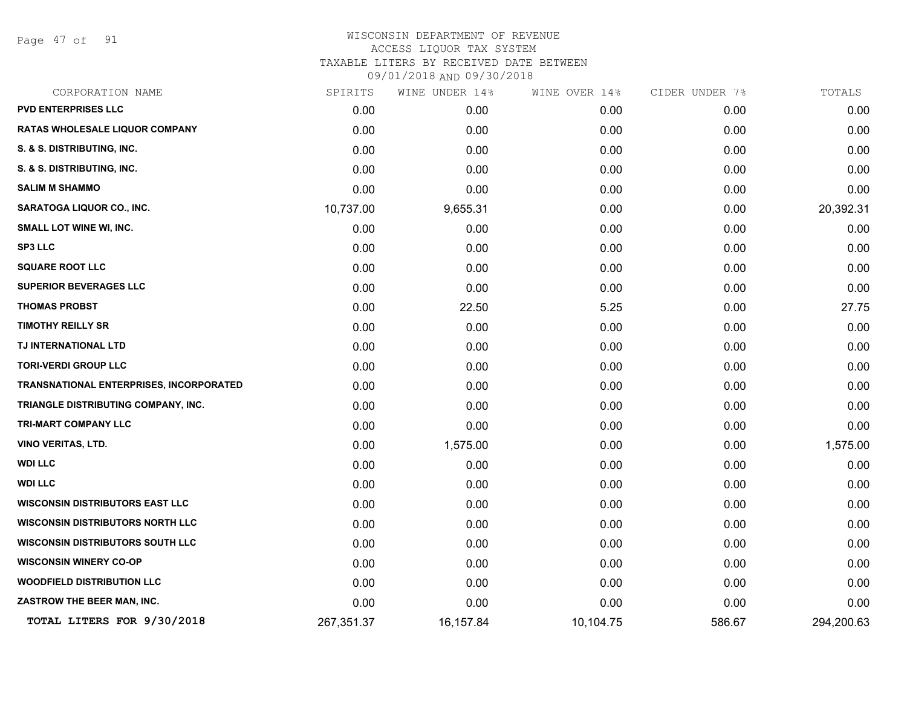WISCONSIN DEPARTMENT OF REVENUE
ACCESS LIQUOR TAX SYSTEM
TAXABLE LITERS BY RECEIVED DATE BETWEEN
09/01/2018 AND 09/30/2018

| CORPORATION NAME | SPIRITS | WINE UNDER 14% | WINE OVER 14% | CIDER UNDER 7% | TOTALS |
|---|---|---|---|---|---|
| PVD ENTERPRISES LLC | 0.00 | 0.00 | 0.00 | 0.00 | 0.00 |
| RATAS WHOLESALE LIQUOR COMPANY | 0.00 | 0.00 | 0.00 | 0.00 | 0.00 |
| S. & S. DISTRIBUTING, INC. | 0.00 | 0.00 | 0.00 | 0.00 | 0.00 |
| S. & S. DISTRIBUTING, INC. | 0.00 | 0.00 | 0.00 | 0.00 | 0.00 |
| SALIM M SHAMMO | 0.00 | 0.00 | 0.00 | 0.00 | 0.00 |
| SARATOGA LIQUOR CO., INC. | 10,737.00 | 9,655.31 | 0.00 | 0.00 | 20,392.31 |
| SMALL LOT WINE WI, INC. | 0.00 | 0.00 | 0.00 | 0.00 | 0.00 |
| SP3 LLC | 0.00 | 0.00 | 0.00 | 0.00 | 0.00 |
| SQUARE ROOT LLC | 0.00 | 0.00 | 0.00 | 0.00 | 0.00 |
| SUPERIOR BEVERAGES LLC | 0.00 | 0.00 | 0.00 | 0.00 | 0.00 |
| THOMAS PROBST | 0.00 | 22.50 | 5.25 | 0.00 | 27.75 |
| TIMOTHY REILLY SR | 0.00 | 0.00 | 0.00 | 0.00 | 0.00 |
| TJ INTERNATIONAL LTD | 0.00 | 0.00 | 0.00 | 0.00 | 0.00 |
| TORI-VERDI GROUP LLC | 0.00 | 0.00 | 0.00 | 0.00 | 0.00 |
| TRANSNATIONAL ENTERPRISES, INCORPORATED | 0.00 | 0.00 | 0.00 | 0.00 | 0.00 |
| TRIANGLE DISTRIBUTING COMPANY, INC. | 0.00 | 0.00 | 0.00 | 0.00 | 0.00 |
| TRI-MART COMPANY LLC | 0.00 | 0.00 | 0.00 | 0.00 | 0.00 |
| VINO VERITAS, LTD. | 0.00 | 1,575.00 | 0.00 | 0.00 | 1,575.00 |
| WDI LLC | 0.00 | 0.00 | 0.00 | 0.00 | 0.00 |
| WDI LLC | 0.00 | 0.00 | 0.00 | 0.00 | 0.00 |
| WISCONSIN DISTRIBUTORS EAST LLC | 0.00 | 0.00 | 0.00 | 0.00 | 0.00 |
| WISCONSIN DISTRIBUTORS NORTH LLC | 0.00 | 0.00 | 0.00 | 0.00 | 0.00 |
| WISCONSIN DISTRIBUTORS SOUTH LLC | 0.00 | 0.00 | 0.00 | 0.00 | 0.00 |
| WISCONSIN WINERY CO-OP | 0.00 | 0.00 | 0.00 | 0.00 | 0.00 |
| WOODFIELD DISTRIBUTION LLC | 0.00 | 0.00 | 0.00 | 0.00 | 0.00 |
| ZASTROW THE BEER MAN, INC. | 0.00 | 0.00 | 0.00 | 0.00 | 0.00 |
| **TOTAL LITERS FOR 9/30/2018** | 267,351.37 | 16,157.84 | 10,104.75 | 586.67 | 294,200.63 |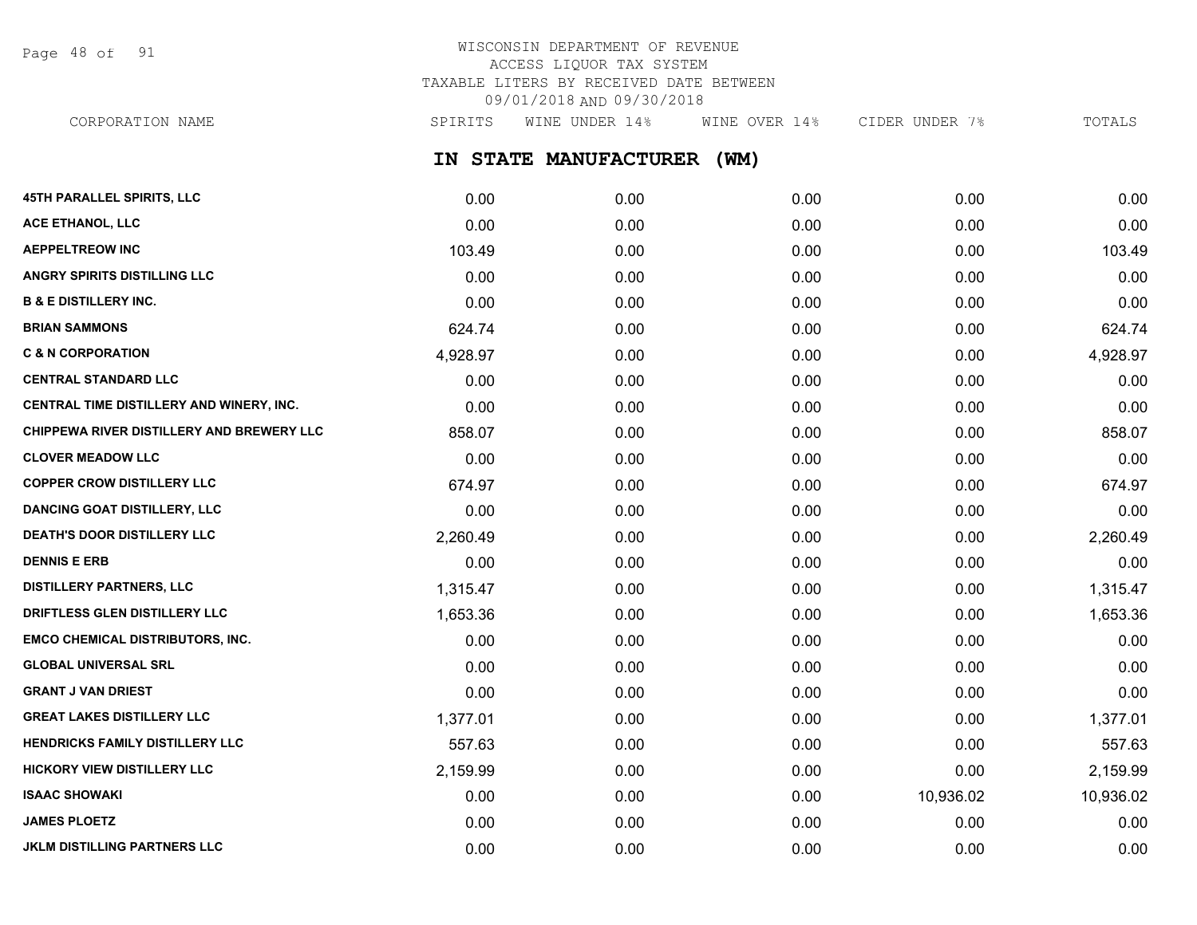WISCONSIN DEPARTMENT OF REVENUE
ACCESS LIQUOR TAX SYSTEM
TAXABLE LITERS BY RECEIVED DATE BETWEEN
09/01/2018 AND 09/30/2018

## IN STATE MANUFACTURER (WM)

| CORPORATION NAME | SPIRITS | WINE UNDER 14% | WINE OVER 14% | CIDER UNDER 7% | TOTALS |
|---|---|---|---|---|---|
| 45TH PARALLEL SPIRITS, LLC | 0.00 | 0.00 | 0.00 | 0.00 | 0.00 |
| ACE ETHANOL, LLC | 0.00 | 0.00 | 0.00 | 0.00 | 0.00 |
| AEPPELTREOW INC | 103.49 | 0.00 | 0.00 | 0.00 | 103.49 |
| ANGRY SPIRITS DISTILLING LLC | 0.00 | 0.00 | 0.00 | 0.00 | 0.00 |
| B & E DISTILLERY INC. | 0.00 | 0.00 | 0.00 | 0.00 | 0.00 |
| BRIAN SAMMONS | 624.74 | 0.00 | 0.00 | 0.00 | 624.74 |
| C & N CORPORATION | 4,928.97 | 0.00 | 0.00 | 0.00 | 4,928.97 |
| CENTRAL STANDARD LLC | 0.00 | 0.00 | 0.00 | 0.00 | 0.00 |
| CENTRAL TIME DISTILLERY AND WINERY, INC. | 0.00 | 0.00 | 0.00 | 0.00 | 0.00 |
| CHIPPEWA RIVER DISTILLERY AND BREWERY LLC | 858.07 | 0.00 | 0.00 | 0.00 | 858.07 |
| CLOVER MEADOW LLC | 0.00 | 0.00 | 0.00 | 0.00 | 0.00 |
| COPPER CROW DISTILLERY LLC | 674.97 | 0.00 | 0.00 | 0.00 | 674.97 |
| DANCING GOAT DISTILLERY, LLC | 0.00 | 0.00 | 0.00 | 0.00 | 0.00 |
| DEATH'S DOOR DISTILLERY LLC | 2,260.49 | 0.00 | 0.00 | 0.00 | 2,260.49 |
| DENNIS E ERB | 0.00 | 0.00 | 0.00 | 0.00 | 0.00 |
| DISTILLERY PARTNERS, LLC | 1,315.47 | 0.00 | 0.00 | 0.00 | 1,315.47 |
| DRIFTLESS GLEN DISTILLERY LLC | 1,653.36 | 0.00 | 0.00 | 0.00 | 1,653.36 |
| EMCO CHEMICAL DISTRIBUTORS, INC. | 0.00 | 0.00 | 0.00 | 0.00 | 0.00 |
| GLOBAL UNIVERSAL SRL | 0.00 | 0.00 | 0.00 | 0.00 | 0.00 |
| GRANT J VAN DRIEST | 0.00 | 0.00 | 0.00 | 0.00 | 0.00 |
| GREAT LAKES DISTILLERY LLC | 1,377.01 | 0.00 | 0.00 | 0.00 | 1,377.01 |
| HENDRICKS FAMILY DISTILLERY LLC | 557.63 | 0.00 | 0.00 | 0.00 | 557.63 |
| HICKORY VIEW DISTILLERY LLC | 2,159.99 | 0.00 | 0.00 | 0.00 | 2,159.99 |
| ISAAC SHOWAKI | 0.00 | 0.00 | 0.00 | 10,936.02 | 10,936.02 |
| JAMES PLOETZ | 0.00 | 0.00 | 0.00 | 0.00 | 0.00 |
| JKLM DISTILLING PARTNERS LLC | 0.00 | 0.00 | 0.00 | 0.00 | 0.00 |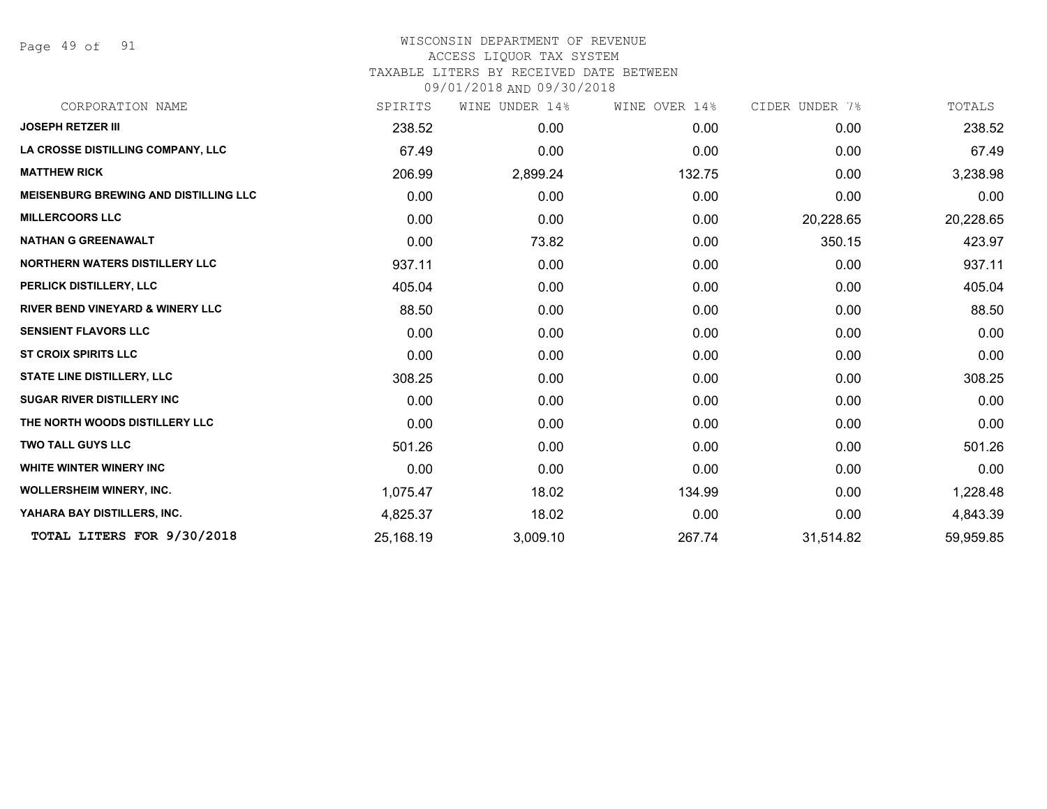WISCONSIN DEPARTMENT OF REVENUE
ACCESS LIQUOR TAX SYSTEM
TAXABLE LITERS BY RECEIVED DATE BETWEEN
09/01/2018 AND 09/30/2018

| CORPORATION NAME | SPIRITS | WINE UNDER 14% | WINE OVER 14% | CIDER UNDER 7% | TOTALS |
|---|---|---|---|---|---|
| **JOSEPH RETZER III** | 238.52 | 0.00 | 0.00 | 0.00 | 238.52 |
| **LA CROSSE DISTILLING COMPANY, LLC** | 67.49 | 0.00 | 0.00 | 0.00 | 67.49 |
| **MATTHEW RICK** | 206.99 | 2,899.24 | 132.75 | 0.00 | 3,238.98 |
| **MEISENBURG BREWING AND DISTILLING LLC** | 0.00 | 0.00 | 0.00 | 0.00 | 0.00 |
| **MILLERCOORS LLC** | 0.00 | 0.00 | 0.00 | 20,228.65 | 20,228.65 |
| **NATHAN G GREENAWALT** | 0.00 | 73.82 | 0.00 | 350.15 | 423.97 |
| **NORTHERN WATERS DISTILLERY LLC** | 937.11 | 0.00 | 0.00 | 0.00 | 937.11 |
| **PERLICK DISTILLERY, LLC** | 405.04 | 0.00 | 0.00 | 0.00 | 405.04 |
| **RIVER BEND VINEYARD & WINERY LLC** | 88.50 | 0.00 | 0.00 | 0.00 | 88.50 |
| **SENSIENT FLAVORS LLC** | 0.00 | 0.00 | 0.00 | 0.00 | 0.00 |
| **ST CROIX SPIRITS LLC** | 0.00 | 0.00 | 0.00 | 0.00 | 0.00 |
| **STATE LINE DISTILLERY, LLC** | 308.25 | 0.00 | 0.00 | 0.00 | 308.25 |
| **SUGAR RIVER DISTILLERY INC** | 0.00 | 0.00 | 0.00 | 0.00 | 0.00 |
| **THE NORTH WOODS DISTILLERY LLC** | 0.00 | 0.00 | 0.00 | 0.00 | 0.00 |
| **TWO TALL GUYS LLC** | 501.26 | 0.00 | 0.00 | 0.00 | 501.26 |
| **WHITE WINTER WINERY INC** | 0.00 | 0.00 | 0.00 | 0.00 | 0.00 |
| **WOLLERSHEIM WINERY, INC.** | 1,075.47 | 18.02 | 134.99 | 0.00 | 1,228.48 |
| **YAHARA BAY DISTILLERS, INC.** | 4,825.37 | 18.02 | 0.00 | 0.00 | 4,843.39 |
| **TOTAL LITERS FOR 9/30/2018** | 25,168.19 | 3,009.10 | 267.74 | 31,514.82 | 59,959.85 |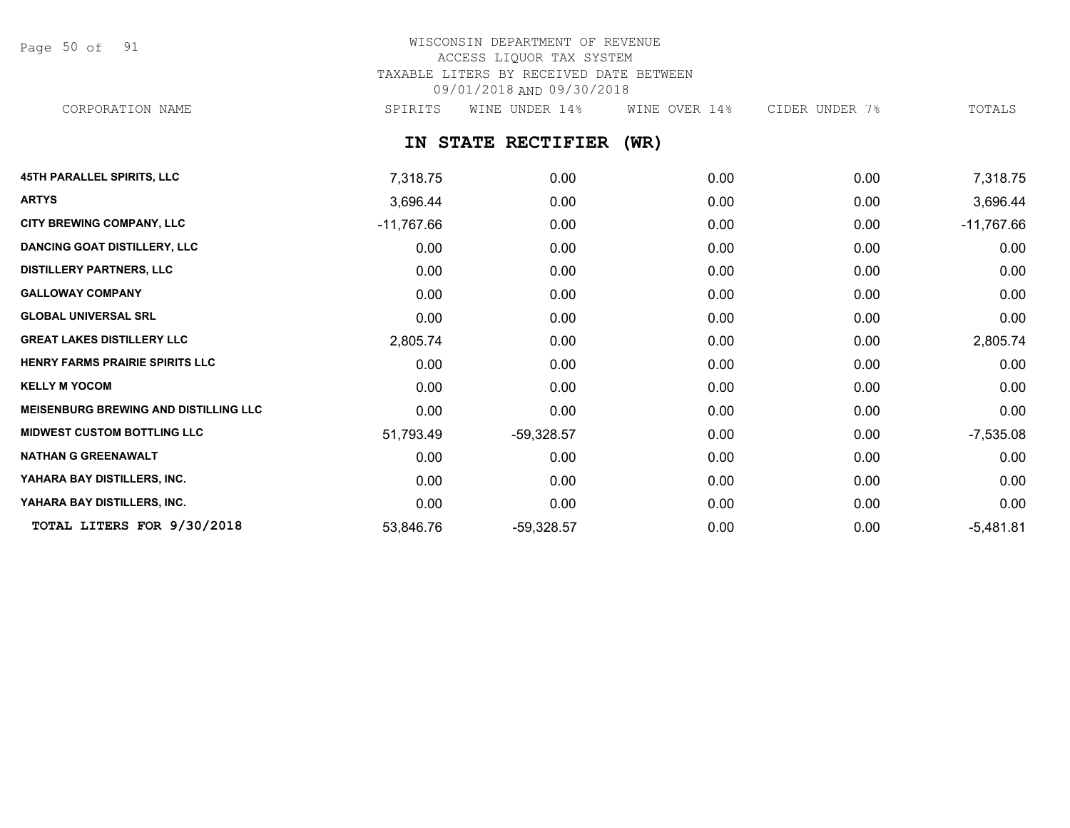WISCONSIN DEPARTMENT OF REVENUE
ACCESS LIQUOR TAX SYSTEM
TAXABLE LITERS BY RECEIVED DATE BETWEEN
09/01/2018 AND 09/30/2018

## IN STATE RECTIFIER (WR)

| CORPORATION NAME | SPIRITS | WINE UNDER 14% | WINE OVER 14% | CIDER UNDER 7% | TOTALS |
|---|---|---|---|---|---|
| 45TH PARALLEL SPIRITS, LLC | 7,318.75 | 0.00 | 0.00 | 0.00 | 7,318.75 |
| ARTYS | 3,696.44 | 0.00 | 0.00 | 0.00 | 3,696.44 |
| CITY BREWING COMPANY, LLC | -11,767.66 | 0.00 | 0.00 | 0.00 | -11,767.66 |
| DANCING GOAT DISTILLERY, LLC | 0.00 | 0.00 | 0.00 | 0.00 | 0.00 |
| DISTILLERY PARTNERS, LLC | 0.00 | 0.00 | 0.00 | 0.00 | 0.00 |
| GALLOWAY COMPANY | 0.00 | 0.00 | 0.00 | 0.00 | 0.00 |
| GLOBAL UNIVERSAL SRL | 0.00 | 0.00 | 0.00 | 0.00 | 0.00 |
| GREAT LAKES DISTILLERY LLC | 2,805.74 | 0.00 | 0.00 | 0.00 | 2,805.74 |
| HENRY FARMS PRAIRIE SPIRITS LLC | 0.00 | 0.00 | 0.00 | 0.00 | 0.00 |
| KELLY M YOCOM | 0.00 | 0.00 | 0.00 | 0.00 | 0.00 |
| MEISENBURG BREWING AND DISTILLING LLC | 0.00 | 0.00 | 0.00 | 0.00 | 0.00 |
| MIDWEST CUSTOM BOTTLING LLC | 51,793.49 | -59,328.57 | 0.00 | 0.00 | -7,535.08 |
| NATHAN G GREENAWALT | 0.00 | 0.00 | 0.00 | 0.00 | 0.00 |
| YAHARA BAY DISTILLERS, INC. | 0.00 | 0.00 | 0.00 | 0.00 | 0.00 |
| YAHARA BAY DISTILLERS, INC. | 0.00 | 0.00 | 0.00 | 0.00 | 0.00 |
| **TOTAL LITERS FOR 9/30/2018** | 53,846.76 | -59,328.57 | 0.00 | 0.00 | -5,481.81 |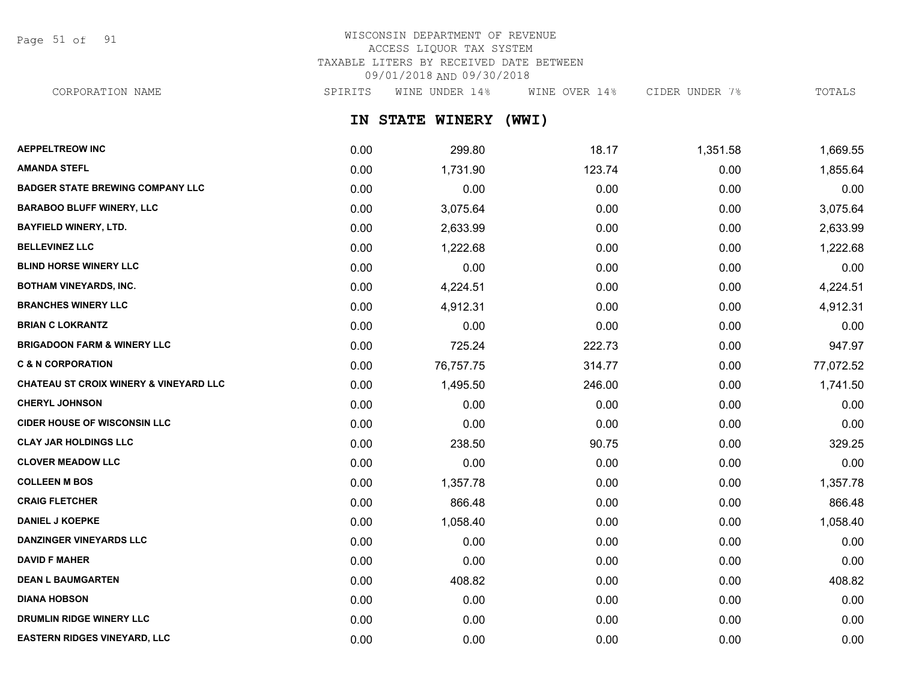WISCONSIN DEPARTMENT OF REVENUE
ACCESS LIQUOR TAX SYSTEM
TAXABLE LITERS BY RECEIVED DATE BETWEEN
09/01/2018 AND 09/30/2018

## IN STATE WINERY (WWI)

| CORPORATION NAME | SPIRITS | WINE UNDER 14% | WINE OVER 14% | CIDER UNDER 7% | TOTALS |
|---|---|---|---|---|---|
| AEPPELTREOW INC | 0.00 | 299.80 | 18.17 | 1,351.58 | 1,669.55 |
| AMANDA STEFL | 0.00 | 1,731.90 | 123.74 | 0.00 | 1,855.64 |
| BADGER STATE BREWING COMPANY LLC | 0.00 | 0.00 | 0.00 | 0.00 | 0.00 |
| BARABOO BLUFF WINERY, LLC | 0.00 | 3,075.64 | 0.00 | 0.00 | 3,075.64 |
| BAYFIELD WINERY, LTD. | 0.00 | 2,633.99 | 0.00 | 0.00 | 2,633.99 |
| BELLEVINEZ LLC | 0.00 | 1,222.68 | 0.00 | 0.00 | 1,222.68 |
| BLIND HORSE WINERY LLC | 0.00 | 0.00 | 0.00 | 0.00 | 0.00 |
| BOTHAM VINEYARDS, INC. | 0.00 | 4,224.51 | 0.00 | 0.00 | 4,224.51 |
| BRANCHES WINERY LLC | 0.00 | 4,912.31 | 0.00 | 0.00 | 4,912.31 |
| BRIAN C LOKRANTZ | 0.00 | 0.00 | 0.00 | 0.00 | 0.00 |
| BRIGADOON FARM & WINERY LLC | 0.00 | 725.24 | 222.73 | 0.00 | 947.97 |
| C & N CORPORATION | 0.00 | 76,757.75 | 314.77 | 0.00 | 77,072.52 |
| CHATEAU ST CROIX WINERY & VINEYARD LLC | 0.00 | 1,495.50 | 246.00 | 0.00 | 1,741.50 |
| CHERYL JOHNSON | 0.00 | 0.00 | 0.00 | 0.00 | 0.00 |
| CIDER HOUSE OF WISCONSIN LLC | 0.00 | 0.00 | 0.00 | 0.00 | 0.00 |
| CLAY JAR HOLDINGS LLC | 0.00 | 238.50 | 90.75 | 0.00 | 329.25 |
| CLOVER MEADOW LLC | 0.00 | 0.00 | 0.00 | 0.00 | 0.00 |
| COLLEEN M BOS | 0.00 | 1,357.78 | 0.00 | 0.00 | 1,357.78 |
| CRAIG FLETCHER | 0.00 | 866.48 | 0.00 | 0.00 | 866.48 |
| DANIEL J KOEPKE | 0.00 | 1,058.40 | 0.00 | 0.00 | 1,058.40 |
| DANZINGER VINEYARDS LLC | 0.00 | 0.00 | 0.00 | 0.00 | 0.00 |
| DAVID F MAHER | 0.00 | 0.00 | 0.00 | 0.00 | 0.00 |
| DEAN L BAUMGARTEN | 0.00 | 408.82 | 0.00 | 0.00 | 408.82 |
| DIANA HOBSON | 0.00 | 0.00 | 0.00 | 0.00 | 0.00 |
| DRUMLIN RIDGE WINERY LLC | 0.00 | 0.00 | 0.00 | 0.00 | 0.00 |
| EASTERN RIDGES VINEYARD, LLC | 0.00 | 0.00 | 0.00 | 0.00 | 0.00 |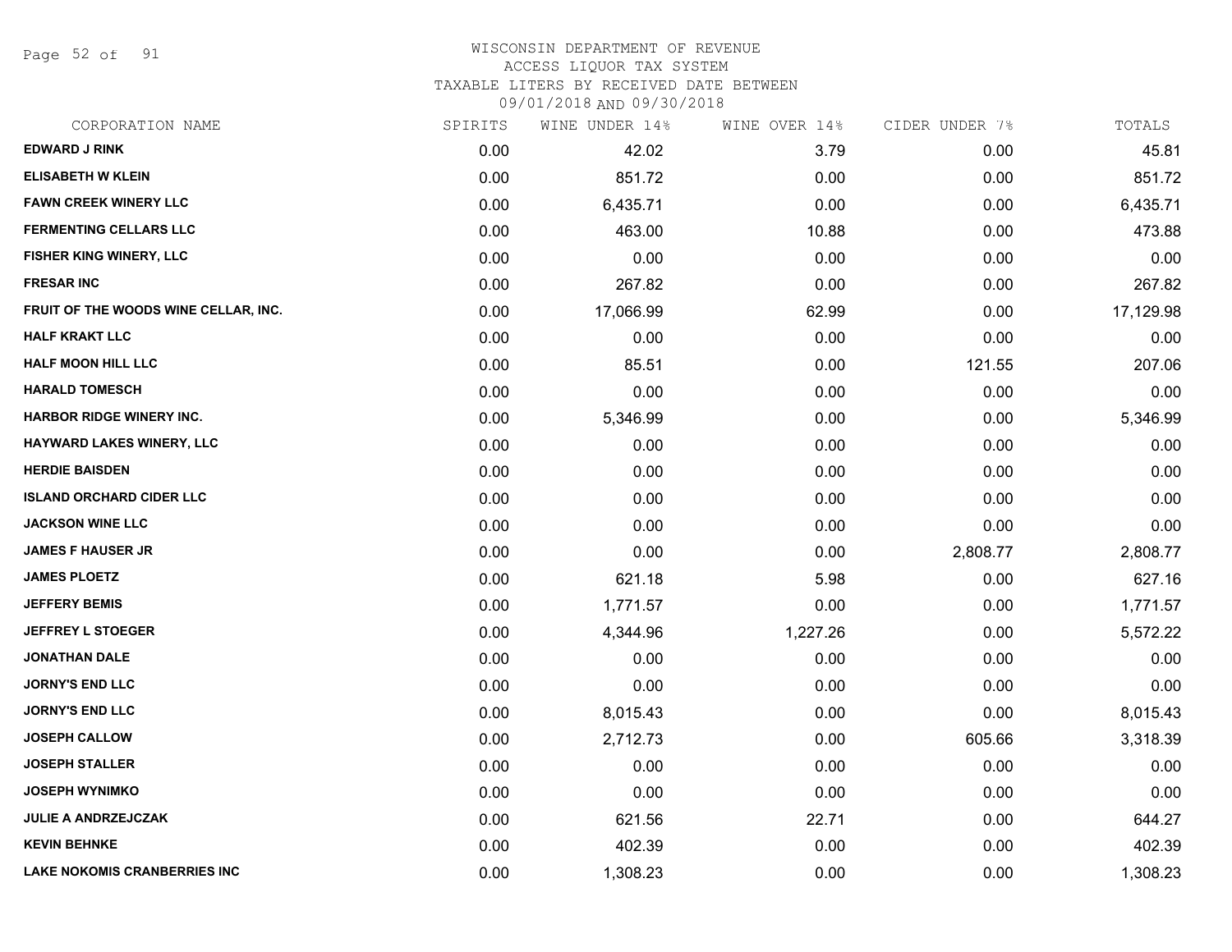# WISCONSIN DEPARTMENT OF REVENUE
## ACCESS LIQUOR TAX SYSTEM
### TAXABLE LITERS BY RECEIVED DATE BETWEEN 09/01/2018 AND 09/30/2018

| CORPORATION NAME | SPIRITS | WINE UNDER 14% | WINE OVER 14% | CIDER UNDER 7% | TOTALS |
|---|---|---|---|---|---|
| EDWARD J RINK | 0.00 | 42.02 | 3.79 | 0.00 | 45.81 |
| ELISABETH W KLEIN | 0.00 | 851.72 | 0.00 | 0.00 | 851.72 |
| FAWN CREEK WINERY LLC | 0.00 | 6,435.71 | 0.00 | 0.00 | 6,435.71 |
| FERMENTING CELLARS LLC | 0.00 | 463.00 | 10.88 | 0.00 | 473.88 |
| FISHER KING WINERY, LLC | 0.00 | 0.00 | 0.00 | 0.00 | 0.00 |
| FRESAR INC | 0.00 | 267.82 | 0.00 | 0.00 | 267.82 |
| FRUIT OF THE WOODS WINE CELLAR, INC. | 0.00 | 17,066.99 | 62.99 | 0.00 | 17,129.98 |
| HALF KRAKT LLC | 0.00 | 0.00 | 0.00 | 0.00 | 0.00 |
| HALF MOON HILL LLC | 0.00 | 85.51 | 0.00 | 121.55 | 207.06 |
| HARALD TOMESCH | 0.00 | 0.00 | 0.00 | 0.00 | 0.00 |
| HARBOR RIDGE WINERY INC. | 0.00 | 5,346.99 | 0.00 | 0.00 | 5,346.99 |
| HAYWARD LAKES WINERY, LLC | 0.00 | 0.00 | 0.00 | 0.00 | 0.00 |
| HERDIE BAISDEN | 0.00 | 0.00 | 0.00 | 0.00 | 0.00 |
| ISLAND ORCHARD CIDER LLC | 0.00 | 0.00 | 0.00 | 0.00 | 0.00 |
| JACKSON WINE LLC | 0.00 | 0.00 | 0.00 | 0.00 | 0.00 |
| JAMES F HAUSER JR | 0.00 | 0.00 | 0.00 | 2,808.77 | 2,808.77 |
| JAMES PLOETZ | 0.00 | 621.18 | 5.98 | 0.00 | 627.16 |
| JEFFERY BEMIS | 0.00 | 1,771.57 | 0.00 | 0.00 | 1,771.57 |
| JEFFREY L STOEGER | 0.00 | 4,344.96 | 1,227.26 | 0.00 | 5,572.22 |
| JONATHAN DALE | 0.00 | 0.00 | 0.00 | 0.00 | 0.00 |
| JORNY'S END LLC | 0.00 | 0.00 | 0.00 | 0.00 | 0.00 |
| JORNY'S END LLC | 0.00 | 8,015.43 | 0.00 | 0.00 | 8,015.43 |
| JOSEPH CALLOW | 0.00 | 2,712.73 | 0.00 | 605.66 | 3,318.39 |
| JOSEPH STALLER | 0.00 | 0.00 | 0.00 | 0.00 | 0.00 |
| JOSEPH WYNIMKO | 0.00 | 0.00 | 0.00 | 0.00 | 0.00 |
| JULIE A ANDRZEJCZAK | 0.00 | 621.56 | 22.71 | 0.00 | 644.27 |
| KEVIN BEHNKE | 0.00 | 402.39 | 0.00 | 0.00 | 402.39 |
| LAKE NOKOMIS CRANBERRIES INC | 0.00 | 1,308.23 | 0.00 | 0.00 | 1,308.23 |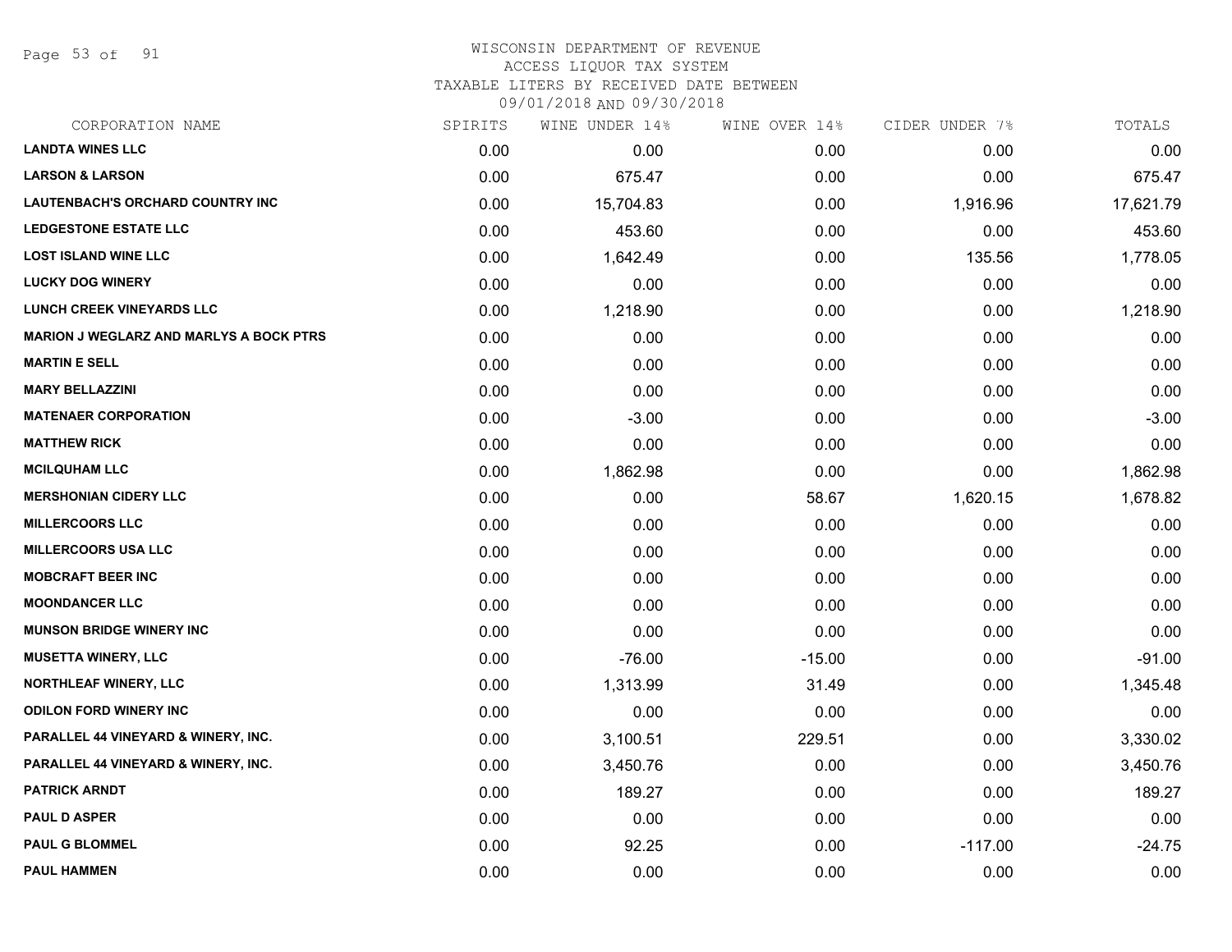WISCONSIN DEPARTMENT OF REVENUE
ACCESS LIQUOR TAX SYSTEM
TAXABLE LITERS BY RECEIVED DATE BETWEEN
09/01/2018 AND 09/30/2018

| CORPORATION NAME | SPIRITS | WINE UNDER 14% | WINE OVER 14% | CIDER UNDER 7% | TOTALS |
|---|---|---|---|---|---|
| **LANDTA WINES LLC** | 0.00 | 0.00 | 0.00 | 0.00 | 0.00 |
| **LARSON & LARSON** | 0.00 | 675.47 | 0.00 | 0.00 | 675.47 |
| **LAUTENBACH'S ORCHARD COUNTRY INC** | 0.00 | 15,704.83 | 0.00 | 1,916.96 | 17,621.79 |
| **LEDGESTONE ESTATE LLC** | 0.00 | 453.60 | 0.00 | 0.00 | 453.60 |
| **LOST ISLAND WINE LLC** | 0.00 | 1,642.49 | 0.00 | 135.56 | 1,778.05 |
| **LUCKY DOG WINERY** | 0.00 | 0.00 | 0.00 | 0.00 | 0.00 |
| **LUNCH CREEK VINEYARDS LLC** | 0.00 | 1,218.90 | 0.00 | 0.00 | 1,218.90 |
| **MARION J WEGLARZ AND MARLYS A BOCK PTRS** | 0.00 | 0.00 | 0.00 | 0.00 | 0.00 |
| **MARTIN E SELL** | 0.00 | 0.00 | 0.00 | 0.00 | 0.00 |
| **MARY BELLAZZINI** | 0.00 | 0.00 | 0.00 | 0.00 | 0.00 |
| **MATENAER CORPORATION** | 0.00 | -3.00 | 0.00 | 0.00 | -3.00 |
| **MATTHEW RICK** | 0.00 | 0.00 | 0.00 | 0.00 | 0.00 |
| **MCILQUHAM LLC** | 0.00 | 1,862.98 | 0.00 | 0.00 | 1,862.98 |
| **MERSHONIAN CIDERY LLC** | 0.00 | 0.00 | 58.67 | 1,620.15 | 1,678.82 |
| **MILLERCOORS LLC** | 0.00 | 0.00 | 0.00 | 0.00 | 0.00 |
| **MILLERCOORS USA LLC** | 0.00 | 0.00 | 0.00 | 0.00 | 0.00 |
| **MOBCRAFT BEER INC** | 0.00 | 0.00 | 0.00 | 0.00 | 0.00 |
| **MOONDANCER LLC** | 0.00 | 0.00 | 0.00 | 0.00 | 0.00 |
| **MUNSON BRIDGE WINERY INC** | 0.00 | 0.00 | 0.00 | 0.00 | 0.00 |
| **MUSETTA WINERY, LLC** | 0.00 | -76.00 | -15.00 | 0.00 | -91.00 |
| **NORTHLEAF WINERY, LLC** | 0.00 | 1,313.99 | 31.49 | 0.00 | 1,345.48 |
| **ODILON FORD WINERY INC** | 0.00 | 0.00 | 0.00 | 0.00 | 0.00 |
| **PARALLEL 44 VINEYARD & WINERY, INC.** | 0.00 | 3,100.51 | 229.51 | 0.00 | 3,330.02 |
| **PARALLEL 44 VINEYARD & WINERY, INC.** | 0.00 | 3,450.76 | 0.00 | 0.00 | 3,450.76 |
| **PATRICK ARNDT** | 0.00 | 189.27 | 0.00 | 0.00 | 189.27 |
| **PAUL D ASPER** | 0.00 | 0.00 | 0.00 | 0.00 | 0.00 |
| **PAUL G BLOMMEL** | 0.00 | 92.25 | 0.00 | -117.00 | -24.75 |
| **PAUL HAMMEN** | 0.00 | 0.00 | 0.00 | 0.00 | 0.00 |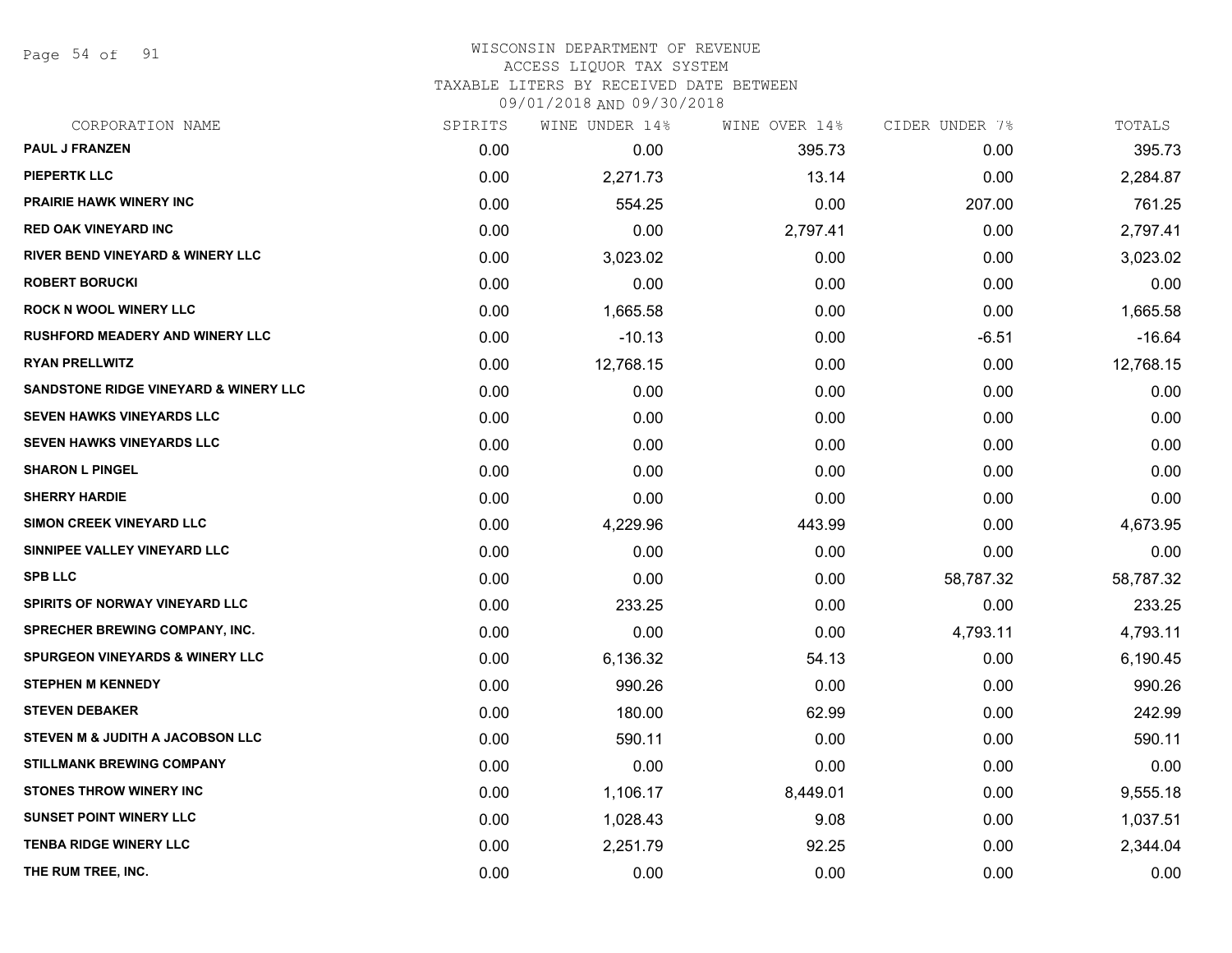WISCONSIN DEPARTMENT OF REVENUE
ACCESS LIQUOR TAX SYSTEM
TAXABLE LITERS BY RECEIVED DATE BETWEEN
09/01/2018 AND 09/30/2018

| CORPORATION NAME | SPIRITS | WINE UNDER 14% | WINE OVER 14% | CIDER UNDER 7% | TOTALS |
|---|---|---|---|---|---|
| **PAUL J FRANZEN** | 0.00 | 0.00 | 395.73 | 0.00 | 395.73 |
| **PIEPERTK LLC** | 0.00 | 2,271.73 | 13.14 | 0.00 | 2,284.87 |
| **PRAIRIE HAWK WINERY INC** | 0.00 | 554.25 | 0.00 | 207.00 | 761.25 |
| **RED OAK VINEYARD INC** | 0.00 | 0.00 | 2,797.41 | 0.00 | 2,797.41 |
| **RIVER BEND VINEYARD & WINERY LLC** | 0.00 | 3,023.02 | 0.00 | 0.00 | 3,023.02 |
| **ROBERT BORUCKI** | 0.00 | 0.00 | 0.00 | 0.00 | 0.00 |
| **ROCK N WOOL WINERY LLC** | 0.00 | 1,665.58 | 0.00 | 0.00 | 1,665.58 |
| **RUSHFORD MEADERY AND WINERY LLC** | 0.00 | -10.13 | 0.00 | -6.51 | -16.64 |
| **RYAN PRELLWITZ** | 0.00 | 12,768.15 | 0.00 | 0.00 | 12,768.15 |
| **SANDSTONE RIDGE VINEYARD & WINERY LLC** | 0.00 | 0.00 | 0.00 | 0.00 | 0.00 |
| **SEVEN HAWKS VINEYARDS LLC** | 0.00 | 0.00 | 0.00 | 0.00 | 0.00 |
| **SEVEN HAWKS VINEYARDS LLC** | 0.00 | 0.00 | 0.00 | 0.00 | 0.00 |
| **SHARON L PINGEL** | 0.00 | 0.00 | 0.00 | 0.00 | 0.00 |
| **SHERRY HARDIE** | 0.00 | 0.00 | 0.00 | 0.00 | 0.00 |
| **SIMON CREEK VINEYARD LLC** | 0.00 | 4,229.96 | 443.99 | 0.00 | 4,673.95 |
| **SINNIPEE VALLEY VINEYARD LLC** | 0.00 | 0.00 | 0.00 | 0.00 | 0.00 |
| **SPB LLC** | 0.00 | 0.00 | 0.00 | 58,787.32 | 58,787.32 |
| **SPIRITS OF NORWAY VINEYARD LLC** | 0.00 | 233.25 | 0.00 | 0.00 | 233.25 |
| **SPRECHER BREWING COMPANY, INC.** | 0.00 | 0.00 | 0.00 | 4,793.11 | 4,793.11 |
| **SPURGEON VINEYARDS & WINERY LLC** | 0.00 | 6,136.32 | 54.13 | 0.00 | 6,190.45 |
| **STEPHEN M KENNEDY** | 0.00 | 990.26 | 0.00 | 0.00 | 990.26 |
| **STEVEN DEBAKER** | 0.00 | 180.00 | 62.99 | 0.00 | 242.99 |
| **STEVEN M & JUDITH A JACOBSON LLC** | 0.00 | 590.11 | 0.00 | 0.00 | 590.11 |
| **STILLMANK BREWING COMPANY** | 0.00 | 0.00 | 0.00 | 0.00 | 0.00 |
| **STONES THROW WINERY INC** | 0.00 | 1,106.17 | 8,449.01 | 0.00 | 9,555.18 |
| **SUNSET POINT WINERY LLC** | 0.00 | 1,028.43 | 9.08 | 0.00 | 1,037.51 |
| **TENBA RIDGE WINERY LLC** | 0.00 | 2,251.79 | 92.25 | 0.00 | 2,344.04 |
| **THE RUM TREE, INC.** | 0.00 | 0.00 | 0.00 | 0.00 | 0.00 |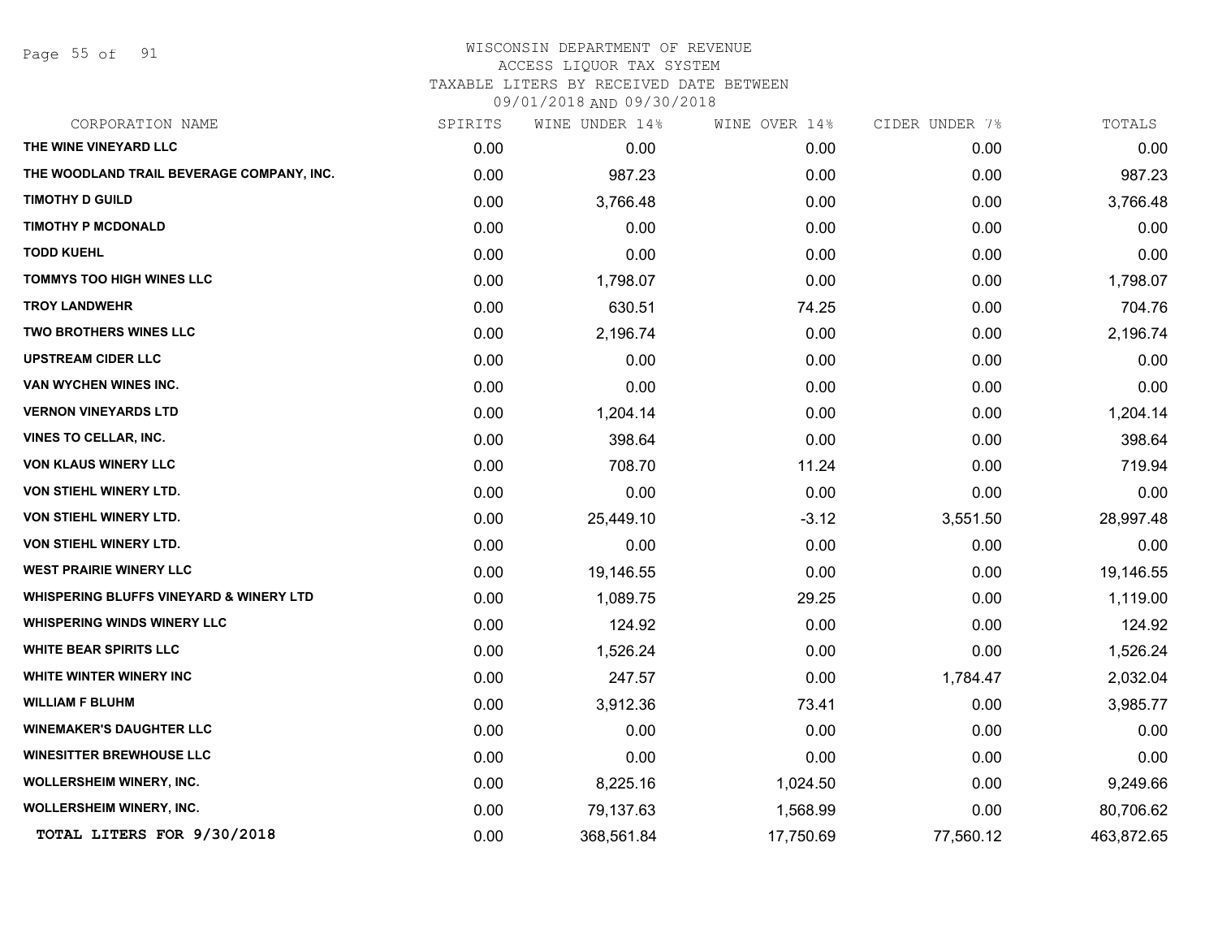WISCONSIN DEPARTMENT OF REVENUE
ACCESS LIQUOR TAX SYSTEM
TAXABLE LITERS BY RECEIVED DATE BETWEEN
09/01/2018 AND 09/30/2018

| CORPORATION NAME | SPIRITS | WINE UNDER 14% | WINE OVER 14% | CIDER UNDER 7% | TOTALS |
|---|---|---|---|---|---|
| THE WINE VINEYARD LLC | 0.00 | 0.00 | 0.00 | 0.00 | 0.00 |
| THE WOODLAND TRAIL BEVERAGE COMPANY, INC. | 0.00 | 987.23 | 0.00 | 0.00 | 987.23 |
| TIMOTHY D GUILD | 0.00 | 3,766.48 | 0.00 | 0.00 | 3,766.48 |
| TIMOTHY P MCDONALD | 0.00 | 0.00 | 0.00 | 0.00 | 0.00 |
| TODD KUEHL | 0.00 | 0.00 | 0.00 | 0.00 | 0.00 |
| TOMMYS TOO HIGH WINES LLC | 0.00 | 1,798.07 | 0.00 | 0.00 | 1,798.07 |
| TROY LANDWEHR | 0.00 | 630.51 | 74.25 | 0.00 | 704.76 |
| TWO BROTHERS WINES LLC | 0.00 | 2,196.74 | 0.00 | 0.00 | 2,196.74 |
| UPSTREAM CIDER LLC | 0.00 | 0.00 | 0.00 | 0.00 | 0.00 |
| VAN WYCHEN WINES INC. | 0.00 | 0.00 | 0.00 | 0.00 | 0.00 |
| VERNON VINEYARDS LTD | 0.00 | 1,204.14 | 0.00 | 0.00 | 1,204.14 |
| VINES TO CELLAR, INC. | 0.00 | 398.64 | 0.00 | 0.00 | 398.64 |
| VON KLAUS WINERY LLC | 0.00 | 708.70 | 11.24 | 0.00 | 719.94 |
| VON STIEHL WINERY LTD. | 0.00 | 0.00 | 0.00 | 0.00 | 0.00 |
| VON STIEHL WINERY LTD. | 0.00 | 25,449.10 | -3.12 | 3,551.50 | 28,997.48 |
| VON STIEHL WINERY LTD. | 0.00 | 0.00 | 0.00 | 0.00 | 0.00 |
| WEST PRAIRIE WINERY LLC | 0.00 | 19,146.55 | 0.00 | 0.00 | 19,146.55 |
| WHISPERING BLUFFS VINEYARD & WINERY LTD | 0.00 | 1,089.75 | 29.25 | 0.00 | 1,119.00 |
| WHISPERING WINDS WINERY LLC | 0.00 | 124.92 | 0.00 | 0.00 | 124.92 |
| WHITE BEAR SPIRITS LLC | 0.00 | 1,526.24 | 0.00 | 0.00 | 1,526.24 |
| WHITE WINTER WINERY INC | 0.00 | 247.57 | 0.00 | 1,784.47 | 2,032.04 |
| WILLIAM F BLUHM | 0.00 | 3,912.36 | 73.41 | 0.00 | 3,985.77 |
| WINEMAKER'S DAUGHTER LLC | 0.00 | 0.00 | 0.00 | 0.00 | 0.00 |
| WINESITTER BREWHOUSE LLC | 0.00 | 0.00 | 0.00 | 0.00 | 0.00 |
| WOLLERSHEIM WINERY, INC. | 0.00 | 8,225.16 | 1,024.50 | 0.00 | 9,249.66 |
| WOLLERSHEIM WINERY, INC. | 0.00 | 79,137.63 | 1,568.99 | 0.00 | 80,706.62 |
| **TOTAL LITERS FOR 9/30/2018** | 0.00 | 368,561.84 | 17,750.69 | 77,560.12 | 463,872.65 |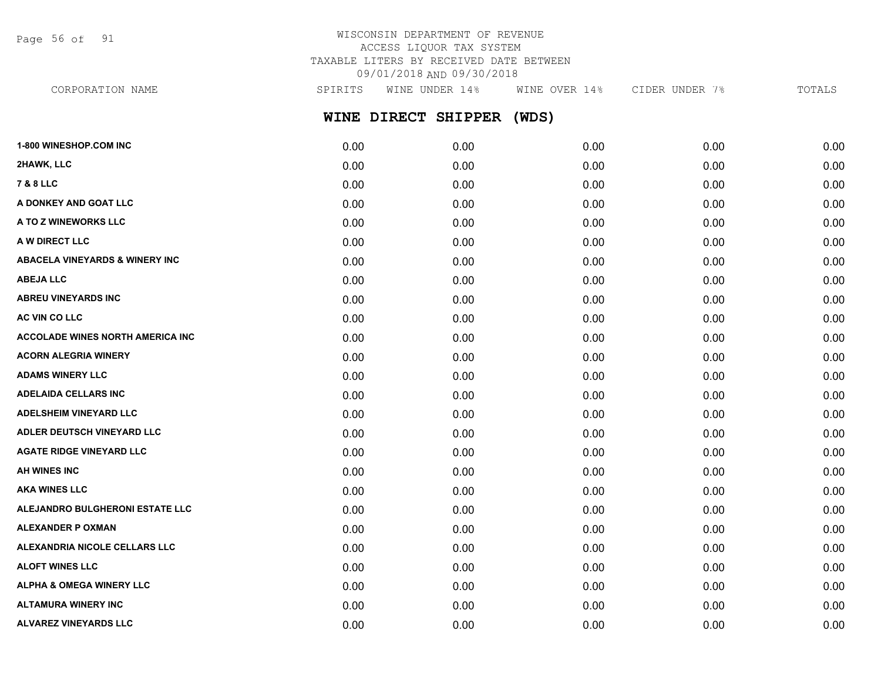WISCONSIN DEPARTMENT OF REVENUE
ACCESS LIQUOR TAX SYSTEM
TAXABLE LITERS BY RECEIVED DATE BETWEEN
09/01/2018 AND 09/30/2018

## WINE DIRECT SHIPPER (WDS)

| CORPORATION NAME | SPIRITS | WINE UNDER 14% | WINE OVER 14% | CIDER UNDER 7% | TOTALS |
|---|---|---|---|---|---|
| 1-800 WINESHOP.COM INC | 0.00 | 0.00 | 0.00 | 0.00 | 0.00 |
| 2HAWK, LLC | 0.00 | 0.00 | 0.00 | 0.00 | 0.00 |
| 7 & 8 LLC | 0.00 | 0.00 | 0.00 | 0.00 | 0.00 |
| A DONKEY AND GOAT LLC | 0.00 | 0.00 | 0.00 | 0.00 | 0.00 |
| A TO Z WINEWORKS LLC | 0.00 | 0.00 | 0.00 | 0.00 | 0.00 |
| A W DIRECT LLC | 0.00 | 0.00 | 0.00 | 0.00 | 0.00 |
| ABACELA VINEYARDS & WINERY INC | 0.00 | 0.00 | 0.00 | 0.00 | 0.00 |
| ABEJA LLC | 0.00 | 0.00 | 0.00 | 0.00 | 0.00 |
| ABREU VINEYARDS INC | 0.00 | 0.00 | 0.00 | 0.00 | 0.00 |
| AC VIN CO LLC | 0.00 | 0.00 | 0.00 | 0.00 | 0.00 |
| ACCOLADE WINES NORTH AMERICA INC | 0.00 | 0.00 | 0.00 | 0.00 | 0.00 |
| ACORN ALEGRIA WINERY | 0.00 | 0.00 | 0.00 | 0.00 | 0.00 |
| ADAMS WINERY LLC | 0.00 | 0.00 | 0.00 | 0.00 | 0.00 |
| ADELAIDA CELLARS INC | 0.00 | 0.00 | 0.00 | 0.00 | 0.00 |
| ADELSHEIM VINEYARD LLC | 0.00 | 0.00 | 0.00 | 0.00 | 0.00 |
| ADLER DEUTSCH VINEYARD LLC | 0.00 | 0.00 | 0.00 | 0.00 | 0.00 |
| AGATE RIDGE VINEYARD LLC | 0.00 | 0.00 | 0.00 | 0.00 | 0.00 |
| AH WINES INC | 0.00 | 0.00 | 0.00 | 0.00 | 0.00 |
| AKA WINES LLC | 0.00 | 0.00 | 0.00 | 0.00 | 0.00 |
| ALEJANDRO BULGHERONI ESTATE LLC | 0.00 | 0.00 | 0.00 | 0.00 | 0.00 |
| ALEXANDER P OXMAN | 0.00 | 0.00 | 0.00 | 0.00 | 0.00 |
| ALEXANDRIA NICOLE CELLARS LLC | 0.00 | 0.00 | 0.00 | 0.00 | 0.00 |
| ALOFT WINES LLC | 0.00 | 0.00 | 0.00 | 0.00 | 0.00 |
| ALPHA & OMEGA WINERY LLC | 0.00 | 0.00 | 0.00 | 0.00 | 0.00 |
| ALTAMURA WINERY INC | 0.00 | 0.00 | 0.00 | 0.00 | 0.00 |
| ALVAREZ VINEYARDS LLC | 0.00 | 0.00 | 0.00 | 0.00 | 0.00 |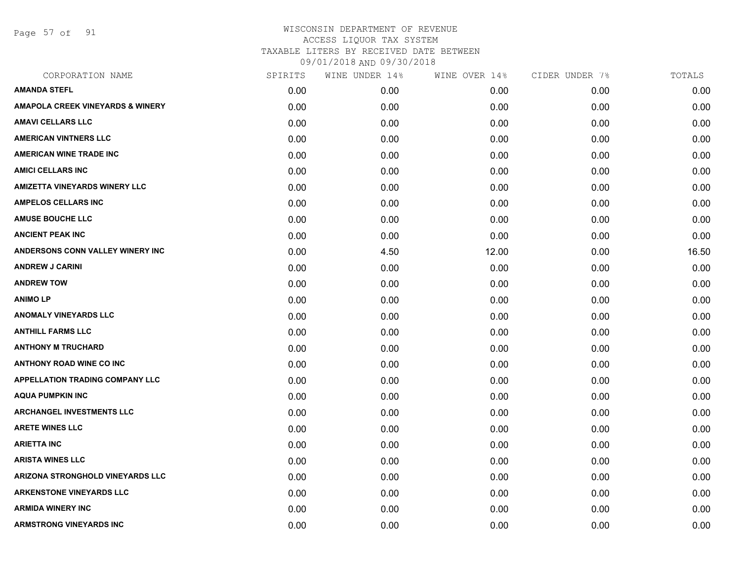WISCONSIN DEPARTMENT OF REVENUE
ACCESS LIQUOR TAX SYSTEM
TAXABLE LITERS BY RECEIVED DATE BETWEEN
09/01/2018 AND 09/30/2018

| CORPORATION NAME | SPIRITS | WINE UNDER 14% | WINE OVER 14% | CIDER UNDER 7% | TOTALS |
|---|---|---|---|---|---|
| AMANDA STEFL | 0.00 | 0.00 | 0.00 | 0.00 | 0.00 |
| AMAPOLA CREEK VINEYARDS & WINERY | 0.00 | 0.00 | 0.00 | 0.00 | 0.00 |
| AMAVI CELLARS LLC | 0.00 | 0.00 | 0.00 | 0.00 | 0.00 |
| AMERICAN VINTNERS LLC | 0.00 | 0.00 | 0.00 | 0.00 | 0.00 |
| AMERICAN WINE TRADE INC | 0.00 | 0.00 | 0.00 | 0.00 | 0.00 |
| AMICI CELLARS INC | 0.00 | 0.00 | 0.00 | 0.00 | 0.00 |
| AMIZETTA VINEYARDS WINERY LLC | 0.00 | 0.00 | 0.00 | 0.00 | 0.00 |
| AMPELOS CELLARS INC | 0.00 | 0.00 | 0.00 | 0.00 | 0.00 |
| AMUSE BOUCHE LLC | 0.00 | 0.00 | 0.00 | 0.00 | 0.00 |
| ANCIENT PEAK INC | 0.00 | 0.00 | 0.00 | 0.00 | 0.00 |
| ANDERSONS CONN VALLEY WINERY INC | 0.00 | 4.50 | 12.00 | 0.00 | 16.50 |
| ANDREW J CARINI | 0.00 | 0.00 | 0.00 | 0.00 | 0.00 |
| ANDREW TOW | 0.00 | 0.00 | 0.00 | 0.00 | 0.00 |
| ANIMO LP | 0.00 | 0.00 | 0.00 | 0.00 | 0.00 |
| ANOMALY VINEYARDS LLC | 0.00 | 0.00 | 0.00 | 0.00 | 0.00 |
| ANTHILL FARMS LLC | 0.00 | 0.00 | 0.00 | 0.00 | 0.00 |
| ANTHONY M TRUCHARD | 0.00 | 0.00 | 0.00 | 0.00 | 0.00 |
| ANTHONY ROAD WINE CO INC | 0.00 | 0.00 | 0.00 | 0.00 | 0.00 |
| APPELLATION TRADING COMPANY LLC | 0.00 | 0.00 | 0.00 | 0.00 | 0.00 |
| AQUA PUMPKIN INC | 0.00 | 0.00 | 0.00 | 0.00 | 0.00 |
| ARCHANGEL INVESTMENTS LLC | 0.00 | 0.00 | 0.00 | 0.00 | 0.00 |
| ARETE WINES LLC | 0.00 | 0.00 | 0.00 | 0.00 | 0.00 |
| ARIETTA INC | 0.00 | 0.00 | 0.00 | 0.00 | 0.00 |
| ARISTA WINES LLC | 0.00 | 0.00 | 0.00 | 0.00 | 0.00 |
| ARIZONA STRONGHOLD VINEYARDS LLC | 0.00 | 0.00 | 0.00 | 0.00 | 0.00 |
| ARKENSTONE VINEYARDS LLC | 0.00 | 0.00 | 0.00 | 0.00 | 0.00 |
| ARMIDA WINERY INC | 0.00 | 0.00 | 0.00 | 0.00 | 0.00 |
| ARMSTRONG VINEYARDS INC | 0.00 | 0.00 | 0.00 | 0.00 | 0.00 |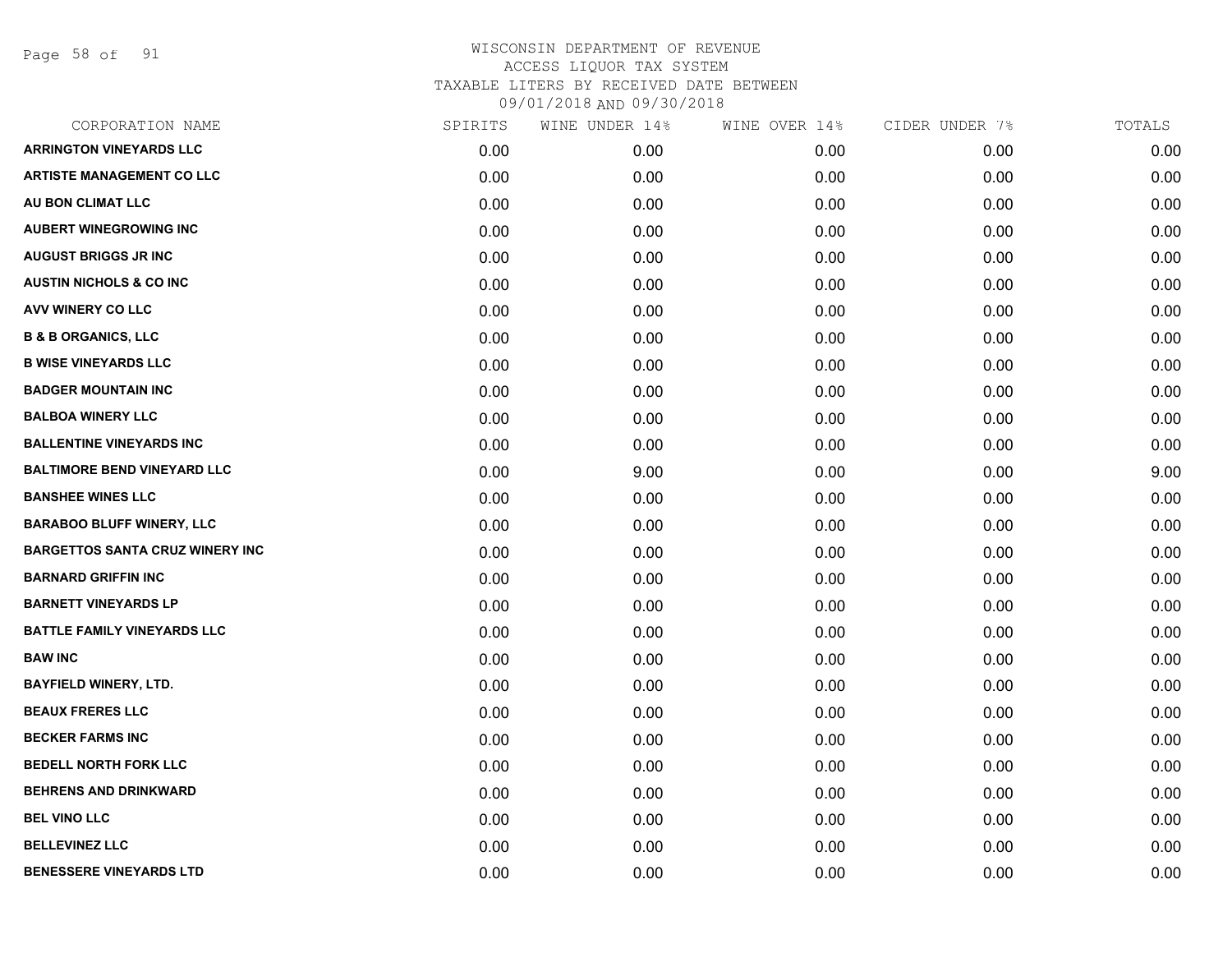WISCONSIN DEPARTMENT OF REVENUE
ACCESS LIQUOR TAX SYSTEM
TAXABLE LITERS BY RECEIVED DATE BETWEEN
09/01/2018 AND 09/30/2018

| CORPORATION NAME | SPIRITS | WINE UNDER 14% | WINE OVER 14% | CIDER UNDER 7% | TOTALS |
|---|---|---|---|---|---|
| ARRINGTON VINEYARDS LLC | 0.00 | 0.00 | 0.00 | 0.00 | 0.00 |
| ARTISTE MANAGEMENT CO LLC | 0.00 | 0.00 | 0.00 | 0.00 | 0.00 |
| AU BON CLIMAT LLC | 0.00 | 0.00 | 0.00 | 0.00 | 0.00 |
| AUBERT WINEGROWING INC | 0.00 | 0.00 | 0.00 | 0.00 | 0.00 |
| AUGUST BRIGGS JR INC | 0.00 | 0.00 | 0.00 | 0.00 | 0.00 |
| AUSTIN NICHOLS & CO INC | 0.00 | 0.00 | 0.00 | 0.00 | 0.00 |
| AVV WINERY CO LLC | 0.00 | 0.00 | 0.00 | 0.00 | 0.00 |
| B & B ORGANICS, LLC | 0.00 | 0.00 | 0.00 | 0.00 | 0.00 |
| B WISE VINEYARDS LLC | 0.00 | 0.00 | 0.00 | 0.00 | 0.00 |
| BADGER MOUNTAIN INC | 0.00 | 0.00 | 0.00 | 0.00 | 0.00 |
| BALBOA WINERY LLC | 0.00 | 0.00 | 0.00 | 0.00 | 0.00 |
| BALLENTINE VINEYARDS INC | 0.00 | 0.00 | 0.00 | 0.00 | 0.00 |
| BALTIMORE BEND VINEYARD LLC | 0.00 | 9.00 | 0.00 | 0.00 | 9.00 |
| BANSHEE WINES LLC | 0.00 | 0.00 | 0.00 | 0.00 | 0.00 |
| BARABOO BLUFF WINERY, LLC | 0.00 | 0.00 | 0.00 | 0.00 | 0.00 |
| BARGETTOS SANTA CRUZ WINERY INC | 0.00 | 0.00 | 0.00 | 0.00 | 0.00 |
| BARNARD GRIFFIN INC | 0.00 | 0.00 | 0.00 | 0.00 | 0.00 |
| BARNETT VINEYARDS LP | 0.00 | 0.00 | 0.00 | 0.00 | 0.00 |
| BATTLE FAMILY VINEYARDS LLC | 0.00 | 0.00 | 0.00 | 0.00 | 0.00 |
| BAW INC | 0.00 | 0.00 | 0.00 | 0.00 | 0.00 |
| BAYFIELD WINERY, LTD. | 0.00 | 0.00 | 0.00 | 0.00 | 0.00 |
| BEAUX FRERES LLC | 0.00 | 0.00 | 0.00 | 0.00 | 0.00 |
| BECKER FARMS INC | 0.00 | 0.00 | 0.00 | 0.00 | 0.00 |
| BEDELL NORTH FORK LLC | 0.00 | 0.00 | 0.00 | 0.00 | 0.00 |
| BEHRENS AND DRINKWARD | 0.00 | 0.00 | 0.00 | 0.00 | 0.00 |
| BEL VINO LLC | 0.00 | 0.00 | 0.00 | 0.00 | 0.00 |
| BELLEVINEZ LLC | 0.00 | 0.00 | 0.00 | 0.00 | 0.00 |
| BENESSERE VINEYARDS LTD | 0.00 | 0.00 | 0.00 | 0.00 | 0.00 |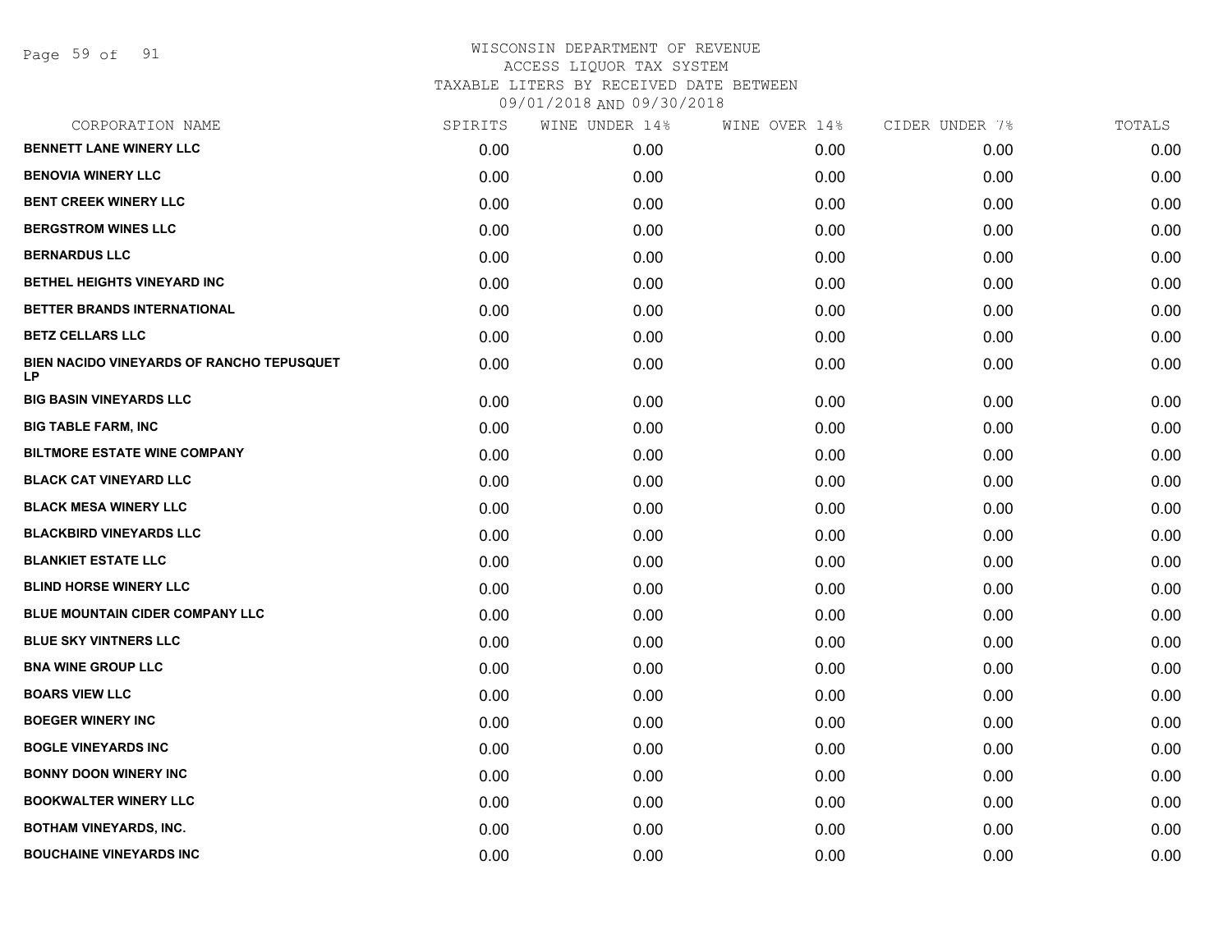WISCONSIN DEPARTMENT OF REVENUE
ACCESS LIQUOR TAX SYSTEM
TAXABLE LITERS BY RECEIVED DATE BETWEEN
09/01/2018 AND 09/30/2018

| CORPORATION NAME | SPIRITS | WINE UNDER 14% | WINE OVER 14% | CIDER UNDER 7% | TOTALS |
|---|---|---|---|---|---|
| **BENNETT LANE WINERY LLC** | 0.00 | 0.00 | 0.00 | 0.00 | 0.00 |
| **BENOVIA WINERY LLC** | 0.00 | 0.00 | 0.00 | 0.00 | 0.00 |
| **BENT CREEK WINERY LLC** | 0.00 | 0.00 | 0.00 | 0.00 | 0.00 |
| **BERGSTROM WINES LLC** | 0.00 | 0.00 | 0.00 | 0.00 | 0.00 |
| **BERNARDUS LLC** | 0.00 | 0.00 | 0.00 | 0.00 | 0.00 |
| **BETHEL HEIGHTS VINEYARD INC** | 0.00 | 0.00 | 0.00 | 0.00 | 0.00 |
| **BETTER BRANDS INTERNATIONAL** | 0.00 | 0.00 | 0.00 | 0.00 | 0.00 |
| **BETZ CELLARS LLC** | 0.00 | 0.00 | 0.00 | 0.00 | 0.00 |
| **BIEN NACIDO VINEYARDS OF RANCHO TEPUSQUET LP** | 0.00 | 0.00 | 0.00 | 0.00 | 0.00 |
| **BIG BASIN VINEYARDS LLC** | 0.00 | 0.00 | 0.00 | 0.00 | 0.00 |
| **BIG TABLE FARM, INC** | 0.00 | 0.00 | 0.00 | 0.00 | 0.00 |
| **BILTMORE ESTATE WINE COMPANY** | 0.00 | 0.00 | 0.00 | 0.00 | 0.00 |
| **BLACK CAT VINEYARD LLC** | 0.00 | 0.00 | 0.00 | 0.00 | 0.00 |
| **BLACK MESA WINERY LLC** | 0.00 | 0.00 | 0.00 | 0.00 | 0.00 |
| **BLACKBIRD VINEYARDS LLC** | 0.00 | 0.00 | 0.00 | 0.00 | 0.00 |
| **BLANKIET ESTATE LLC** | 0.00 | 0.00 | 0.00 | 0.00 | 0.00 |
| **BLIND HORSE WINERY LLC** | 0.00 | 0.00 | 0.00 | 0.00 | 0.00 |
| **BLUE MOUNTAIN CIDER COMPANY LLC** | 0.00 | 0.00 | 0.00 | 0.00 | 0.00 |
| **BLUE SKY VINTNERS LLC** | 0.00 | 0.00 | 0.00 | 0.00 | 0.00 |
| **BNA WINE GROUP LLC** | 0.00 | 0.00 | 0.00 | 0.00 | 0.00 |
| **BOARS VIEW LLC** | 0.00 | 0.00 | 0.00 | 0.00 | 0.00 |
| **BOEGER WINERY INC** | 0.00 | 0.00 | 0.00 | 0.00 | 0.00 |
| **BOGLE VINEYARDS INC** | 0.00 | 0.00 | 0.00 | 0.00 | 0.00 |
| **BONNY DOON WINERY INC** | 0.00 | 0.00 | 0.00 | 0.00 | 0.00 |
| **BOOKWALTER WINERY LLC** | 0.00 | 0.00 | 0.00 | 0.00 | 0.00 |
| **BOTHAM VINEYARDS, INC.** | 0.00 | 0.00 | 0.00 | 0.00 | 0.00 |
| **BOUCHAINE VINEYARDS INC** | 0.00 | 0.00 | 0.00 | 0.00 | 0.00 |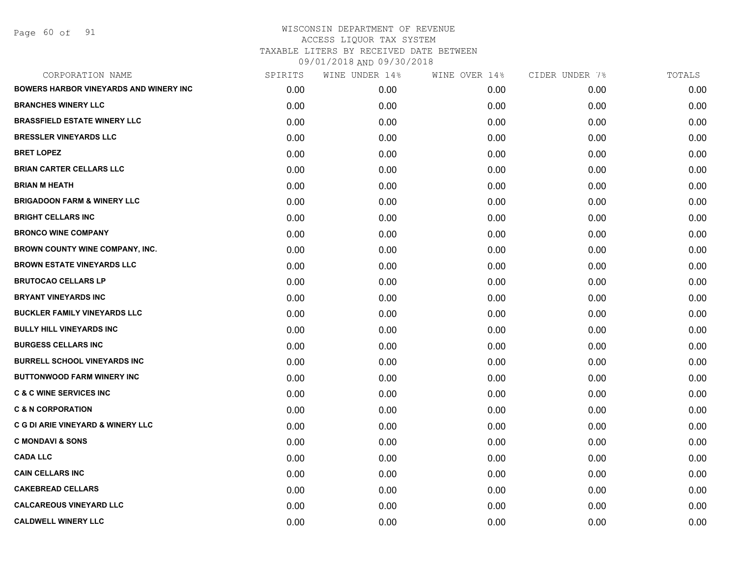# WISCONSIN DEPARTMENT OF REVENUE
## ACCESS LIQUOR TAX SYSTEM
### TAXABLE LITERS BY RECEIVED DATE BETWEEN 09/01/2018 AND 09/30/2018

| CORPORATION NAME | SPIRITS | WINE UNDER 14% | WINE OVER 14% | CIDER UNDER 7% | TOTALS |
|---|---|---|---|---|---|
| BOWERS HARBOR VINEYARDS AND WINERY INC | 0.00 | 0.00 | 0.00 | 0.00 | 0.00 |
| BRANCHES WINERY LLC | 0.00 | 0.00 | 0.00 | 0.00 | 0.00 |
| BRASSFIELD ESTATE WINERY LLC | 0.00 | 0.00 | 0.00 | 0.00 | 0.00 |
| BRESSLER VINEYARDS LLC | 0.00 | 0.00 | 0.00 | 0.00 | 0.00 |
| BRET LOPEZ | 0.00 | 0.00 | 0.00 | 0.00 | 0.00 |
| BRIAN CARTER CELLARS LLC | 0.00 | 0.00 | 0.00 | 0.00 | 0.00 |
| BRIAN M HEATH | 0.00 | 0.00 | 0.00 | 0.00 | 0.00 |
| BRIGADOON FARM & WINERY LLC | 0.00 | 0.00 | 0.00 | 0.00 | 0.00 |
| BRIGHT CELLARS INC | 0.00 | 0.00 | 0.00 | 0.00 | 0.00 |
| BRONCO WINE COMPANY | 0.00 | 0.00 | 0.00 | 0.00 | 0.00 |
| BROWN COUNTY WINE COMPANY, INC. | 0.00 | 0.00 | 0.00 | 0.00 | 0.00 |
| BROWN ESTATE VINEYARDS LLC | 0.00 | 0.00 | 0.00 | 0.00 | 0.00 |
| BRUTOCAO CELLARS LP | 0.00 | 0.00 | 0.00 | 0.00 | 0.00 |
| BRYANT VINEYARDS INC | 0.00 | 0.00 | 0.00 | 0.00 | 0.00 |
| BUCKLER FAMILY VINEYARDS LLC | 0.00 | 0.00 | 0.00 | 0.00 | 0.00 |
| BULLY HILL VINEYARDS INC | 0.00 | 0.00 | 0.00 | 0.00 | 0.00 |
| BURGESS CELLARS INC | 0.00 | 0.00 | 0.00 | 0.00 | 0.00 |
| BURRELL SCHOOL VINEYARDS INC | 0.00 | 0.00 | 0.00 | 0.00 | 0.00 |
| BUTTONWOOD FARM WINERY INC | 0.00 | 0.00 | 0.00 | 0.00 | 0.00 |
| C & C WINE SERVICES INC | 0.00 | 0.00 | 0.00 | 0.00 | 0.00 |
| C & N CORPORATION | 0.00 | 0.00 | 0.00 | 0.00 | 0.00 |
| C G DI ARIE VINEYARD & WINERY LLC | 0.00 | 0.00 | 0.00 | 0.00 | 0.00 |
| C MONDAVI & SONS | 0.00 | 0.00 | 0.00 | 0.00 | 0.00 |
| CADA LLC | 0.00 | 0.00 | 0.00 | 0.00 | 0.00 |
| CAIN CELLARS INC | 0.00 | 0.00 | 0.00 | 0.00 | 0.00 |
| CAKEBREAD CELLARS | 0.00 | 0.00 | 0.00 | 0.00 | 0.00 |
| CALCAREOUS VINEYARD LLC | 0.00 | 0.00 | 0.00 | 0.00 | 0.00 |
| CALDWELL WINERY LLC | 0.00 | 0.00 | 0.00 | 0.00 | 0.00 |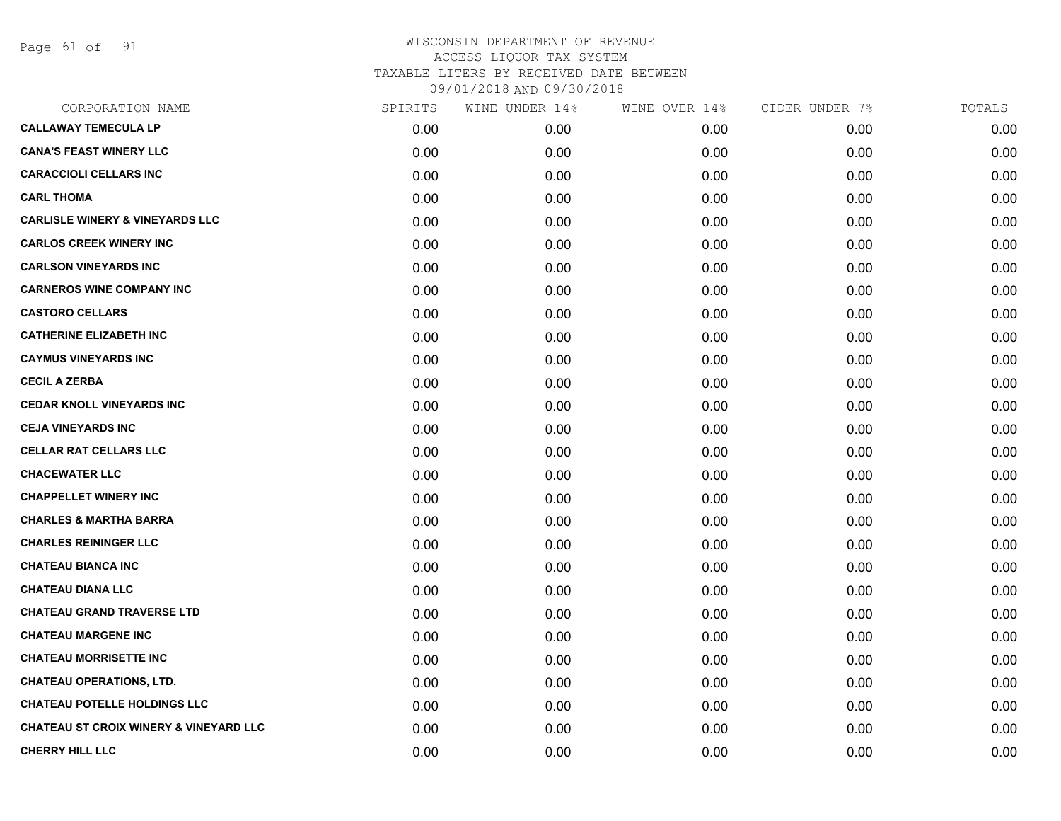# WISCONSIN DEPARTMENT OF REVENUE
## ACCESS LIQUOR TAX SYSTEM
### TAXABLE LITERS BY RECEIVED DATE BETWEEN 09/01/2018 AND 09/30/2018

| CORPORATION NAME | SPIRITS | WINE UNDER 14% | WINE OVER 14% | CIDER UNDER 7% | TOTALS |
|---|---|---|---|---|---|
| CALLAWAY TEMECULA LP | 0.00 | 0.00 | 0.00 | 0.00 | 0.00 |
| CANA'S FEAST WINERY LLC | 0.00 | 0.00 | 0.00 | 0.00 | 0.00 |
| CARACCIOLI CELLARS INC | 0.00 | 0.00 | 0.00 | 0.00 | 0.00 |
| CARL THOMA | 0.00 | 0.00 | 0.00 | 0.00 | 0.00 |
| CARLISLE WINERY & VINEYARDS LLC | 0.00 | 0.00 | 0.00 | 0.00 | 0.00 |
| CARLOS CREEK WINERY INC | 0.00 | 0.00 | 0.00 | 0.00 | 0.00 |
| CARLSON VINEYARDS INC | 0.00 | 0.00 | 0.00 | 0.00 | 0.00 |
| CARNEROS WINE COMPANY INC | 0.00 | 0.00 | 0.00 | 0.00 | 0.00 |
| CASTORO CELLARS | 0.00 | 0.00 | 0.00 | 0.00 | 0.00 |
| CATHERINE ELIZABETH INC | 0.00 | 0.00 | 0.00 | 0.00 | 0.00 |
| CAYMUS VINEYARDS INC | 0.00 | 0.00 | 0.00 | 0.00 | 0.00 |
| CECIL A ZERBA | 0.00 | 0.00 | 0.00 | 0.00 | 0.00 |
| CEDAR KNOLL VINEYARDS INC | 0.00 | 0.00 | 0.00 | 0.00 | 0.00 |
| CEJA VINEYARDS INC | 0.00 | 0.00 | 0.00 | 0.00 | 0.00 |
| CELLAR RAT CELLARS LLC | 0.00 | 0.00 | 0.00 | 0.00 | 0.00 |
| CHACEWATER LLC | 0.00 | 0.00 | 0.00 | 0.00 | 0.00 |
| CHAPPELLET WINERY INC | 0.00 | 0.00 | 0.00 | 0.00 | 0.00 |
| CHARLES & MARTHA BARRA | 0.00 | 0.00 | 0.00 | 0.00 | 0.00 |
| CHARLES REININGER LLC | 0.00 | 0.00 | 0.00 | 0.00 | 0.00 |
| CHATEAU BIANCA INC | 0.00 | 0.00 | 0.00 | 0.00 | 0.00 |
| CHATEAU DIANA LLC | 0.00 | 0.00 | 0.00 | 0.00 | 0.00 |
| CHATEAU GRAND TRAVERSE LTD | 0.00 | 0.00 | 0.00 | 0.00 | 0.00 |
| CHATEAU MARGENE INC | 0.00 | 0.00 | 0.00 | 0.00 | 0.00 |
| CHATEAU MORRISETTE INC | 0.00 | 0.00 | 0.00 | 0.00 | 0.00 |
| CHATEAU OPERATIONS, LTD. | 0.00 | 0.00 | 0.00 | 0.00 | 0.00 |
| CHATEAU POTELLE HOLDINGS LLC | 0.00 | 0.00 | 0.00 | 0.00 | 0.00 |
| CHATEAU ST CROIX WINERY & VINEYARD LLC | 0.00 | 0.00 | 0.00 | 0.00 | 0.00 |
| CHERRY HILL LLC | 0.00 | 0.00 | 0.00 | 0.00 | 0.00 |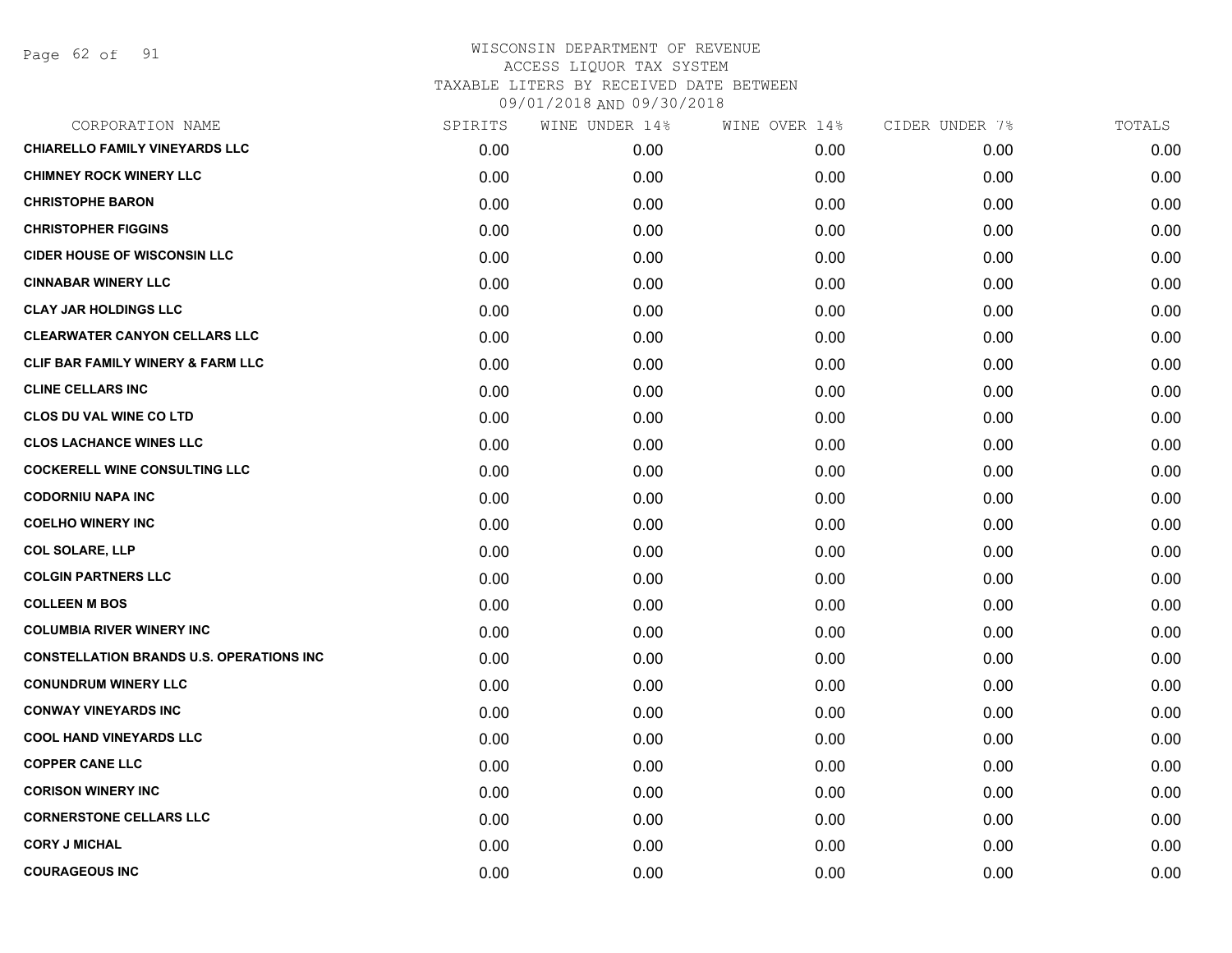# WISCONSIN DEPARTMENT OF REVENUE
## ACCESS LIQUOR TAX SYSTEM
### TAXABLE LITERS BY RECEIVED DATE BETWEEN 09/01/2018 AND 09/30/2018

| CORPORATION NAME | SPIRITS | WINE UNDER 14% | WINE OVER 14% | CIDER UNDER 7% | TOTALS |
|---|---|---|---|---|---|
| CHIARELLO FAMILY VINEYARDS LLC | 0.00 | 0.00 | 0.00 | 0.00 | 0.00 |
| CHIMNEY ROCK WINERY LLC | 0.00 | 0.00 | 0.00 | 0.00 | 0.00 |
| CHRISTOPHE BARON | 0.00 | 0.00 | 0.00 | 0.00 | 0.00 |
| CHRISTOPHER FIGGINS | 0.00 | 0.00 | 0.00 | 0.00 | 0.00 |
| CIDER HOUSE OF WISCONSIN LLC | 0.00 | 0.00 | 0.00 | 0.00 | 0.00 |
| CINNABAR WINERY LLC | 0.00 | 0.00 | 0.00 | 0.00 | 0.00 |
| CLAY JAR HOLDINGS LLC | 0.00 | 0.00 | 0.00 | 0.00 | 0.00 |
| CLEARWATER CANYON CELLARS LLC | 0.00 | 0.00 | 0.00 | 0.00 | 0.00 |
| CLIF BAR FAMILY WINERY & FARM LLC | 0.00 | 0.00 | 0.00 | 0.00 | 0.00 |
| CLINE CELLARS INC | 0.00 | 0.00 | 0.00 | 0.00 | 0.00 |
| CLOS DU VAL WINE CO LTD | 0.00 | 0.00 | 0.00 | 0.00 | 0.00 |
| CLOS LACHANCE WINES LLC | 0.00 | 0.00 | 0.00 | 0.00 | 0.00 |
| COCKERELL WINE CONSULTING LLC | 0.00 | 0.00 | 0.00 | 0.00 | 0.00 |
| CODORNIU NAPA INC | 0.00 | 0.00 | 0.00 | 0.00 | 0.00 |
| COELHO WINERY INC | 0.00 | 0.00 | 0.00 | 0.00 | 0.00 |
| COL SOLARE, LLP | 0.00 | 0.00 | 0.00 | 0.00 | 0.00 |
| COLGIN PARTNERS LLC | 0.00 | 0.00 | 0.00 | 0.00 | 0.00 |
| COLLEEN M BOS | 0.00 | 0.00 | 0.00 | 0.00 | 0.00 |
| COLUMBIA RIVER WINERY INC | 0.00 | 0.00 | 0.00 | 0.00 | 0.00 |
| CONSTELLATION BRANDS U.S. OPERATIONS INC | 0.00 | 0.00 | 0.00 | 0.00 | 0.00 |
| CONUNDRUM WINERY LLC | 0.00 | 0.00 | 0.00 | 0.00 | 0.00 |
| CONWAY VINEYARDS INC | 0.00 | 0.00 | 0.00 | 0.00 | 0.00 |
| COOL HAND VINEYARDS LLC | 0.00 | 0.00 | 0.00 | 0.00 | 0.00 |
| COPPER CANE LLC | 0.00 | 0.00 | 0.00 | 0.00 | 0.00 |
| CORISON WINERY INC | 0.00 | 0.00 | 0.00 | 0.00 | 0.00 |
| CORNERSTONE CELLARS LLC | 0.00 | 0.00 | 0.00 | 0.00 | 0.00 |
| CORY J MICHAL | 0.00 | 0.00 | 0.00 | 0.00 | 0.00 |
| COURAGEOUS INC | 0.00 | 0.00 | 0.00 | 0.00 | 0.00 |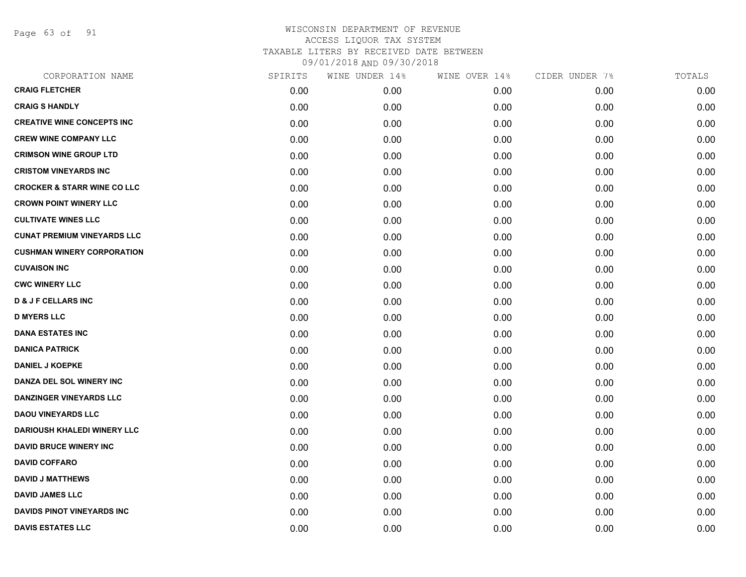WISCONSIN DEPARTMENT OF REVENUE
ACCESS LIQUOR TAX SYSTEM
TAXABLE LITERS BY RECEIVED DATE BETWEEN
09/01/2018 AND 09/30/2018

| CORPORATION NAME | SPIRITS | WINE UNDER 14% | WINE OVER 14% | CIDER UNDER 7% | TOTALS |
|---|---|---|---|---|---|
| **CRAIG FLETCHER** | 0.00 | 0.00 | 0.00 | 0.00 | 0.00 |
| **CRAIG S HANDLY** | 0.00 | 0.00 | 0.00 | 0.00 | 0.00 |
| **CREATIVE WINE CONCEPTS INC** | 0.00 | 0.00 | 0.00 | 0.00 | 0.00 |
| **CREW WINE COMPANY LLC** | 0.00 | 0.00 | 0.00 | 0.00 | 0.00 |
| **CRIMSON WINE GROUP LTD** | 0.00 | 0.00 | 0.00 | 0.00 | 0.00 |
| **CRISTOM VINEYARDS INC** | 0.00 | 0.00 | 0.00 | 0.00 | 0.00 |
| **CROCKER & STARR WINE CO LLC** | 0.00 | 0.00 | 0.00 | 0.00 | 0.00 |
| **CROWN POINT WINERY LLC** | 0.00 | 0.00 | 0.00 | 0.00 | 0.00 |
| **CULTIVATE WINES LLC** | 0.00 | 0.00 | 0.00 | 0.00 | 0.00 |
| **CUNAT PREMIUM VINEYARDS LLC** | 0.00 | 0.00 | 0.00 | 0.00 | 0.00 |
| **CUSHMAN WINERY CORPORATION** | 0.00 | 0.00 | 0.00 | 0.00 | 0.00 |
| **CUVAISON INC** | 0.00 | 0.00 | 0.00 | 0.00 | 0.00 |
| **CWC WINERY LLC** | 0.00 | 0.00 | 0.00 | 0.00 | 0.00 |
| **D & J F CELLARS INC** | 0.00 | 0.00 | 0.00 | 0.00 | 0.00 |
| **D MYERS LLC** | 0.00 | 0.00 | 0.00 | 0.00 | 0.00 |
| **DANA ESTATES INC** | 0.00 | 0.00 | 0.00 | 0.00 | 0.00 |
| **DANICA PATRICK** | 0.00 | 0.00 | 0.00 | 0.00 | 0.00 |
| **DANIEL J KOEPKE** | 0.00 | 0.00 | 0.00 | 0.00 | 0.00 |
| **DANZA DEL SOL WINERY INC** | 0.00 | 0.00 | 0.00 | 0.00 | 0.00 |
| **DANZINGER VINEYARDS LLC** | 0.00 | 0.00 | 0.00 | 0.00 | 0.00 |
| **DAOU VINEYARDS LLC** | 0.00 | 0.00 | 0.00 | 0.00 | 0.00 |
| **DARIOUSH KHALEDI WINERY LLC** | 0.00 | 0.00 | 0.00 | 0.00 | 0.00 |
| **DAVID BRUCE WINERY INC** | 0.00 | 0.00 | 0.00 | 0.00 | 0.00 |
| **DAVID COFFARO** | 0.00 | 0.00 | 0.00 | 0.00 | 0.00 |
| **DAVID J MATTHEWS** | 0.00 | 0.00 | 0.00 | 0.00 | 0.00 |
| **DAVID JAMES LLC** | 0.00 | 0.00 | 0.00 | 0.00 | 0.00 |
| **DAVIDS PINOT VINEYARDS INC** | 0.00 | 0.00 | 0.00 | 0.00 | 0.00 |
| **DAVIS ESTATES LLC** | 0.00 | 0.00 | 0.00 | 0.00 | 0.00 |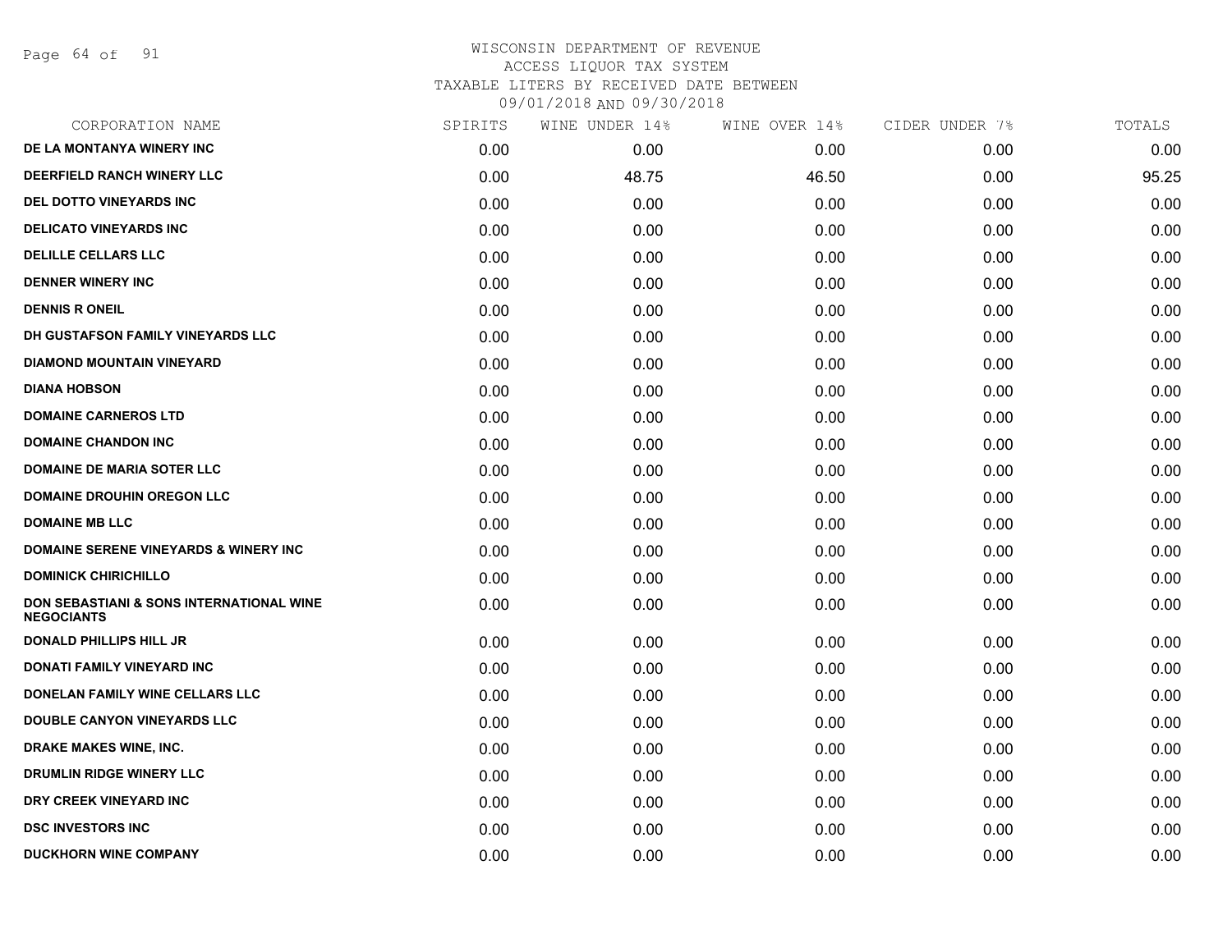WISCONSIN DEPARTMENT OF REVENUE
ACCESS LIQUOR TAX SYSTEM
TAXABLE LITERS BY RECEIVED DATE BETWEEN
09/01/2018 AND 09/30/2018

| CORPORATION NAME | SPIRITS | WINE UNDER 14% | WINE OVER 14% | CIDER UNDER 7% | TOTALS |
|---|---|---|---|---|---|
| DE LA MONTANYA WINERY INC | 0.00 | 0.00 | 0.00 | 0.00 | 0.00 |
| DEERFIELD RANCH WINERY LLC | 0.00 | 48.75 | 46.50 | 0.00 | 95.25 |
| DEL DOTTO VINEYARDS INC | 0.00 | 0.00 | 0.00 | 0.00 | 0.00 |
| DELICATO VINEYARDS INC | 0.00 | 0.00 | 0.00 | 0.00 | 0.00 |
| DELILLE CELLARS LLC | 0.00 | 0.00 | 0.00 | 0.00 | 0.00 |
| DENNER WINERY INC | 0.00 | 0.00 | 0.00 | 0.00 | 0.00 |
| DENNIS R ONEIL | 0.00 | 0.00 | 0.00 | 0.00 | 0.00 |
| DH GUSTAFSON FAMILY VINEYARDS LLC | 0.00 | 0.00 | 0.00 | 0.00 | 0.00 |
| DIAMOND MOUNTAIN VINEYARD | 0.00 | 0.00 | 0.00 | 0.00 | 0.00 |
| DIANA HOBSON | 0.00 | 0.00 | 0.00 | 0.00 | 0.00 |
| DOMAINE CARNEROS LTD | 0.00 | 0.00 | 0.00 | 0.00 | 0.00 |
| DOMAINE CHANDON INC | 0.00 | 0.00 | 0.00 | 0.00 | 0.00 |
| DOMAINE DE MARIA SOTER LLC | 0.00 | 0.00 | 0.00 | 0.00 | 0.00 |
| DOMAINE DROUHIN OREGON LLC | 0.00 | 0.00 | 0.00 | 0.00 | 0.00 |
| DOMAINE MB LLC | 0.00 | 0.00 | 0.00 | 0.00 | 0.00 |
| DOMAINE SERENE VINEYARDS & WINERY INC | 0.00 | 0.00 | 0.00 | 0.00 | 0.00 |
| DOMINICK CHIRICHILLO | 0.00 | 0.00 | 0.00 | 0.00 | 0.00 |
| DON SEBASTIANI & SONS INTERNATIONAL WINE NEGOCIANTS | 0.00 | 0.00 | 0.00 | 0.00 | 0.00 |
| DONALD PHILLIPS HILL JR | 0.00 | 0.00 | 0.00 | 0.00 | 0.00 |
| DONATI FAMILY VINEYARD INC | 0.00 | 0.00 | 0.00 | 0.00 | 0.00 |
| DONELAN FAMILY WINE CELLARS LLC | 0.00 | 0.00 | 0.00 | 0.00 | 0.00 |
| DOUBLE CANYON VINEYARDS LLC | 0.00 | 0.00 | 0.00 | 0.00 | 0.00 |
| DRAKE MAKES WINE, INC. | 0.00 | 0.00 | 0.00 | 0.00 | 0.00 |
| DRUMLIN RIDGE WINERY LLC | 0.00 | 0.00 | 0.00 | 0.00 | 0.00 |
| DRY CREEK VINEYARD INC | 0.00 | 0.00 | 0.00 | 0.00 | 0.00 |
| DSC INVESTORS INC | 0.00 | 0.00 | 0.00 | 0.00 | 0.00 |
| DUCKHORN WINE COMPANY | 0.00 | 0.00 | 0.00 | 0.00 | 0.00 |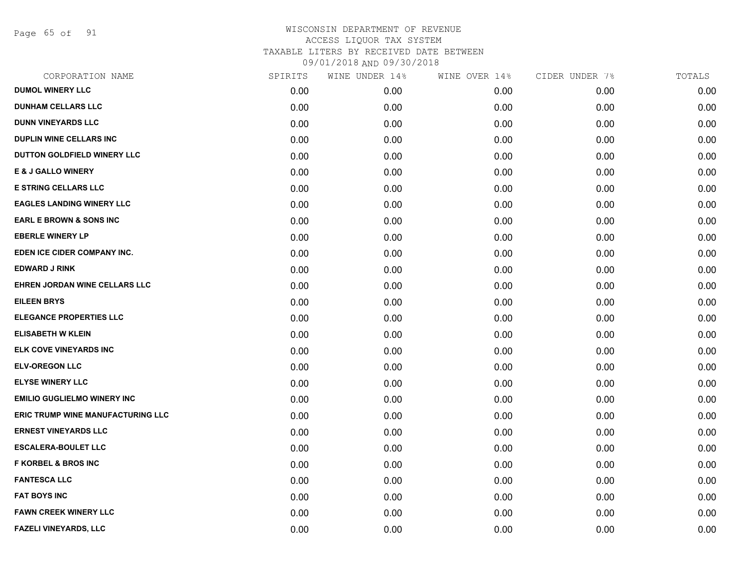WISCONSIN DEPARTMENT OF REVENUE
ACCESS LIQUOR TAX SYSTEM
TAXABLE LITERS BY RECEIVED DATE BETWEEN
09/01/2018 AND 09/30/2018

| CORPORATION NAME | SPIRITS | WINE UNDER 14% | WINE OVER 14% | CIDER UNDER 7% | TOTALS |
|---|---|---|---|---|---|
| DUMOL WINERY LLC | 0.00 | 0.00 | 0.00 | 0.00 | 0.00 |
| DUNHAM CELLARS LLC | 0.00 | 0.00 | 0.00 | 0.00 | 0.00 |
| DUNN VINEYARDS LLC | 0.00 | 0.00 | 0.00 | 0.00 | 0.00 |
| DUPLIN WINE CELLARS INC | 0.00 | 0.00 | 0.00 | 0.00 | 0.00 |
| DUTTON GOLDFIELD WINERY LLC | 0.00 | 0.00 | 0.00 | 0.00 | 0.00 |
| E & J GALLO WINERY | 0.00 | 0.00 | 0.00 | 0.00 | 0.00 |
| E STRING CELLARS LLC | 0.00 | 0.00 | 0.00 | 0.00 | 0.00 |
| EAGLES LANDING WINERY LLC | 0.00 | 0.00 | 0.00 | 0.00 | 0.00 |
| EARL E BROWN & SONS INC | 0.00 | 0.00 | 0.00 | 0.00 | 0.00 |
| EBERLE WINERY LP | 0.00 | 0.00 | 0.00 | 0.00 | 0.00 |
| EDEN ICE CIDER COMPANY INC. | 0.00 | 0.00 | 0.00 | 0.00 | 0.00 |
| EDWARD J RINK | 0.00 | 0.00 | 0.00 | 0.00 | 0.00 |
| EHREN JORDAN WINE CELLARS LLC | 0.00 | 0.00 | 0.00 | 0.00 | 0.00 |
| EILEEN BRYS | 0.00 | 0.00 | 0.00 | 0.00 | 0.00 |
| ELEGANCE PROPERTIES LLC | 0.00 | 0.00 | 0.00 | 0.00 | 0.00 |
| ELISABETH W KLEIN | 0.00 | 0.00 | 0.00 | 0.00 | 0.00 |
| ELK COVE VINEYARDS INC | 0.00 | 0.00 | 0.00 | 0.00 | 0.00 |
| ELV-OREGON LLC | 0.00 | 0.00 | 0.00 | 0.00 | 0.00 |
| ELYSE WINERY LLC | 0.00 | 0.00 | 0.00 | 0.00 | 0.00 |
| EMILIO GUGLIELMO WINERY INC | 0.00 | 0.00 | 0.00 | 0.00 | 0.00 |
| ERIC TRUMP WINE MANUFACTURING LLC | 0.00 | 0.00 | 0.00 | 0.00 | 0.00 |
| ERNEST VINEYARDS LLC | 0.00 | 0.00 | 0.00 | 0.00 | 0.00 |
| ESCALERA-BOULET LLC | 0.00 | 0.00 | 0.00 | 0.00 | 0.00 |
| F KORBEL & BROS INC | 0.00 | 0.00 | 0.00 | 0.00 | 0.00 |
| FANTESCA LLC | 0.00 | 0.00 | 0.00 | 0.00 | 0.00 |
| FAT BOYS INC | 0.00 | 0.00 | 0.00 | 0.00 | 0.00 |
| FAWN CREEK WINERY LLC | 0.00 | 0.00 | 0.00 | 0.00 | 0.00 |
| FAZELI VINEYARDS, LLC | 0.00 | 0.00 | 0.00 | 0.00 | 0.00 |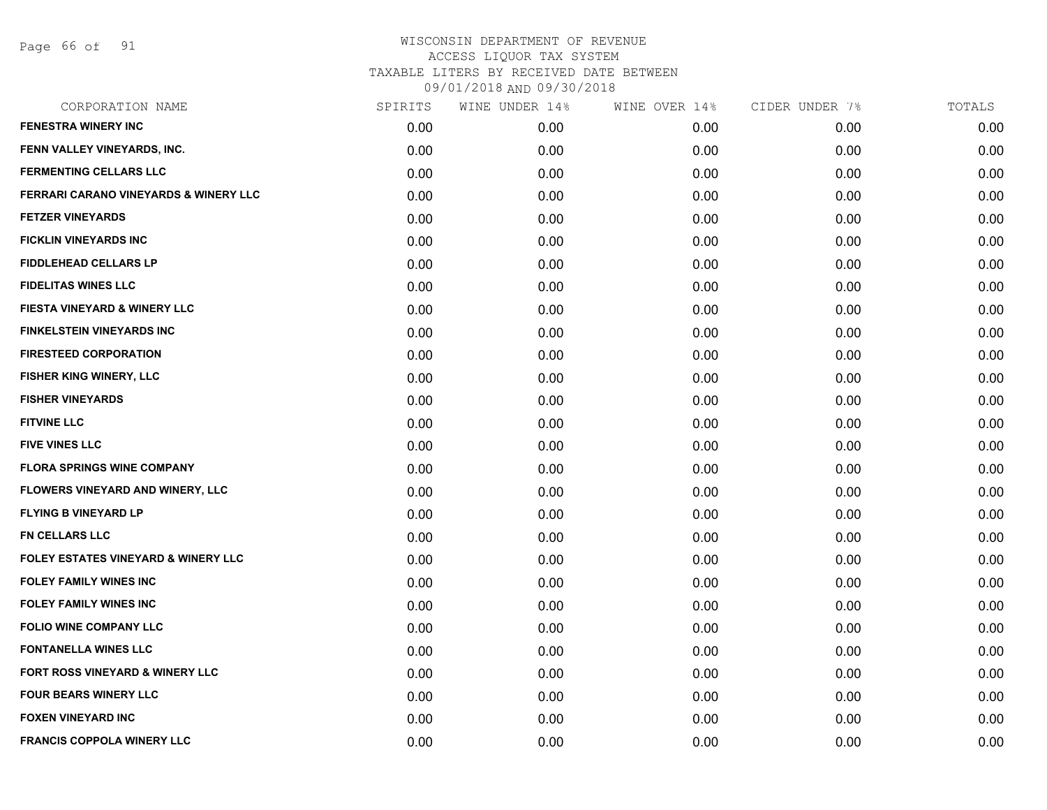WISCONSIN DEPARTMENT OF REVENUE
ACCESS LIQUOR TAX SYSTEM
TAXABLE LITERS BY RECEIVED DATE BETWEEN
09/01/2018 AND 09/30/2018

| CORPORATION NAME | SPIRITS | WINE UNDER 14% | WINE OVER 14% | CIDER UNDER 7% | TOTALS |
|---|---|---|---|---|---|
| **FENESTRA WINERY INC** | 0.00 | 0.00 | 0.00 | 0.00 | 0.00 |
| **FENN VALLEY VINEYARDS, INC.** | 0.00 | 0.00 | 0.00 | 0.00 | 0.00 |
| **FERMENTING CELLARS LLC** | 0.00 | 0.00 | 0.00 | 0.00 | 0.00 |
| **FERRARI CARANO VINEYARDS & WINERY LLC** | 0.00 | 0.00 | 0.00 | 0.00 | 0.00 |
| **FETZER VINEYARDS** | 0.00 | 0.00 | 0.00 | 0.00 | 0.00 |
| **FICKLIN VINEYARDS INC** | 0.00 | 0.00 | 0.00 | 0.00 | 0.00 |
| **FIDDLEHEAD CELLARS LP** | 0.00 | 0.00 | 0.00 | 0.00 | 0.00 |
| **FIDELITAS WINES LLC** | 0.00 | 0.00 | 0.00 | 0.00 | 0.00 |
| **FIESTA VINEYARD & WINERY LLC** | 0.00 | 0.00 | 0.00 | 0.00 | 0.00 |
| **FINKELSTEIN VINEYARDS INC** | 0.00 | 0.00 | 0.00 | 0.00 | 0.00 |
| **FIRESTEED CORPORATION** | 0.00 | 0.00 | 0.00 | 0.00 | 0.00 |
| **FISHER KING WINERY, LLC** | 0.00 | 0.00 | 0.00 | 0.00 | 0.00 |
| **FISHER VINEYARDS** | 0.00 | 0.00 | 0.00 | 0.00 | 0.00 |
| **FITVINE LLC** | 0.00 | 0.00 | 0.00 | 0.00 | 0.00 |
| **FIVE VINES LLC** | 0.00 | 0.00 | 0.00 | 0.00 | 0.00 |
| **FLORA SPRINGS WINE COMPANY** | 0.00 | 0.00 | 0.00 | 0.00 | 0.00 |
| **FLOWERS VINEYARD AND WINERY, LLC** | 0.00 | 0.00 | 0.00 | 0.00 | 0.00 |
| **FLYING B VINEYARD LP** | 0.00 | 0.00 | 0.00 | 0.00 | 0.00 |
| **FN CELLARS LLC** | 0.00 | 0.00 | 0.00 | 0.00 | 0.00 |
| **FOLEY ESTATES VINEYARD & WINERY LLC** | 0.00 | 0.00 | 0.00 | 0.00 | 0.00 |
| **FOLEY FAMILY WINES INC** | 0.00 | 0.00 | 0.00 | 0.00 | 0.00 |
| **FOLEY FAMILY WINES INC** | 0.00 | 0.00 | 0.00 | 0.00 | 0.00 |
| **FOLIO WINE COMPANY LLC** | 0.00 | 0.00 | 0.00 | 0.00 | 0.00 |
| **FONTANELLA WINES LLC** | 0.00 | 0.00 | 0.00 | 0.00 | 0.00 |
| **FORT ROSS VINEYARD & WINERY LLC** | 0.00 | 0.00 | 0.00 | 0.00 | 0.00 |
| **FOUR BEARS WINERY LLC** | 0.00 | 0.00 | 0.00 | 0.00 | 0.00 |
| **FOXEN VINEYARD INC** | 0.00 | 0.00 | 0.00 | 0.00 | 0.00 |
| **FRANCIS COPPOLA WINERY LLC** | 0.00 | 0.00 | 0.00 | 0.00 | 0.00 |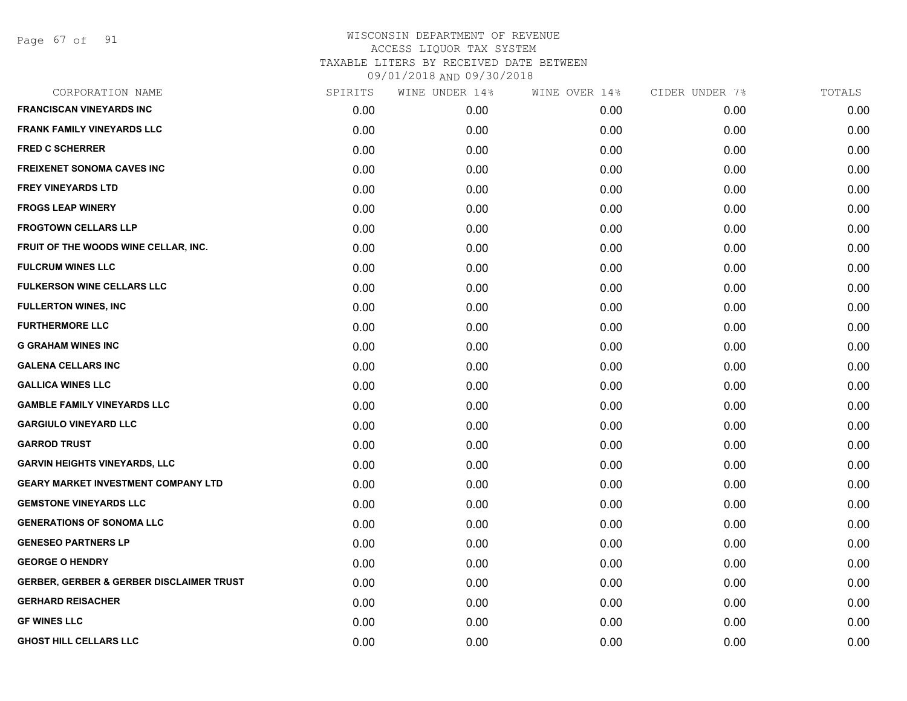WISCONSIN DEPARTMENT OF REVENUE
ACCESS LIQUOR TAX SYSTEM
TAXABLE LITERS BY RECEIVED DATE BETWEEN
09/01/2018 AND 09/30/2018

| CORPORATION NAME | SPIRITS | WINE UNDER 14% | WINE OVER 14% | CIDER UNDER 7% | TOTALS |
|---|---|---|---|---|---|
| FRANCISCAN VINEYARDS INC | 0.00 | 0.00 | 0.00 | 0.00 | 0.00 |
| FRANK FAMILY VINEYARDS LLC | 0.00 | 0.00 | 0.00 | 0.00 | 0.00 |
| FRED C SCHERRER | 0.00 | 0.00 | 0.00 | 0.00 | 0.00 |
| FREIXENET SONOMA CAVES INC | 0.00 | 0.00 | 0.00 | 0.00 | 0.00 |
| FREY VINEYARDS LTD | 0.00 | 0.00 | 0.00 | 0.00 | 0.00 |
| FROGS LEAP WINERY | 0.00 | 0.00 | 0.00 | 0.00 | 0.00 |
| FROGTOWN CELLARS LLP | 0.00 | 0.00 | 0.00 | 0.00 | 0.00 |
| FRUIT OF THE WOODS WINE CELLAR, INC. | 0.00 | 0.00 | 0.00 | 0.00 | 0.00 |
| FULCRUM WINES LLC | 0.00 | 0.00 | 0.00 | 0.00 | 0.00 |
| FULKERSON WINE CELLARS LLC | 0.00 | 0.00 | 0.00 | 0.00 | 0.00 |
| FULLERTON WINES, INC | 0.00 | 0.00 | 0.00 | 0.00 | 0.00 |
| FURTHERMORE LLC | 0.00 | 0.00 | 0.00 | 0.00 | 0.00 |
| G GRAHAM WINES INC | 0.00 | 0.00 | 0.00 | 0.00 | 0.00 |
| GALENA CELLARS INC | 0.00 | 0.00 | 0.00 | 0.00 | 0.00 |
| GALLICA WINES LLC | 0.00 | 0.00 | 0.00 | 0.00 | 0.00 |
| GAMBLE FAMILY VINEYARDS LLC | 0.00 | 0.00 | 0.00 | 0.00 | 0.00 |
| GARGIULO VINEYARD LLC | 0.00 | 0.00 | 0.00 | 0.00 | 0.00 |
| GARROD TRUST | 0.00 | 0.00 | 0.00 | 0.00 | 0.00 |
| GARVIN HEIGHTS VINEYARDS, LLC | 0.00 | 0.00 | 0.00 | 0.00 | 0.00 |
| GEARY MARKET INVESTMENT COMPANY LTD | 0.00 | 0.00 | 0.00 | 0.00 | 0.00 |
| GEMSTONE VINEYARDS LLC | 0.00 | 0.00 | 0.00 | 0.00 | 0.00 |
| GENERATIONS OF SONOMA LLC | 0.00 | 0.00 | 0.00 | 0.00 | 0.00 |
| GENESEO PARTNERS LP | 0.00 | 0.00 | 0.00 | 0.00 | 0.00 |
| GEORGE O HENDRY | 0.00 | 0.00 | 0.00 | 0.00 | 0.00 |
| GERBER, GERBER & GERBER DISCLAIMER TRUST | 0.00 | 0.00 | 0.00 | 0.00 | 0.00 |
| GERHARD REISACHER | 0.00 | 0.00 | 0.00 | 0.00 | 0.00 |
| GF WINES LLC | 0.00 | 0.00 | 0.00 | 0.00 | 0.00 |
| GHOST HILL CELLARS LLC | 0.00 | 0.00 | 0.00 | 0.00 | 0.00 |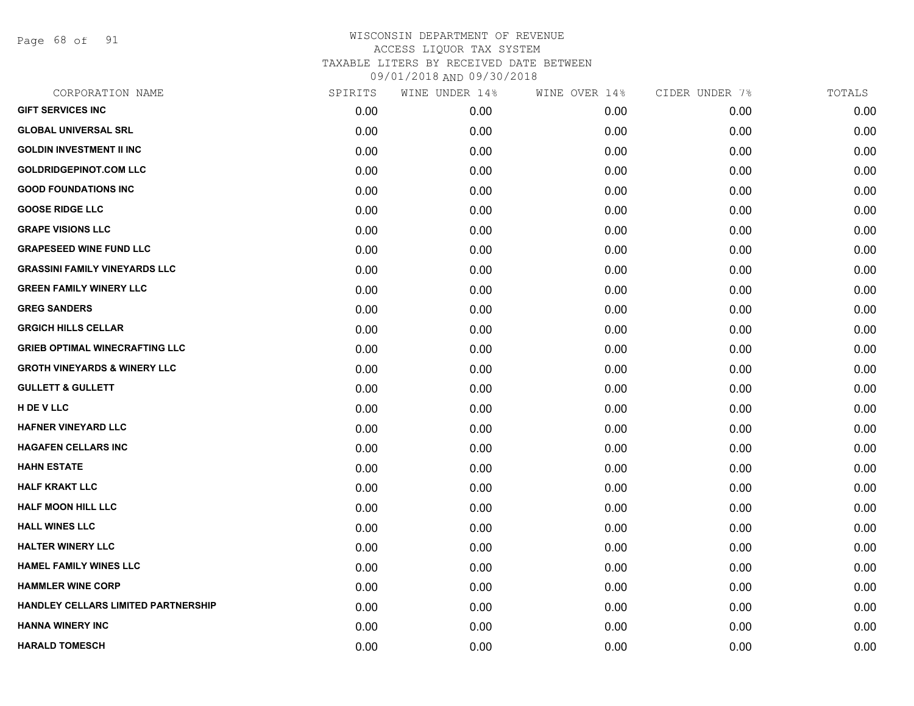WISCONSIN DEPARTMENT OF REVENUE
ACCESS LIQUOR TAX SYSTEM
TAXABLE LITERS BY RECEIVED DATE BETWEEN
09/01/2018 AND 09/30/2018

| CORPORATION NAME | SPIRITS | WINE UNDER 14% | WINE OVER 14% | CIDER UNDER 7% | TOTALS |
|---|---|---|---|---|---|
| GIFT SERVICES INC | 0.00 | 0.00 | 0.00 | 0.00 | 0.00 |
| GLOBAL UNIVERSAL SRL | 0.00 | 0.00 | 0.00 | 0.00 | 0.00 |
| GOLDIN INVESTMENT II INC | 0.00 | 0.00 | 0.00 | 0.00 | 0.00 |
| GOLDRIDGEPINOT.COM LLC | 0.00 | 0.00 | 0.00 | 0.00 | 0.00 |
| GOOD FOUNDATIONS INC | 0.00 | 0.00 | 0.00 | 0.00 | 0.00 |
| GOOSE RIDGE LLC | 0.00 | 0.00 | 0.00 | 0.00 | 0.00 |
| GRAPE VISIONS LLC | 0.00 | 0.00 | 0.00 | 0.00 | 0.00 |
| GRAPESEED WINE FUND LLC | 0.00 | 0.00 | 0.00 | 0.00 | 0.00 |
| GRASSINI FAMILY VINEYARDS LLC | 0.00 | 0.00 | 0.00 | 0.00 | 0.00 |
| GREEN FAMILY WINERY LLC | 0.00 | 0.00 | 0.00 | 0.00 | 0.00 |
| GREG SANDERS | 0.00 | 0.00 | 0.00 | 0.00 | 0.00 |
| GRGICH HILLS CELLAR | 0.00 | 0.00 | 0.00 | 0.00 | 0.00 |
| GRIEB OPTIMAL WINECRAFTING LLC | 0.00 | 0.00 | 0.00 | 0.00 | 0.00 |
| GROTH VINEYARDS & WINERY LLC | 0.00 | 0.00 | 0.00 | 0.00 | 0.00 |
| GULLETT & GULLETT | 0.00 | 0.00 | 0.00 | 0.00 | 0.00 |
| H DE V LLC | 0.00 | 0.00 | 0.00 | 0.00 | 0.00 |
| HAFNER VINEYARD LLC | 0.00 | 0.00 | 0.00 | 0.00 | 0.00 |
| HAGAFEN CELLARS INC | 0.00 | 0.00 | 0.00 | 0.00 | 0.00 |
| HAHN ESTATE | 0.00 | 0.00 | 0.00 | 0.00 | 0.00 |
| HALF KRAKT LLC | 0.00 | 0.00 | 0.00 | 0.00 | 0.00 |
| HALF MOON HILL LLC | 0.00 | 0.00 | 0.00 | 0.00 | 0.00 |
| HALL WINES LLC | 0.00 | 0.00 | 0.00 | 0.00 | 0.00 |
| HALTER WINERY LLC | 0.00 | 0.00 | 0.00 | 0.00 | 0.00 |
| HAMEL FAMILY WINES LLC | 0.00 | 0.00 | 0.00 | 0.00 | 0.00 |
| HAMMLER WINE CORP | 0.00 | 0.00 | 0.00 | 0.00 | 0.00 |
| HANDLEY CELLARS LIMITED PARTNERSHIP | 0.00 | 0.00 | 0.00 | 0.00 | 0.00 |
| HANNA WINERY INC | 0.00 | 0.00 | 0.00 | 0.00 | 0.00 |
| HARALD TOMESCH | 0.00 | 0.00 | 0.00 | 0.00 | 0.00 |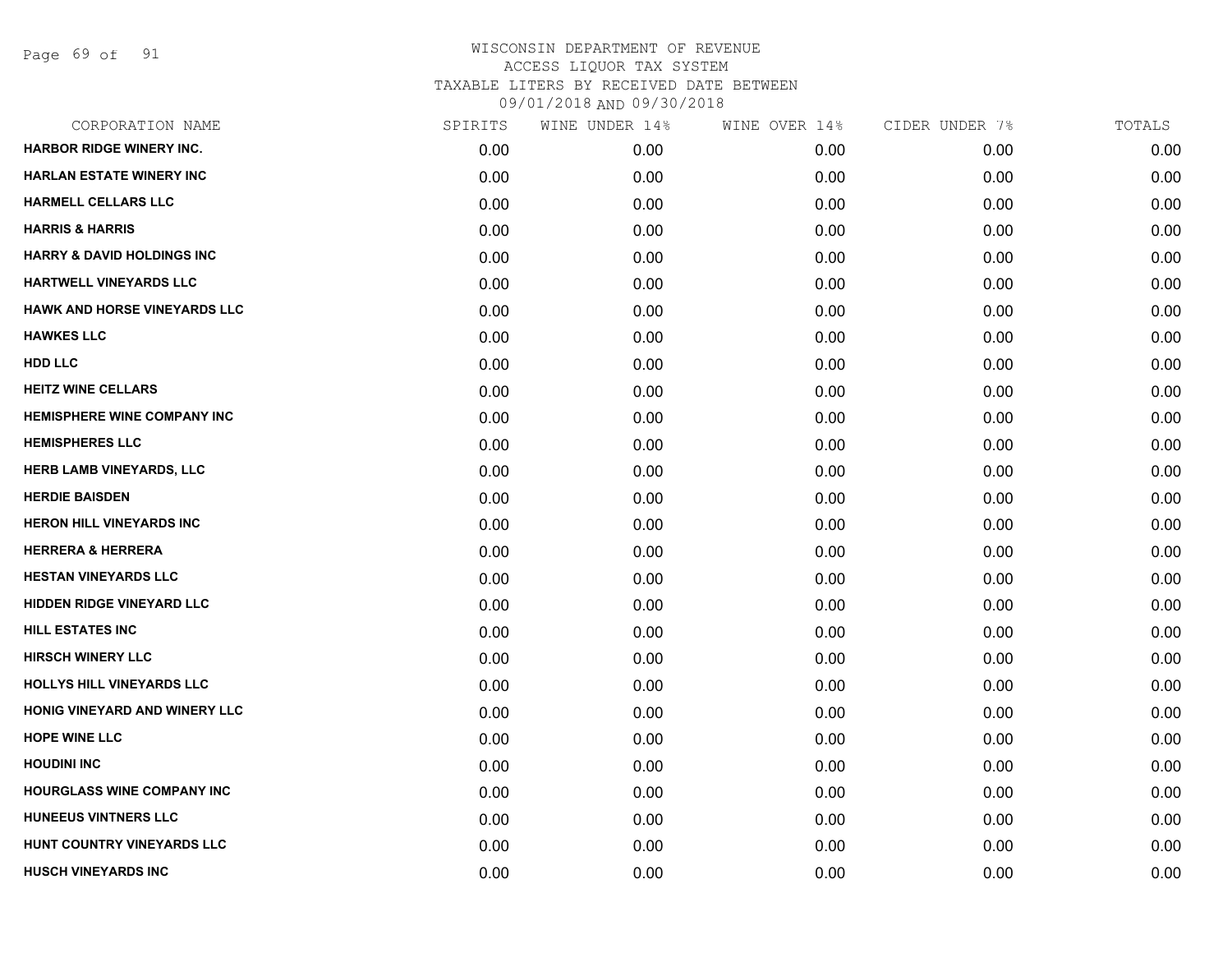WISCONSIN DEPARTMENT OF REVENUE
ACCESS LIQUOR TAX SYSTEM
TAXABLE LITERS BY RECEIVED DATE BETWEEN
09/01/2018 AND 09/30/2018

| CORPORATION NAME | SPIRITS | WINE UNDER 14% | WINE OVER 14% | CIDER UNDER 7% | TOTALS |
|---|---|---|---|---|---|
| HARBOR RIDGE WINERY INC. | 0.00 | 0.00 | 0.00 | 0.00 | 0.00 |
| HARLAN ESTATE WINERY INC | 0.00 | 0.00 | 0.00 | 0.00 | 0.00 |
| HARMELL CELLARS LLC | 0.00 | 0.00 | 0.00 | 0.00 | 0.00 |
| HARRIS & HARRIS | 0.00 | 0.00 | 0.00 | 0.00 | 0.00 |
| HARRY & DAVID HOLDINGS INC | 0.00 | 0.00 | 0.00 | 0.00 | 0.00 |
| HARTWELL VINEYARDS LLC | 0.00 | 0.00 | 0.00 | 0.00 | 0.00 |
| HAWK AND HORSE VINEYARDS LLC | 0.00 | 0.00 | 0.00 | 0.00 | 0.00 |
| HAWKES LLC | 0.00 | 0.00 | 0.00 | 0.00 | 0.00 |
| HDD LLC | 0.00 | 0.00 | 0.00 | 0.00 | 0.00 |
| HEITZ WINE CELLARS | 0.00 | 0.00 | 0.00 | 0.00 | 0.00 |
| HEMISPHERE WINE COMPANY INC | 0.00 | 0.00 | 0.00 | 0.00 | 0.00 |
| HEMISPHERES LLC | 0.00 | 0.00 | 0.00 | 0.00 | 0.00 |
| HERB LAMB VINEYARDS, LLC | 0.00 | 0.00 | 0.00 | 0.00 | 0.00 |
| HERDIE BAISDEN | 0.00 | 0.00 | 0.00 | 0.00 | 0.00 |
| HERON HILL VINEYARDS INC | 0.00 | 0.00 | 0.00 | 0.00 | 0.00 |
| HERRERA & HERRERA | 0.00 | 0.00 | 0.00 | 0.00 | 0.00 |
| HESTAN VINEYARDS LLC | 0.00 | 0.00 | 0.00 | 0.00 | 0.00 |
| HIDDEN RIDGE VINEYARD LLC | 0.00 | 0.00 | 0.00 | 0.00 | 0.00 |
| HILL ESTATES INC | 0.00 | 0.00 | 0.00 | 0.00 | 0.00 |
| HIRSCH WINERY LLC | 0.00 | 0.00 | 0.00 | 0.00 | 0.00 |
| HOLLYS HILL VINEYARDS LLC | 0.00 | 0.00 | 0.00 | 0.00 | 0.00 |
| HONIG VINEYARD AND WINERY LLC | 0.00 | 0.00 | 0.00 | 0.00 | 0.00 |
| HOPE WINE LLC | 0.00 | 0.00 | 0.00 | 0.00 | 0.00 |
| HOUDINI INC | 0.00 | 0.00 | 0.00 | 0.00 | 0.00 |
| HOURGLASS WINE COMPANY INC | 0.00 | 0.00 | 0.00 | 0.00 | 0.00 |
| HUNEEUS VINTNERS LLC | 0.00 | 0.00 | 0.00 | 0.00 | 0.00 |
| HUNT COUNTRY VINEYARDS LLC | 0.00 | 0.00 | 0.00 | 0.00 | 0.00 |
| HUSCH VINEYARDS INC | 0.00 | 0.00 | 0.00 | 0.00 | 0.00 |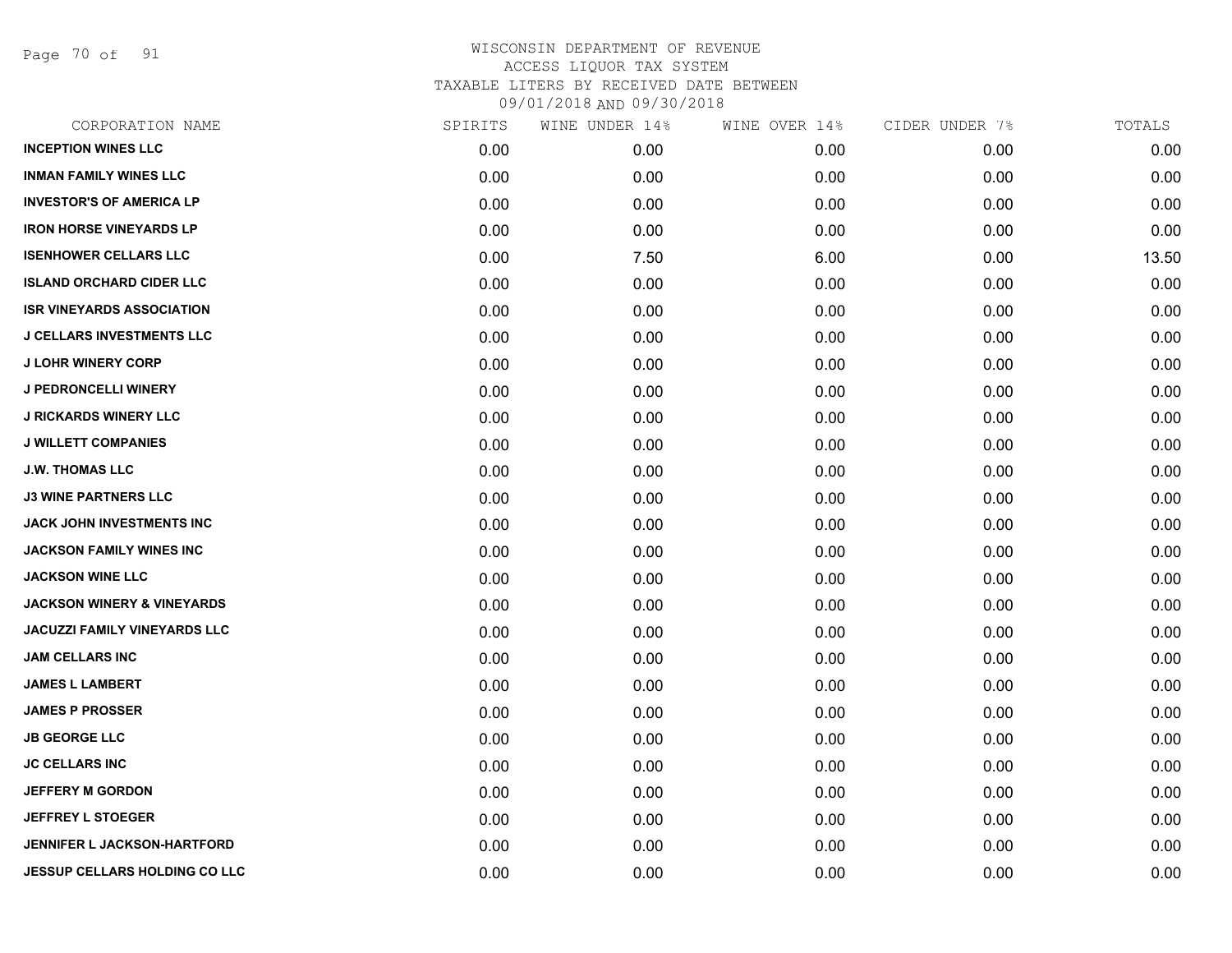# WISCONSIN DEPARTMENT OF REVENUE
ACCESS LIQUOR TAX SYSTEM
TAXABLE LITERS BY RECEIVED DATE BETWEEN
09/01/2018 AND 09/30/2018

| CORPORATION NAME | SPIRITS | WINE UNDER 14% | WINE OVER 14% | CIDER UNDER 7% | TOTALS |
|---|---|---|---|---|---|
| **INCEPTION WINES LLC** | 0.00 | 0.00 | 0.00 | 0.00 | 0.00 |
| **INMAN FAMILY WINES LLC** | 0.00 | 0.00 | 0.00 | 0.00 | 0.00 |
| **INVESTOR'S OF AMERICA LP** | 0.00 | 0.00 | 0.00 | 0.00 | 0.00 |
| **IRON HORSE VINEYARDS LP** | 0.00 | 0.00 | 0.00 | 0.00 | 0.00 |
| **ISENHOWER CELLARS LLC** | 0.00 | 7.50 | 6.00 | 0.00 | 13.50 |
| **ISLAND ORCHARD CIDER LLC** | 0.00 | 0.00 | 0.00 | 0.00 | 0.00 |
| **ISR VINEYARDS ASSOCIATION** | 0.00 | 0.00 | 0.00 | 0.00 | 0.00 |
| **J CELLARS INVESTMENTS LLC** | 0.00 | 0.00 | 0.00 | 0.00 | 0.00 |
| **J LOHR WINERY CORP** | 0.00 | 0.00 | 0.00 | 0.00 | 0.00 |
| **J PEDRONCELLI WINERY** | 0.00 | 0.00 | 0.00 | 0.00 | 0.00 |
| **J RICKARDS WINERY LLC** | 0.00 | 0.00 | 0.00 | 0.00 | 0.00 |
| **J WILLETT COMPANIES** | 0.00 | 0.00 | 0.00 | 0.00 | 0.00 |
| **J.W. THOMAS LLC** | 0.00 | 0.00 | 0.00 | 0.00 | 0.00 |
| **J3 WINE PARTNERS LLC** | 0.00 | 0.00 | 0.00 | 0.00 | 0.00 |
| **JACK JOHN INVESTMENTS INC** | 0.00 | 0.00 | 0.00 | 0.00 | 0.00 |
| **JACKSON FAMILY WINES INC** | 0.00 | 0.00 | 0.00 | 0.00 | 0.00 |
| **JACKSON WINE LLC** | 0.00 | 0.00 | 0.00 | 0.00 | 0.00 |
| **JACKSON WINERY & VINEYARDS** | 0.00 | 0.00 | 0.00 | 0.00 | 0.00 |
| **JACUZZI FAMILY VINEYARDS LLC** | 0.00 | 0.00 | 0.00 | 0.00 | 0.00 |
| **JAM CELLARS INC** | 0.00 | 0.00 | 0.00 | 0.00 | 0.00 |
| **JAMES L LAMBERT** | 0.00 | 0.00 | 0.00 | 0.00 | 0.00 |
| **JAMES P PROSSER** | 0.00 | 0.00 | 0.00 | 0.00 | 0.00 |
| **JB GEORGE LLC** | 0.00 | 0.00 | 0.00 | 0.00 | 0.00 |
| **JC CELLARS INC** | 0.00 | 0.00 | 0.00 | 0.00 | 0.00 |
| **JEFFERY M GORDON** | 0.00 | 0.00 | 0.00 | 0.00 | 0.00 |
| **JEFFREY L STOEGER** | 0.00 | 0.00 | 0.00 | 0.00 | 0.00 |
| **JENNIFER L JACKSON-HARTFORD** | 0.00 | 0.00 | 0.00 | 0.00 | 0.00 |
| **JESSUP CELLARS HOLDING CO LLC** | 0.00 | 0.00 | 0.00 | 0.00 | 0.00 |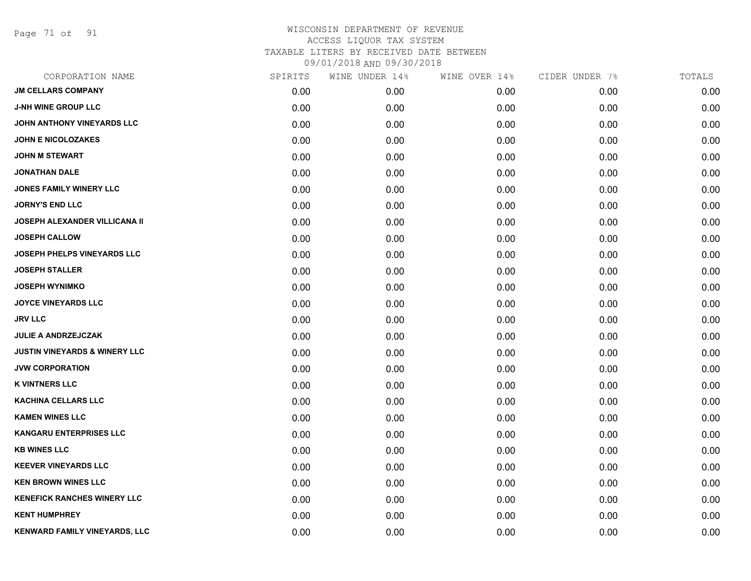WISCONSIN DEPARTMENT OF REVENUE
ACCESS LIQUOR TAX SYSTEM
TAXABLE LITERS BY RECEIVED DATE BETWEEN
09/01/2018 AND 09/30/2018

| CORPORATION NAME | SPIRITS | WINE UNDER 14% | WINE OVER 14% | CIDER UNDER 7% | TOTALS |
|---|---|---|---|---|---|
| JM CELLARS COMPANY | 0.00 | 0.00 | 0.00 | 0.00 | 0.00 |
| J-NH WINE GROUP LLC | 0.00 | 0.00 | 0.00 | 0.00 | 0.00 |
| JOHN ANTHONY VINEYARDS LLC | 0.00 | 0.00 | 0.00 | 0.00 | 0.00 |
| JOHN E NICOLOZAKES | 0.00 | 0.00 | 0.00 | 0.00 | 0.00 |
| JOHN M STEWART | 0.00 | 0.00 | 0.00 | 0.00 | 0.00 |
| JONATHAN DALE | 0.00 | 0.00 | 0.00 | 0.00 | 0.00 |
| JONES FAMILY WINERY LLC | 0.00 | 0.00 | 0.00 | 0.00 | 0.00 |
| JORNY'S END LLC | 0.00 | 0.00 | 0.00 | 0.00 | 0.00 |
| JOSEPH ALEXANDER VILLICANA II | 0.00 | 0.00 | 0.00 | 0.00 | 0.00 |
| JOSEPH CALLOW | 0.00 | 0.00 | 0.00 | 0.00 | 0.00 |
| JOSEPH PHELPS VINEYARDS LLC | 0.00 | 0.00 | 0.00 | 0.00 | 0.00 |
| JOSEPH STALLER | 0.00 | 0.00 | 0.00 | 0.00 | 0.00 |
| JOSEPH WYNIMKO | 0.00 | 0.00 | 0.00 | 0.00 | 0.00 |
| JOYCE VINEYARDS LLC | 0.00 | 0.00 | 0.00 | 0.00 | 0.00 |
| JRV LLC | 0.00 | 0.00 | 0.00 | 0.00 | 0.00 |
| JULIE A ANDRZEJCZAK | 0.00 | 0.00 | 0.00 | 0.00 | 0.00 |
| JUSTIN VINEYARDS & WINERY LLC | 0.00 | 0.00 | 0.00 | 0.00 | 0.00 |
| JVW CORPORATION | 0.00 | 0.00 | 0.00 | 0.00 | 0.00 |
| K VINTNERS LLC | 0.00 | 0.00 | 0.00 | 0.00 | 0.00 |
| KACHINA CELLARS LLC | 0.00 | 0.00 | 0.00 | 0.00 | 0.00 |
| KAMEN WINES LLC | 0.00 | 0.00 | 0.00 | 0.00 | 0.00 |
| KANGARU ENTERPRISES LLC | 0.00 | 0.00 | 0.00 | 0.00 | 0.00 |
| KB WINES LLC | 0.00 | 0.00 | 0.00 | 0.00 | 0.00 |
| KEEVER VINEYARDS LLC | 0.00 | 0.00 | 0.00 | 0.00 | 0.00 |
| KEN BROWN WINES LLC | 0.00 | 0.00 | 0.00 | 0.00 | 0.00 |
| KENEFICK RANCHES WINERY LLC | 0.00 | 0.00 | 0.00 | 0.00 | 0.00 |
| KENT HUMPHREY | 0.00 | 0.00 | 0.00 | 0.00 | 0.00 |
| KENWARD FAMILY VINEYARDS, LLC | 0.00 | 0.00 | 0.00 | 0.00 | 0.00 |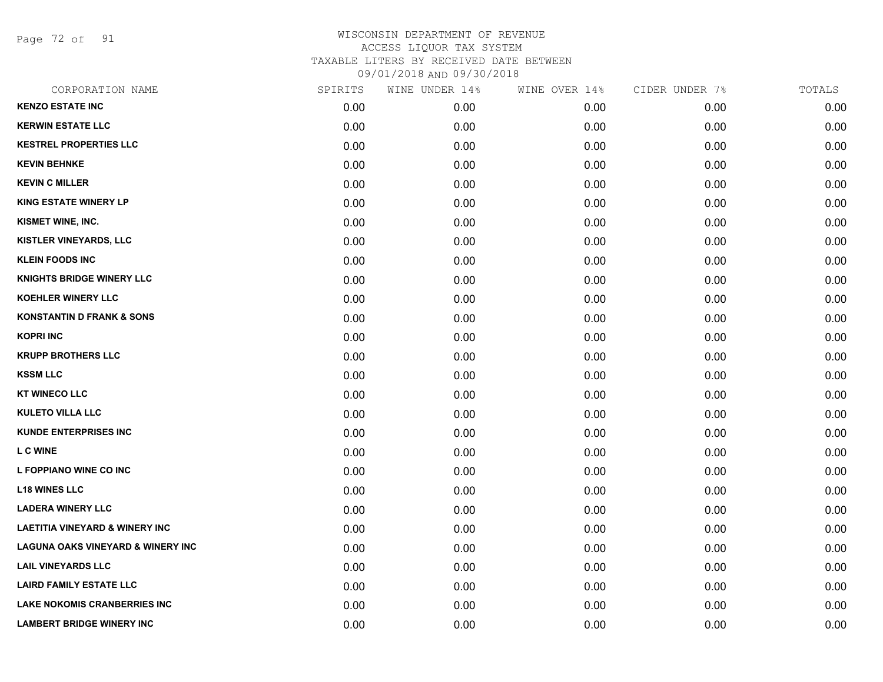# WISCONSIN DEPARTMENT OF REVENUE
ACCESS LIQUOR TAX SYSTEM
TAXABLE LITERS BY RECEIVED DATE BETWEEN
09/01/2018 AND 09/30/2018

| CORPORATION NAME | SPIRITS | WINE UNDER 14% | WINE OVER 14% | CIDER UNDER 7% | TOTALS |
|---|---|---|---|---|---|
| KENZO ESTATE INC | 0.00 | 0.00 | 0.00 | 0.00 | 0.00 |
| KERWIN ESTATE LLC | 0.00 | 0.00 | 0.00 | 0.00 | 0.00 |
| KESTREL PROPERTIES LLC | 0.00 | 0.00 | 0.00 | 0.00 | 0.00 |
| KEVIN BEHNKE | 0.00 | 0.00 | 0.00 | 0.00 | 0.00 |
| KEVIN C MILLER | 0.00 | 0.00 | 0.00 | 0.00 | 0.00 |
| KING ESTATE WINERY LP | 0.00 | 0.00 | 0.00 | 0.00 | 0.00 |
| KISMET WINE, INC. | 0.00 | 0.00 | 0.00 | 0.00 | 0.00 |
| KISTLER VINEYARDS, LLC | 0.00 | 0.00 | 0.00 | 0.00 | 0.00 |
| KLEIN FOODS INC | 0.00 | 0.00 | 0.00 | 0.00 | 0.00 |
| KNIGHTS BRIDGE WINERY LLC | 0.00 | 0.00 | 0.00 | 0.00 | 0.00 |
| KOEHLER WINERY LLC | 0.00 | 0.00 | 0.00 | 0.00 | 0.00 |
| KONSTANTIN D FRANK & SONS | 0.00 | 0.00 | 0.00 | 0.00 | 0.00 |
| KOPRI INC | 0.00 | 0.00 | 0.00 | 0.00 | 0.00 |
| KRUPP BROTHERS LLC | 0.00 | 0.00 | 0.00 | 0.00 | 0.00 |
| KSSM LLC | 0.00 | 0.00 | 0.00 | 0.00 | 0.00 |
| KT WINECO LLC | 0.00 | 0.00 | 0.00 | 0.00 | 0.00 |
| KULETO VILLA LLC | 0.00 | 0.00 | 0.00 | 0.00 | 0.00 |
| KUNDE ENTERPRISES INC | 0.00 | 0.00 | 0.00 | 0.00 | 0.00 |
| L C WINE | 0.00 | 0.00 | 0.00 | 0.00 | 0.00 |
| L FOPPIANO WINE CO INC | 0.00 | 0.00 | 0.00 | 0.00 | 0.00 |
| L18 WINES LLC | 0.00 | 0.00 | 0.00 | 0.00 | 0.00 |
| LADERA WINERY LLC | 0.00 | 0.00 | 0.00 | 0.00 | 0.00 |
| LAETITIA VINEYARD & WINERY INC | 0.00 | 0.00 | 0.00 | 0.00 | 0.00 |
| LAGUNA OAKS VINEYARD & WINERY INC | 0.00 | 0.00 | 0.00 | 0.00 | 0.00 |
| LAIL VINEYARDS LLC | 0.00 | 0.00 | 0.00 | 0.00 | 0.00 |
| LAIRD FAMILY ESTATE LLC | 0.00 | 0.00 | 0.00 | 0.00 | 0.00 |
| LAKE NOKOMIS CRANBERRIES INC | 0.00 | 0.00 | 0.00 | 0.00 | 0.00 |
| LAMBERT BRIDGE WINERY INC | 0.00 | 0.00 | 0.00 | 0.00 | 0.00 |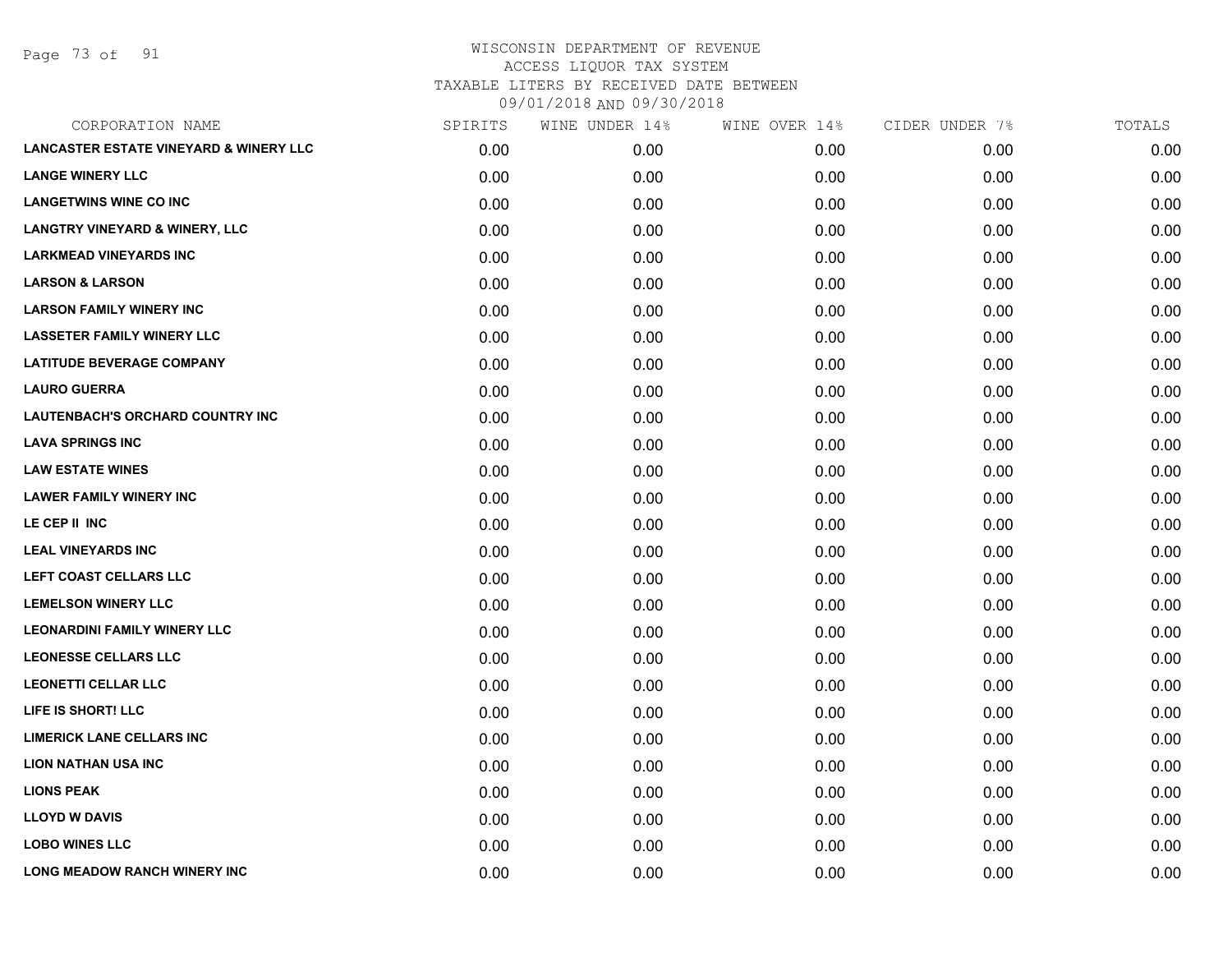WISCONSIN DEPARTMENT OF REVENUE
ACCESS LIQUOR TAX SYSTEM
TAXABLE LITERS BY RECEIVED DATE BETWEEN
09/01/2018 AND 09/30/2018

| CORPORATION NAME | SPIRITS | WINE UNDER 14% | WINE OVER 14% | CIDER UNDER 7% | TOTALS |
|---|---|---|---|---|---|
| LANCASTER ESTATE VINEYARD & WINERY LLC | 0.00 | 0.00 | 0.00 | 0.00 | 0.00 |
| LANGE WINERY LLC | 0.00 | 0.00 | 0.00 | 0.00 | 0.00 |
| LANGETWINS WINE CO INC | 0.00 | 0.00 | 0.00 | 0.00 | 0.00 |
| LANGTRY VINEYARD & WINERY, LLC | 0.00 | 0.00 | 0.00 | 0.00 | 0.00 |
| LARKMEAD VINEYARDS INC | 0.00 | 0.00 | 0.00 | 0.00 | 0.00 |
| LARSON & LARSON | 0.00 | 0.00 | 0.00 | 0.00 | 0.00 |
| LARSON FAMILY WINERY INC | 0.00 | 0.00 | 0.00 | 0.00 | 0.00 |
| LASSETER FAMILY WINERY LLC | 0.00 | 0.00 | 0.00 | 0.00 | 0.00 |
| LATITUDE BEVERAGE COMPANY | 0.00 | 0.00 | 0.00 | 0.00 | 0.00 |
| LAURO GUERRA | 0.00 | 0.00 | 0.00 | 0.00 | 0.00 |
| LAUTENBACH'S ORCHARD COUNTRY INC | 0.00 | 0.00 | 0.00 | 0.00 | 0.00 |
| LAVA SPRINGS INC | 0.00 | 0.00 | 0.00 | 0.00 | 0.00 |
| LAW ESTATE WINES | 0.00 | 0.00 | 0.00 | 0.00 | 0.00 |
| LAWER FAMILY WINERY INC | 0.00 | 0.00 | 0.00 | 0.00 | 0.00 |
| LE CEP II INC | 0.00 | 0.00 | 0.00 | 0.00 | 0.00 |
| LEAL VINEYARDS INC | 0.00 | 0.00 | 0.00 | 0.00 | 0.00 |
| LEFT COAST CELLARS LLC | 0.00 | 0.00 | 0.00 | 0.00 | 0.00 |
| LEMELSON WINERY LLC | 0.00 | 0.00 | 0.00 | 0.00 | 0.00 |
| LEONARDINI FAMILY WINERY LLC | 0.00 | 0.00 | 0.00 | 0.00 | 0.00 |
| LEONESSE CELLARS LLC | 0.00 | 0.00 | 0.00 | 0.00 | 0.00 |
| LEONETTI CELLAR LLC | 0.00 | 0.00 | 0.00 | 0.00 | 0.00 |
| LIFE IS SHORT! LLC | 0.00 | 0.00 | 0.00 | 0.00 | 0.00 |
| LIMERICK LANE CELLARS INC | 0.00 | 0.00 | 0.00 | 0.00 | 0.00 |
| LION NATHAN USA INC | 0.00 | 0.00 | 0.00 | 0.00 | 0.00 |
| LIONS PEAK | 0.00 | 0.00 | 0.00 | 0.00 | 0.00 |
| LLOYD W DAVIS | 0.00 | 0.00 | 0.00 | 0.00 | 0.00 |
| LOBO WINES LLC | 0.00 | 0.00 | 0.00 | 0.00 | 0.00 |
| LONG MEADOW RANCH WINERY INC | 0.00 | 0.00 | 0.00 | 0.00 | 0.00 |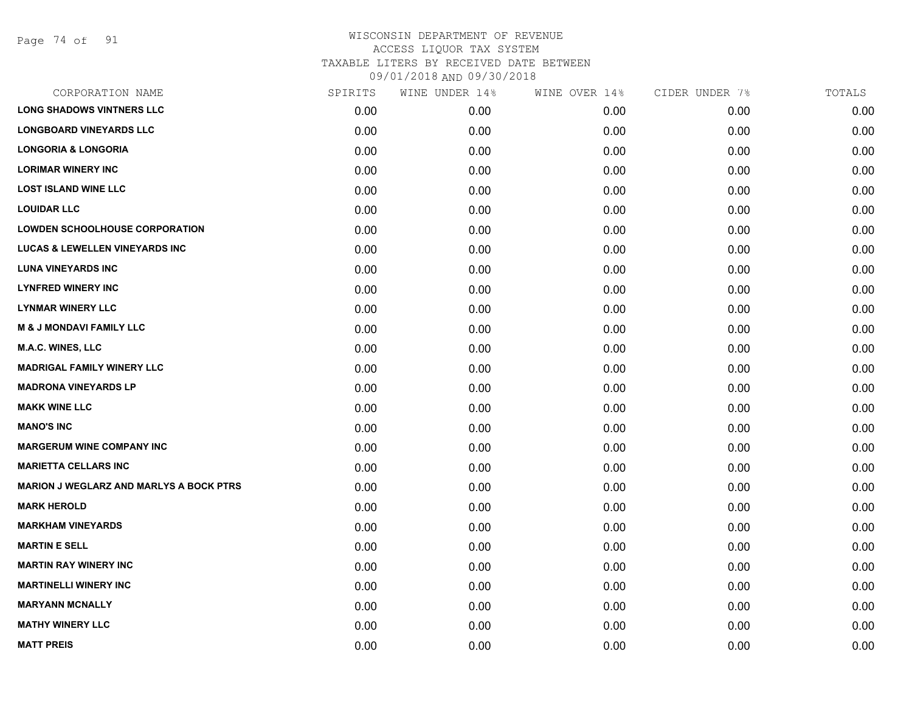# WISCONSIN DEPARTMENT OF REVENUE
ACCESS LIQUOR TAX SYSTEM
TAXABLE LITERS BY RECEIVED DATE BETWEEN
09/01/2018 AND 09/30/2018

| CORPORATION NAME | SPIRITS | WINE UNDER 14% | WINE OVER 14% | CIDER UNDER 7% | TOTALS |
|---|---|---|---|---|---|
| **LONG SHADOWS VINTNERS LLC** | 0.00 | 0.00 | 0.00 | 0.00 | 0.00 |
| **LONGBOARD VINEYARDS LLC** | 0.00 | 0.00 | 0.00 | 0.00 | 0.00 |
| **LONGORIA & LONGORIA** | 0.00 | 0.00 | 0.00 | 0.00 | 0.00 |
| **LORIMAR WINERY INC** | 0.00 | 0.00 | 0.00 | 0.00 | 0.00 |
| **LOST ISLAND WINE LLC** | 0.00 | 0.00 | 0.00 | 0.00 | 0.00 |
| **LOUIDAR LLC** | 0.00 | 0.00 | 0.00 | 0.00 | 0.00 |
| **LOWDEN SCHOOLHOUSE CORPORATION** | 0.00 | 0.00 | 0.00 | 0.00 | 0.00 |
| **LUCAS & LEWELLEN VINEYARDS INC** | 0.00 | 0.00 | 0.00 | 0.00 | 0.00 |
| **LUNA VINEYARDS INC** | 0.00 | 0.00 | 0.00 | 0.00 | 0.00 |
| **LYNFRED WINERY INC** | 0.00 | 0.00 | 0.00 | 0.00 | 0.00 |
| **LYNMAR WINERY LLC** | 0.00 | 0.00 | 0.00 | 0.00 | 0.00 |
| **M & J MONDAVI FAMILY LLC** | 0.00 | 0.00 | 0.00 | 0.00 | 0.00 |
| **M.A.C. WINES, LLC** | 0.00 | 0.00 | 0.00 | 0.00 | 0.00 |
| **MADRIGAL FAMILY WINERY LLC** | 0.00 | 0.00 | 0.00 | 0.00 | 0.00 |
| **MADRONA VINEYARDS LP** | 0.00 | 0.00 | 0.00 | 0.00 | 0.00 |
| **MAKK WINE LLC** | 0.00 | 0.00 | 0.00 | 0.00 | 0.00 |
| **MANO'S INC** | 0.00 | 0.00 | 0.00 | 0.00 | 0.00 |
| **MARGERUM WINE COMPANY INC** | 0.00 | 0.00 | 0.00 | 0.00 | 0.00 |
| **MARIETTA CELLARS INC** | 0.00 | 0.00 | 0.00 | 0.00 | 0.00 |
| **MARION J WEGLARZ AND MARLYS A BOCK PTRS** | 0.00 | 0.00 | 0.00 | 0.00 | 0.00 |
| **MARK HEROLD** | 0.00 | 0.00 | 0.00 | 0.00 | 0.00 |
| **MARKHAM VINEYARDS** | 0.00 | 0.00 | 0.00 | 0.00 | 0.00 |
| **MARTIN E SELL** | 0.00 | 0.00 | 0.00 | 0.00 | 0.00 |
| **MARTIN RAY WINERY INC** | 0.00 | 0.00 | 0.00 | 0.00 | 0.00 |
| **MARTINELLI WINERY INC** | 0.00 | 0.00 | 0.00 | 0.00 | 0.00 |
| **MARYANN MCNALLY** | 0.00 | 0.00 | 0.00 | 0.00 | 0.00 |
| **MATHY WINERY LLC** | 0.00 | 0.00 | 0.00 | 0.00 | 0.00 |
| **MATT PREIS** | 0.00 | 0.00 | 0.00 | 0.00 | 0.00 |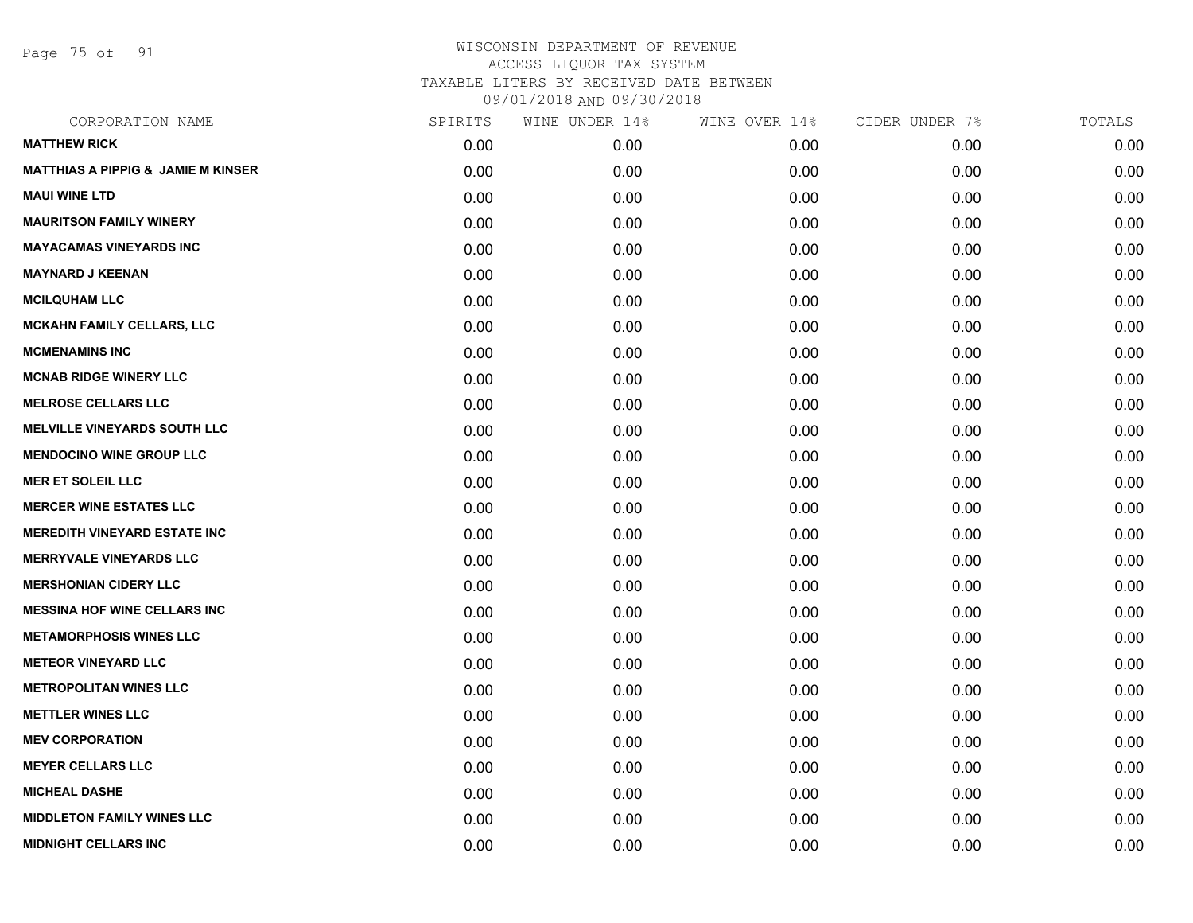WISCONSIN DEPARTMENT OF REVENUE
ACCESS LIQUOR TAX SYSTEM
TAXABLE LITERS BY RECEIVED DATE BETWEEN
09/01/2018 AND 09/30/2018

| CORPORATION NAME | SPIRITS | WINE UNDER 14% | WINE OVER 14% | CIDER UNDER 7% | TOTALS |
|---|---|---|---|---|---|
| **MATTHEW RICK** | 0.00 | 0.00 | 0.00 | 0.00 | 0.00 |
| **MATTHIAS A PIPPIG & JAMIE M KINSER** | 0.00 | 0.00 | 0.00 | 0.00 | 0.00 |
| **MAUI WINE LTD** | 0.00 | 0.00 | 0.00 | 0.00 | 0.00 |
| **MAURITSON FAMILY WINERY** | 0.00 | 0.00 | 0.00 | 0.00 | 0.00 |
| **MAYACAMAS VINEYARDS INC** | 0.00 | 0.00 | 0.00 | 0.00 | 0.00 |
| **MAYNARD J KEENAN** | 0.00 | 0.00 | 0.00 | 0.00 | 0.00 |
| **MCILQUHAM LLC** | 0.00 | 0.00 | 0.00 | 0.00 | 0.00 |
| **MCKAHN FAMILY CELLARS, LLC** | 0.00 | 0.00 | 0.00 | 0.00 | 0.00 |
| **MCMENAMINS INC** | 0.00 | 0.00 | 0.00 | 0.00 | 0.00 |
| **MCNAB RIDGE WINERY LLC** | 0.00 | 0.00 | 0.00 | 0.00 | 0.00 |
| **MELROSE CELLARS LLC** | 0.00 | 0.00 | 0.00 | 0.00 | 0.00 |
| **MELVILLE VINEYARDS SOUTH LLC** | 0.00 | 0.00 | 0.00 | 0.00 | 0.00 |
| **MENDOCINO WINE GROUP LLC** | 0.00 | 0.00 | 0.00 | 0.00 | 0.00 |
| **MER ET SOLEIL LLC** | 0.00 | 0.00 | 0.00 | 0.00 | 0.00 |
| **MERCER WINE ESTATES LLC** | 0.00 | 0.00 | 0.00 | 0.00 | 0.00 |
| **MEREDITH VINEYARD ESTATE INC** | 0.00 | 0.00 | 0.00 | 0.00 | 0.00 |
| **MERRYVALE VINEYARDS LLC** | 0.00 | 0.00 | 0.00 | 0.00 | 0.00 |
| **MERSHONIAN CIDERY LLC** | 0.00 | 0.00 | 0.00 | 0.00 | 0.00 |
| **MESSINA HOF WINE CELLARS INC** | 0.00 | 0.00 | 0.00 | 0.00 | 0.00 |
| **METAMORPHOSIS WINES LLC** | 0.00 | 0.00 | 0.00 | 0.00 | 0.00 |
| **METEOR VINEYARD LLC** | 0.00 | 0.00 | 0.00 | 0.00 | 0.00 |
| **METROPOLITAN WINES LLC** | 0.00 | 0.00 | 0.00 | 0.00 | 0.00 |
| **METTLER WINES LLC** | 0.00 | 0.00 | 0.00 | 0.00 | 0.00 |
| **MEV CORPORATION** | 0.00 | 0.00 | 0.00 | 0.00 | 0.00 |
| **MEYER CELLARS LLC** | 0.00 | 0.00 | 0.00 | 0.00 | 0.00 |
| **MICHEAL DASHE** | 0.00 | 0.00 | 0.00 | 0.00 | 0.00 |
| **MIDDLETON FAMILY WINES LLC** | 0.00 | 0.00 | 0.00 | 0.00 | 0.00 |
| **MIDNIGHT CELLARS INC** | 0.00 | 0.00 | 0.00 | 0.00 | 0.00 |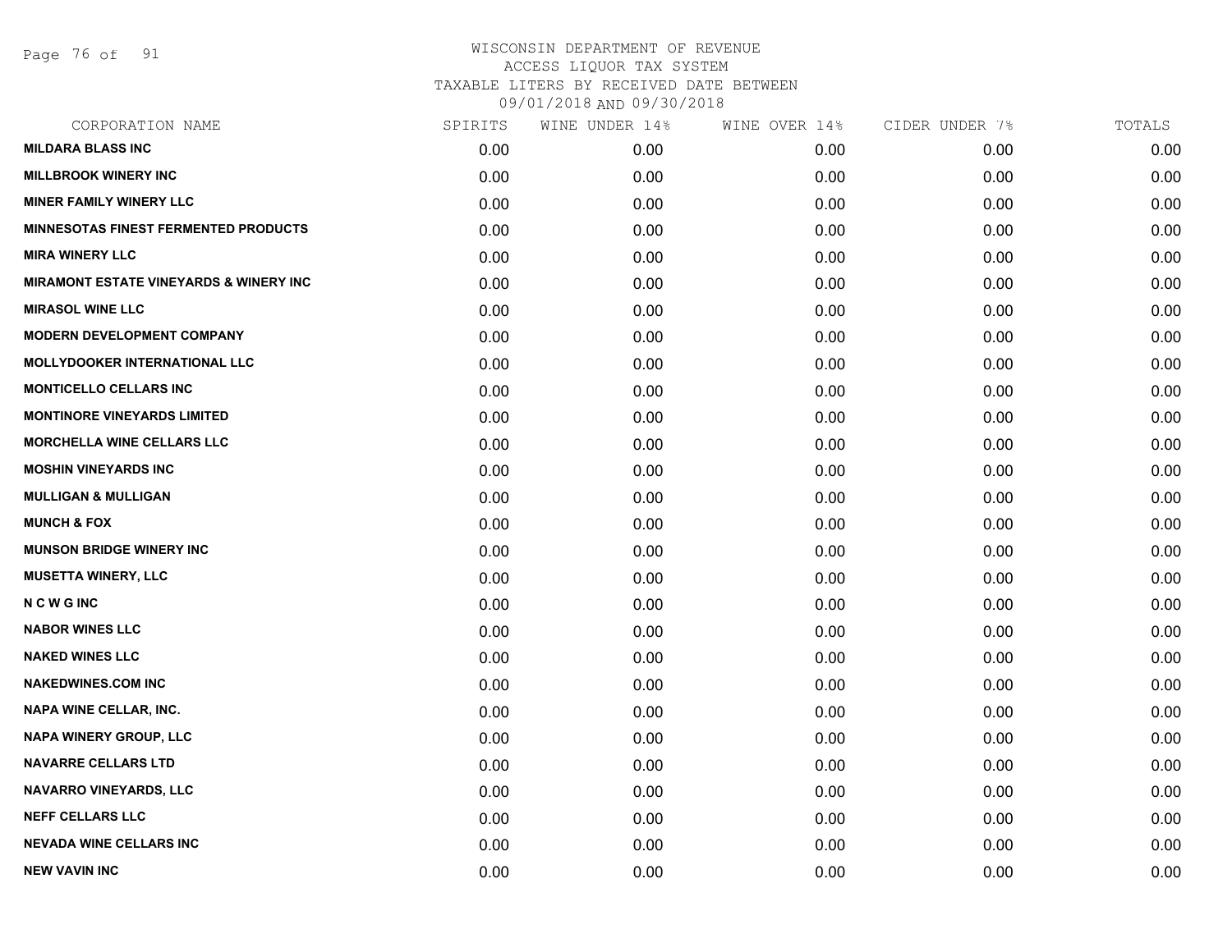WISCONSIN DEPARTMENT OF REVENUE
ACCESS LIQUOR TAX SYSTEM
TAXABLE LITERS BY RECEIVED DATE BETWEEN
09/01/2018 AND 09/30/2018

| CORPORATION NAME | SPIRITS | WINE UNDER 14% | WINE OVER 14% | CIDER UNDER 7% | TOTALS |
|---|---|---|---|---|---|
| MILDARA BLASS INC | 0.00 | 0.00 | 0.00 | 0.00 | 0.00 |
| MILLBROOK WINERY INC | 0.00 | 0.00 | 0.00 | 0.00 | 0.00 |
| MINER FAMILY WINERY LLC | 0.00 | 0.00 | 0.00 | 0.00 | 0.00 |
| MINNESOTAS FINEST FERMENTED PRODUCTS | 0.00 | 0.00 | 0.00 | 0.00 | 0.00 |
| MIRA WINERY LLC | 0.00 | 0.00 | 0.00 | 0.00 | 0.00 |
| MIRAMONT ESTATE VINEYARDS & WINERY INC | 0.00 | 0.00 | 0.00 | 0.00 | 0.00 |
| MIRASOL WINE LLC | 0.00 | 0.00 | 0.00 | 0.00 | 0.00 |
| MODERN DEVELOPMENT COMPANY | 0.00 | 0.00 | 0.00 | 0.00 | 0.00 |
| MOLLYDOOKER INTERNATIONAL LLC | 0.00 | 0.00 | 0.00 | 0.00 | 0.00 |
| MONTICELLO CELLARS INC | 0.00 | 0.00 | 0.00 | 0.00 | 0.00 |
| MONTINORE VINEYARDS LIMITED | 0.00 | 0.00 | 0.00 | 0.00 | 0.00 |
| MORCHELLA WINE CELLARS LLC | 0.00 | 0.00 | 0.00 | 0.00 | 0.00 |
| MOSHIN VINEYARDS INC | 0.00 | 0.00 | 0.00 | 0.00 | 0.00 |
| MULLIGAN & MULLIGAN | 0.00 | 0.00 | 0.00 | 0.00 | 0.00 |
| MUNCH & FOX | 0.00 | 0.00 | 0.00 | 0.00 | 0.00 |
| MUNSON BRIDGE WINERY INC | 0.00 | 0.00 | 0.00 | 0.00 | 0.00 |
| MUSETTA WINERY, LLC | 0.00 | 0.00 | 0.00 | 0.00 | 0.00 |
| N C W G INC | 0.00 | 0.00 | 0.00 | 0.00 | 0.00 |
| NABOR WINES LLC | 0.00 | 0.00 | 0.00 | 0.00 | 0.00 |
| NAKED WINES LLC | 0.00 | 0.00 | 0.00 | 0.00 | 0.00 |
| NAKEDWINES.COM INC | 0.00 | 0.00 | 0.00 | 0.00 | 0.00 |
| NAPA WINE CELLAR, INC. | 0.00 | 0.00 | 0.00 | 0.00 | 0.00 |
| NAPA WINERY GROUP, LLC | 0.00 | 0.00 | 0.00 | 0.00 | 0.00 |
| NAVARRE CELLARS LTD | 0.00 | 0.00 | 0.00 | 0.00 | 0.00 |
| NAVARRO VINEYARDS, LLC | 0.00 | 0.00 | 0.00 | 0.00 | 0.00 |
| NEFF CELLARS LLC | 0.00 | 0.00 | 0.00 | 0.00 | 0.00 |
| NEVADA WINE CELLARS INC | 0.00 | 0.00 | 0.00 | 0.00 | 0.00 |
| NEW VAVIN INC | 0.00 | 0.00 | 0.00 | 0.00 | 0.00 |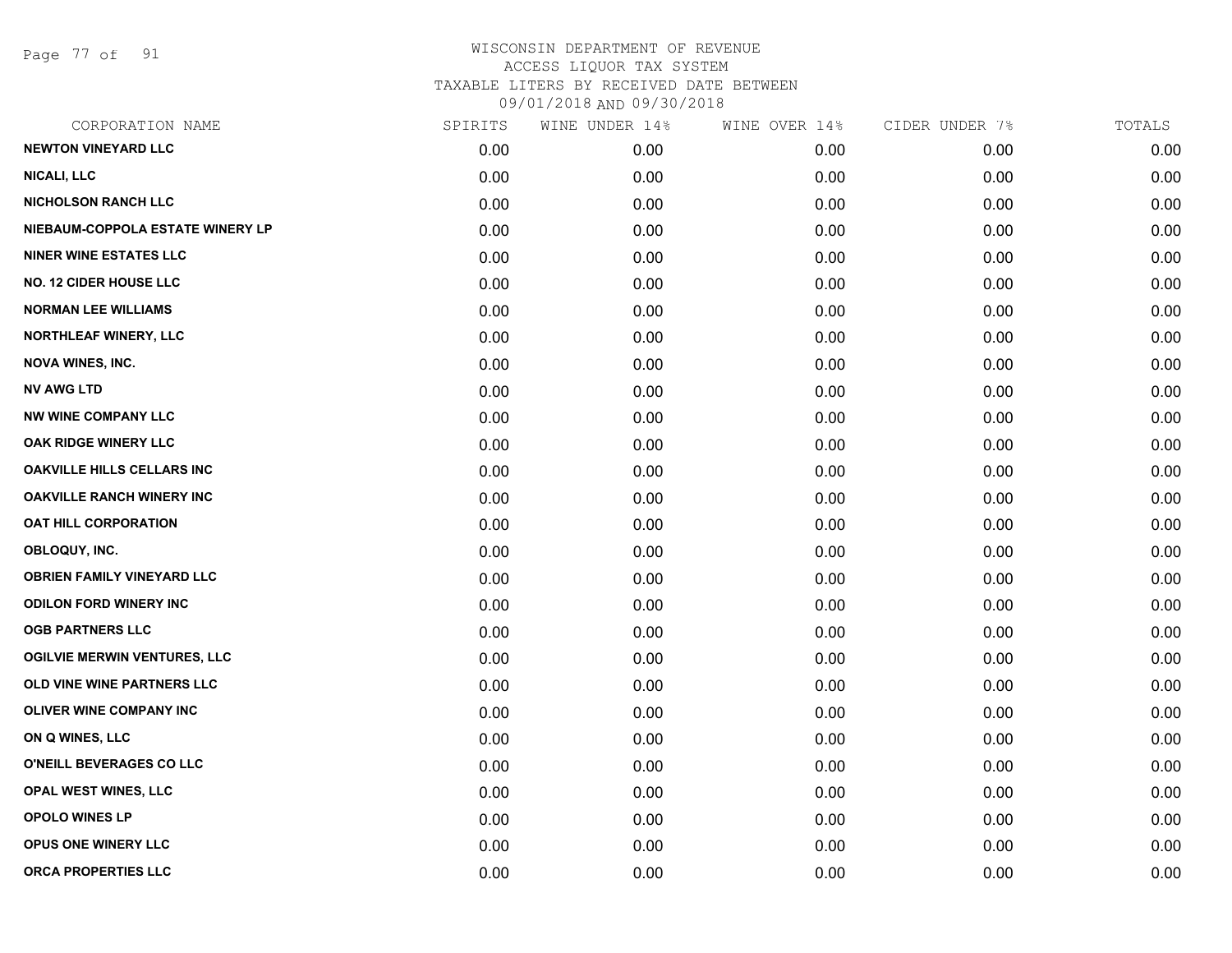# WISCONSIN DEPARTMENT OF REVENUE
## ACCESS LIQUOR TAX SYSTEM
### TAXABLE LITERS BY RECEIVED DATE BETWEEN 09/01/2018 AND 09/30/2018

| CORPORATION NAME | SPIRITS | WINE UNDER 14% | WINE OVER 14% | CIDER UNDER 7% | TOTALS |
|---|---|---|---|---|---|
| NEWTON VINEYARD LLC | 0.00 | 0.00 | 0.00 | 0.00 | 0.00 |
| NICALI, LLC | 0.00 | 0.00 | 0.00 | 0.00 | 0.00 |
| NICHOLSON RANCH LLC | 0.00 | 0.00 | 0.00 | 0.00 | 0.00 |
| NIEBAUM-COPPOLA ESTATE WINERY LP | 0.00 | 0.00 | 0.00 | 0.00 | 0.00 |
| NINER WINE ESTATES LLC | 0.00 | 0.00 | 0.00 | 0.00 | 0.00 |
| NO. 12 CIDER HOUSE LLC | 0.00 | 0.00 | 0.00 | 0.00 | 0.00 |
| NORMAN LEE WILLIAMS | 0.00 | 0.00 | 0.00 | 0.00 | 0.00 |
| NORTHLEAF WINERY, LLC | 0.00 | 0.00 | 0.00 | 0.00 | 0.00 |
| NOVA WINES, INC. | 0.00 | 0.00 | 0.00 | 0.00 | 0.00 |
| NV AWG LTD | 0.00 | 0.00 | 0.00 | 0.00 | 0.00 |
| NW WINE COMPANY LLC | 0.00 | 0.00 | 0.00 | 0.00 | 0.00 |
| OAK RIDGE WINERY LLC | 0.00 | 0.00 | 0.00 | 0.00 | 0.00 |
| OAKVILLE HILLS CELLARS INC | 0.00 | 0.00 | 0.00 | 0.00 | 0.00 |
| OAKVILLE RANCH WINERY INC | 0.00 | 0.00 | 0.00 | 0.00 | 0.00 |
| OAT HILL CORPORATION | 0.00 | 0.00 | 0.00 | 0.00 | 0.00 |
| OBLOQUY, INC. | 0.00 | 0.00 | 0.00 | 0.00 | 0.00 |
| OBRIEN FAMILY VINEYARD LLC | 0.00 | 0.00 | 0.00 | 0.00 | 0.00 |
| ODILON FORD WINERY INC | 0.00 | 0.00 | 0.00 | 0.00 | 0.00 |
| OGB PARTNERS LLC | 0.00 | 0.00 | 0.00 | 0.00 | 0.00 |
| OGILVIE MERWIN VENTURES, LLC | 0.00 | 0.00 | 0.00 | 0.00 | 0.00 |
| OLD VINE WINE PARTNERS LLC | 0.00 | 0.00 | 0.00 | 0.00 | 0.00 |
| OLIVER WINE COMPANY INC | 0.00 | 0.00 | 0.00 | 0.00 | 0.00 |
| ON Q WINES, LLC | 0.00 | 0.00 | 0.00 | 0.00 | 0.00 |
| O'NEILL BEVERAGES CO LLC | 0.00 | 0.00 | 0.00 | 0.00 | 0.00 |
| OPAL WEST WINES, LLC | 0.00 | 0.00 | 0.00 | 0.00 | 0.00 |
| OPOLO WINES LP | 0.00 | 0.00 | 0.00 | 0.00 | 0.00 |
| OPUS ONE WINERY LLC | 0.00 | 0.00 | 0.00 | 0.00 | 0.00 |
| ORCA PROPERTIES LLC | 0.00 | 0.00 | 0.00 | 0.00 | 0.00 |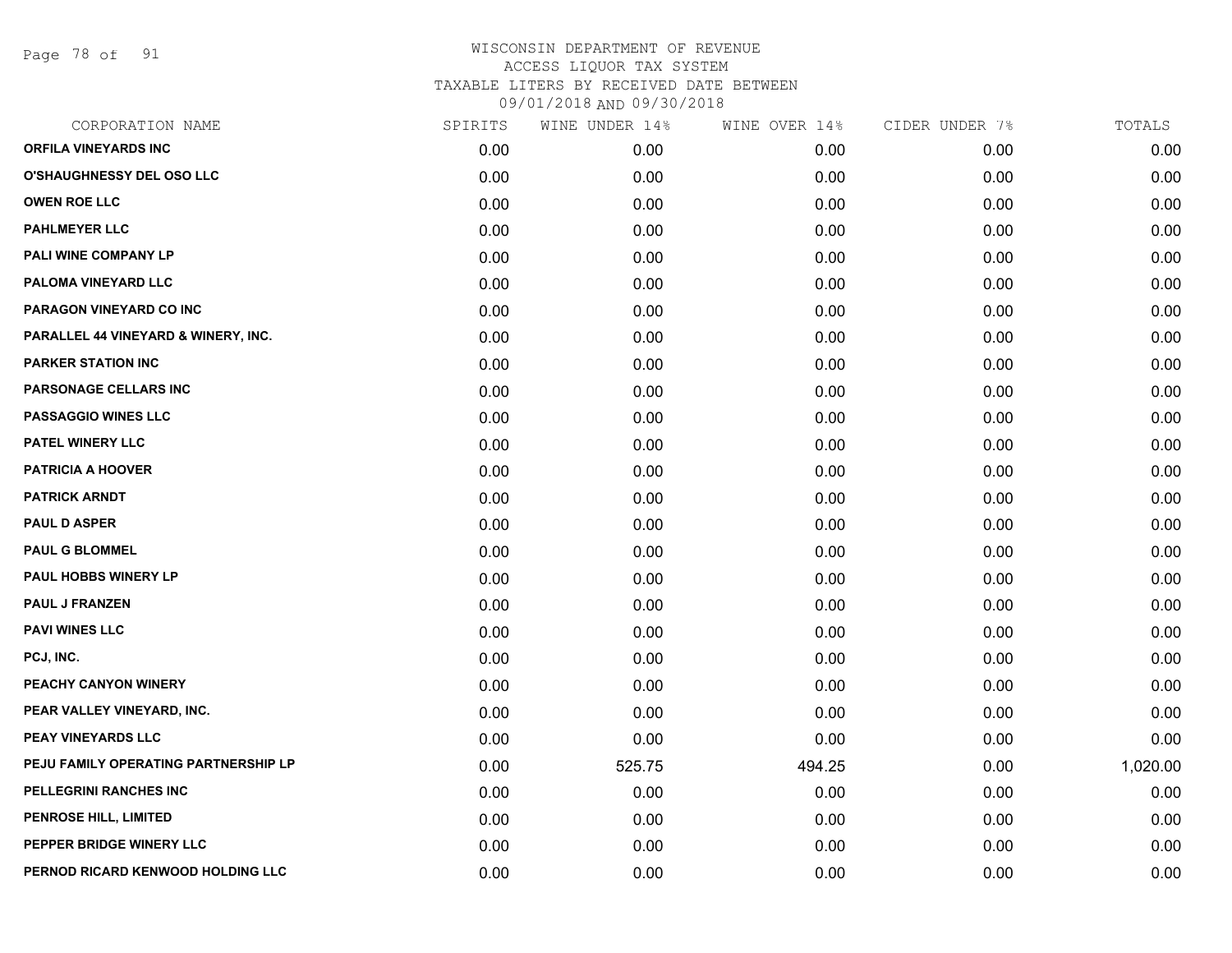# WISCONSIN DEPARTMENT OF REVENUE
## ACCESS LIQUOR TAX SYSTEM
### TAXABLE LITERS BY RECEIVED DATE BETWEEN 09/01/2018 AND 09/30/2018

| CORPORATION NAME | SPIRITS | WINE UNDER 14% | WINE OVER 14% | CIDER UNDER 7% | TOTALS |
|---|---|---|---|---|---|
| ORFILA VINEYARDS INC | 0.00 | 0.00 | 0.00 | 0.00 | 0.00 |
| O'SHAUGHNESSY DEL OSO LLC | 0.00 | 0.00 | 0.00 | 0.00 | 0.00 |
| OWEN ROE LLC | 0.00 | 0.00 | 0.00 | 0.00 | 0.00 |
| PAHLMEYER LLC | 0.00 | 0.00 | 0.00 | 0.00 | 0.00 |
| PALI WINE COMPANY LP | 0.00 | 0.00 | 0.00 | 0.00 | 0.00 |
| PALOMA VINEYARD LLC | 0.00 | 0.00 | 0.00 | 0.00 | 0.00 |
| PARAGON VINEYARD CO INC | 0.00 | 0.00 | 0.00 | 0.00 | 0.00 |
| PARALLEL 44 VINEYARD & WINERY, INC. | 0.00 | 0.00 | 0.00 | 0.00 | 0.00 |
| PARKER STATION INC | 0.00 | 0.00 | 0.00 | 0.00 | 0.00 |
| PARSONAGE CELLARS INC | 0.00 | 0.00 | 0.00 | 0.00 | 0.00 |
| PASSAGGIO WINES LLC | 0.00 | 0.00 | 0.00 | 0.00 | 0.00 |
| PATEL WINERY LLC | 0.00 | 0.00 | 0.00 | 0.00 | 0.00 |
| PATRICIA A HOOVER | 0.00 | 0.00 | 0.00 | 0.00 | 0.00 |
| PATRICK ARNDT | 0.00 | 0.00 | 0.00 | 0.00 | 0.00 |
| PAUL D ASPER | 0.00 | 0.00 | 0.00 | 0.00 | 0.00 |
| PAUL G BLOMMEL | 0.00 | 0.00 | 0.00 | 0.00 | 0.00 |
| PAUL HOBBS WINERY LP | 0.00 | 0.00 | 0.00 | 0.00 | 0.00 |
| PAUL J FRANZEN | 0.00 | 0.00 | 0.00 | 0.00 | 0.00 |
| PAVI WINES LLC | 0.00 | 0.00 | 0.00 | 0.00 | 0.00 |
| PCJ, INC. | 0.00 | 0.00 | 0.00 | 0.00 | 0.00 |
| PEACHY CANYON WINERY | 0.00 | 0.00 | 0.00 | 0.00 | 0.00 |
| PEAR VALLEY VINEYARD, INC. | 0.00 | 0.00 | 0.00 | 0.00 | 0.00 |
| PEAY VINEYARDS LLC | 0.00 | 0.00 | 0.00 | 0.00 | 0.00 |
| PEJU FAMILY OPERATING PARTNERSHIP LP | 0.00 | 525.75 | 494.25 | 0.00 | 1,020.00 |
| PELLEGRINI RANCHES INC | 0.00 | 0.00 | 0.00 | 0.00 | 0.00 |
| PENROSE HILL, LIMITED | 0.00 | 0.00 | 0.00 | 0.00 | 0.00 |
| PEPPER BRIDGE WINERY LLC | 0.00 | 0.00 | 0.00 | 0.00 | 0.00 |
| PERNOD RICARD KENWOOD HOLDING LLC | 0.00 | 0.00 | 0.00 | 0.00 | 0.00 |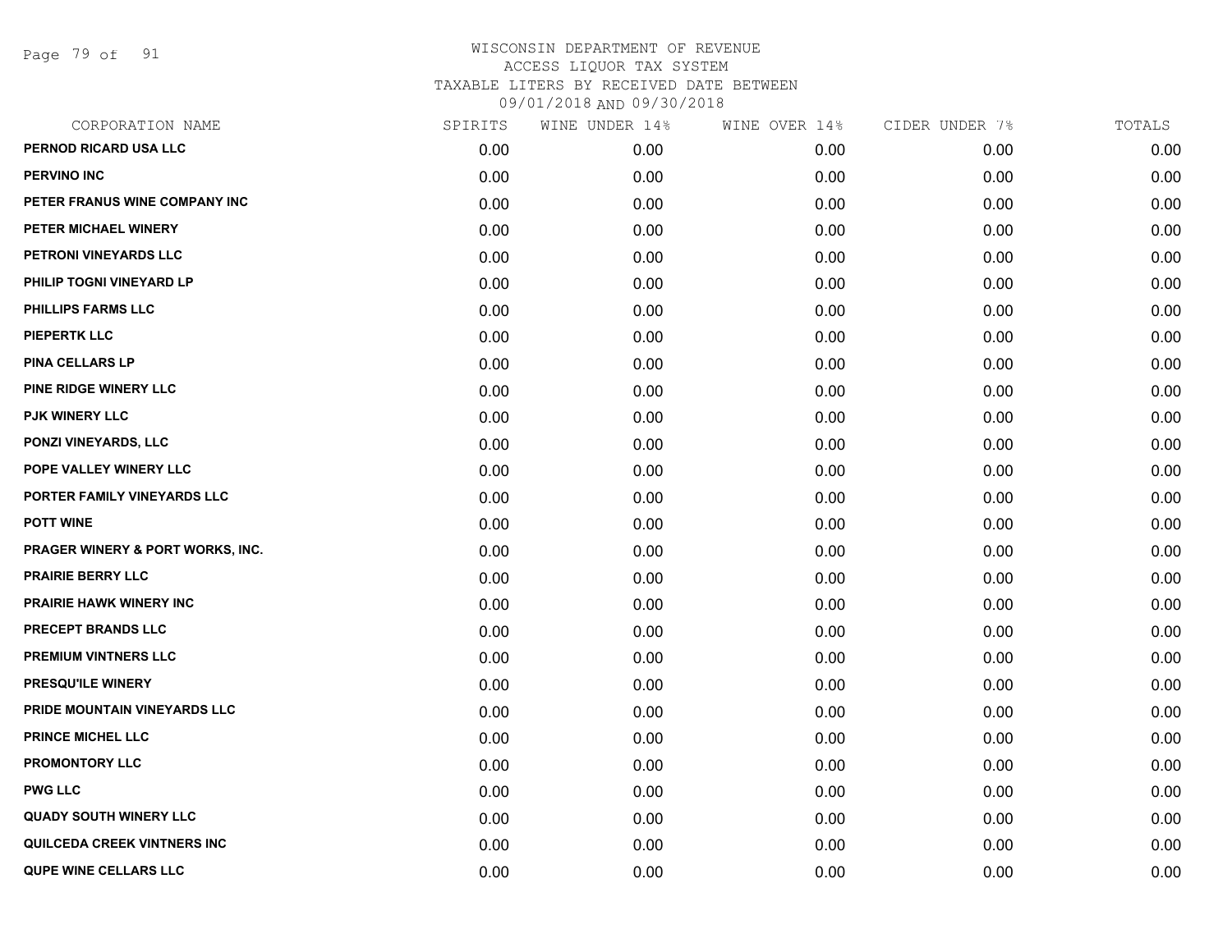WISCONSIN DEPARTMENT OF REVENUE
ACCESS LIQUOR TAX SYSTEM
TAXABLE LITERS BY RECEIVED DATE BETWEEN
09/01/2018 AND 09/30/2018

| CORPORATION NAME | SPIRITS | WINE UNDER 14% | WINE OVER 14% | CIDER UNDER 7% | TOTALS |
|---|---|---|---|---|---|
| PERNOD RICARD USA LLC | 0.00 | 0.00 | 0.00 | 0.00 | 0.00 |
| PERVINO INC | 0.00 | 0.00 | 0.00 | 0.00 | 0.00 |
| PETER FRANUS WINE COMPANY INC | 0.00 | 0.00 | 0.00 | 0.00 | 0.00 |
| PETER MICHAEL WINERY | 0.00 | 0.00 | 0.00 | 0.00 | 0.00 |
| PETRONI VINEYARDS LLC | 0.00 | 0.00 | 0.00 | 0.00 | 0.00 |
| PHILIP TOGNI VINEYARD LP | 0.00 | 0.00 | 0.00 | 0.00 | 0.00 |
| PHILLIPS FARMS LLC | 0.00 | 0.00 | 0.00 | 0.00 | 0.00 |
| PIEPERTK LLC | 0.00 | 0.00 | 0.00 | 0.00 | 0.00 |
| PINA CELLARS LP | 0.00 | 0.00 | 0.00 | 0.00 | 0.00 |
| PINE RIDGE WINERY LLC | 0.00 | 0.00 | 0.00 | 0.00 | 0.00 |
| PJK WINERY LLC | 0.00 | 0.00 | 0.00 | 0.00 | 0.00 |
| PONZI VINEYARDS, LLC | 0.00 | 0.00 | 0.00 | 0.00 | 0.00 |
| POPE VALLEY WINERY LLC | 0.00 | 0.00 | 0.00 | 0.00 | 0.00 |
| PORTER FAMILY VINEYARDS LLC | 0.00 | 0.00 | 0.00 | 0.00 | 0.00 |
| POTT WINE | 0.00 | 0.00 | 0.00 | 0.00 | 0.00 |
| PRAGER WINERY & PORT WORKS, INC. | 0.00 | 0.00 | 0.00 | 0.00 | 0.00 |
| PRAIRIE BERRY LLC | 0.00 | 0.00 | 0.00 | 0.00 | 0.00 |
| PRAIRIE HAWK WINERY INC | 0.00 | 0.00 | 0.00 | 0.00 | 0.00 |
| PRECEPT BRANDS LLC | 0.00 | 0.00 | 0.00 | 0.00 | 0.00 |
| PREMIUM VINTNERS LLC | 0.00 | 0.00 | 0.00 | 0.00 | 0.00 |
| PRESQU'ILE WINERY | 0.00 | 0.00 | 0.00 | 0.00 | 0.00 |
| PRIDE MOUNTAIN VINEYARDS LLC | 0.00 | 0.00 | 0.00 | 0.00 | 0.00 |
| PRINCE MICHEL LLC | 0.00 | 0.00 | 0.00 | 0.00 | 0.00 |
| PROMONTORY LLC | 0.00 | 0.00 | 0.00 | 0.00 | 0.00 |
| PWG LLC | 0.00 | 0.00 | 0.00 | 0.00 | 0.00 |
| QUADY SOUTH WINERY LLC | 0.00 | 0.00 | 0.00 | 0.00 | 0.00 |
| QUILCEDA CREEK VINTNERS INC | 0.00 | 0.00 | 0.00 | 0.00 | 0.00 |
| QUPE WINE CELLARS LLC | 0.00 | 0.00 | 0.00 | 0.00 | 0.00 |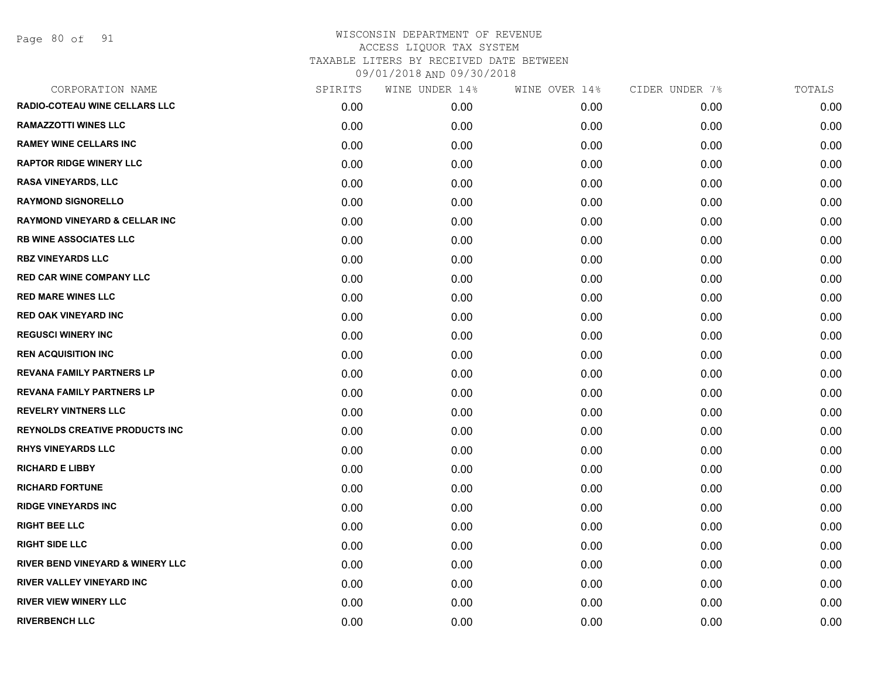# WISCONSIN DEPARTMENT OF REVENUE
## ACCESS LIQUOR TAX SYSTEM
### TAXABLE LITERS BY RECEIVED DATE BETWEEN 09/01/2018 AND 09/30/2018

| CORPORATION NAME | SPIRITS | WINE UNDER 14% | WINE OVER 14% | CIDER UNDER 7% | TOTALS |
|---|---|---|---|---|---|
| RADIO-COTEAU WINE CELLARS LLC | 0.00 | 0.00 | 0.00 | 0.00 | 0.00 |
| RAMAZZOTTI WINES LLC | 0.00 | 0.00 | 0.00 | 0.00 | 0.00 |
| RAMEY WINE CELLARS INC | 0.00 | 0.00 | 0.00 | 0.00 | 0.00 |
| RAPTOR RIDGE WINERY LLC | 0.00 | 0.00 | 0.00 | 0.00 | 0.00 |
| RASA VINEYARDS, LLC | 0.00 | 0.00 | 0.00 | 0.00 | 0.00 |
| RAYMOND SIGNORELLO | 0.00 | 0.00 | 0.00 | 0.00 | 0.00 |
| RAYMOND VINEYARD & CELLAR INC | 0.00 | 0.00 | 0.00 | 0.00 | 0.00 |
| RB WINE ASSOCIATES LLC | 0.00 | 0.00 | 0.00 | 0.00 | 0.00 |
| RBZ VINEYARDS LLC | 0.00 | 0.00 | 0.00 | 0.00 | 0.00 |
| RED CAR WINE COMPANY LLC | 0.00 | 0.00 | 0.00 | 0.00 | 0.00 |
| RED MARE WINES LLC | 0.00 | 0.00 | 0.00 | 0.00 | 0.00 |
| RED OAK VINEYARD INC | 0.00 | 0.00 | 0.00 | 0.00 | 0.00 |
| REGUSCI WINERY INC | 0.00 | 0.00 | 0.00 | 0.00 | 0.00 |
| REN ACQUISITION INC | 0.00 | 0.00 | 0.00 | 0.00 | 0.00 |
| REVANA FAMILY PARTNERS LP | 0.00 | 0.00 | 0.00 | 0.00 | 0.00 |
| REVANA FAMILY PARTNERS LP | 0.00 | 0.00 | 0.00 | 0.00 | 0.00 |
| REVELRY VINTNERS LLC | 0.00 | 0.00 | 0.00 | 0.00 | 0.00 |
| REYNOLDS CREATIVE PRODUCTS INC | 0.00 | 0.00 | 0.00 | 0.00 | 0.00 |
| RHYS VINEYARDS LLC | 0.00 | 0.00 | 0.00 | 0.00 | 0.00 |
| RICHARD E LIBBY | 0.00 | 0.00 | 0.00 | 0.00 | 0.00 |
| RICHARD FORTUNE | 0.00 | 0.00 | 0.00 | 0.00 | 0.00 |
| RIDGE VINEYARDS INC | 0.00 | 0.00 | 0.00 | 0.00 | 0.00 |
| RIGHT BEE LLC | 0.00 | 0.00 | 0.00 | 0.00 | 0.00 |
| RIGHT SIDE LLC | 0.00 | 0.00 | 0.00 | 0.00 | 0.00 |
| RIVER BEND VINEYARD & WINERY LLC | 0.00 | 0.00 | 0.00 | 0.00 | 0.00 |
| RIVER VALLEY VINEYARD INC | 0.00 | 0.00 | 0.00 | 0.00 | 0.00 |
| RIVER VIEW WINERY LLC | 0.00 | 0.00 | 0.00 | 0.00 | 0.00 |
| RIVERBENCH LLC | 0.00 | 0.00 | 0.00 | 0.00 | 0.00 |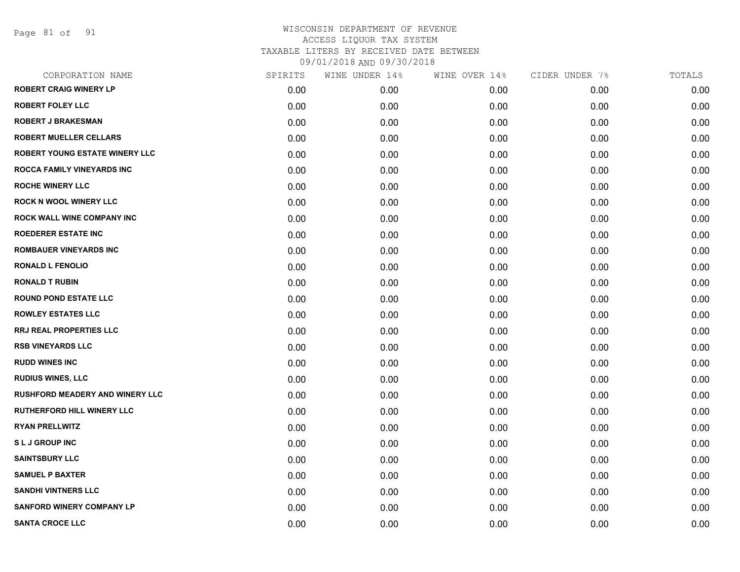WISCONSIN DEPARTMENT OF REVENUE
ACCESS LIQUOR TAX SYSTEM
TAXABLE LITERS BY RECEIVED DATE BETWEEN
09/01/2018 AND 09/30/2018

| CORPORATION NAME | SPIRITS | WINE UNDER 14% | WINE OVER 14% | CIDER UNDER 7% | TOTALS |
|---|---|---|---|---|---|
| ROBERT CRAIG WINERY LP | 0.00 | 0.00 | 0.00 | 0.00 | 0.00 |
| ROBERT FOLEY LLC | 0.00 | 0.00 | 0.00 | 0.00 | 0.00 |
| ROBERT J BRAKESMAN | 0.00 | 0.00 | 0.00 | 0.00 | 0.00 |
| ROBERT MUELLER CELLARS | 0.00 | 0.00 | 0.00 | 0.00 | 0.00 |
| ROBERT YOUNG ESTATE WINERY LLC | 0.00 | 0.00 | 0.00 | 0.00 | 0.00 |
| ROCCA FAMILY VINEYARDS INC | 0.00 | 0.00 | 0.00 | 0.00 | 0.00 |
| ROCHE WINERY LLC | 0.00 | 0.00 | 0.00 | 0.00 | 0.00 |
| ROCK N WOOL WINERY LLC | 0.00 | 0.00 | 0.00 | 0.00 | 0.00 |
| ROCK WALL WINE COMPANY INC | 0.00 | 0.00 | 0.00 | 0.00 | 0.00 |
| ROEDERER ESTATE INC | 0.00 | 0.00 | 0.00 | 0.00 | 0.00 |
| ROMBAUER VINEYARDS INC | 0.00 | 0.00 | 0.00 | 0.00 | 0.00 |
| RONALD L FENOLIO | 0.00 | 0.00 | 0.00 | 0.00 | 0.00 |
| RONALD T RUBIN | 0.00 | 0.00 | 0.00 | 0.00 | 0.00 |
| ROUND POND ESTATE LLC | 0.00 | 0.00 | 0.00 | 0.00 | 0.00 |
| ROWLEY ESTATES LLC | 0.00 | 0.00 | 0.00 | 0.00 | 0.00 |
| RRJ REAL PROPERTIES LLC | 0.00 | 0.00 | 0.00 | 0.00 | 0.00 |
| RSB VINEYARDS LLC | 0.00 | 0.00 | 0.00 | 0.00 | 0.00 |
| RUDD WINES INC | 0.00 | 0.00 | 0.00 | 0.00 | 0.00 |
| RUDIUS WINES, LLC | 0.00 | 0.00 | 0.00 | 0.00 | 0.00 |
| RUSHFORD MEADERY AND WINERY LLC | 0.00 | 0.00 | 0.00 | 0.00 | 0.00 |
| RUTHERFORD HILL WINERY LLC | 0.00 | 0.00 | 0.00 | 0.00 | 0.00 |
| RYAN PRELLWITZ | 0.00 | 0.00 | 0.00 | 0.00 | 0.00 |
| S L J GROUP INC | 0.00 | 0.00 | 0.00 | 0.00 | 0.00 |
| SAINTSBURY LLC | 0.00 | 0.00 | 0.00 | 0.00 | 0.00 |
| SAMUEL P BAXTER | 0.00 | 0.00 | 0.00 | 0.00 | 0.00 |
| SANDHI VINTNERS LLC | 0.00 | 0.00 | 0.00 | 0.00 | 0.00 |
| SANFORD WINERY COMPANY LP | 0.00 | 0.00 | 0.00 | 0.00 | 0.00 |
| SANTA CROCE LLC | 0.00 | 0.00 | 0.00 | 0.00 | 0.00 |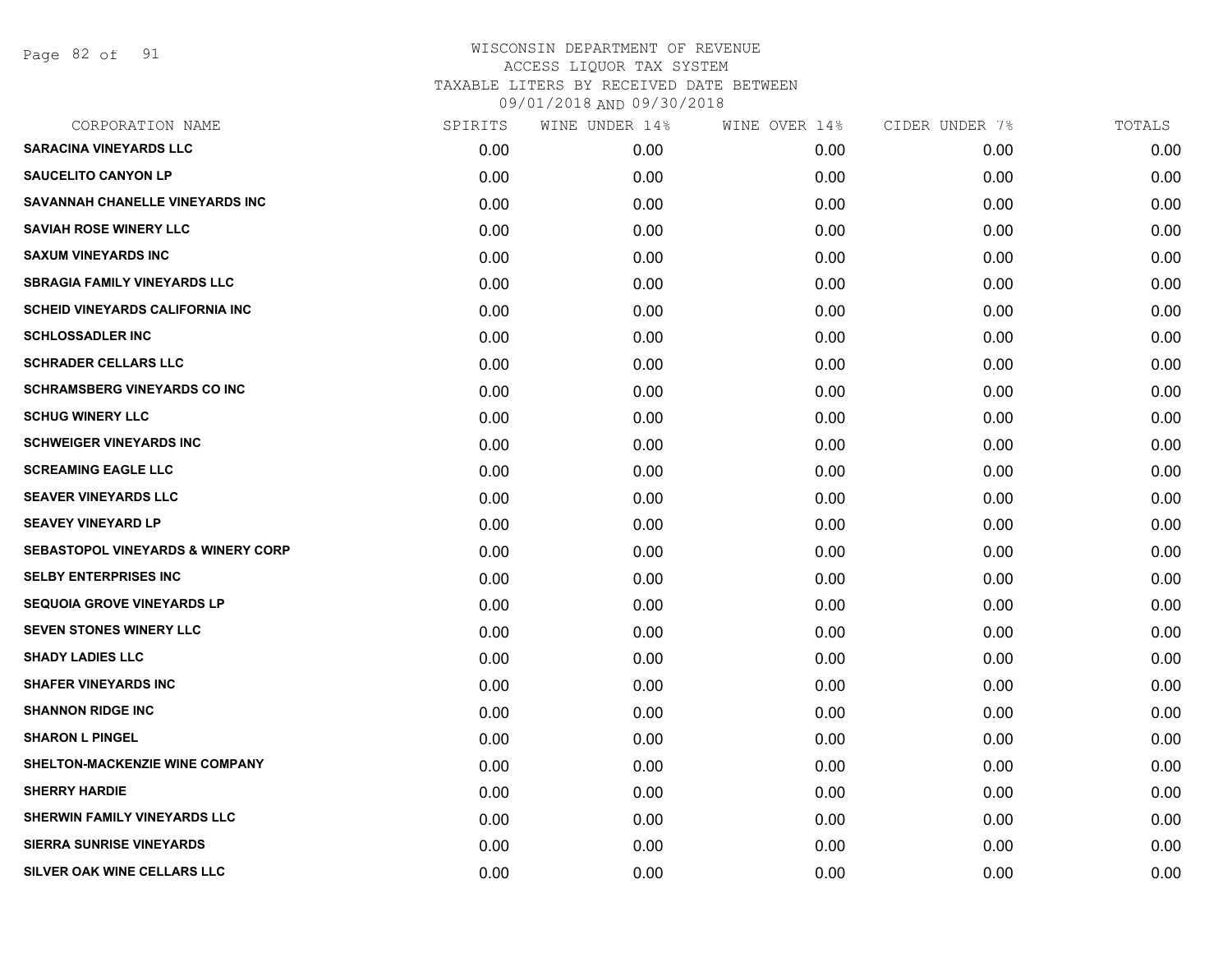# WISCONSIN DEPARTMENT OF REVENUE
## ACCESS LIQUOR TAX SYSTEM
### TAXABLE LITERS BY RECEIVED DATE BETWEEN 09/01/2018 AND 09/30/2018

| CORPORATION NAME | SPIRITS | WINE UNDER 14% | WINE OVER 14% | CIDER UNDER 7% | TOTALS |
|---|---|---|---|---|---|
| SARACINA VINEYARDS LLC | 0.00 | 0.00 | 0.00 | 0.00 | 0.00 |
| SAUCELITO CANYON LP | 0.00 | 0.00 | 0.00 | 0.00 | 0.00 |
| SAVANNAH CHANELLE VINEYARDS INC | 0.00 | 0.00 | 0.00 | 0.00 | 0.00 |
| SAVIAH ROSE WINERY LLC | 0.00 | 0.00 | 0.00 | 0.00 | 0.00 |
| SAXUM VINEYARDS INC | 0.00 | 0.00 | 0.00 | 0.00 | 0.00 |
| SBRAGIA FAMILY VINEYARDS LLC | 0.00 | 0.00 | 0.00 | 0.00 | 0.00 |
| SCHEID VINEYARDS CALIFORNIA INC | 0.00 | 0.00 | 0.00 | 0.00 | 0.00 |
| SCHLOSSADLER INC | 0.00 | 0.00 | 0.00 | 0.00 | 0.00 |
| SCHRADER CELLARS LLC | 0.00 | 0.00 | 0.00 | 0.00 | 0.00 |
| SCHRAMSBERG VINEYARDS CO INC | 0.00 | 0.00 | 0.00 | 0.00 | 0.00 |
| SCHUG WINERY LLC | 0.00 | 0.00 | 0.00 | 0.00 | 0.00 |
| SCHWEIGER VINEYARDS INC | 0.00 | 0.00 | 0.00 | 0.00 | 0.00 |
| SCREAMING EAGLE LLC | 0.00 | 0.00 | 0.00 | 0.00 | 0.00 |
| SEAVER VINEYARDS LLC | 0.00 | 0.00 | 0.00 | 0.00 | 0.00 |
| SEAVEY VINEYARD LP | 0.00 | 0.00 | 0.00 | 0.00 | 0.00 |
| SEBASTOPOL VINEYARDS & WINERY CORP | 0.00 | 0.00 | 0.00 | 0.00 | 0.00 |
| SELBY ENTERPRISES INC | 0.00 | 0.00 | 0.00 | 0.00 | 0.00 |
| SEQUOIA GROVE VINEYARDS LP | 0.00 | 0.00 | 0.00 | 0.00 | 0.00 |
| SEVEN STONES WINERY LLC | 0.00 | 0.00 | 0.00 | 0.00 | 0.00 |
| SHADY LADIES LLC | 0.00 | 0.00 | 0.00 | 0.00 | 0.00 |
| SHAFER VINEYARDS INC | 0.00 | 0.00 | 0.00 | 0.00 | 0.00 |
| SHANNON RIDGE INC | 0.00 | 0.00 | 0.00 | 0.00 | 0.00 |
| SHARON L PINGEL | 0.00 | 0.00 | 0.00 | 0.00 | 0.00 |
| SHELTON-MACKENZIE WINE COMPANY | 0.00 | 0.00 | 0.00 | 0.00 | 0.00 |
| SHERRY HARDIE | 0.00 | 0.00 | 0.00 | 0.00 | 0.00 |
| SHERWIN FAMILY VINEYARDS LLC | 0.00 | 0.00 | 0.00 | 0.00 | 0.00 |
| SIERRA SUNRISE VINEYARDS | 0.00 | 0.00 | 0.00 | 0.00 | 0.00 |
| SILVER OAK WINE CELLARS LLC | 0.00 | 0.00 | 0.00 | 0.00 | 0.00 |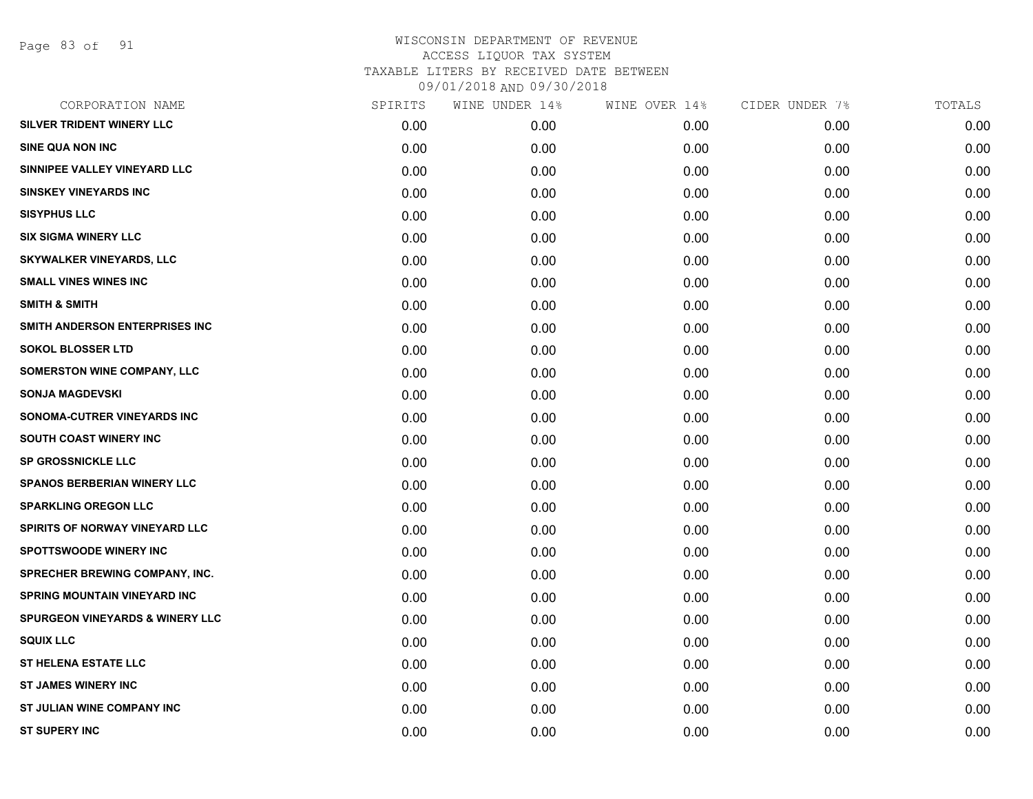# WISCONSIN DEPARTMENT OF REVENUE
## ACCESS LIQUOR TAX SYSTEM
### TAXABLE LITERS BY RECEIVED DATE BETWEEN 09/01/2018 AND 09/30/2018

| CORPORATION NAME | SPIRITS | WINE UNDER 14% | WINE OVER 14% | CIDER UNDER 7% | TOTALS |
|---|---|---|---|---|---|
| SILVER TRIDENT WINERY LLC | 0.00 | 0.00 | 0.00 | 0.00 | 0.00 |
| SINE QUA NON INC | 0.00 | 0.00 | 0.00 | 0.00 | 0.00 |
| SINNIPEE VALLEY VINEYARD LLC | 0.00 | 0.00 | 0.00 | 0.00 | 0.00 |
| SINSKEY VINEYARDS INC | 0.00 | 0.00 | 0.00 | 0.00 | 0.00 |
| SISYPHUS LLC | 0.00 | 0.00 | 0.00 | 0.00 | 0.00 |
| SIX SIGMA WINERY LLC | 0.00 | 0.00 | 0.00 | 0.00 | 0.00 |
| SKYWALKER VINEYARDS, LLC | 0.00 | 0.00 | 0.00 | 0.00 | 0.00 |
| SMALL VINES WINES INC | 0.00 | 0.00 | 0.00 | 0.00 | 0.00 |
| SMITH & SMITH | 0.00 | 0.00 | 0.00 | 0.00 | 0.00 |
| SMITH ANDERSON ENTERPRISES INC | 0.00 | 0.00 | 0.00 | 0.00 | 0.00 |
| SOKOL BLOSSER LTD | 0.00 | 0.00 | 0.00 | 0.00 | 0.00 |
| SOMERSTON WINE COMPANY, LLC | 0.00 | 0.00 | 0.00 | 0.00 | 0.00 |
| SONJA MAGDEVSKI | 0.00 | 0.00 | 0.00 | 0.00 | 0.00 |
| SONOMA-CUTRER VINEYARDS INC | 0.00 | 0.00 | 0.00 | 0.00 | 0.00 |
| SOUTH COAST WINERY INC | 0.00 | 0.00 | 0.00 | 0.00 | 0.00 |
| SP GROSSNICKLE LLC | 0.00 | 0.00 | 0.00 | 0.00 | 0.00 |
| SPANOS BERBERIAN WINERY LLC | 0.00 | 0.00 | 0.00 | 0.00 | 0.00 |
| SPARKLING OREGON LLC | 0.00 | 0.00 | 0.00 | 0.00 | 0.00 |
| SPIRITS OF NORWAY VINEYARD LLC | 0.00 | 0.00 | 0.00 | 0.00 | 0.00 |
| SPOTTSWOODE WINERY INC | 0.00 | 0.00 | 0.00 | 0.00 | 0.00 |
| SPRECHER BREWING COMPANY, INC. | 0.00 | 0.00 | 0.00 | 0.00 | 0.00 |
| SPRING MOUNTAIN VINEYARD INC | 0.00 | 0.00 | 0.00 | 0.00 | 0.00 |
| SPURGEON VINEYARDS & WINERY LLC | 0.00 | 0.00 | 0.00 | 0.00 | 0.00 |
| SQUIX LLC | 0.00 | 0.00 | 0.00 | 0.00 | 0.00 |
| ST HELENA ESTATE LLC | 0.00 | 0.00 | 0.00 | 0.00 | 0.00 |
| ST JAMES WINERY INC | 0.00 | 0.00 | 0.00 | 0.00 | 0.00 |
| ST JULIAN WINE COMPANY INC | 0.00 | 0.00 | 0.00 | 0.00 | 0.00 |
| ST SUPERY INC | 0.00 | 0.00 | 0.00 | 0.00 | 0.00 |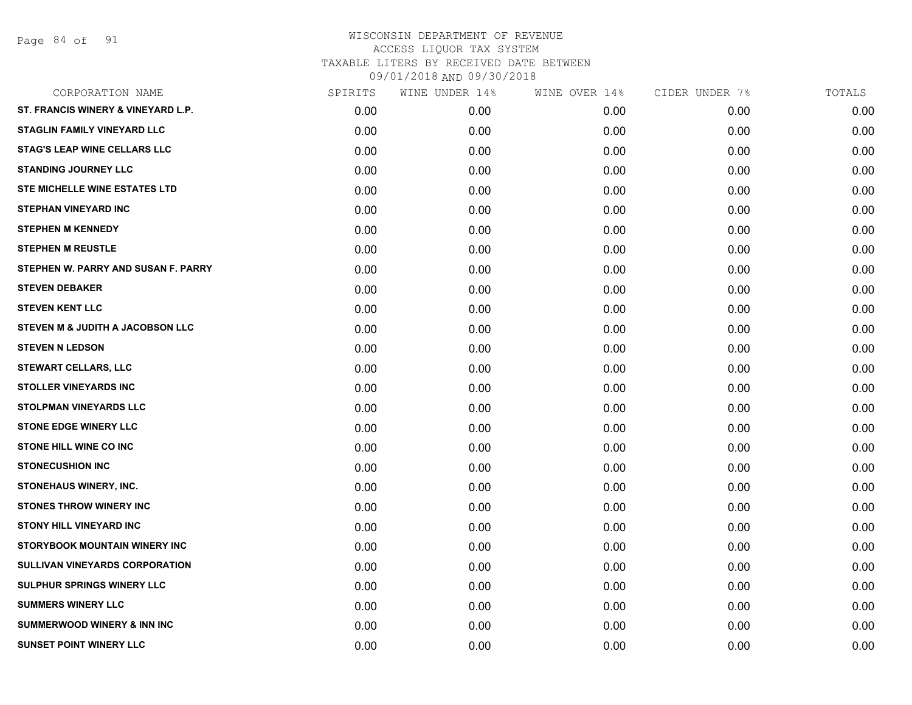# WISCONSIN DEPARTMENT OF REVENUE
## ACCESS LIQUOR TAX SYSTEM
## TAXABLE LITERS BY RECEIVED DATE BETWEEN
## 09/01/2018 AND 09/30/2018

| CORPORATION NAME | SPIRITS | WINE UNDER 14% | WINE OVER 14% | CIDER UNDER 7% | TOTALS |
|---|---|---|---|---|---|
| ST. FRANCIS WINERY & VINEYARD L.P. | 0.00 | 0.00 | 0.00 | 0.00 | 0.00 |
| STAGLIN FAMILY VINEYARD LLC | 0.00 | 0.00 | 0.00 | 0.00 | 0.00 |
| STAG'S LEAP WINE CELLARS LLC | 0.00 | 0.00 | 0.00 | 0.00 | 0.00 |
| STANDING JOURNEY LLC | 0.00 | 0.00 | 0.00 | 0.00 | 0.00 |
| STE MICHELLE WINE ESTATES LTD | 0.00 | 0.00 | 0.00 | 0.00 | 0.00 |
| STEPHAN VINEYARD INC | 0.00 | 0.00 | 0.00 | 0.00 | 0.00 |
| STEPHEN M KENNEDY | 0.00 | 0.00 | 0.00 | 0.00 | 0.00 |
| STEPHEN M REUSTLE | 0.00 | 0.00 | 0.00 | 0.00 | 0.00 |
| STEPHEN W. PARRY AND SUSAN F. PARRY | 0.00 | 0.00 | 0.00 | 0.00 | 0.00 |
| STEVEN DEBAKER | 0.00 | 0.00 | 0.00 | 0.00 | 0.00 |
| STEVEN KENT LLC | 0.00 | 0.00 | 0.00 | 0.00 | 0.00 |
| STEVEN M & JUDITH A JACOBSON LLC | 0.00 | 0.00 | 0.00 | 0.00 | 0.00 |
| STEVEN N LEDSON | 0.00 | 0.00 | 0.00 | 0.00 | 0.00 |
| STEWART CELLARS, LLC | 0.00 | 0.00 | 0.00 | 0.00 | 0.00 |
| STOLLER VINEYARDS INC | 0.00 | 0.00 | 0.00 | 0.00 | 0.00 |
| STOLPMAN VINEYARDS LLC | 0.00 | 0.00 | 0.00 | 0.00 | 0.00 |
| STONE EDGE WINERY LLC | 0.00 | 0.00 | 0.00 | 0.00 | 0.00 |
| STONE HILL WINE CO INC | 0.00 | 0.00 | 0.00 | 0.00 | 0.00 |
| STONECUSHION INC | 0.00 | 0.00 | 0.00 | 0.00 | 0.00 |
| STONEHAUS WINERY, INC. | 0.00 | 0.00 | 0.00 | 0.00 | 0.00 |
| STONES THROW WINERY INC | 0.00 | 0.00 | 0.00 | 0.00 | 0.00 |
| STONY HILL VINEYARD INC | 0.00 | 0.00 | 0.00 | 0.00 | 0.00 |
| STORYBOOK MOUNTAIN WINERY INC | 0.00 | 0.00 | 0.00 | 0.00 | 0.00 |
| SULLIVAN VINEYARDS CORPORATION | 0.00 | 0.00 | 0.00 | 0.00 | 0.00 |
| SULPHUR SPRINGS WINERY LLC | 0.00 | 0.00 | 0.00 | 0.00 | 0.00 |
| SUMMERS WINERY LLC | 0.00 | 0.00 | 0.00 | 0.00 | 0.00 |
| SUMMERWOOD WINERY & INN INC | 0.00 | 0.00 | 0.00 | 0.00 | 0.00 |
| SUNSET POINT WINERY LLC | 0.00 | 0.00 | 0.00 | 0.00 | 0.00 |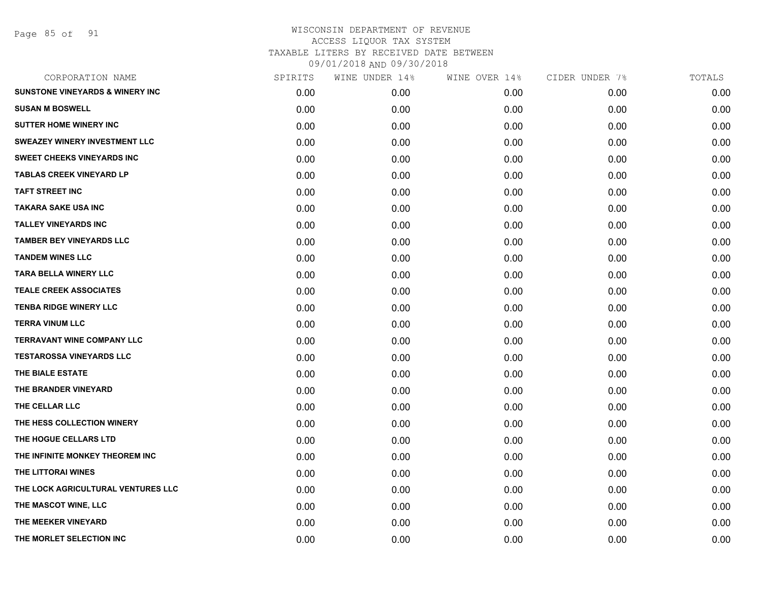# WISCONSIN DEPARTMENT OF REVENUE
ACCESS LIQUOR TAX SYSTEM
TAXABLE LITERS BY RECEIVED DATE BETWEEN
09/01/2018 AND 09/30/2018

| CORPORATION NAME | SPIRITS | WINE UNDER 14% | WINE OVER 14% | CIDER UNDER 7% | TOTALS |
|---|---|---|---|---|---|
| SUNSTONE VINEYARDS & WINERY INC | 0.00 | 0.00 | 0.00 | 0.00 | 0.00 |
| SUSAN M BOSWELL | 0.00 | 0.00 | 0.00 | 0.00 | 0.00 |
| SUTTER HOME WINERY INC | 0.00 | 0.00 | 0.00 | 0.00 | 0.00 |
| SWEAZEY WINERY INVESTMENT LLC | 0.00 | 0.00 | 0.00 | 0.00 | 0.00 |
| SWEET CHEEKS VINEYARDS INC | 0.00 | 0.00 | 0.00 | 0.00 | 0.00 |
| TABLAS CREEK VINEYARD LP | 0.00 | 0.00 | 0.00 | 0.00 | 0.00 |
| TAFT STREET INC | 0.00 | 0.00 | 0.00 | 0.00 | 0.00 |
| TAKARA SAKE USA INC | 0.00 | 0.00 | 0.00 | 0.00 | 0.00 |
| TALLEY VINEYARDS INC | 0.00 | 0.00 | 0.00 | 0.00 | 0.00 |
| TAMBER BEY VINEYARDS LLC | 0.00 | 0.00 | 0.00 | 0.00 | 0.00 |
| TANDEM WINES LLC | 0.00 | 0.00 | 0.00 | 0.00 | 0.00 |
| TARA BELLA WINERY LLC | 0.00 | 0.00 | 0.00 | 0.00 | 0.00 |
| TEALE CREEK ASSOCIATES | 0.00 | 0.00 | 0.00 | 0.00 | 0.00 |
| TENBA RIDGE WINERY LLC | 0.00 | 0.00 | 0.00 | 0.00 | 0.00 |
| TERRA VINUM LLC | 0.00 | 0.00 | 0.00 | 0.00 | 0.00 |
| TERRAVANT WINE COMPANY LLC | 0.00 | 0.00 | 0.00 | 0.00 | 0.00 |
| TESTAROSSA VINEYARDS LLC | 0.00 | 0.00 | 0.00 | 0.00 | 0.00 |
| THE BIALE ESTATE | 0.00 | 0.00 | 0.00 | 0.00 | 0.00 |
| THE BRANDER VINEYARD | 0.00 | 0.00 | 0.00 | 0.00 | 0.00 |
| THE CELLAR LLC | 0.00 | 0.00 | 0.00 | 0.00 | 0.00 |
| THE HESS COLLECTION WINERY | 0.00 | 0.00 | 0.00 | 0.00 | 0.00 |
| THE HOGUE CELLARS LTD | 0.00 | 0.00 | 0.00 | 0.00 | 0.00 |
| THE INFINITE MONKEY THEOREM INC | 0.00 | 0.00 | 0.00 | 0.00 | 0.00 |
| THE LITTORAI WINES | 0.00 | 0.00 | 0.00 | 0.00 | 0.00 |
| THE LOCK AGRICULTURAL VENTURES LLC | 0.00 | 0.00 | 0.00 | 0.00 | 0.00 |
| THE MASCOT WINE, LLC | 0.00 | 0.00 | 0.00 | 0.00 | 0.00 |
| THE MEEKER VINEYARD | 0.00 | 0.00 | 0.00 | 0.00 | 0.00 |
| THE MORLET SELECTION INC | 0.00 | 0.00 | 0.00 | 0.00 | 0.00 |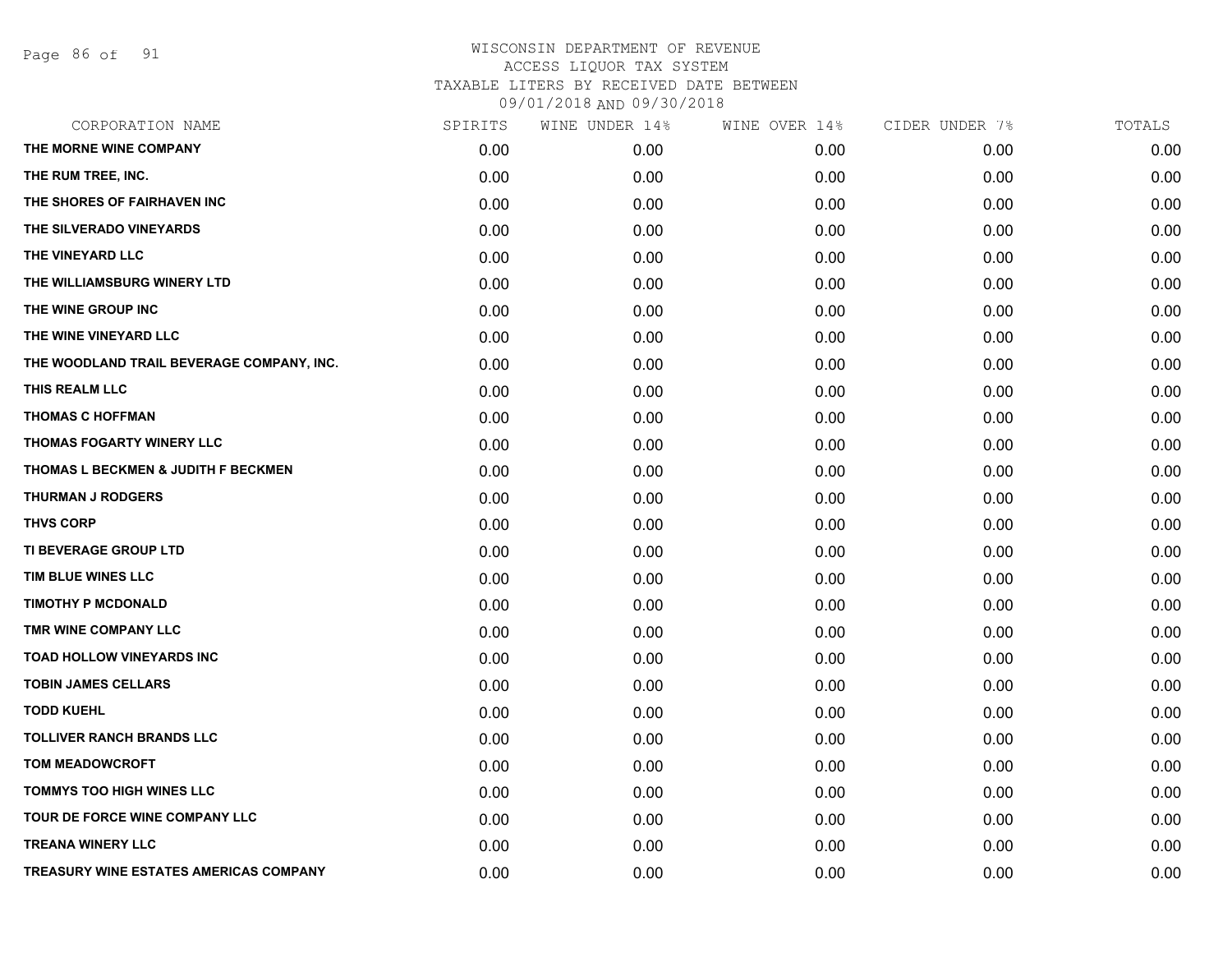WISCONSIN DEPARTMENT OF REVENUE
ACCESS LIQUOR TAX SYSTEM
TAXABLE LITERS BY RECEIVED DATE BETWEEN
09/01/2018 AND 09/30/2018

| CORPORATION NAME | SPIRITS | WINE UNDER 14% | WINE OVER 14% | CIDER UNDER 7% | TOTALS |
|---|---|---|---|---|---|
| THE MORNE WINE COMPANY | 0.00 | 0.00 | 0.00 | 0.00 | 0.00 |
| THE RUM TREE, INC. | 0.00 | 0.00 | 0.00 | 0.00 | 0.00 |
| THE SHORES OF FAIRHAVEN INC | 0.00 | 0.00 | 0.00 | 0.00 | 0.00 |
| THE SILVERADO VINEYARDS | 0.00 | 0.00 | 0.00 | 0.00 | 0.00 |
| THE VINEYARD LLC | 0.00 | 0.00 | 0.00 | 0.00 | 0.00 |
| THE WILLIAMSBURG WINERY LTD | 0.00 | 0.00 | 0.00 | 0.00 | 0.00 |
| THE WINE GROUP INC | 0.00 | 0.00 | 0.00 | 0.00 | 0.00 |
| THE WINE VINEYARD LLC | 0.00 | 0.00 | 0.00 | 0.00 | 0.00 |
| THE WOODLAND TRAIL BEVERAGE COMPANY, INC. | 0.00 | 0.00 | 0.00 | 0.00 | 0.00 |
| THIS REALM LLC | 0.00 | 0.00 | 0.00 | 0.00 | 0.00 |
| THOMAS C HOFFMAN | 0.00 | 0.00 | 0.00 | 0.00 | 0.00 |
| THOMAS FOGARTY WINERY LLC | 0.00 | 0.00 | 0.00 | 0.00 | 0.00 |
| THOMAS L BECKMEN & JUDITH F BECKMEN | 0.00 | 0.00 | 0.00 | 0.00 | 0.00 |
| THURMAN J RODGERS | 0.00 | 0.00 | 0.00 | 0.00 | 0.00 |
| THVS CORP | 0.00 | 0.00 | 0.00 | 0.00 | 0.00 |
| TI BEVERAGE GROUP LTD | 0.00 | 0.00 | 0.00 | 0.00 | 0.00 |
| TIM BLUE WINES LLC | 0.00 | 0.00 | 0.00 | 0.00 | 0.00 |
| TIMOTHY P MCDONALD | 0.00 | 0.00 | 0.00 | 0.00 | 0.00 |
| TMR WINE COMPANY LLC | 0.00 | 0.00 | 0.00 | 0.00 | 0.00 |
| TOAD HOLLOW VINEYARDS INC | 0.00 | 0.00 | 0.00 | 0.00 | 0.00 |
| TOBIN JAMES CELLARS | 0.00 | 0.00 | 0.00 | 0.00 | 0.00 |
| TODD KUEHL | 0.00 | 0.00 | 0.00 | 0.00 | 0.00 |
| TOLLIVER RANCH BRANDS LLC | 0.00 | 0.00 | 0.00 | 0.00 | 0.00 |
| TOM MEADOWCROFT | 0.00 | 0.00 | 0.00 | 0.00 | 0.00 |
| TOMMYS TOO HIGH WINES LLC | 0.00 | 0.00 | 0.00 | 0.00 | 0.00 |
| TOUR DE FORCE WINE COMPANY LLC | 0.00 | 0.00 | 0.00 | 0.00 | 0.00 |
| TREANA WINERY LLC | 0.00 | 0.00 | 0.00 | 0.00 | 0.00 |
| TREASURY WINE ESTATES AMERICAS COMPANY | 0.00 | 0.00 | 0.00 | 0.00 | 0.00 |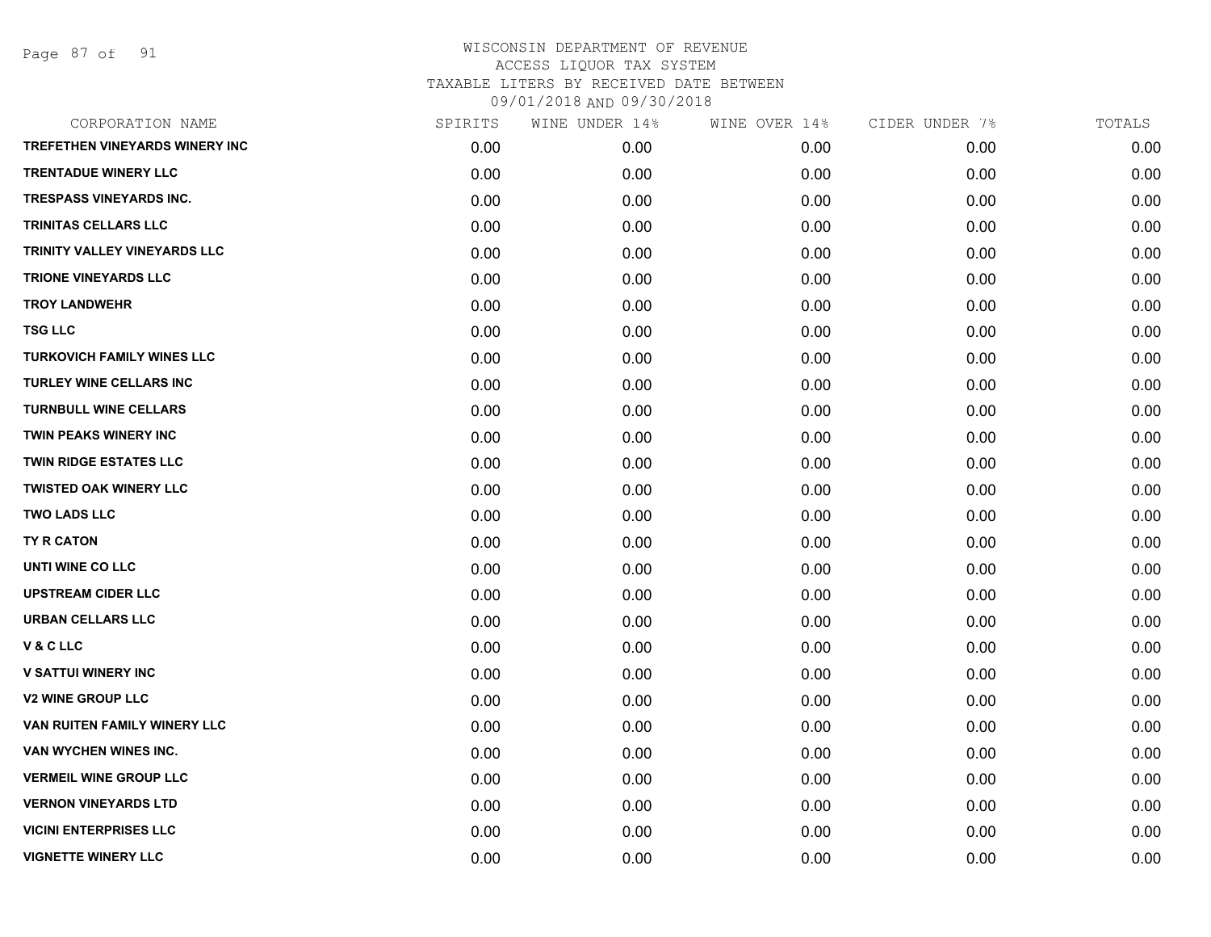# WISCONSIN DEPARTMENT OF REVENUE
## ACCESS LIQUOR TAX SYSTEM
### TAXABLE LITERS BY RECEIVED DATE BETWEEN 09/01/2018 AND 09/30/2018

| CORPORATION NAME | SPIRITS | WINE UNDER 14% | WINE OVER 14% | CIDER UNDER 7% | TOTALS |
|---|---|---|---|---|---|
| TREFETHEN VINEYARDS WINERY INC | 0.00 | 0.00 | 0.00 | 0.00 | 0.00 |
| TRENTADUE WINERY LLC | 0.00 | 0.00 | 0.00 | 0.00 | 0.00 |
| TRESPASS VINEYARDS INC. | 0.00 | 0.00 | 0.00 | 0.00 | 0.00 |
| TRINITAS CELLARS LLC | 0.00 | 0.00 | 0.00 | 0.00 | 0.00 |
| TRINITY VALLEY VINEYARDS LLC | 0.00 | 0.00 | 0.00 | 0.00 | 0.00 |
| TRIONE VINEYARDS LLC | 0.00 | 0.00 | 0.00 | 0.00 | 0.00 |
| TROY LANDWEHR | 0.00 | 0.00 | 0.00 | 0.00 | 0.00 |
| TSG LLC | 0.00 | 0.00 | 0.00 | 0.00 | 0.00 |
| TURKOVICH FAMILY WINES LLC | 0.00 | 0.00 | 0.00 | 0.00 | 0.00 |
| TURLEY WINE CELLARS INC | 0.00 | 0.00 | 0.00 | 0.00 | 0.00 |
| TURNBULL WINE CELLARS | 0.00 | 0.00 | 0.00 | 0.00 | 0.00 |
| TWIN PEAKS WINERY INC | 0.00 | 0.00 | 0.00 | 0.00 | 0.00 |
| TWIN RIDGE ESTATES LLC | 0.00 | 0.00 | 0.00 | 0.00 | 0.00 |
| TWISTED OAK WINERY LLC | 0.00 | 0.00 | 0.00 | 0.00 | 0.00 |
| TWO LADS LLC | 0.00 | 0.00 | 0.00 | 0.00 | 0.00 |
| TY R CATON | 0.00 | 0.00 | 0.00 | 0.00 | 0.00 |
| UNTI WINE CO LLC | 0.00 | 0.00 | 0.00 | 0.00 | 0.00 |
| UPSTREAM CIDER LLC | 0.00 | 0.00 | 0.00 | 0.00 | 0.00 |
| URBAN CELLARS LLC | 0.00 | 0.00 | 0.00 | 0.00 | 0.00 |
| V & C LLC | 0.00 | 0.00 | 0.00 | 0.00 | 0.00 |
| V SATTUI WINERY INC | 0.00 | 0.00 | 0.00 | 0.00 | 0.00 |
| V2 WINE GROUP LLC | 0.00 | 0.00 | 0.00 | 0.00 | 0.00 |
| VAN RUITEN FAMILY WINERY LLC | 0.00 | 0.00 | 0.00 | 0.00 | 0.00 |
| VAN WYCHEN WINES INC. | 0.00 | 0.00 | 0.00 | 0.00 | 0.00 |
| VERMEIL WINE GROUP LLC | 0.00 | 0.00 | 0.00 | 0.00 | 0.00 |
| VERNON VINEYARDS LTD | 0.00 | 0.00 | 0.00 | 0.00 | 0.00 |
| VICINI ENTERPRISES LLC | 0.00 | 0.00 | 0.00 | 0.00 | 0.00 |
| VIGNETTE WINERY LLC | 0.00 | 0.00 | 0.00 | 0.00 | 0.00 |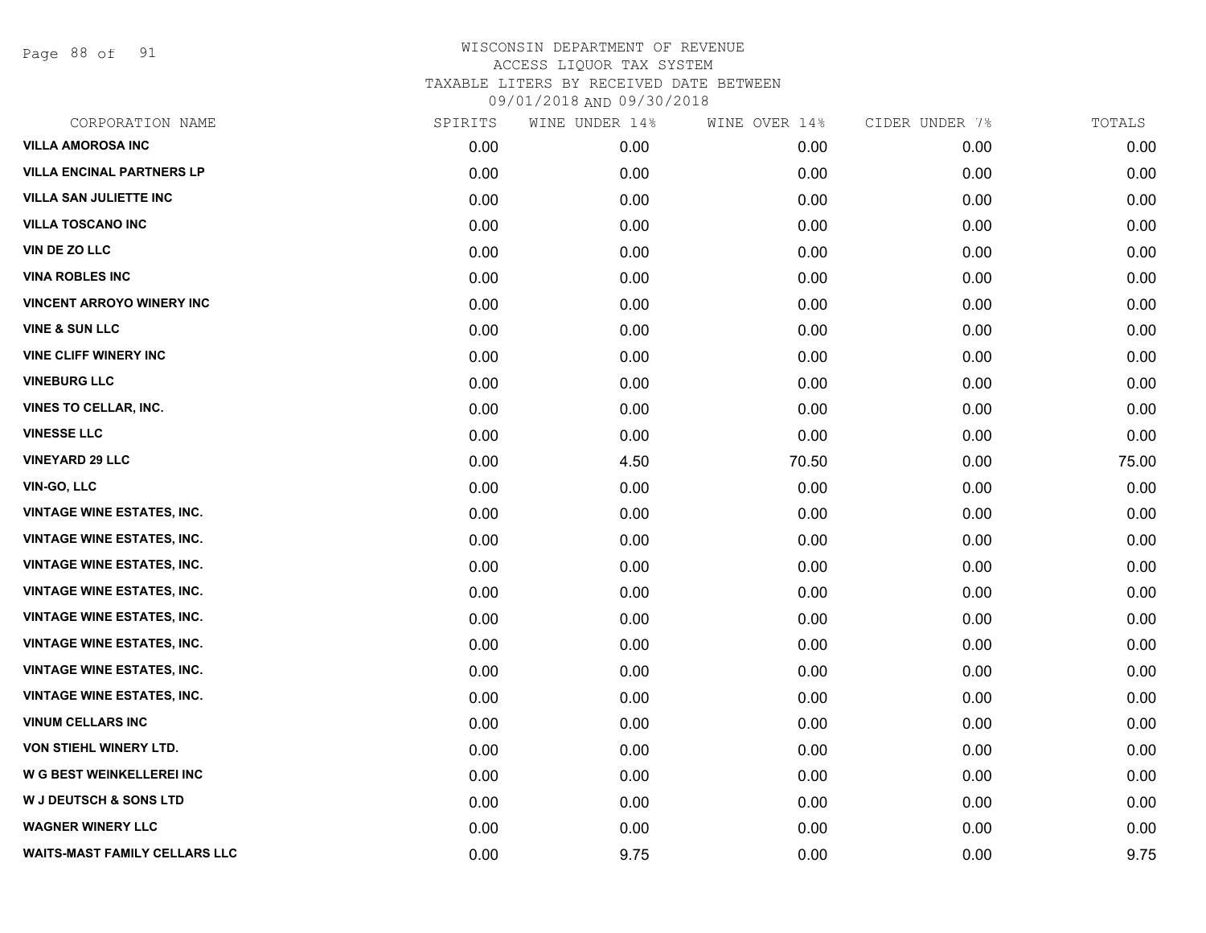WISCONSIN DEPARTMENT OF REVENUE
ACCESS LIQUOR TAX SYSTEM
TAXABLE LITERS BY RECEIVED DATE BETWEEN
09/01/2018 AND 09/30/2018

| CORPORATION NAME | SPIRITS | WINE UNDER 14% | WINE OVER 14% | CIDER UNDER 7% | TOTALS |
|---|---|---|---|---|---|
| VILLA AMOROSA INC | 0.00 | 0.00 | 0.00 | 0.00 | 0.00 |
| VILLA ENCINAL PARTNERS LP | 0.00 | 0.00 | 0.00 | 0.00 | 0.00 |
| VILLA SAN JULIETTE INC | 0.00 | 0.00 | 0.00 | 0.00 | 0.00 |
| VILLA TOSCANO INC | 0.00 | 0.00 | 0.00 | 0.00 | 0.00 |
| VIN DE ZO LLC | 0.00 | 0.00 | 0.00 | 0.00 | 0.00 |
| VINA ROBLES INC | 0.00 | 0.00 | 0.00 | 0.00 | 0.00 |
| VINCENT ARROYO WINERY INC | 0.00 | 0.00 | 0.00 | 0.00 | 0.00 |
| VINE & SUN LLC | 0.00 | 0.00 | 0.00 | 0.00 | 0.00 |
| VINE CLIFF WINERY INC | 0.00 | 0.00 | 0.00 | 0.00 | 0.00 |
| VINEBURG LLC | 0.00 | 0.00 | 0.00 | 0.00 | 0.00 |
| VINES TO CELLAR, INC. | 0.00 | 0.00 | 0.00 | 0.00 | 0.00 |
| VINESSE LLC | 0.00 | 0.00 | 0.00 | 0.00 | 0.00 |
| VINEYARD 29 LLC | 0.00 | 4.50 | 70.50 | 0.00 | 75.00 |
| VIN-GO, LLC | 0.00 | 0.00 | 0.00 | 0.00 | 0.00 |
| VINTAGE WINE ESTATES, INC. | 0.00 | 0.00 | 0.00 | 0.00 | 0.00 |
| VINTAGE WINE ESTATES, INC. | 0.00 | 0.00 | 0.00 | 0.00 | 0.00 |
| VINTAGE WINE ESTATES, INC. | 0.00 | 0.00 | 0.00 | 0.00 | 0.00 |
| VINTAGE WINE ESTATES, INC. | 0.00 | 0.00 | 0.00 | 0.00 | 0.00 |
| VINTAGE WINE ESTATES, INC. | 0.00 | 0.00 | 0.00 | 0.00 | 0.00 |
| VINTAGE WINE ESTATES, INC. | 0.00 | 0.00 | 0.00 | 0.00 | 0.00 |
| VINTAGE WINE ESTATES, INC. | 0.00 | 0.00 | 0.00 | 0.00 | 0.00 |
| VINTAGE WINE ESTATES, INC. | 0.00 | 0.00 | 0.00 | 0.00 | 0.00 |
| VINUM CELLARS INC | 0.00 | 0.00 | 0.00 | 0.00 | 0.00 |
| VON STIEHL WINERY LTD. | 0.00 | 0.00 | 0.00 | 0.00 | 0.00 |
| W G BEST WEINKELLEREI INC | 0.00 | 0.00 | 0.00 | 0.00 | 0.00 |
| W J DEUTSCH & SONS LTD | 0.00 | 0.00 | 0.00 | 0.00 | 0.00 |
| WAGNER WINERY LLC | 0.00 | 0.00 | 0.00 | 0.00 | 0.00 |
| WAITS-MAST FAMILY CELLARS LLC | 0.00 | 9.75 | 0.00 | 0.00 | 9.75 |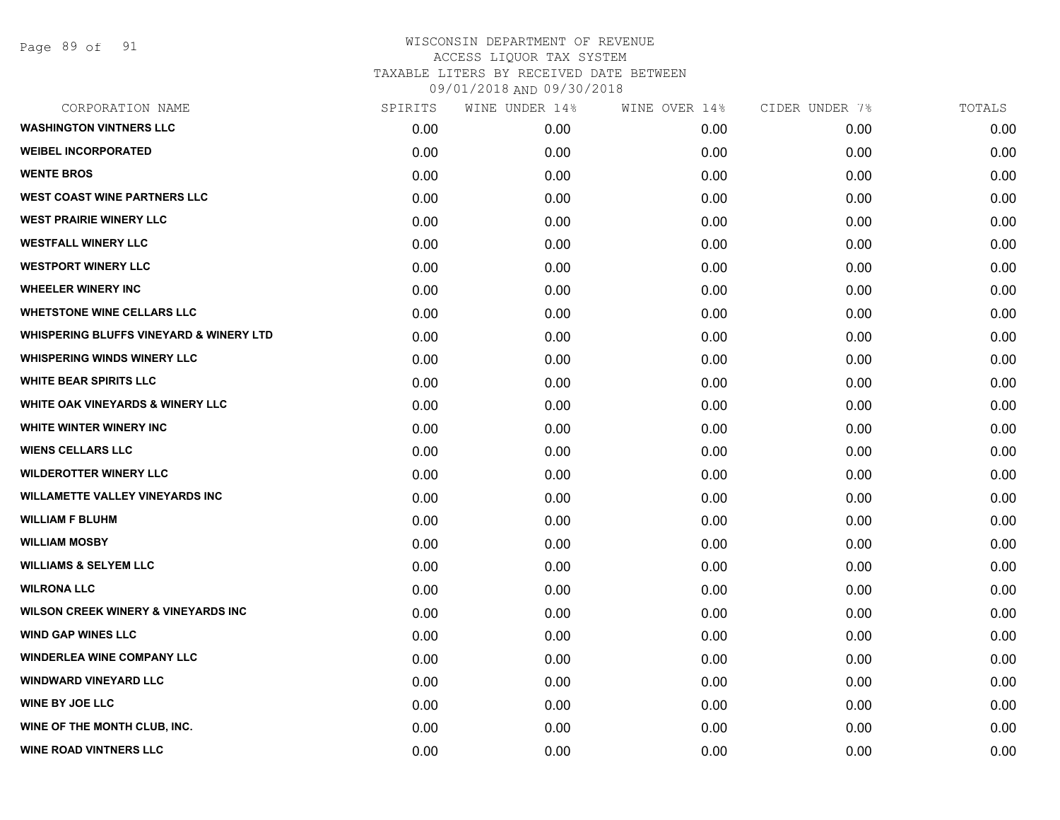WISCONSIN DEPARTMENT OF REVENUE
ACCESS LIQUOR TAX SYSTEM
TAXABLE LITERS BY RECEIVED DATE BETWEEN
09/01/2018 AND 09/30/2018

| CORPORATION NAME | SPIRITS | WINE UNDER 14% | WINE OVER 14% | CIDER UNDER 7% | TOTALS |
|---|---|---|---|---|---|
| WASHINGTON VINTNERS LLC | 0.00 | 0.00 | 0.00 | 0.00 | 0.00 |
| WEIBEL INCORPORATED | 0.00 | 0.00 | 0.00 | 0.00 | 0.00 |
| WENTE BROS | 0.00 | 0.00 | 0.00 | 0.00 | 0.00 |
| WEST COAST WINE PARTNERS LLC | 0.00 | 0.00 | 0.00 | 0.00 | 0.00 |
| WEST PRAIRIE WINERY LLC | 0.00 | 0.00 | 0.00 | 0.00 | 0.00 |
| WESTFALL WINERY LLC | 0.00 | 0.00 | 0.00 | 0.00 | 0.00 |
| WESTPORT WINERY LLC | 0.00 | 0.00 | 0.00 | 0.00 | 0.00 |
| WHEELER WINERY INC | 0.00 | 0.00 | 0.00 | 0.00 | 0.00 |
| WHETSTONE WINE CELLARS LLC | 0.00 | 0.00 | 0.00 | 0.00 | 0.00 |
| WHISPERING BLUFFS VINEYARD & WINERY LTD | 0.00 | 0.00 | 0.00 | 0.00 | 0.00 |
| WHISPERING WINDS WINERY LLC | 0.00 | 0.00 | 0.00 | 0.00 | 0.00 |
| WHITE BEAR SPIRITS LLC | 0.00 | 0.00 | 0.00 | 0.00 | 0.00 |
| WHITE OAK VINEYARDS & WINERY LLC | 0.00 | 0.00 | 0.00 | 0.00 | 0.00 |
| WHITE WINTER WINERY INC | 0.00 | 0.00 | 0.00 | 0.00 | 0.00 |
| WIENS CELLARS LLC | 0.00 | 0.00 | 0.00 | 0.00 | 0.00 |
| WILDEROTTER WINERY LLC | 0.00 | 0.00 | 0.00 | 0.00 | 0.00 |
| WILLAMETTE VALLEY VINEYARDS INC | 0.00 | 0.00 | 0.00 | 0.00 | 0.00 |
| WILLIAM F BLUHM | 0.00 | 0.00 | 0.00 | 0.00 | 0.00 |
| WILLIAM MOSBY | 0.00 | 0.00 | 0.00 | 0.00 | 0.00 |
| WILLIAMS & SELYEM LLC | 0.00 | 0.00 | 0.00 | 0.00 | 0.00 |
| WILRONA LLC | 0.00 | 0.00 | 0.00 | 0.00 | 0.00 |
| WILSON CREEK WINERY & VINEYARDS INC | 0.00 | 0.00 | 0.00 | 0.00 | 0.00 |
| WIND GAP WINES LLC | 0.00 | 0.00 | 0.00 | 0.00 | 0.00 |
| WINDERLEA WINE COMPANY LLC | 0.00 | 0.00 | 0.00 | 0.00 | 0.00 |
| WINDWARD VINEYARD LLC | 0.00 | 0.00 | 0.00 | 0.00 | 0.00 |
| WINE BY JOE LLC | 0.00 | 0.00 | 0.00 | 0.00 | 0.00 |
| WINE OF THE MONTH CLUB, INC. | 0.00 | 0.00 | 0.00 | 0.00 | 0.00 |
| WINE ROAD VINTNERS LLC | 0.00 | 0.00 | 0.00 | 0.00 | 0.00 |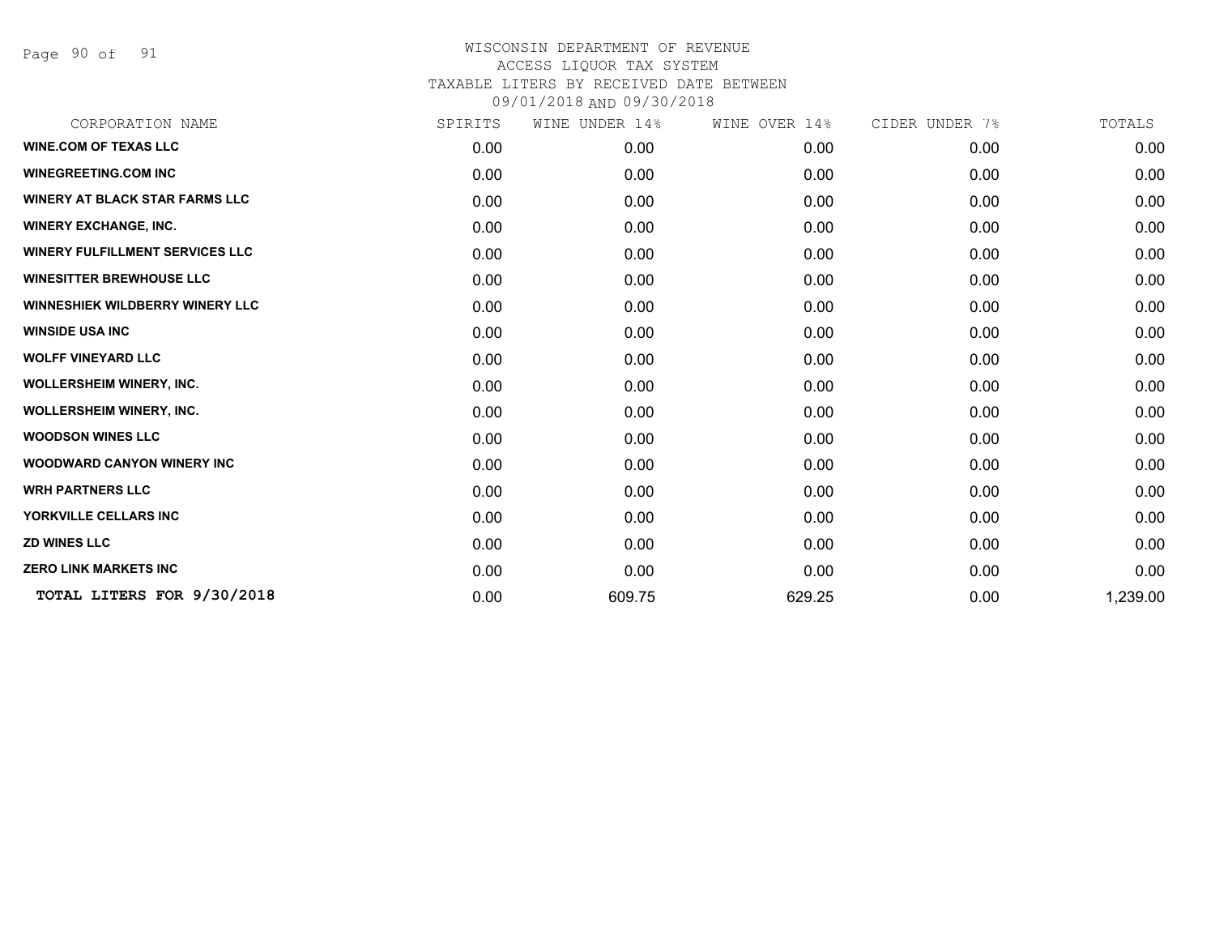WISCONSIN DEPARTMENT OF REVENUE
ACCESS LIQUOR TAX SYSTEM
TAXABLE LITERS BY RECEIVED DATE BETWEEN
09/01/2018 AND 09/30/2018

| CORPORATION NAME | SPIRITS | WINE UNDER 14% | WINE OVER 14% | CIDER UNDER 7% | TOTALS |
|---|---|---|---|---|---|
| WINE.COM OF TEXAS LLC | 0.00 | 0.00 | 0.00 | 0.00 | 0.00 |
| WINEGREETING.COM INC | 0.00 | 0.00 | 0.00 | 0.00 | 0.00 |
| WINERY AT BLACK STAR FARMS LLC | 0.00 | 0.00 | 0.00 | 0.00 | 0.00 |
| WINERY EXCHANGE, INC. | 0.00 | 0.00 | 0.00 | 0.00 | 0.00 |
| WINERY FULFILLMENT SERVICES LLC | 0.00 | 0.00 | 0.00 | 0.00 | 0.00 |
| WINESITTER BREWHOUSE LLC | 0.00 | 0.00 | 0.00 | 0.00 | 0.00 |
| WINNESHIEK WILDBERRY WINERY LLC | 0.00 | 0.00 | 0.00 | 0.00 | 0.00 |
| WINSIDE USA INC | 0.00 | 0.00 | 0.00 | 0.00 | 0.00 |
| WOLFF VINEYARD LLC | 0.00 | 0.00 | 0.00 | 0.00 | 0.00 |
| WOLLERSHEIM WINERY, INC. | 0.00 | 0.00 | 0.00 | 0.00 | 0.00 |
| WOLLERSHEIM WINERY, INC. | 0.00 | 0.00 | 0.00 | 0.00 | 0.00 |
| WOODSON WINES LLC | 0.00 | 0.00 | 0.00 | 0.00 | 0.00 |
| WOODWARD CANYON WINERY INC | 0.00 | 0.00 | 0.00 | 0.00 | 0.00 |
| WRH PARTNERS LLC | 0.00 | 0.00 | 0.00 | 0.00 | 0.00 |
| YORKVILLE CELLARS INC | 0.00 | 0.00 | 0.00 | 0.00 | 0.00 |
| ZD WINES LLC | 0.00 | 0.00 | 0.00 | 0.00 | 0.00 |
| ZERO LINK MARKETS INC | 0.00 | 0.00 | 0.00 | 0.00 | 0.00 |
| **TOTAL LITERS FOR 9/30/2018** | 0.00 | 609.75 | 629.25 | 0.00 | 1,239.00 |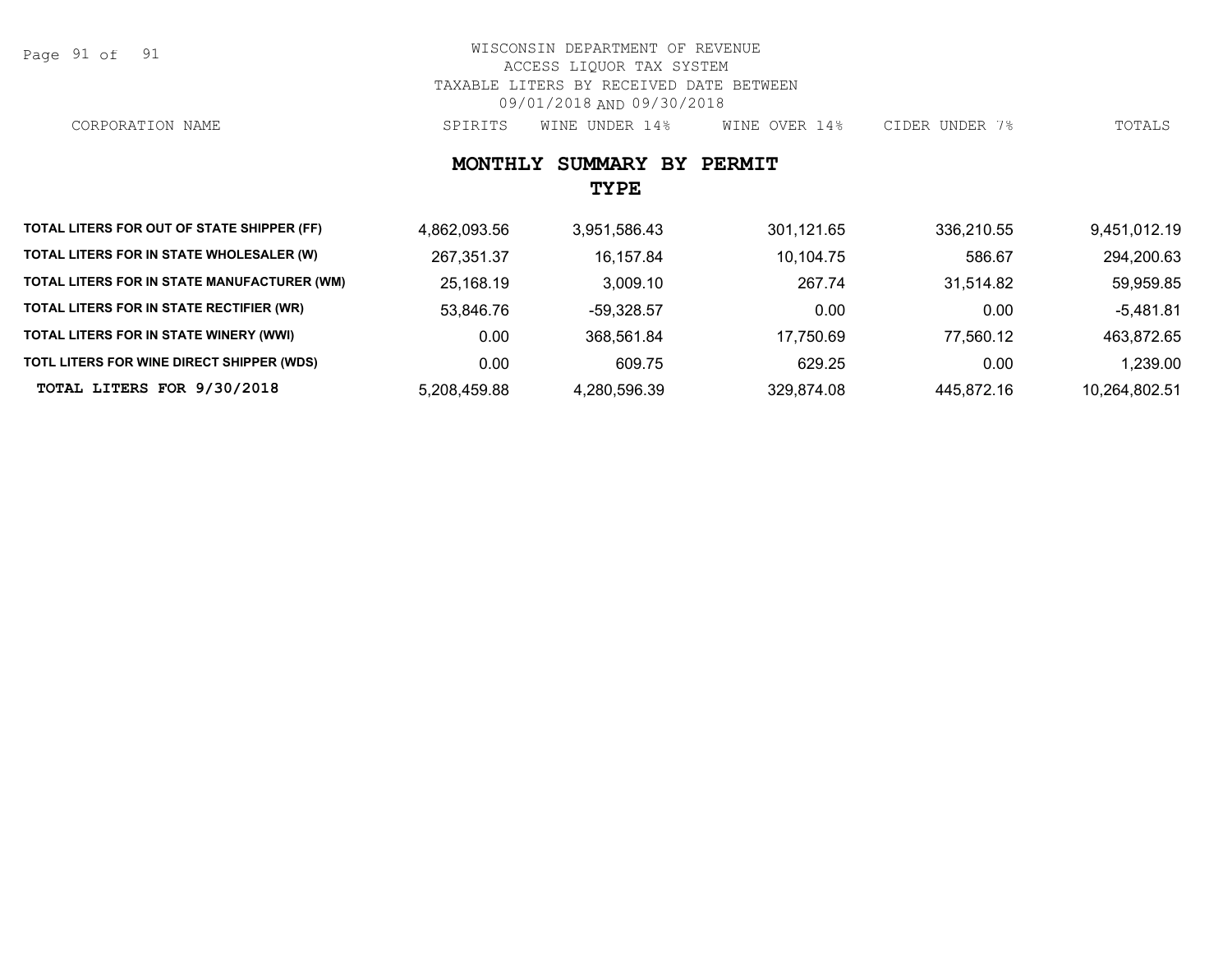WISCONSIN DEPARTMENT OF REVENUE
ACCESS LIQUOR TAX SYSTEM
TAXABLE LITERS BY RECEIVED DATE BETWEEN
09/01/2018 AND 09/30/2018

## MONTHLY SUMMARY BY PERMIT TYPE

| CORPORATION NAME | SPIRITS | WINE UNDER 14% | WINE OVER 14% | CIDER UNDER 7% | TOTALS |
|---|---|---|---|---|---|
| TOTAL LITERS FOR OUT OF STATE SHIPPER (FF) | 4,862,093.56 | 3,951,586.43 | 301,121.65 | 336,210.55 | 9,451,012.19 |
| TOTAL LITERS FOR IN STATE WHOLESALER (W) | 267,351.37 | 16,157.84 | 10,104.75 | 586.67 | 294,200.63 |
| TOTAL LITERS FOR IN STATE MANUFACTURER (WM) | 25,168.19 | 3,009.10 | 267.74 | 31,514.82 | 59,959.85 |
| TOTAL LITERS FOR IN STATE RECTIFIER (WR) | 53,846.76 | -59,328.57 | 0.00 | 0.00 | -5,481.81 |
| TOTAL LITERS FOR IN STATE WINERY (WWI) | 0.00 | 368,561.84 | 17,750.69 | 77,560.12 | 463,872.65 |
| TOTL LITERS FOR WINE DIRECT SHIPPER (WDS) | 0.00 | 609.75 | 629.25 | 0.00 | 1,239.00 |
| **TOTAL LITERS FOR 9/30/2018** | 5,208,459.88 | 4,280,596.39 | 329,874.08 | 445,872.16 | 10,264,802.51 |